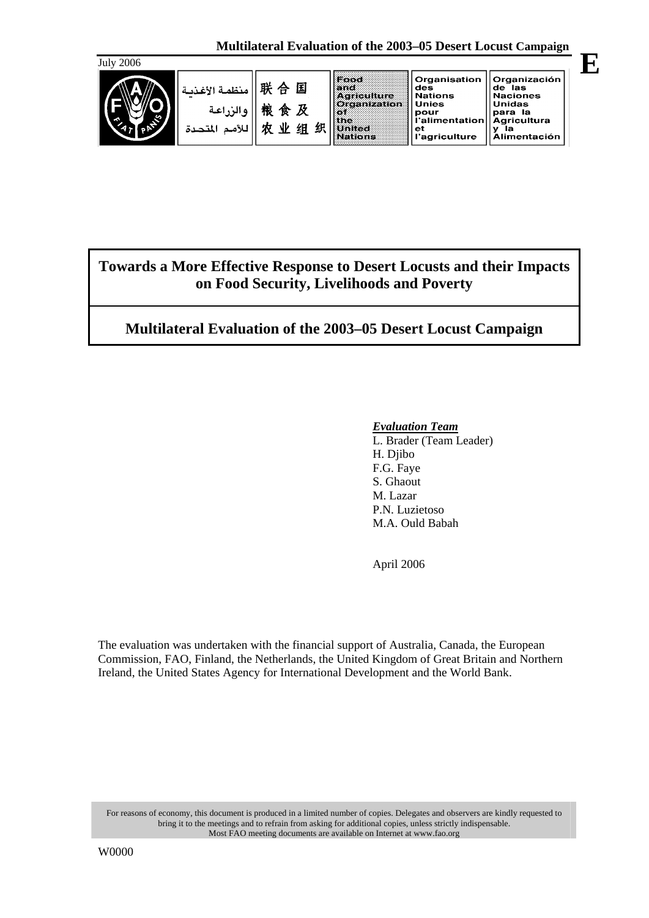Multilateral Evaluation of the 2003–05 Desert Locust Campaign

July 2006

E

منظمة الأغذية والزراعة للأمم المتحدة | 联合国粮食及农业组织 | Food and Agriculture Organization of the United Nations | Organisation des Nations Unies pour l'alimentation et l'agriculture | Organización de las Naciones Unidas para la Agricultura y la Alimentación

# Towards a More Effective Response to Desert Locusts and their Impacts on Food Security, Livelihoods and Poverty

## Multilateral Evaluation of the 2003–05 Desert Locust Campaign

***Evaluation Team***

L. Brader (Team Leader)
H. Djibo
F.G. Faye
S. Ghaout
M. Lazar
P.N. Luzietoso
M.A. Ould Babah

April 2006

The evaluation was undertaken with the financial support of Australia, Canada, the European Commission, FAO, Finland, the Netherlands, the United Kingdom of Great Britain and Northern Ireland, the United States Agency for International Development and the World Bank.

For reasons of economy, this document is produced in a limited number of copies. Delegates and observers are kindly requested to bring it to the meetings and to refrain from asking for additional copies, unless strictly indispensable. Most FAO meeting documents are available on Internet at www.fao.org

W0000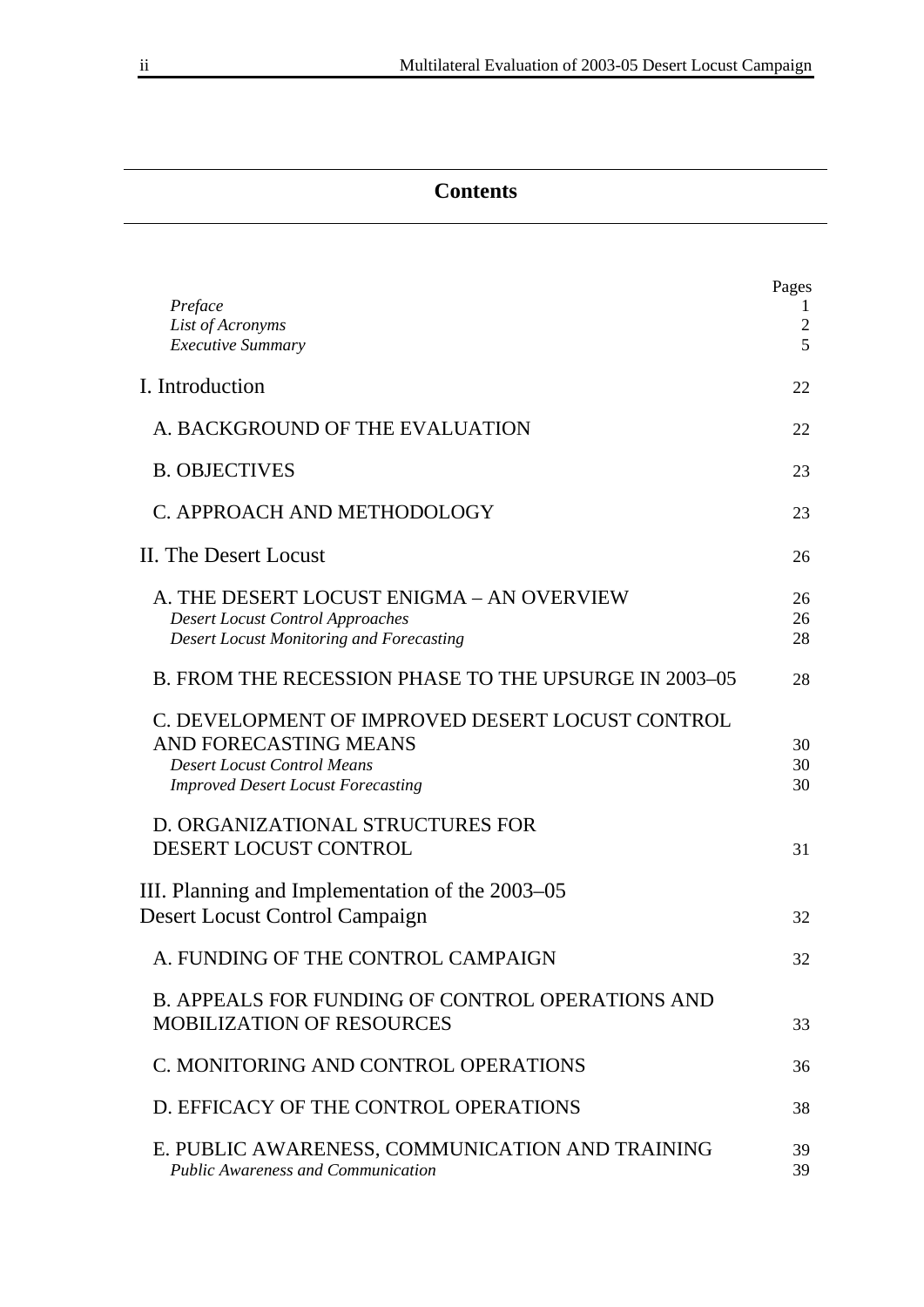## Contents

| | Pages |
|---|---|
| *Preface* | 1 |
| *List of Acronyms* | 2 |
| *Executive Summary* | 5 |
| I. Introduction | 22 |
| A. BACKGROUND OF THE EVALUATION | 22 |
| B. OBJECTIVES | 23 |
| C. APPROACH AND METHODOLOGY | 23 |
| II. The Desert Locust | 26 |
| A. THE DESERT LOCUST ENIGMA – AN OVERVIEW | 26 |
| *Desert Locust Control Approaches* | 26 |
| *Desert Locust Monitoring and Forecasting* | 28 |
| B. FROM THE RECESSION PHASE TO THE UPSURGE IN 2003–05 | 28 |
| C. DEVELOPMENT OF IMPROVED DESERT LOCUST CONTROL AND FORECASTING MEANS | 30 |
| *Desert Locust Control Means* | 30 |
| *Improved Desert Locust Forecasting* | 30 |
| D. ORGANIZATIONAL STRUCTURES FOR DESERT LOCUST CONTROL | 31 |
| III. Planning and Implementation of the 2003–05 Desert Locust Control Campaign | 32 |
| A. FUNDING OF THE CONTROL CAMPAIGN | 32 |
| B. APPEALS FOR FUNDING OF CONTROL OPERATIONS AND MOBILIZATION OF RESOURCES | 33 |
| C. MONITORING AND CONTROL OPERATIONS | 36 |
| D. EFFICACY OF THE CONTROL OPERATIONS | 38 |
| E. PUBLIC AWARENESS, COMMUNICATION AND TRAINING | 39 |
| *Public Awareness and Communication* | 39 |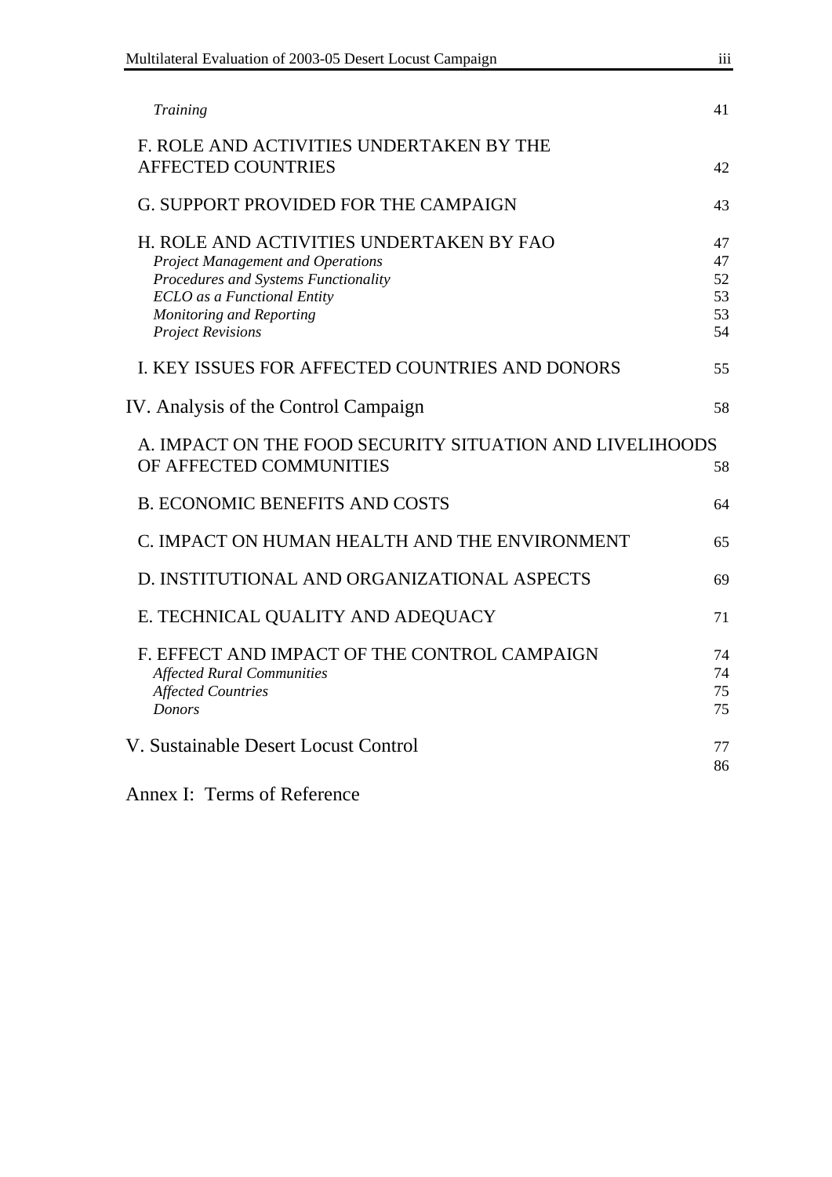*Training* 41

F. ROLE AND ACTIVITIES UNDERTAKEN BY THE AFFECTED COUNTRIES 42

G. SUPPORT PROVIDED FOR THE CAMPAIGN 43

H. ROLE AND ACTIVITIES UNDERTAKEN BY FAO 47
*Project Management and Operations* 47
*Procedures and Systems Functionality* 52
*ECLO as a Functional Entity* 53
*Monitoring and Reporting* 53
*Project Revisions* 54

I. KEY ISSUES FOR AFFECTED COUNTRIES AND DONORS 55

IV. Analysis of the Control Campaign 58

A. IMPACT ON THE FOOD SECURITY SITUATION AND LIVELIHOODS OF AFFECTED COMMUNITIES 58

B. ECONOMIC BENEFITS AND COSTS 64

C. IMPACT ON HUMAN HEALTH AND THE ENVIRONMENT 65

D. INSTITUTIONAL AND ORGANIZATIONAL ASPECTS 69

E. TECHNICAL QUALITY AND ADEQUACY 71

F. EFFECT AND IMPACT OF THE CONTROL CAMPAIGN 74
*Affected Rural Communities* 74
*Affected Countries* 75
*Donors* 75

V. Sustainable Desert Locust Control 77

Annex I: Terms of Reference 86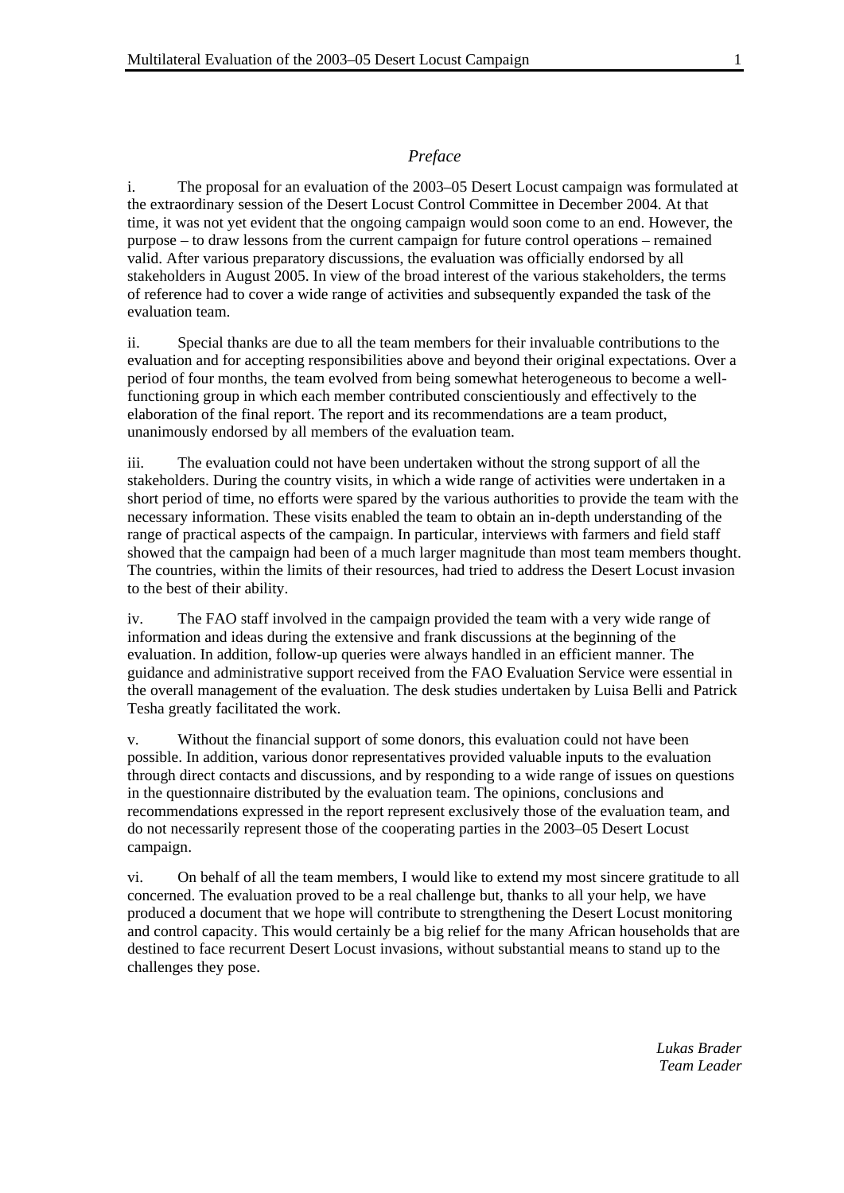## *Preface*

i. The proposal for an evaluation of the 2003–05 Desert Locust campaign was formulated at the extraordinary session of the Desert Locust Control Committee in December 2004. At that time, it was not yet evident that the ongoing campaign would soon come to an end. However, the purpose – to draw lessons from the current campaign for future control operations – remained valid. After various preparatory discussions, the evaluation was officially endorsed by all stakeholders in August 2005. In view of the broad interest of the various stakeholders, the terms of reference had to cover a wide range of activities and subsequently expanded the task of the evaluation team.

ii. Special thanks are due to all the team members for their invaluable contributions to the evaluation and for accepting responsibilities above and beyond their original expectations. Over a period of four months, the team evolved from being somewhat heterogeneous to become a well-functioning group in which each member contributed conscientiously and effectively to the elaboration of the final report. The report and its recommendations are a team product, unanimously endorsed by all members of the evaluation team.

iii. The evaluation could not have been undertaken without the strong support of all the stakeholders. During the country visits, in which a wide range of activities were undertaken in a short period of time, no efforts were spared by the various authorities to provide the team with the necessary information. These visits enabled the team to obtain an in-depth understanding of the range of practical aspects of the campaign. In particular, interviews with farmers and field staff showed that the campaign had been of a much larger magnitude than most team members thought. The countries, within the limits of their resources, had tried to address the Desert Locust invasion to the best of their ability.

iv. The FAO staff involved in the campaign provided the team with a very wide range of information and ideas during the extensive and frank discussions at the beginning of the evaluation. In addition, follow-up queries were always handled in an efficient manner. The guidance and administrative support received from the FAO Evaluation Service were essential in the overall management of the evaluation. The desk studies undertaken by Luisa Belli and Patrick Tesha greatly facilitated the work.

v. Without the financial support of some donors, this evaluation could not have been possible. In addition, various donor representatives provided valuable inputs to the evaluation through direct contacts and discussions, and by responding to a wide range of issues on questions in the questionnaire distributed by the evaluation team. The opinions, conclusions and recommendations expressed in the report represent exclusively those of the evaluation team, and do not necessarily represent those of the cooperating parties in the 2003–05 Desert Locust campaign.

vi. On behalf of all the team members, I would like to extend my most sincere gratitude to all concerned. The evaluation proved to be a real challenge but, thanks to all your help, we have produced a document that we hope will contribute to strengthening the Desert Locust monitoring and control capacity. This would certainly be a big relief for the many African households that are destined to face recurrent Desert Locust invasions, without substantial means to stand up to the challenges they pose.

*Lukas Brader*
*Team Leader*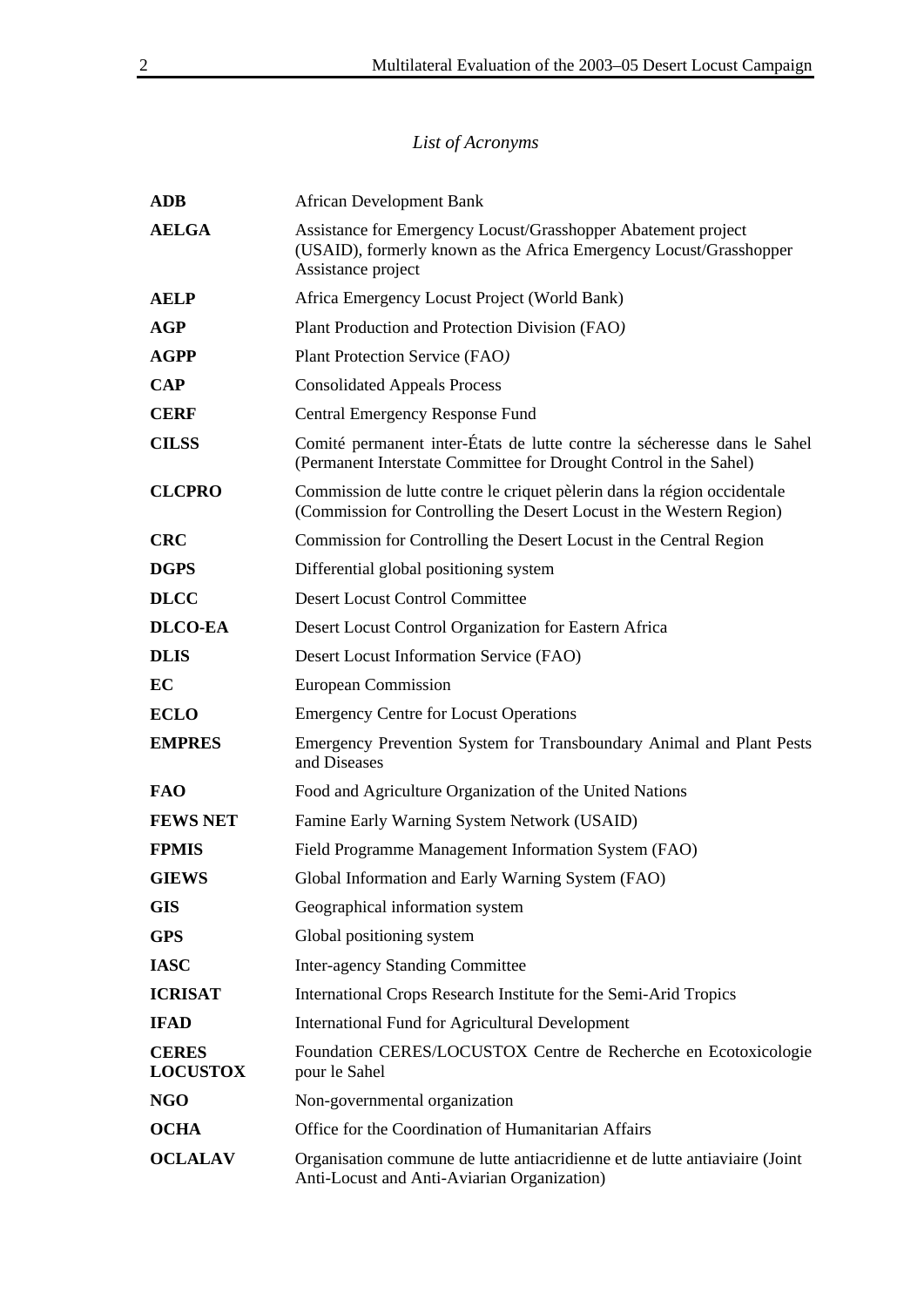*List of Acronyms*

| | |
|---|---|
| **ADB** | African Development Bank |
| **AELGA** | Assistance for Emergency Locust/Grasshopper Abatement project (USAID), formerly known as the Africa Emergency Locust/Grasshopper Assistance project |
| **AELP** | Africa Emergency Locust Project (World Bank) |
| **AGP** | Plant Production and Protection Division (FAO) |
| **AGPP** | Plant Protection Service (FAO) |
| **CAP** | Consolidated Appeals Process |
| **CERF** | Central Emergency Response Fund |
| **CILSS** | Comité permanent inter-États de lutte contre la sécheresse dans le Sahel (Permanent Interstate Committee for Drought Control in the Sahel) |
| **CLCPRO** | Commission de lutte contre le criquet pèlerin dans la région occidentale (Commission for Controlling the Desert Locust in the Western Region) |
| **CRC** | Commission for Controlling the Desert Locust in the Central Region |
| **DGPS** | Differential global positioning system |
| **DLCC** | Desert Locust Control Committee |
| **DLCO-EA** | Desert Locust Control Organization for Eastern Africa |
| **DLIS** | Desert Locust Information Service (FAO) |
| **EC** | European Commission |
| **ECLO** | Emergency Centre for Locust Operations |
| **EMPRES** | Emergency Prevention System for Transboundary Animal and Plant Pests and Diseases |
| **FAO** | Food and Agriculture Organization of the United Nations |
| **FEWS NET** | Famine Early Warning System Network (USAID) |
| **FPMIS** | Field Programme Management Information System (FAO) |
| **GIEWS** | Global Information and Early Warning System (FAO) |
| **GIS** | Geographical information system |
| **GPS** | Global positioning system |
| **IASC** | Inter-agency Standing Committee |
| **ICRISAT** | International Crops Research Institute for the Semi-Arid Tropics |
| **IFAD** | International Fund for Agricultural Development |
| **CERES LOCUSTOX** | Foundation CERES/LOCUSTOX Centre de Recherche en Ecotoxicologie pour le Sahel |
| **NGO** | Non-governmental organization |
| **OCHA** | Office for the Coordination of Humanitarian Affairs |
| **OCLALAV** | Organisation commune de lutte antiacridienne et de lutte antiaviaire (Joint Anti-Locust and Anti-Aviarian Organization) |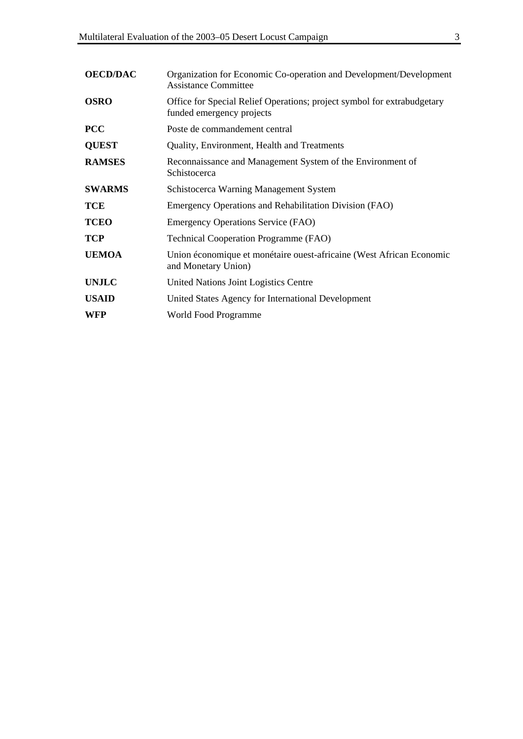| | |
|---|---|
| **OECD/DAC** | Organization for Economic Co-operation and Development/Development Assistance Committee |
| **OSRO** | Office for Special Relief Operations; project symbol for extrabudgetary funded emergency projects |
| **PCC** | Poste de commandement central |
| **QUEST** | Quality, Environment, Health and Treatments |
| **RAMSES** | Reconnaissance and Management System of the Environment of Schistocerca |
| **SWARMS** | Schistocerca Warning Management System |
| **TCE** | Emergency Operations and Rehabilitation Division (FAO) |
| **TCEO** | Emergency Operations Service (FAO) |
| **TCP** | Technical Cooperation Programme (FAO) |
| **UEMOA** | Union économique et monétaire ouest-africaine (West African Economic and Monetary Union) |
| **UNJLC** | United Nations Joint Logistics Centre |
| **USAID** | United States Agency for International Development |
| **WFP** | World Food Programme |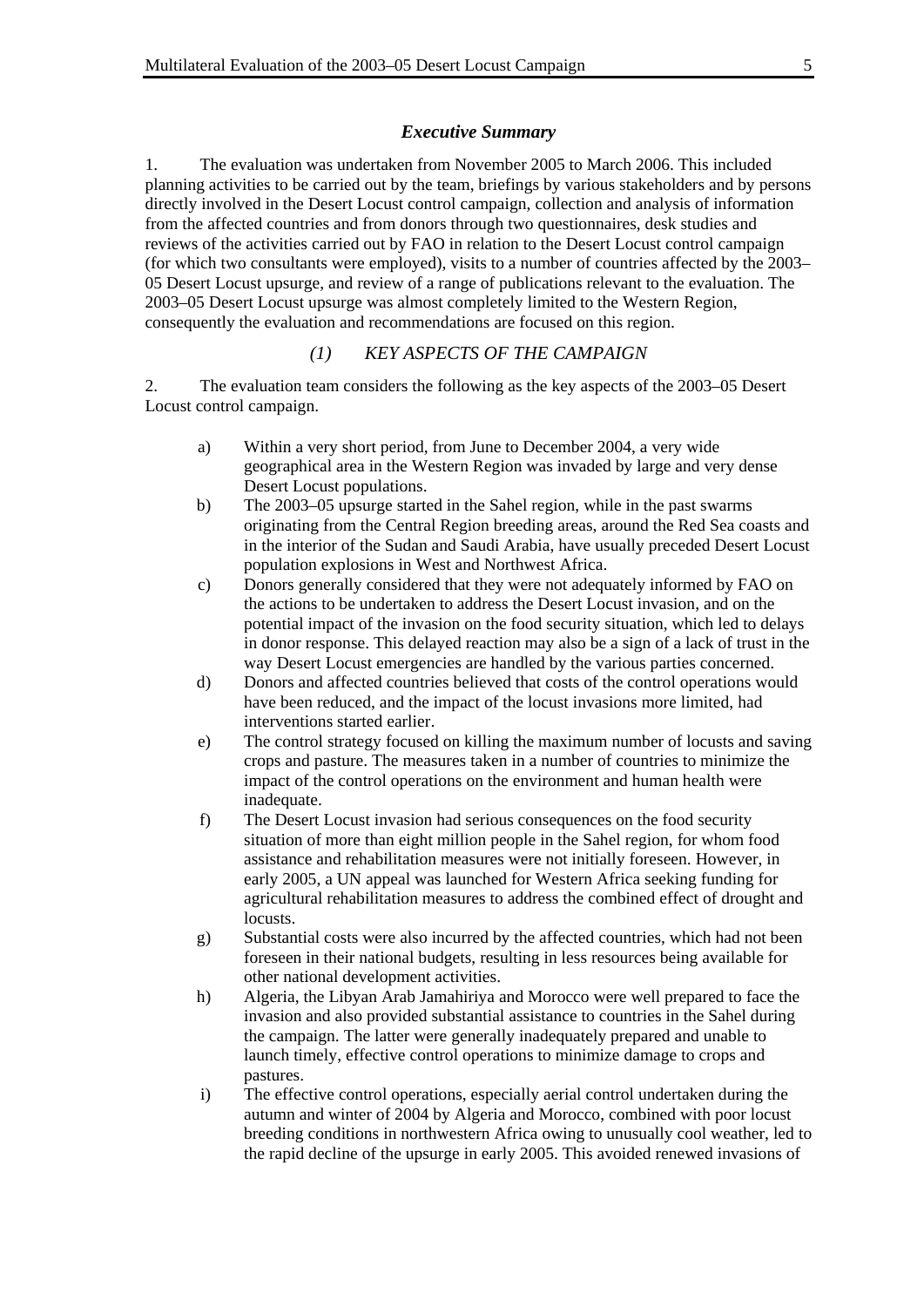## *Executive Summary*

1. The evaluation was undertaken from November 2005 to March 2006. This included planning activities to be carried out by the team, briefings by various stakeholders and by persons directly involved in the Desert Locust control campaign, collection and analysis of information from the affected countries and from donors through two questionnaires, desk studies and reviews of the activities carried out by FAO in relation to the Desert Locust control campaign (for which two consultants were employed), visits to a number of countries affected by the 2003–05 Desert Locust upsurge, and review of a range of publications relevant to the evaluation. The 2003–05 Desert Locust upsurge was almost completely limited to the Western Region, consequently the evaluation and recommendations are focused on this region.

### *(1) KEY ASPECTS OF THE CAMPAIGN*

2. The evaluation team considers the following as the key aspects of the 2003–05 Desert Locust control campaign.

a) Within a very short period, from June to December 2004, a very wide geographical area in the Western Region was invaded by large and very dense Desert Locust populations.

b) The 2003–05 upsurge started in the Sahel region, while in the past swarms originating from the Central Region breeding areas, around the Red Sea coasts and in the interior of the Sudan and Saudi Arabia, have usually preceded Desert Locust population explosions in West and Northwest Africa.

c) Donors generally considered that they were not adequately informed by FAO on the actions to be undertaken to address the Desert Locust invasion, and on the potential impact of the invasion on the food security situation, which led to delays in donor response. This delayed reaction may also be a sign of a lack of trust in the way Desert Locust emergencies are handled by the various parties concerned.

d) Donors and affected countries believed that costs of the control operations would have been reduced, and the impact of the locust invasions more limited, had interventions started earlier.

e) The control strategy focused on killing the maximum number of locusts and saving crops and pasture. The measures taken in a number of countries to minimize the impact of the control operations on the environment and human health were inadequate.

f) The Desert Locust invasion had serious consequences on the food security situation of more than eight million people in the Sahel region, for whom food assistance and rehabilitation measures were not initially foreseen. However, in early 2005, a UN appeal was launched for Western Africa seeking funding for agricultural rehabilitation measures to address the combined effect of drought and locusts.

g) Substantial costs were also incurred by the affected countries, which had not been foreseen in their national budgets, resulting in less resources being available for other national development activities.

h) Algeria, the Libyan Arab Jamahiriya and Morocco were well prepared to face the invasion and also provided substantial assistance to countries in the Sahel during the campaign. The latter were generally inadequately prepared and unable to launch timely, effective control operations to minimize damage to crops and pastures.

i) The effective control operations, especially aerial control undertaken during the autumn and winter of 2004 by Algeria and Morocco, combined with poor locust breeding conditions in northwestern Africa owing to unusually cool weather, led to the rapid decline of the upsurge in early 2005. This avoided renewed invasions of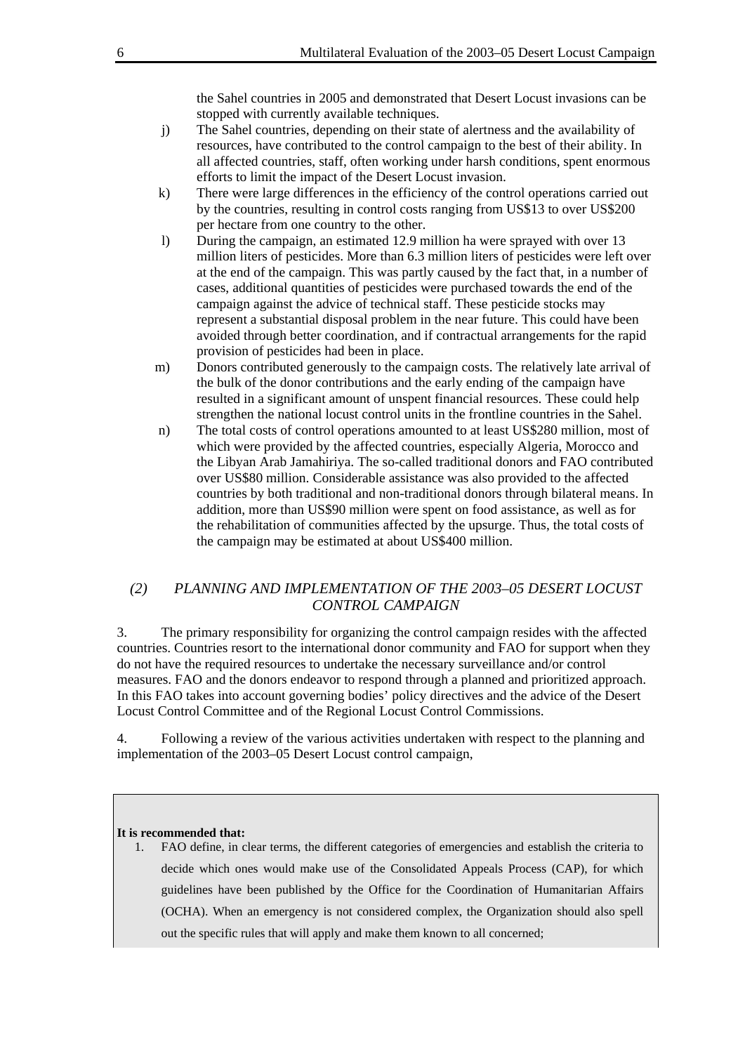the Sahel countries in 2005 and demonstrated that Desert Locust invasions can be stopped with currently available techniques.

j) The Sahel countries, depending on their state of alertness and the availability of resources, have contributed to the control campaign to the best of their ability. In all affected countries, staff, often working under harsh conditions, spent enormous efforts to limit the impact of the Desert Locust invasion.

k) There were large differences in the efficiency of the control operations carried out by the countries, resulting in control costs ranging from US$13 to over US$200 per hectare from one country to the other.

l) During the campaign, an estimated 12.9 million ha were sprayed with over 13 million liters of pesticides. More than 6.3 million liters of pesticides were left over at the end of the campaign. This was partly caused by the fact that, in a number of cases, additional quantities of pesticides were purchased towards the end of the campaign against the advice of technical staff. These pesticide stocks may represent a substantial disposal problem in the near future. This could have been avoided through better coordination, and if contractual arrangements for the rapid provision of pesticides had been in place.

m) Donors contributed generously to the campaign costs. The relatively late arrival of the bulk of the donor contributions and the early ending of the campaign have resulted in a significant amount of unspent financial resources. These could help strengthen the national locust control units in the frontline countries in the Sahel.

n) The total costs of control operations amounted to at least US$280 million, most of which were provided by the affected countries, especially Algeria, Morocco and the Libyan Arab Jamahiriya. The so-called traditional donors and FAO contributed over US$80 million. Considerable assistance was also provided to the affected countries by both traditional and non-traditional donors through bilateral means. In addition, more than US$90 million were spent on food assistance, as well as for the rehabilitation of communities affected by the upsurge. Thus, the total costs of the campaign may be estimated at about US$400 million.

## *(2) PLANNING AND IMPLEMENTATION OF THE 2003–05 DESERT LOCUST CONTROL CAMPAIGN*

3. The primary responsibility for organizing the control campaign resides with the affected countries. Countries resort to the international donor community and FAO for support when they do not have the required resources to undertake the necessary surveillance and/or control measures. FAO and the donors endeavor to respond through a planned and prioritized approach. In this FAO takes into account governing bodies' policy directives and the advice of the Desert Locust Control Committee and of the Regional Locust Control Commissions.

4. Following a review of the various activities undertaken with respect to the planning and implementation of the 2003–05 Desert Locust control campaign,

**It is recommended that:**

1. FAO define, in clear terms, the different categories of emergencies and establish the criteria to decide which ones would make use of the Consolidated Appeals Process (CAP), for which guidelines have been published by the Office for the Coordination of Humanitarian Affairs (OCHA). When an emergency is not considered complex, the Organization should also spell out the specific rules that will apply and make them known to all concerned;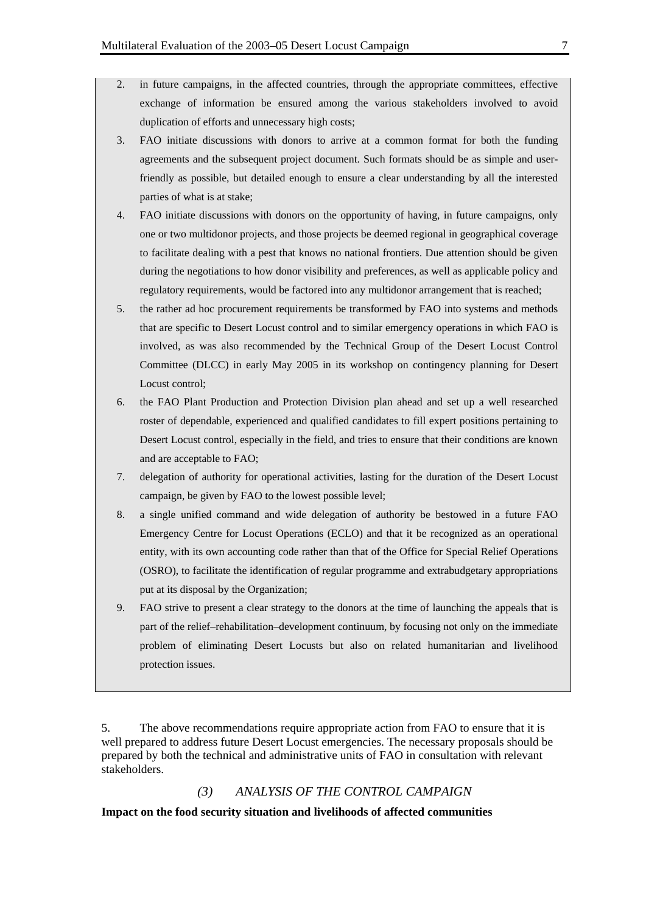2. in future campaigns, in the affected countries, through the appropriate committees, effective exchange of information be ensured among the various stakeholders involved to avoid duplication of efforts and unnecessary high costs;
3. FAO initiate discussions with donors to arrive at a common format for both the funding agreements and the subsequent project document. Such formats should be as simple and user-friendly as possible, but detailed enough to ensure a clear understanding by all the interested parties of what is at stake;
4. FAO initiate discussions with donors on the opportunity of having, in future campaigns, only one or two multidonor projects, and those projects be deemed regional in geographical coverage to facilitate dealing with a pest that knows no national frontiers. Due attention should be given during the negotiations to how donor visibility and preferences, as well as applicable policy and regulatory requirements, would be factored into any multidonor arrangement that is reached;
5. the rather ad hoc procurement requirements be transformed by FAO into systems and methods that are specific to Desert Locust control and to similar emergency operations in which FAO is involved, as was also recommended by the Technical Group of the Desert Locust Control Committee (DLCC) in early May 2005 in its workshop on contingency planning for Desert Locust control;
6. the FAO Plant Production and Protection Division plan ahead and set up a well researched roster of dependable, experienced and qualified candidates to fill expert positions pertaining to Desert Locust control, especially in the field, and tries to ensure that their conditions are known and are acceptable to FAO;
7. delegation of authority for operational activities, lasting for the duration of the Desert Locust campaign, be given by FAO to the lowest possible level;
8. a single unified command and wide delegation of authority be bestowed in a future FAO Emergency Centre for Locust Operations (ECLO) and that it be recognized as an operational entity, with its own accounting code rather than that of the Office for Special Relief Operations (OSRO), to facilitate the identification of regular programme and extrabudgetary appropriations put at its disposal by the Organization;
9. FAO strive to present a clear strategy to the donors at the time of launching the appeals that is part of the relief–rehabilitation–development continuum, by focusing not only on the immediate problem of eliminating Desert Locusts but also on related humanitarian and livelihood protection issues.

5. The above recommendations require appropriate action from FAO to ensure that it is well prepared to address future Desert Locust emergencies. The necessary proposals should be prepared by both the technical and administrative units of FAO in consultation with relevant stakeholders.

## *(3) ANALYSIS OF THE CONTROL CAMPAIGN*

**Impact on the food security situation and livelihoods of affected communities**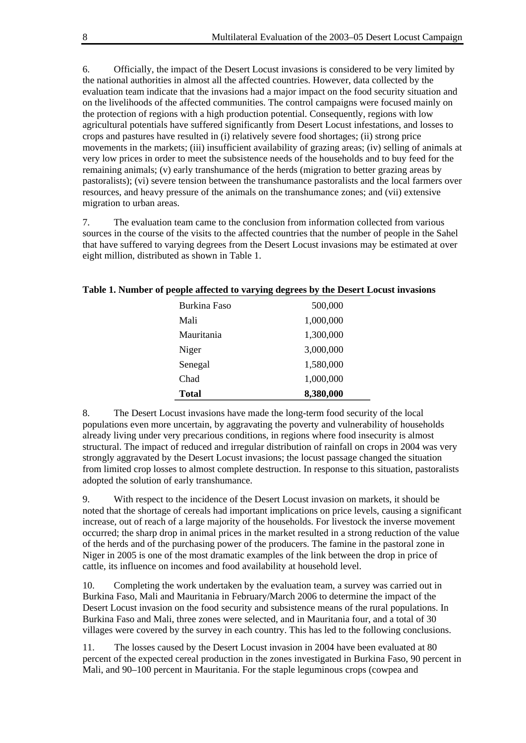6. Officially, the impact of the Desert Locust invasions is considered to be very limited by the national authorities in almost all the affected countries. However, data collected by the evaluation team indicate that the invasions had a major impact on the food security situation and on the livelihoods of the affected communities. The control campaigns were focused mainly on the protection of regions with a high production potential. Consequently, regions with low agricultural potentials have suffered significantly from Desert Locust infestations, and losses to crops and pastures have resulted in (i) relatively severe food shortages; (ii) strong price movements in the markets; (iii) insufficient availability of grazing areas; (iv) selling of animals at very low prices in order to meet the subsistence needs of the households and to buy feed for the remaining animals; (v) early transhumance of the herds (migration to better grazing areas by pastoralists); (vi) severe tension between the transhumance pastoralists and the local farmers over resources, and heavy pressure of the animals on the transhumance zones; and (vii) extensive migration to urban areas.

7. The evaluation team came to the conclusion from information collected from various sources in the course of the visits to the affected countries that the number of people in the Sahel that have suffered to varying degrees from the Desert Locust invasions may be estimated at over eight million, distributed as shown in Table 1.

**Table 1. Number of people affected to varying degrees by the Desert Locust invasions**

| | |
|---|---:|
| Burkina Faso | 500,000 |
| Mali | 1,000,000 |
| Mauritania | 1,300,000 |
| Niger | 3,000,000 |
| Senegal | 1,580,000 |
| Chad | 1,000,000 |
| **Total** | **8,380,000** |

8. The Desert Locust invasions have made the long-term food security of the local populations even more uncertain, by aggravating the poverty and vulnerability of households already living under very precarious conditions, in regions where food insecurity is almost structural. The impact of reduced and irregular distribution of rainfall on crops in 2004 was very strongly aggravated by the Desert Locust invasions; the locust passage changed the situation from limited crop losses to almost complete destruction. In response to this situation, pastoralists adopted the solution of early transhumance.

9. With respect to the incidence of the Desert Locust invasion on markets, it should be noted that the shortage of cereals had important implications on price levels, causing a significant increase, out of reach of a large majority of the households. For livestock the inverse movement occurred; the sharp drop in animal prices in the market resulted in a strong reduction of the value of the herds and of the purchasing power of the producers. The famine in the pastoral zone in Niger in 2005 is one of the most dramatic examples of the link between the drop in price of cattle, its influence on incomes and food availability at household level.

10. Completing the work undertaken by the evaluation team, a survey was carried out in Burkina Faso, Mali and Mauritania in February/March 2006 to determine the impact of the Desert Locust invasion on the food security and subsistence means of the rural populations. In Burkina Faso and Mali, three zones were selected, and in Mauritania four, and a total of 30 villages were covered by the survey in each country. This has led to the following conclusions.

11. The losses caused by the Desert Locust invasion in 2004 have been evaluated at 80 percent of the expected cereal production in the zones investigated in Burkina Faso, 90 percent in Mali, and 90–100 percent in Mauritania. For the staple leguminous crops (cowpea and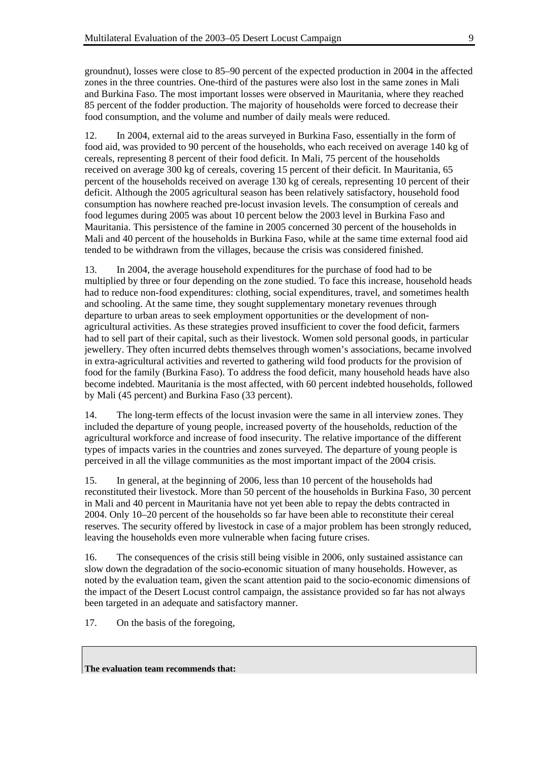groundnut), losses were close to 85–90 percent of the expected production in 2004 in the affected zones in the three countries. One-third of the pastures were also lost in the same zones in Mali and Burkina Faso. The most important losses were observed in Mauritania, where they reached 85 percent of the fodder production. The majority of households were forced to decrease their food consumption, and the volume and number of daily meals were reduced.

12. In 2004, external aid to the areas surveyed in Burkina Faso, essentially in the form of food aid, was provided to 90 percent of the households, who each received on average 140 kg of cereals, representing 8 percent of their food deficit. In Mali, 75 percent of the households received on average 300 kg of cereals, covering 15 percent of their deficit. In Mauritania, 65 percent of the households received on average 130 kg of cereals, representing 10 percent of their deficit. Although the 2005 agricultural season has been relatively satisfactory, household food consumption has nowhere reached pre-locust invasion levels. The consumption of cereals and food legumes during 2005 was about 10 percent below the 2003 level in Burkina Faso and Mauritania. This persistence of the famine in 2005 concerned 30 percent of the households in Mali and 40 percent of the households in Burkina Faso, while at the same time external food aid tended to be withdrawn from the villages, because the crisis was considered finished.

13. In 2004, the average household expenditures for the purchase of food had to be multiplied by three or four depending on the zone studied. To face this increase, household heads had to reduce non-food expenditures: clothing, social expenditures, travel, and sometimes health and schooling. At the same time, they sought supplementary monetary revenues through departure to urban areas to seek employment opportunities or the development of non-agricultural activities. As these strategies proved insufficient to cover the food deficit, farmers had to sell part of their capital, such as their livestock. Women sold personal goods, in particular jewellery. They often incurred debts themselves through women's associations, became involved in extra-agricultural activities and reverted to gathering wild food products for the provision of food for the family (Burkina Faso). To address the food deficit, many household heads have also become indebted. Mauritania is the most affected, with 60 percent indebted households, followed by Mali (45 percent) and Burkina Faso (33 percent).

14. The long-term effects of the locust invasion were the same in all interview zones. They included the departure of young people, increased poverty of the households, reduction of the agricultural workforce and increase of food insecurity. The relative importance of the different types of impacts varies in the countries and zones surveyed. The departure of young people is perceived in all the village communities as the most important impact of the 2004 crisis.

15. In general, at the beginning of 2006, less than 10 percent of the households had reconstituted their livestock. More than 50 percent of the households in Burkina Faso, 30 percent in Mali and 40 percent in Mauritania have not yet been able to repay the debts contracted in 2004. Only 10–20 percent of the households so far have been able to reconstitute their cereal reserves. The security offered by livestock in case of a major problem has been strongly reduced, leaving the households even more vulnerable when facing future crises.

16. The consequences of the crisis still being visible in 2006, only sustained assistance can slow down the degradation of the socio-economic situation of many households. However, as noted by the evaluation team, given the scant attention paid to the socio-economic dimensions of the impact of the Desert Locust control campaign, the assistance provided so far has not always been targeted in an adequate and satisfactory manner.

17. On the basis of the foregoing,

**The evaluation team recommends that:**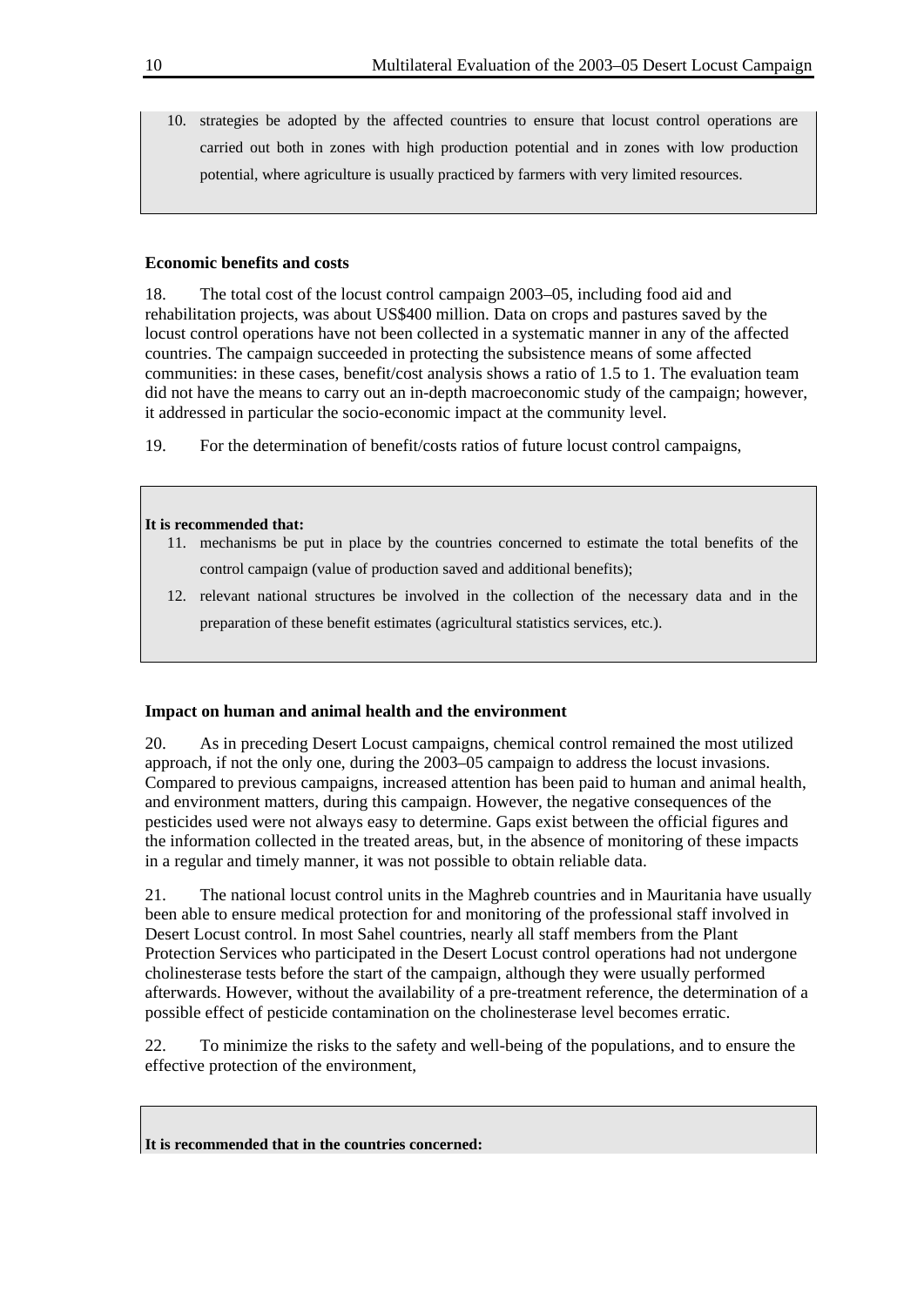10. strategies be adopted by the affected countries to ensure that locust control operations are carried out both in zones with high production potential and in zones with low production potential, where agriculture is usually practiced by farmers with very limited resources.

**Economic benefits and costs**

18. The total cost of the locust control campaign 2003–05, including food aid and rehabilitation projects, was about US$400 million. Data on crops and pastures saved by the locust control operations have not been collected in a systematic manner in any of the affected countries. The campaign succeeded in protecting the subsistence means of some affected communities: in these cases, benefit/cost analysis shows a ratio of 1.5 to 1. The evaluation team did not have the means to carry out an in-depth macroeconomic study of the campaign; however, it addressed in particular the socio-economic impact at the community level.

19. For the determination of benefit/costs ratios of future locust control campaigns,

**It is recommended that:**

11. mechanisms be put in place by the countries concerned to estimate the total benefits of the control campaign (value of production saved and additional benefits);
12. relevant national structures be involved in the collection of the necessary data and in the preparation of these benefit estimates (agricultural statistics services, etc.).

**Impact on human and animal health and the environment**

20. As in preceding Desert Locust campaigns, chemical control remained the most utilized approach, if not the only one, during the 2003–05 campaign to address the locust invasions. Compared to previous campaigns, increased attention has been paid to human and animal health, and environment matters, during this campaign. However, the negative consequences of the pesticides used were not always easy to determine. Gaps exist between the official figures and the information collected in the treated areas, but, in the absence of monitoring of these impacts in a regular and timely manner, it was not possible to obtain reliable data.

21. The national locust control units in the Maghreb countries and in Mauritania have usually been able to ensure medical protection for and monitoring of the professional staff involved in Desert Locust control. In most Sahel countries, nearly all staff members from the Plant Protection Services who participated in the Desert Locust control operations had not undergone cholinesterase tests before the start of the campaign, although they were usually performed afterwards. However, without the availability of a pre-treatment reference, the determination of a possible effect of pesticide contamination on the cholinesterase level becomes erratic.

22. To minimize the risks to the safety and well-being of the populations, and to ensure the effective protection of the environment,

**It is recommended that in the countries concerned:**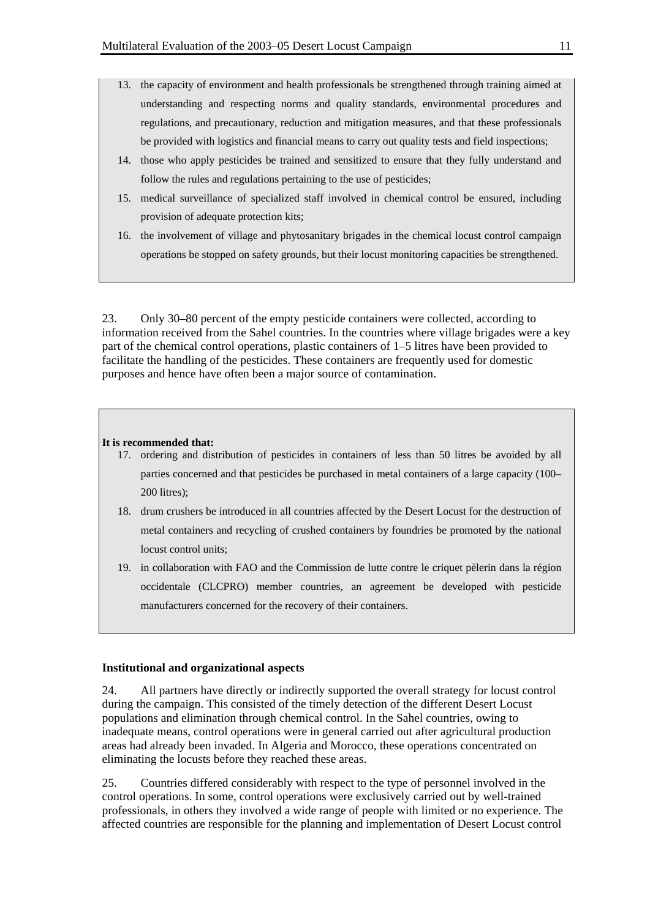13. the capacity of environment and health professionals be strengthened through training aimed at understanding and respecting norms and quality standards, environmental procedures and regulations, and precautionary, reduction and mitigation measures, and that these professionals be provided with logistics and financial means to carry out quality tests and field inspections;
14. those who apply pesticides be trained and sensitized to ensure that they fully understand and follow the rules and regulations pertaining to the use of pesticides;
15. medical surveillance of specialized staff involved in chemical control be ensured, including provision of adequate protection kits;
16. the involvement of village and phytosanitary brigades in the chemical locust control campaign operations be stopped on safety grounds, but their locust monitoring capacities be strengthened.

23. Only 30–80 percent of the empty pesticide containers were collected, according to information received from the Sahel countries. In the countries where village brigades were a key part of the chemical control operations, plastic containers of 1–5 litres have been provided to facilitate the handling of the pesticides. These containers are frequently used for domestic purposes and hence have often been a major source of contamination.

**It is recommended that:**

17. ordering and distribution of pesticides in containers of less than 50 litres be avoided by all parties concerned and that pesticides be purchased in metal containers of a large capacity (100–200 litres);
18. drum crushers be introduced in all countries affected by the Desert Locust for the destruction of metal containers and recycling of crushed containers by foundries be promoted by the national locust control units;
19. in collaboration with FAO and the Commission de lutte contre le criquet pèlerin dans la région occidentale (CLCPRO) member countries, an agreement be developed with pesticide manufacturers concerned for the recovery of their containers.

**Institutional and organizational aspects**

24. All partners have directly or indirectly supported the overall strategy for locust control during the campaign. This consisted of the timely detection of the different Desert Locust populations and elimination through chemical control. In the Sahel countries, owing to inadequate means, control operations were in general carried out after agricultural production areas had already been invaded. In Algeria and Morocco, these operations concentrated on eliminating the locusts before they reached these areas.

25. Countries differed considerably with respect to the type of personnel involved in the control operations. In some, control operations were exclusively carried out by well-trained professionals, in others they involved a wide range of people with limited or no experience. The affected countries are responsible for the planning and implementation of Desert Locust control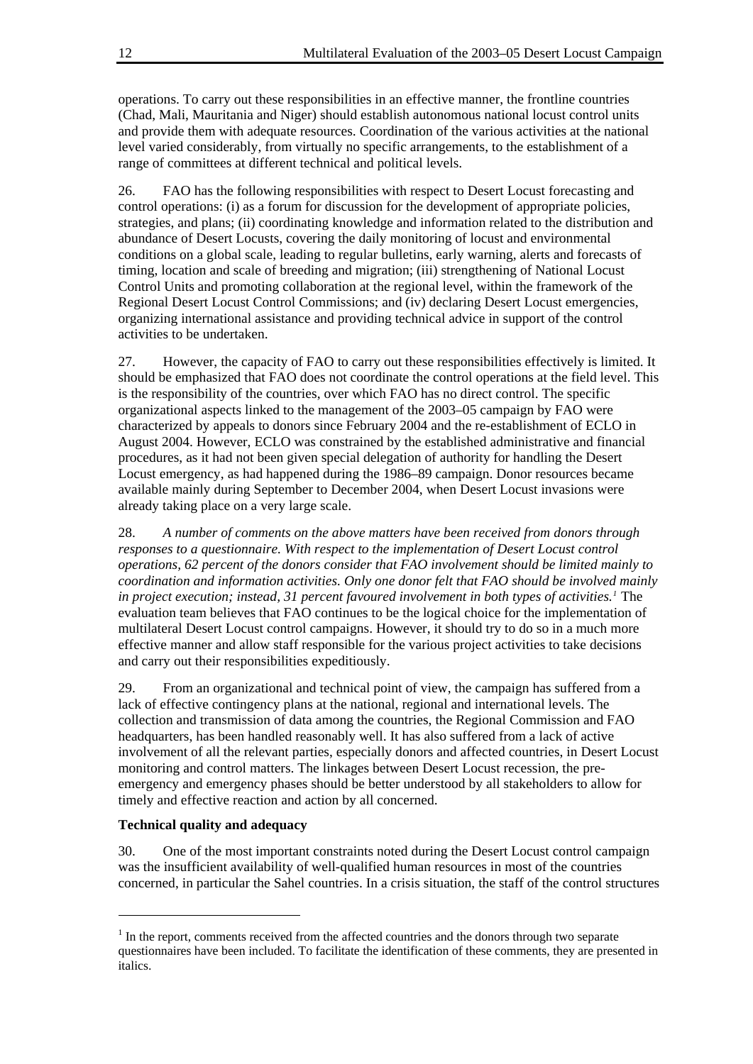operations. To carry out these responsibilities in an effective manner, the frontline countries (Chad, Mali, Mauritania and Niger) should establish autonomous national locust control units and provide them with adequate resources. Coordination of the various activities at the national level varied considerably, from virtually no specific arrangements, to the establishment of a range of committees at different technical and political levels.

26. FAO has the following responsibilities with respect to Desert Locust forecasting and control operations: (i) as a forum for discussion for the development of appropriate policies, strategies, and plans; (ii) coordinating knowledge and information related to the distribution and abundance of Desert Locusts, covering the daily monitoring of locust and environmental conditions on a global scale, leading to regular bulletins, early warning, alerts and forecasts of timing, location and scale of breeding and migration; (iii) strengthening of National Locust Control Units and promoting collaboration at the regional level, within the framework of the Regional Desert Locust Control Commissions; and (iv) declaring Desert Locust emergencies, organizing international assistance and providing technical advice in support of the control activities to be undertaken.

27. However, the capacity of FAO to carry out these responsibilities effectively is limited. It should be emphasized that FAO does not coordinate the control operations at the field level. This is the responsibility of the countries, over which FAO has no direct control. The specific organizational aspects linked to the management of the 2003–05 campaign by FAO were characterized by appeals to donors since February 2004 and the re-establishment of ECLO in August 2004. However, ECLO was constrained by the established administrative and financial procedures, as it had not been given special delegation of authority for handling the Desert Locust emergency, as had happened during the 1986–89 campaign. Donor resources became available mainly during September to December 2004, when Desert Locust invasions were already taking place on a very large scale.

28. *A number of comments on the above matters have been received from donors through responses to a questionnaire. With respect to the implementation of Desert Locust control operations, 62 percent of the donors consider that FAO involvement should be limited mainly to coordination and information activities. Only one donor felt that FAO should be involved mainly in project execution; instead, 31 percent favoured involvement in both types of activities.*[1] The evaluation team believes that FAO continues to be the logical choice for the implementation of multilateral Desert Locust control campaigns. However, it should try to do so in a much more effective manner and allow staff responsible for the various project activities to take decisions and carry out their responsibilities expeditiously.

29. From an organizational and technical point of view, the campaign has suffered from a lack of effective contingency plans at the national, regional and international levels. The collection and transmission of data among the countries, the Regional Commission and FAO headquarters, has been handled reasonably well. It has also suffered from a lack of active involvement of all the relevant parties, especially donors and affected countries, in Desert Locust monitoring and control matters. The linkages between Desert Locust recession, the pre-emergency and emergency phases should be better understood by all stakeholders to allow for timely and effective reaction and action by all concerned.

**Technical quality and adequacy**

30. One of the most important constraints noted during the Desert Locust control campaign was the insufficient availability of well-qualified human resources in most of the countries concerned, in particular the Sahel countries. In a crisis situation, the staff of the control structures

---

[1] In the report, comments received from the affected countries and the donors through two separate questionnaires have been included. To facilitate the identification of these comments, they are presented in italics.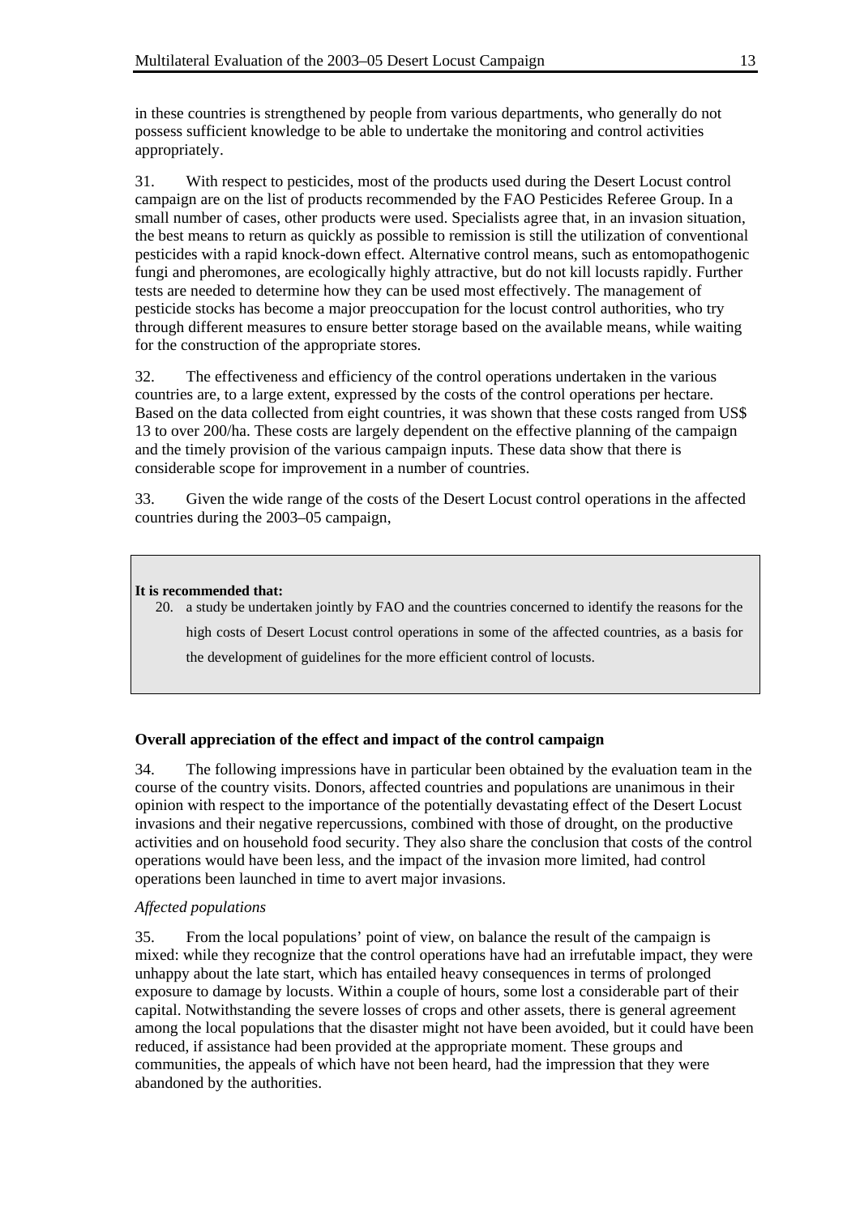in these countries is strengthened by people from various departments, who generally do not possess sufficient knowledge to be able to undertake the monitoring and control activities appropriately.

31. With respect to pesticides, most of the products used during the Desert Locust control campaign are on the list of products recommended by the FAO Pesticides Referee Group. In a small number of cases, other products were used. Specialists agree that, in an invasion situation, the best means to return as quickly as possible to remission is still the utilization of conventional pesticides with a rapid knock-down effect. Alternative control means, such as entomopathogenic fungi and pheromones, are ecologically highly attractive, but do not kill locusts rapidly. Further tests are needed to determine how they can be used most effectively. The management of pesticide stocks has become a major preoccupation for the locust control authorities, who try through different measures to ensure better storage based on the available means, while waiting for the construction of the appropriate stores.

32. The effectiveness and efficiency of the control operations undertaken in the various countries are, to a large extent, expressed by the costs of the control operations per hectare. Based on the data collected from eight countries, it was shown that these costs ranged from US$ 13 to over 200/ha. These costs are largely dependent on the effective planning of the campaign and the timely provision of the various campaign inputs. These data show that there is considerable scope for improvement in a number of countries.

33. Given the wide range of the costs of the Desert Locust control operations in the affected countries during the 2003–05 campaign,

**It is recommended that:**

20. a study be undertaken jointly by FAO and the countries concerned to identify the reasons for the high costs of Desert Locust control operations in some of the affected countries, as a basis for the development of guidelines for the more efficient control of locusts.

### Overall appreciation of the effect and impact of the control campaign

34. The following impressions have in particular been obtained by the evaluation team in the course of the country visits. Donors, affected countries and populations are unanimous in their opinion with respect to the importance of the potentially devastating effect of the Desert Locust invasions and their negative repercussions, combined with those of drought, on the productive activities and on household food security. They also share the conclusion that costs of the control operations would have been less, and the impact of the invasion more limited, had control operations been launched in time to avert major invasions.

*Affected populations*

35. From the local populations' point of view, on balance the result of the campaign is mixed: while they recognize that the control operations have had an irrefutable impact, they were unhappy about the late start, which has entailed heavy consequences in terms of prolonged exposure to damage by locusts. Within a couple of hours, some lost a considerable part of their capital. Notwithstanding the severe losses of crops and other assets, there is general agreement among the local populations that the disaster might not have been avoided, but it could have been reduced, if assistance had been provided at the appropriate moment. These groups and communities, the appeals of which have not been heard, had the impression that they were abandoned by the authorities.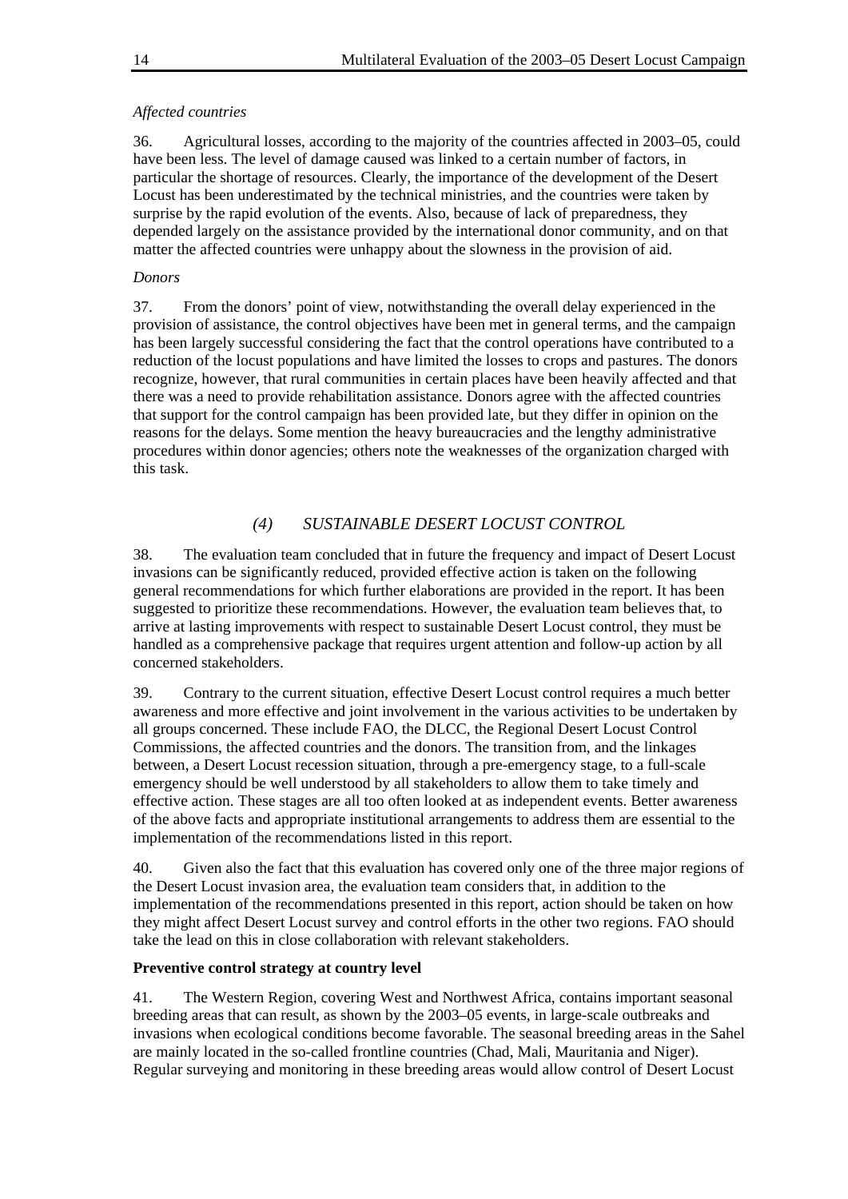*Affected countries*

36. Agricultural losses, according to the majority of the countries affected in 2003–05, could have been less. The level of damage caused was linked to a certain number of factors, in particular the shortage of resources. Clearly, the importance of the development of the Desert Locust has been underestimated by the technical ministries, and the countries were taken by surprise by the rapid evolution of the events. Also, because of lack of preparedness, they depended largely on the assistance provided by the international donor community, and on that matter the affected countries were unhappy about the slowness in the provision of aid.

*Donors*

37. From the donors' point of view, notwithstanding the overall delay experienced in the provision of assistance, the control objectives have been met in general terms, and the campaign has been largely successful considering the fact that the control operations have contributed to a reduction of the locust populations and have limited the losses to crops and pastures. The donors recognize, however, that rural communities in certain places have been heavily affected and that there was a need to provide rehabilitation assistance. Donors agree with the affected countries that support for the control campaign has been provided late, but they differ in opinion on the reasons for the delays. Some mention the heavy bureaucracies and the lengthy administrative procedures within donor agencies; others note the weaknesses of the organization charged with this task.

## *(4) SUSTAINABLE DESERT LOCUST CONTROL*

38. The evaluation team concluded that in future the frequency and impact of Desert Locust invasions can be significantly reduced, provided effective action is taken on the following general recommendations for which further elaborations are provided in the report. It has been suggested to prioritize these recommendations. However, the evaluation team believes that, to arrive at lasting improvements with respect to sustainable Desert Locust control, they must be handled as a comprehensive package that requires urgent attention and follow-up action by all concerned stakeholders.

39. Contrary to the current situation, effective Desert Locust control requires a much better awareness and more effective and joint involvement in the various activities to be undertaken by all groups concerned. These include FAO, the DLCC, the Regional Desert Locust Control Commissions, the affected countries and the donors. The transition from, and the linkages between, a Desert Locust recession situation, through a pre-emergency stage, to a full-scale emergency should be well understood by all stakeholders to allow them to take timely and effective action. These stages are all too often looked at as independent events. Better awareness of the above facts and appropriate institutional arrangements to address them are essential to the implementation of the recommendations listed in this report.

40. Given also the fact that this evaluation has covered only one of the three major regions of the Desert Locust invasion area, the evaluation team considers that, in addition to the implementation of the recommendations presented in this report, action should be taken on how they might affect Desert Locust survey and control efforts in the other two regions. FAO should take the lead on this in close collaboration with relevant stakeholders.

**Preventive control strategy at country level**

41. The Western Region, covering West and Northwest Africa, contains important seasonal breeding areas that can result, as shown by the 2003–05 events, in large-scale outbreaks and invasions when ecological conditions become favorable. The seasonal breeding areas in the Sahel are mainly located in the so-called frontline countries (Chad, Mali, Mauritania and Niger). Regular surveying and monitoring in these breeding areas would allow control of Desert Locust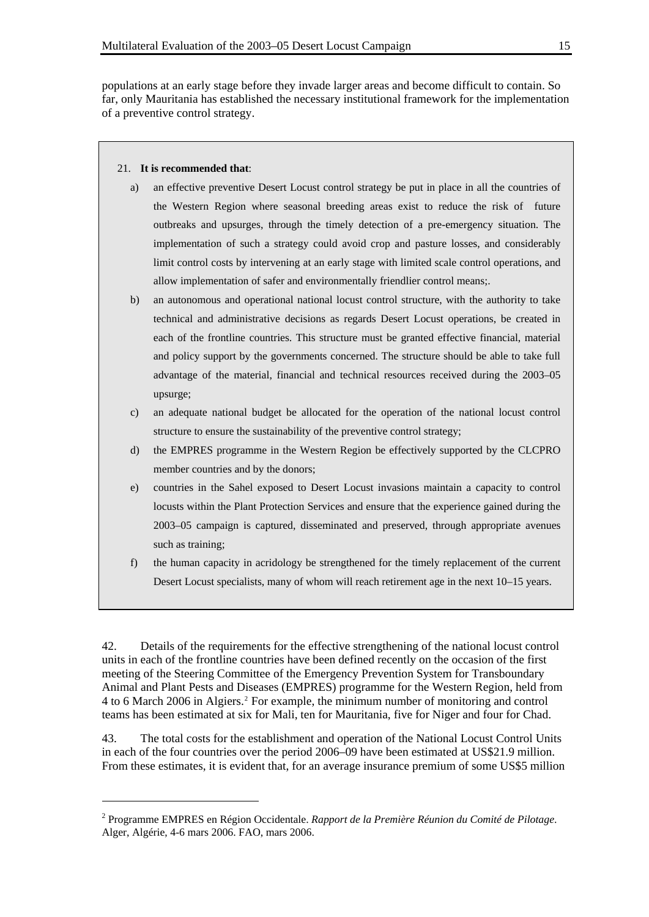populations at an early stage before they invade larger areas and become difficult to contain. So far, only Mauritania has established the necessary institutional framework for the implementation of a preventive control strategy.

21. **It is recommended that**:

a) an effective preventive Desert Locust control strategy be put in place in all the countries of the Western Region where seasonal breeding areas exist to reduce the risk of future outbreaks and upsurges, through the timely detection of a pre-emergency situation. The implementation of such a strategy could avoid crop and pasture losses, and considerably limit control costs by intervening at an early stage with limited scale control operations, and allow implementation of safer and environmentally friendlier control means;.

b) an autonomous and operational national locust control structure, with the authority to take technical and administrative decisions as regards Desert Locust operations, be created in each of the frontline countries. This structure must be granted effective financial, material and policy support by the governments concerned. The structure should be able to take full advantage of the material, financial and technical resources received during the 2003–05 upsurge;

c) an adequate national budget be allocated for the operation of the national locust control structure to ensure the sustainability of the preventive control strategy;

d) the EMPRES programme in the Western Region be effectively supported by the CLCPRO member countries and by the donors;

e) countries in the Sahel exposed to Desert Locust invasions maintain a capacity to control locusts within the Plant Protection Services and ensure that the experience gained during the 2003–05 campaign is captured, disseminated and preserved, through appropriate avenues such as training;

f) the human capacity in acridology be strengthened for the timely replacement of the current Desert Locust specialists, many of whom will reach retirement age in the next 10–15 years.

42. Details of the requirements for the effective strengthening of the national locust control units in each of the frontline countries have been defined recently on the occasion of the first meeting of the Steering Committee of the Emergency Prevention System for Transboundary Animal and Plant Pests and Diseases (EMPRES) programme for the Western Region, held from 4 to 6 March 2006 in Algiers.[2] For example, the minimum number of monitoring and control teams has been estimated at six for Mali, ten for Mauritania, five for Niger and four for Chad.

43. The total costs for the establishment and operation of the National Locust Control Units in each of the four countries over the period 2006–09 have been estimated at US$21.9 million. From these estimates, it is evident that, for an average insurance premium of some US$5 million

[2] Programme EMPRES en Région Occidentale. *Rapport de la Première Réunion du Comité de Pilotage*. Alger, Algérie, 4-6 mars 2006. FAO, mars 2006.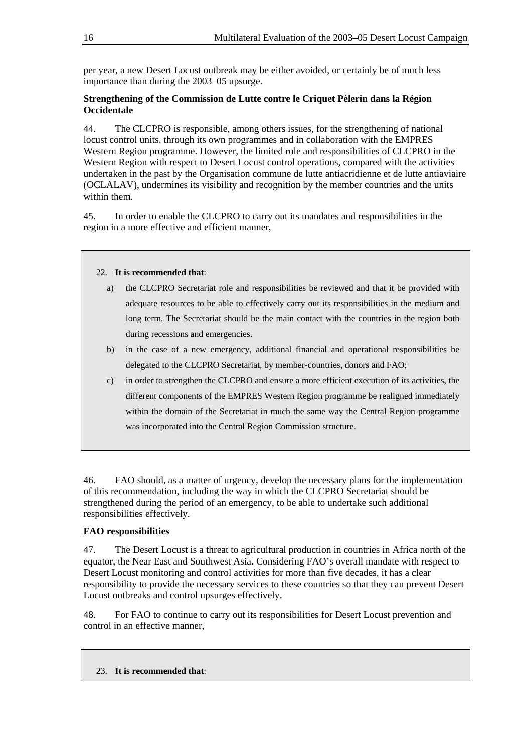per year, a new Desert Locust outbreak may be either avoided, or certainly be of much less importance than during the 2003–05 upsurge.

**Strengthening of the Commission de Lutte contre le Criquet Pèlerin dans la Région Occidentale**

44. The CLCPRO is responsible, among others issues, for the strengthening of national locust control units, through its own programmes and in collaboration with the EMPRES Western Region programme. However, the limited role and responsibilities of CLCPRO in the Western Region with respect to Desert Locust control operations, compared with the activities undertaken in the past by the Organisation commune de lutte antiacridienne et de lutte antiaviaire (OCLALAV), undermines its visibility and recognition by the member countries and the units within them.

45. In order to enable the CLCPRO to carry out its mandates and responsibilities in the region in a more effective and efficient manner,

> 22. **It is recommended that**:
>
> a) the CLCPRO Secretariat role and responsibilities be reviewed and that it be provided with adequate resources to be able to effectively carry out its responsibilities in the medium and long term. The Secretariat should be the main contact with the countries in the region both during recessions and emergencies.
>
> b) in the case of a new emergency, additional financial and operational responsibilities be delegated to the CLCPRO Secretariat, by member-countries, donors and FAO;
>
> c) in order to strengthen the CLCPRO and ensure a more efficient execution of its activities, the different components of the EMPRES Western Region programme be realigned immediately within the domain of the Secretariat in much the same way the Central Region programme was incorporated into the Central Region Commission structure.

46. FAO should, as a matter of urgency, develop the necessary plans for the implementation of this recommendation, including the way in which the CLCPRO Secretariat should be strengthened during the period of an emergency, to be able to undertake such additional responsibilities effectively.

**FAO responsibilities**

47. The Desert Locust is a threat to agricultural production in countries in Africa north of the equator, the Near East and Southwest Asia. Considering FAO's overall mandate with respect to Desert Locust monitoring and control activities for more than five decades, it has a clear responsibility to provide the necessary services to these countries so that they can prevent Desert Locust outbreaks and control upsurges effectively.

48. For FAO to continue to carry out its responsibilities for Desert Locust prevention and control in an effective manner,

> 23. **It is recommended that**: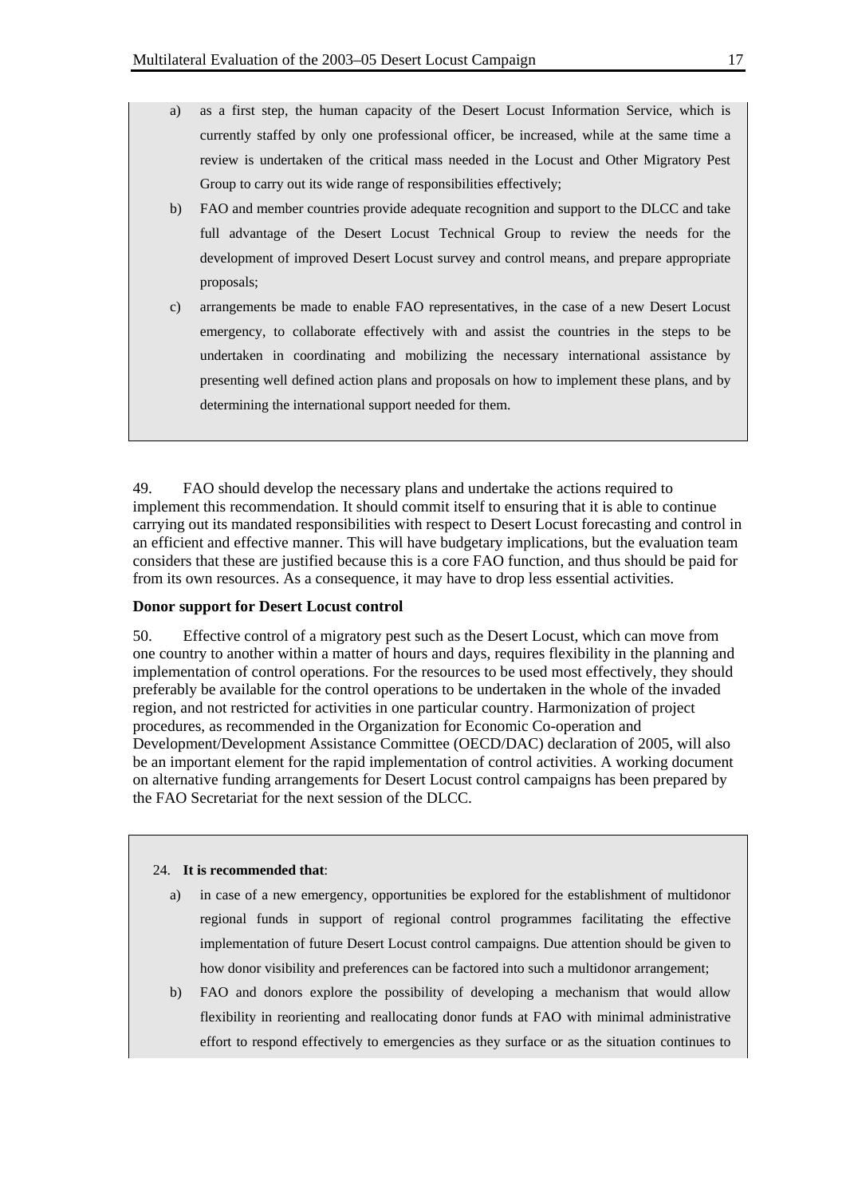a) as a first step, the human capacity of the Desert Locust Information Service, which is currently staffed by only one professional officer, be increased, while at the same time a review is undertaken of the critical mass needed in the Locust and Other Migratory Pest Group to carry out its wide range of responsibilities effectively;

b) FAO and member countries provide adequate recognition and support to the DLCC and take full advantage of the Desert Locust Technical Group to review the needs for the development of improved Desert Locust survey and control means, and prepare appropriate proposals;

c) arrangements be made to enable FAO representatives, in the case of a new Desert Locust emergency, to collaborate effectively with and assist the countries in the steps to be undertaken in coordinating and mobilizing the necessary international assistance by presenting well defined action plans and proposals on how to implement these plans, and by determining the international support needed for them.

49. FAO should develop the necessary plans and undertake the actions required to implement this recommendation. It should commit itself to ensuring that it is able to continue carrying out its mandated responsibilities with respect to Desert Locust forecasting and control in an efficient and effective manner. This will have budgetary implications, but the evaluation team considers that these are justified because this is a core FAO function, and thus should be paid for from its own resources. As a consequence, it may have to drop less essential activities.

**Donor support for Desert Locust control**

50. Effective control of a migratory pest such as the Desert Locust, which can move from one country to another within a matter of hours and days, requires flexibility in the planning and implementation of control operations. For the resources to be used most effectively, they should preferably be available for the control operations to be undertaken in the whole of the invaded region, and not restricted for activities in one particular country. Harmonization of project procedures, as recommended in the Organization for Economic Co-operation and Development/Development Assistance Committee (OECD/DAC) declaration of 2005, will also be an important element for the rapid implementation of control activities. A working document on alternative funding arrangements for Desert Locust control campaigns has been prepared by the FAO Secretariat for the next session of the DLCC.

24. **It is recommended that**:

a) in case of a new emergency, opportunities be explored for the establishment of multidonor regional funds in support of regional control programmes facilitating the effective implementation of future Desert Locust control campaigns. Due attention should be given to how donor visibility and preferences can be factored into such a multidonor arrangement;

b) FAO and donors explore the possibility of developing a mechanism that would allow flexibility in reorienting and reallocating donor funds at FAO with minimal administrative effort to respond effectively to emergencies as they surface or as the situation continues to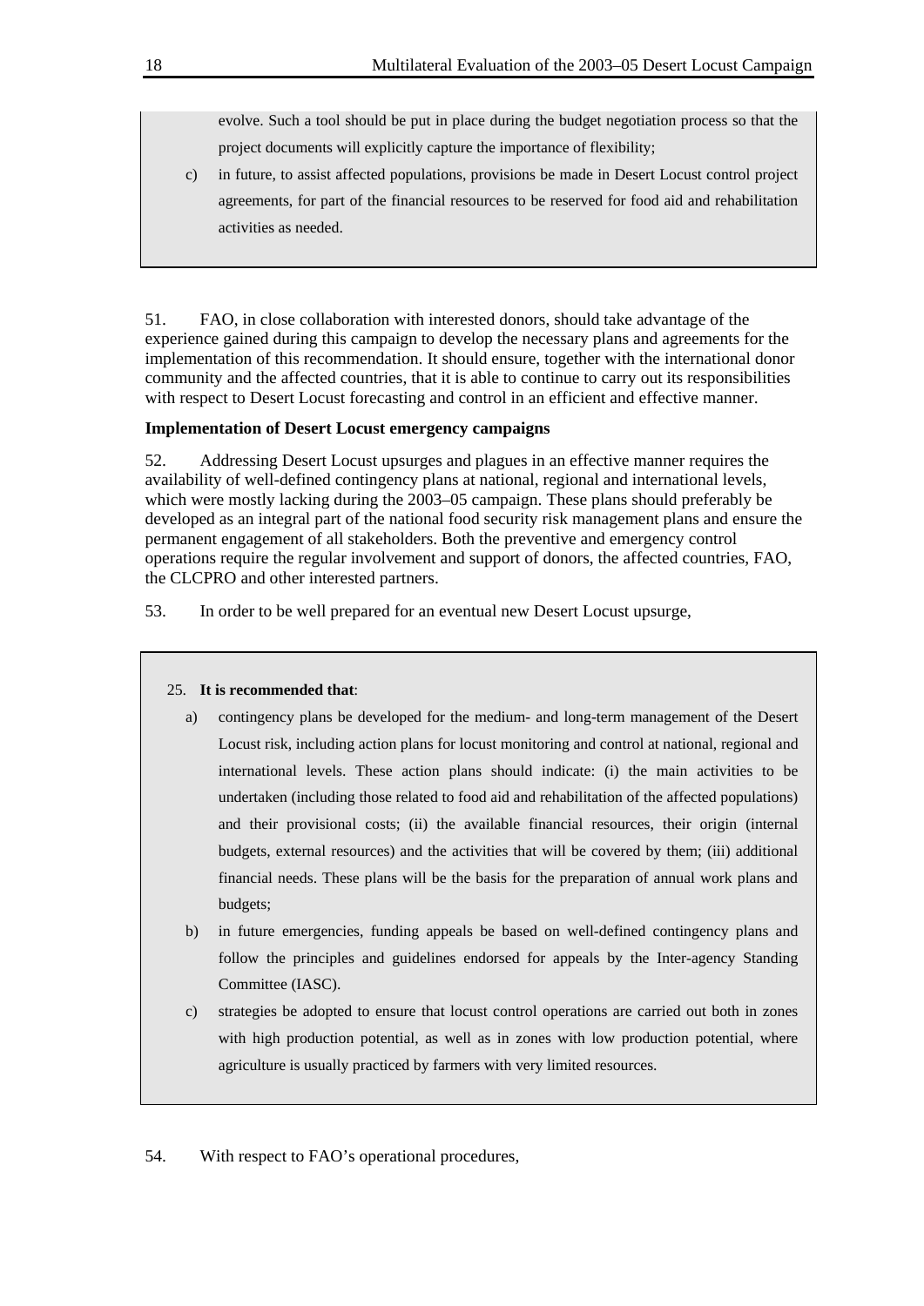evolve. Such a tool should be put in place during the budget negotiation process so that the project documents will explicitly capture the importance of flexibility;

c) in future, to assist affected populations, provisions be made in Desert Locust control project agreements, for part of the financial resources to be reserved for food aid and rehabilitation activities as needed.

51. FAO, in close collaboration with interested donors, should take advantage of the experience gained during this campaign to develop the necessary plans and agreements for the implementation of this recommendation. It should ensure, together with the international donor community and the affected countries, that it is able to continue to carry out its responsibilities with respect to Desert Locust forecasting and control in an efficient and effective manner.

**Implementation of Desert Locust emergency campaigns**

52. Addressing Desert Locust upsurges and plagues in an effective manner requires the availability of well-defined contingency plans at national, regional and international levels, which were mostly lacking during the 2003–05 campaign. These plans should preferably be developed as an integral part of the national food security risk management plans and ensure the permanent engagement of all stakeholders. Both the preventive and emergency control operations require the regular involvement and support of donors, the affected countries, FAO, the CLCPRO and other interested partners.

53. In order to be well prepared for an eventual new Desert Locust upsurge,

25. **It is recommended that**:

a) contingency plans be developed for the medium- and long-term management of the Desert Locust risk, including action plans for locust monitoring and control at national, regional and international levels. These action plans should indicate: (i) the main activities to be undertaken (including those related to food aid and rehabilitation of the affected populations) and their provisional costs; (ii) the available financial resources, their origin (internal budgets, external resources) and the activities that will be covered by them; (iii) additional financial needs. These plans will be the basis for the preparation of annual work plans and budgets;

b) in future emergencies, funding appeals be based on well-defined contingency plans and follow the principles and guidelines endorsed for appeals by the Inter-agency Standing Committee (IASC).

c) strategies be adopted to ensure that locust control operations are carried out both in zones with high production potential, as well as in zones with low production potential, where agriculture is usually practiced by farmers with very limited resources.

54. With respect to FAO's operational procedures,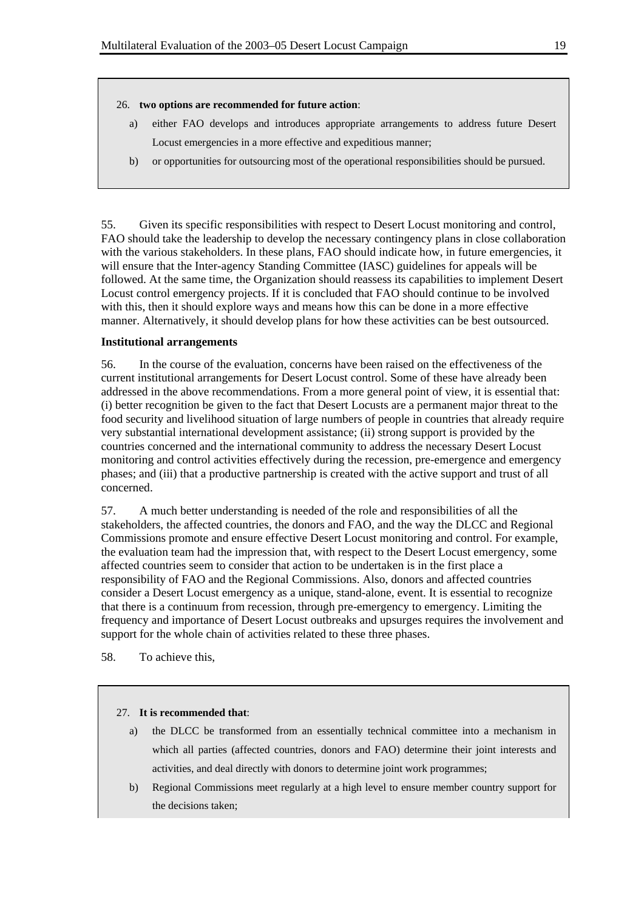26. **two options are recommended for future action**:

a) either FAO develops and introduces appropriate arrangements to address future Desert Locust emergencies in a more effective and expeditious manner;

b) or opportunities for outsourcing most of the operational responsibilities should be pursued.

55. Given its specific responsibilities with respect to Desert Locust monitoring and control, FAO should take the leadership to develop the necessary contingency plans in close collaboration with the various stakeholders. In these plans, FAO should indicate how, in future emergencies, it will ensure that the Inter-agency Standing Committee (IASC) guidelines for appeals will be followed. At the same time, the Organization should reassess its capabilities to implement Desert Locust control emergency projects. If it is concluded that FAO should continue to be involved with this, then it should explore ways and means how this can be done in a more effective manner. Alternatively, it should develop plans for how these activities can be best outsourced.

**Institutional arrangements**

56. In the course of the evaluation, concerns have been raised on the effectiveness of the current institutional arrangements for Desert Locust control. Some of these have already been addressed in the above recommendations. From a more general point of view, it is essential that: (i) better recognition be given to the fact that Desert Locusts are a permanent major threat to the food security and livelihood situation of large numbers of people in countries that already require very substantial international development assistance; (ii) strong support is provided by the countries concerned and the international community to address the necessary Desert Locust monitoring and control activities effectively during the recession, pre-emergence and emergency phases; and (iii) that a productive partnership is created with the active support and trust of all concerned.

57. A much better understanding is needed of the role and responsibilities of all the stakeholders, the affected countries, the donors and FAO, and the way the DLCC and Regional Commissions promote and ensure effective Desert Locust monitoring and control. For example, the evaluation team had the impression that, with respect to the Desert Locust emergency, some affected countries seem to consider that action to be undertaken is in the first place a responsibility of FAO and the Regional Commissions. Also, donors and affected countries consider a Desert Locust emergency as a unique, stand-alone, event. It is essential to recognize that there is a continuum from recession, through pre-emergency to emergency. Limiting the frequency and importance of Desert Locust outbreaks and upsurges requires the involvement and support for the whole chain of activities related to these three phases.

58. To achieve this,

27. **It is recommended that**:

a) the DLCC be transformed from an essentially technical committee into a mechanism in which all parties (affected countries, donors and FAO) determine their joint interests and activities, and deal directly with donors to determine joint work programmes;

b) Regional Commissions meet regularly at a high level to ensure member country support for the decisions taken;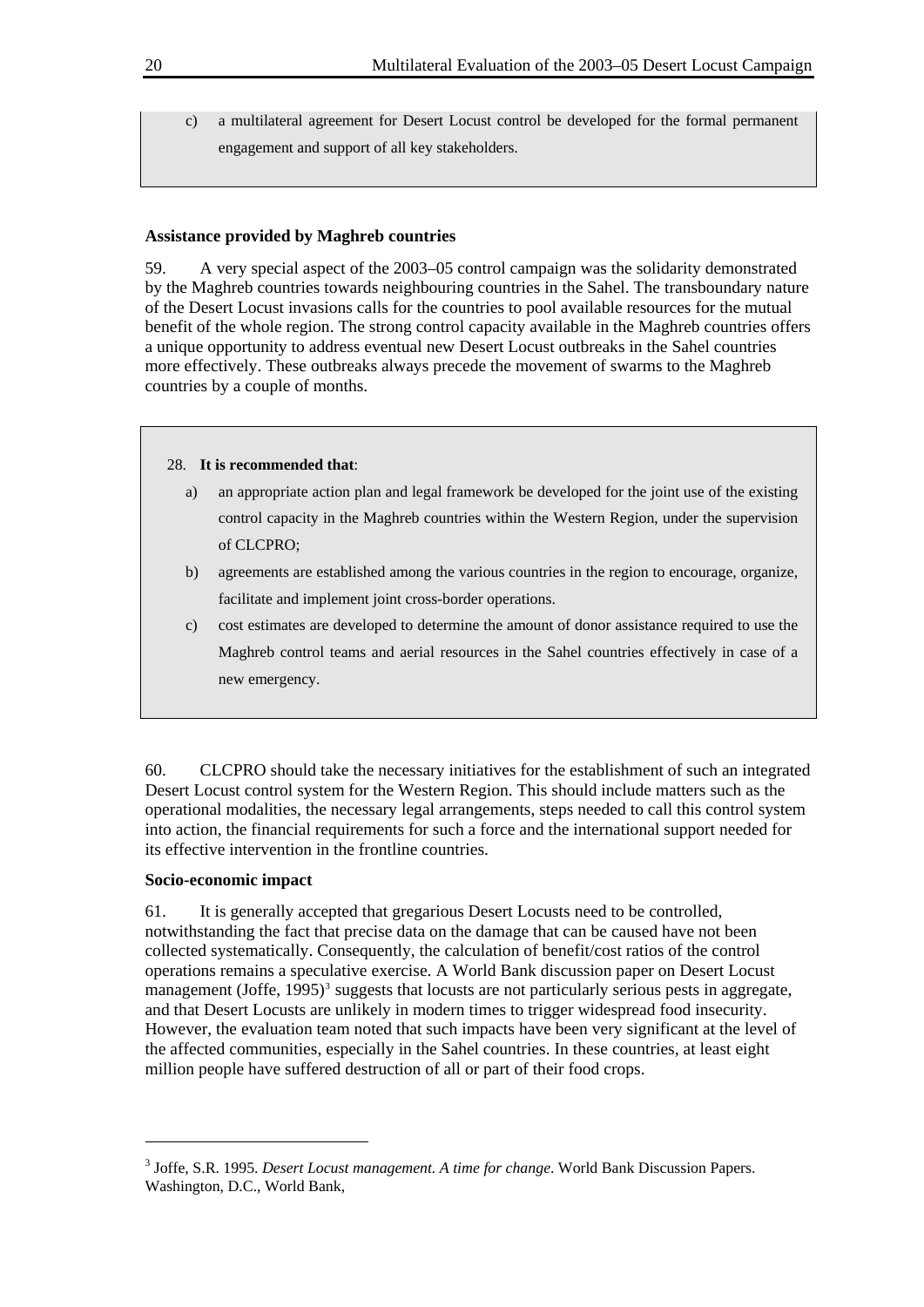c) a multilateral agreement for Desert Locust control be developed for the formal permanent engagement and support of all key stakeholders.

**Assistance provided by Maghreb countries**

59. A very special aspect of the 2003–05 control campaign was the solidarity demonstrated by the Maghreb countries towards neighbouring countries in the Sahel. The transboundary nature of the Desert Locust invasions calls for the countries to pool available resources for the mutual benefit of the whole region. The strong control capacity available in the Maghreb countries offers a unique opportunity to address eventual new Desert Locust outbreaks in the Sahel countries more effectively. These outbreaks always precede the movement of swarms to the Maghreb countries by a couple of months.

28. **It is recommended that**:

a) an appropriate action plan and legal framework be developed for the joint use of the existing control capacity in the Maghreb countries within the Western Region, under the supervision of CLCPRO;

b) agreements are established among the various countries in the region to encourage, organize, facilitate and implement joint cross-border operations.

c) cost estimates are developed to determine the amount of donor assistance required to use the Maghreb control teams and aerial resources in the Sahel countries effectively in case of a new emergency.

60. CLCPRO should take the necessary initiatives for the establishment of such an integrated Desert Locust control system for the Western Region. This should include matters such as the operational modalities, the necessary legal arrangements, steps needed to call this control system into action, the financial requirements for such a force and the international support needed for its effective intervention in the frontline countries.

**Socio-economic impact**

61. It is generally accepted that gregarious Desert Locusts need to be controlled, notwithstanding the fact that precise data on the damage that can be caused have not been collected systematically. Consequently, the calculation of benefit/cost ratios of the control operations remains a speculative exercise. A World Bank discussion paper on Desert Locust management (Joffe, 1995)[3] suggests that locusts are not particularly serious pests in aggregate, and that Desert Locusts are unlikely in modern times to trigger widespread food insecurity. However, the evaluation team noted that such impacts have been very significant at the level of the affected communities, especially in the Sahel countries. In these countries, at least eight million people have suffered destruction of all or part of their food crops.

[3] Joffe, S.R. 1995. *Desert Locust management. A time for change*. World Bank Discussion Papers. Washington, D.C., World Bank,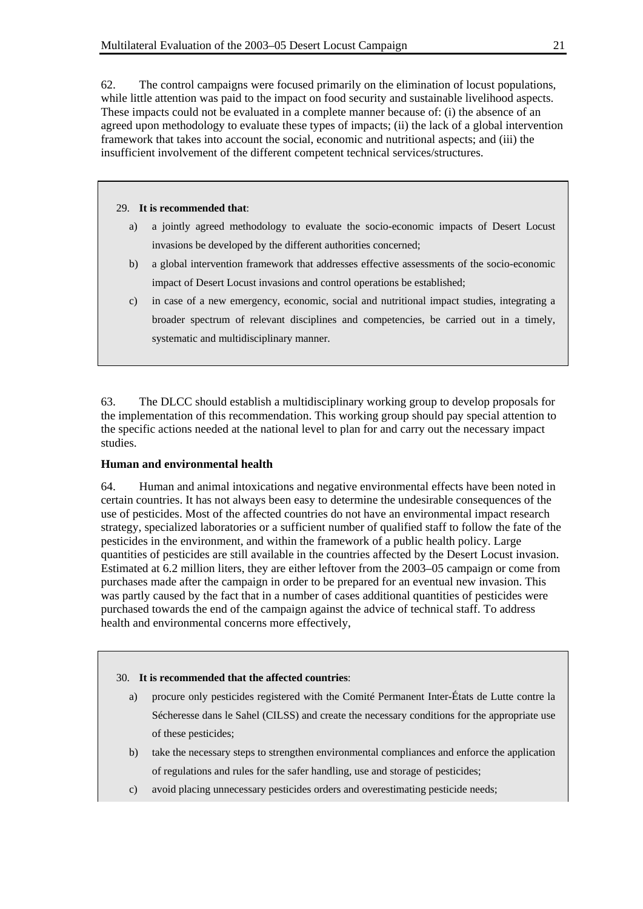62. The control campaigns were focused primarily on the elimination of locust populations, while little attention was paid to the impact on food security and sustainable livelihood aspects. These impacts could not be evaluated in a complete manner because of: (i) the absence of an agreed upon methodology to evaluate these types of impacts; (ii) the lack of a global intervention framework that takes into account the social, economic and nutritional aspects; and (iii) the insufficient involvement of the different competent technical services/structures.

> 29. **It is recommended that**:
>
> a) a jointly agreed methodology to evaluate the socio-economic impacts of Desert Locust invasions be developed by the different authorities concerned;
>
> b) a global intervention framework that addresses effective assessments of the socio-economic impact of Desert Locust invasions and control operations be established;
>
> c) in case of a new emergency, economic, social and nutritional impact studies, integrating a broader spectrum of relevant disciplines and competencies, be carried out in a timely, systematic and multidisciplinary manner.

63. The DLCC should establish a multidisciplinary working group to develop proposals for the implementation of this recommendation. This working group should pay special attention to the specific actions needed at the national level to plan for and carry out the necessary impact studies.

**Human and environmental health**

64. Human and animal intoxications and negative environmental effects have been noted in certain countries. It has not always been easy to determine the undesirable consequences of the use of pesticides. Most of the affected countries do not have an environmental impact research strategy, specialized laboratories or a sufficient number of qualified staff to follow the fate of the pesticides in the environment, and within the framework of a public health policy. Large quantities of pesticides are still available in the countries affected by the Desert Locust invasion. Estimated at 6.2 million liters, they are either leftover from the 2003–05 campaign or come from purchases made after the campaign in order to be prepared for an eventual new invasion. This was partly caused by the fact that in a number of cases additional quantities of pesticides were purchased towards the end of the campaign against the advice of technical staff. To address health and environmental concerns more effectively,

> 30. **It is recommended that the affected countries**:
>
> a) procure only pesticides registered with the Comité Permanent Inter-États de Lutte contre la Sécheresse dans le Sahel (CILSS) and create the necessary conditions for the appropriate use of these pesticides;
>
> b) take the necessary steps to strengthen environmental compliances and enforce the application of regulations and rules for the safer handling, use and storage of pesticides;
>
> c) avoid placing unnecessary pesticides orders and overestimating pesticide needs;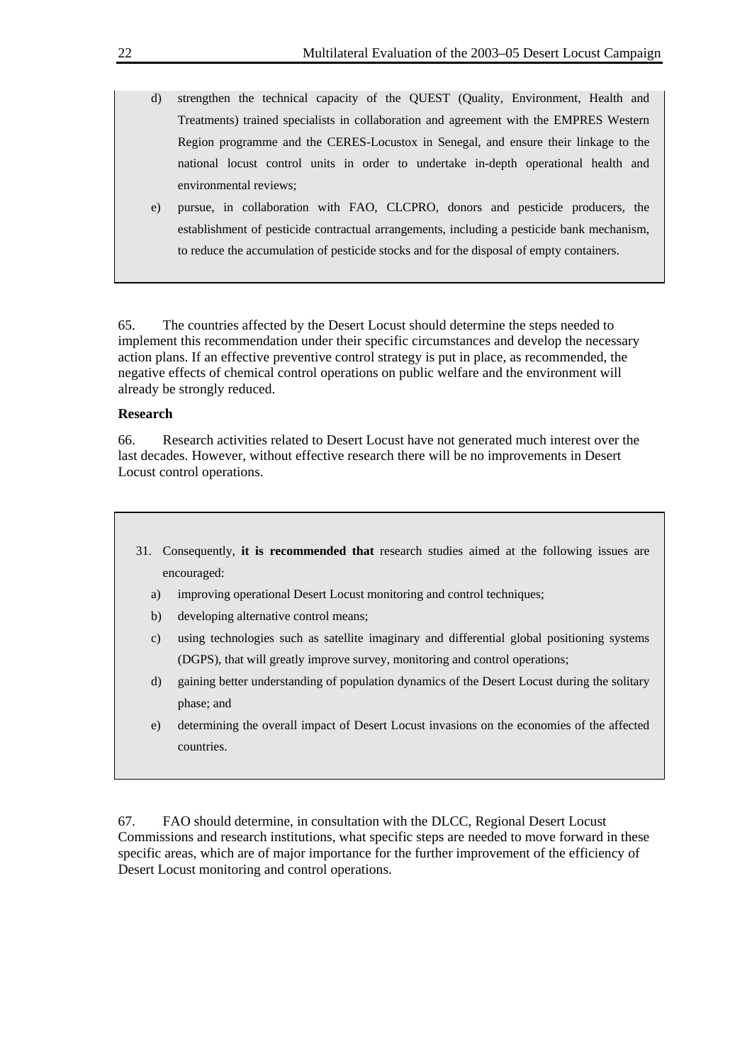d) strengthen the technical capacity of the QUEST (Quality, Environment, Health and Treatments) trained specialists in collaboration and agreement with the EMPRES Western Region programme and the CERES-Locustox in Senegal, and ensure their linkage to the national locust control units in order to undertake in-depth operational health and environmental reviews;

e) pursue, in collaboration with FAO, CLCPRO, donors and pesticide producers, the establishment of pesticide contractual arrangements, including a pesticide bank mechanism, to reduce the accumulation of pesticide stocks and for the disposal of empty containers.

65. The countries affected by the Desert Locust should determine the steps needed to implement this recommendation under their specific circumstances and develop the necessary action plans. If an effective preventive control strategy is put in place, as recommended, the negative effects of chemical control operations on public welfare and the environment will already be strongly reduced.

**Research**

66. Research activities related to Desert Locust have not generated much interest over the last decades. However, without effective research there will be no improvements in Desert Locust control operations.

31. Consequently, **it is recommended that** research studies aimed at the following issues are encouraged:

a) improving operational Desert Locust monitoring and control techniques;

b) developing alternative control means;

c) using technologies such as satellite imaginary and differential global positioning systems (DGPS), that will greatly improve survey, monitoring and control operations;

d) gaining better understanding of population dynamics of the Desert Locust during the solitary phase; and

e) determining the overall impact of Desert Locust invasions on the economies of the affected countries.

67. FAO should determine, in consultation with the DLCC, Regional Desert Locust Commissions and research institutions, what specific steps are needed to move forward in these specific areas, which are of major importance for the further improvement of the efficiency of Desert Locust monitoring and control operations.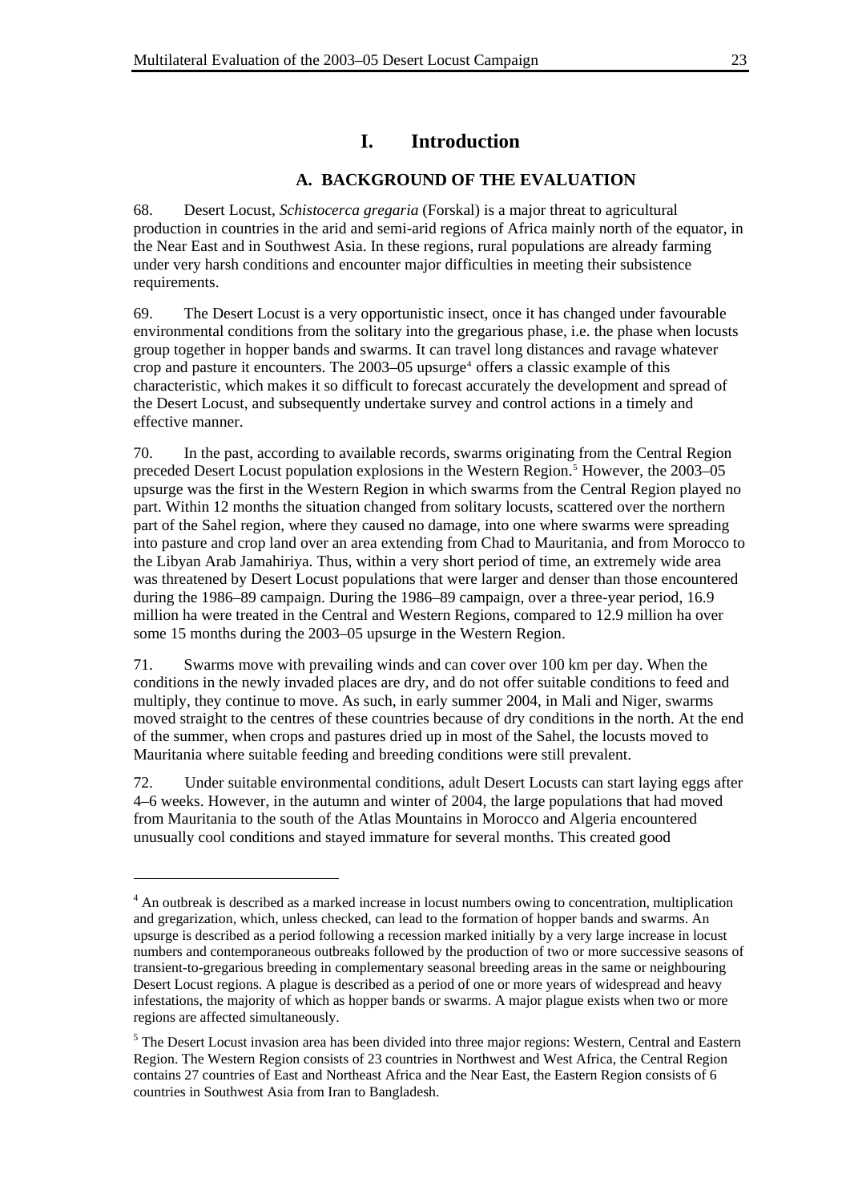# I. Introduction

## A. BACKGROUND OF THE EVALUATION

68. Desert Locust, *Schistocerca gregaria* (Forskal) is a major threat to agricultural production in countries in the arid and semi-arid regions of Africa mainly north of the equator, in the Near East and in Southwest Asia. In these regions, rural populations are already farming under very harsh conditions and encounter major difficulties in meeting their subsistence requirements.

69. The Desert Locust is a very opportunistic insect, once it has changed under favourable environmental conditions from the solitary into the gregarious phase, i.e. the phase when locusts group together in hopper bands and swarms. It can travel long distances and ravage whatever crop and pasture it encounters. The 2003–05 upsurge[4] offers a classic example of this characteristic, which makes it so difficult to forecast accurately the development and spread of the Desert Locust, and subsequently undertake survey and control actions in a timely and effective manner.

70. In the past, according to available records, swarms originating from the Central Region preceded Desert Locust population explosions in the Western Region.[5] However, the 2003–05 upsurge was the first in the Western Region in which swarms from the Central Region played no part. Within 12 months the situation changed from solitary locusts, scattered over the northern part of the Sahel region, where they caused no damage, into one where swarms were spreading into pasture and crop land over an area extending from Chad to Mauritania, and from Morocco to the Libyan Arab Jamahiriya. Thus, within a very short period of time, an extremely wide area was threatened by Desert Locust populations that were larger and denser than those encountered during the 1986–89 campaign. During the 1986–89 campaign, over a three-year period, 16.9 million ha were treated in the Central and Western Regions, compared to 12.9 million ha over some 15 months during the 2003–05 upsurge in the Western Region.

71. Swarms move with prevailing winds and can cover over 100 km per day. When the conditions in the newly invaded places are dry, and do not offer suitable conditions to feed and multiply, they continue to move. As such, in early summer 2004, in Mali and Niger, swarms moved straight to the centres of these countries because of dry conditions in the north. At the end of the summer, when crops and pastures dried up in most of the Sahel, the locusts moved to Mauritania where suitable feeding and breeding conditions were still prevalent.

72. Under suitable environmental conditions, adult Desert Locusts can start laying eggs after 4–6 weeks. However, in the autumn and winter of 2004, the large populations that had moved from Mauritania to the south of the Atlas Mountains in Morocco and Algeria encountered unusually cool conditions and stayed immature for several months. This created good

---

[4] An outbreak is described as a marked increase in locust numbers owing to concentration, multiplication and gregarization, which, unless checked, can lead to the formation of hopper bands and swarms. An upsurge is described as a period following a recession marked initially by a very large increase in locust numbers and contemporaneous outbreaks followed by the production of two or more successive seasons of transient-to-gregarious breeding in complementary seasonal breeding areas in the same or neighbouring Desert Locust regions. A plague is described as a period of one or more years of widespread and heavy infestations, the majority of which as hopper bands or swarms. A major plague exists when two or more regions are affected simultaneously.

[5] The Desert Locust invasion area has been divided into three major regions: Western, Central and Eastern Region. The Western Region consists of 23 countries in Northwest and West Africa, the Central Region contains 27 countries of East and Northeast Africa and the Near East, the Eastern Region consists of 6 countries in Southwest Asia from Iran to Bangladesh.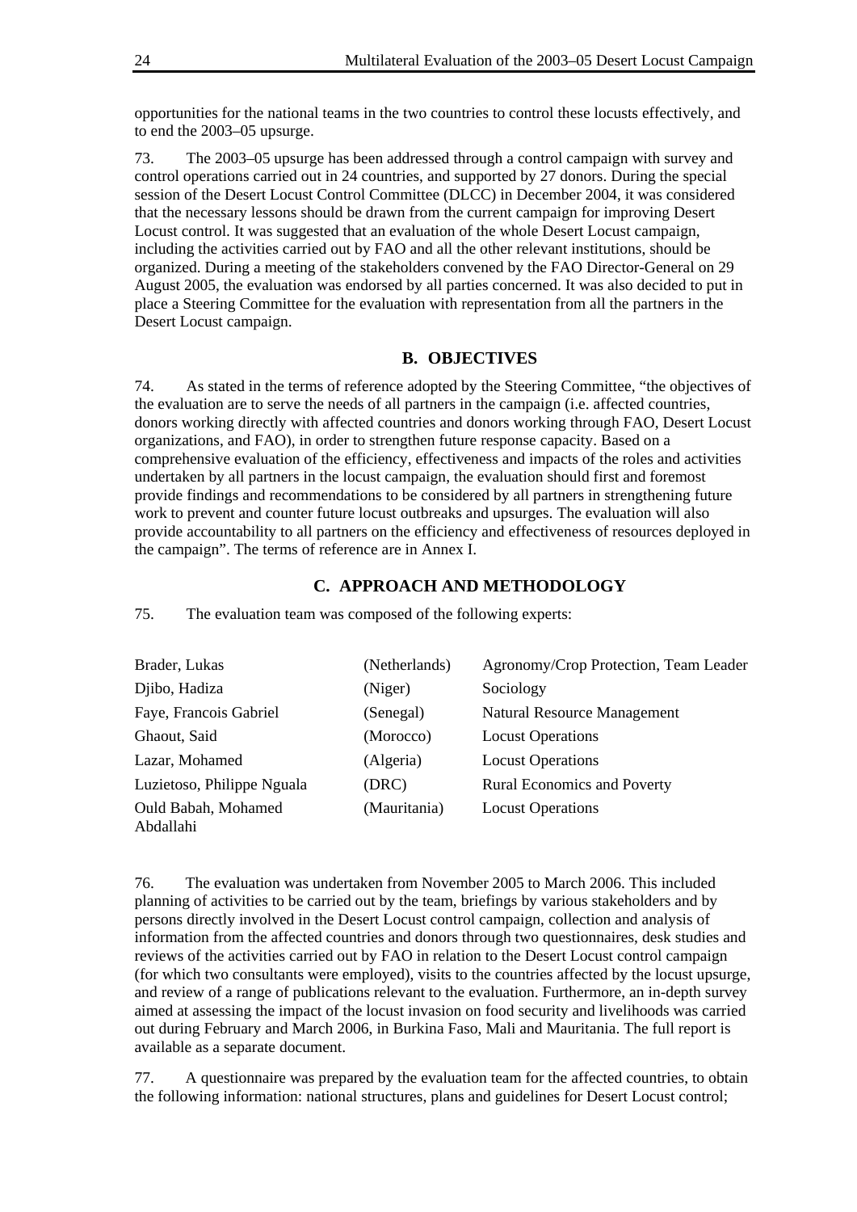opportunities for the national teams in the two countries to control these locusts effectively, and to end the 2003–05 upsurge.

73. The 2003–05 upsurge has been addressed through a control campaign with survey and control operations carried out in 24 countries, and supported by 27 donors. During the special session of the Desert Locust Control Committee (DLCC) in December 2004, it was considered that the necessary lessons should be drawn from the current campaign for improving Desert Locust control. It was suggested that an evaluation of the whole Desert Locust campaign, including the activities carried out by FAO and all the other relevant institutions, should be organized. During a meeting of the stakeholders convened by the FAO Director-General on 29 August 2005, the evaluation was endorsed by all parties concerned. It was also decided to put in place a Steering Committee for the evaluation with representation from all the partners in the Desert Locust campaign.

## B. OBJECTIVES

74. As stated in the terms of reference adopted by the Steering Committee, "the objectives of the evaluation are to serve the needs of all partners in the campaign (i.e. affected countries, donors working directly with affected countries and donors working through FAO, Desert Locust organizations, and FAO), in order to strengthen future response capacity. Based on a comprehensive evaluation of the efficiency, effectiveness and impacts of the roles and activities undertaken by all partners in the locust campaign, the evaluation should first and foremost provide findings and recommendations to be considered by all partners in strengthening future work to prevent and counter future locust outbreaks and upsurges. The evaluation will also provide accountability to all partners on the efficiency and effectiveness of resources deployed in the campaign". The terms of reference are in Annex I.

## C. APPROACH AND METHODOLOGY

75. The evaluation team was composed of the following experts:

| | | |
|---|---|---|
| Brader, Lukas | (Netherlands) | Agronomy/Crop Protection, Team Leader |
| Djibo, Hadiza | (Niger) | Sociology |
| Faye, Francois Gabriel | (Senegal) | Natural Resource Management |
| Ghaout, Said | (Morocco) | Locust Operations |
| Lazar, Mohamed | (Algeria) | Locust Operations |
| Luzietoso, Philippe Nguala | (DRC) | Rural Economics and Poverty |
| Ould Babah, Mohamed Abdallahi | (Mauritania) | Locust Operations |

76. The evaluation was undertaken from November 2005 to March 2006. This included planning of activities to be carried out by the team, briefings by various stakeholders and by persons directly involved in the Desert Locust control campaign, collection and analysis of information from the affected countries and donors through two questionnaires, desk studies and reviews of the activities carried out by FAO in relation to the Desert Locust control campaign (for which two consultants were employed), visits to the countries affected by the locust upsurge, and review of a range of publications relevant to the evaluation. Furthermore, an in-depth survey aimed at assessing the impact of the locust invasion on food security and livelihoods was carried out during February and March 2006, in Burkina Faso, Mali and Mauritania. The full report is available as a separate document.

77. A questionnaire was prepared by the evaluation team for the affected countries, to obtain the following information: national structures, plans and guidelines for Desert Locust control;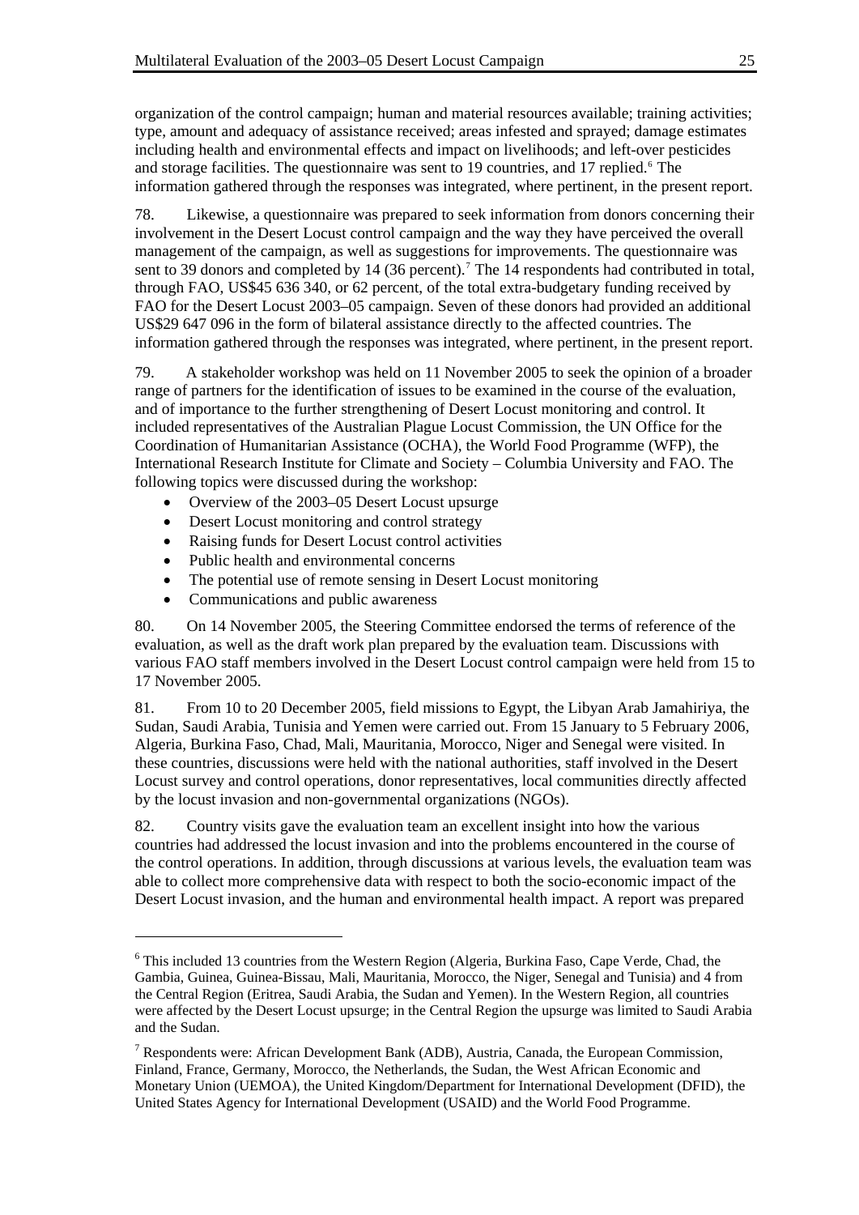organization of the control campaign; human and material resources available; training activities; type, amount and adequacy of assistance received; areas infested and sprayed; damage estimates including health and environmental effects and impact on livelihoods; and left-over pesticides and storage facilities. The questionnaire was sent to 19 countries, and 17 replied.[6] The information gathered through the responses was integrated, where pertinent, in the present report.

78. Likewise, a questionnaire was prepared to seek information from donors concerning their involvement in the Desert Locust control campaign and the way they have perceived the overall management of the campaign, as well as suggestions for improvements. The questionnaire was sent to 39 donors and completed by 14 (36 percent).[7] The 14 respondents had contributed in total, through FAO, US$45 636 340, or 62 percent, of the total extra-budgetary funding received by FAO for the Desert Locust 2003–05 campaign. Seven of these donors had provided an additional US$29 647 096 in the form of bilateral assistance directly to the affected countries. The information gathered through the responses was integrated, where pertinent, in the present report.

79. A stakeholder workshop was held on 11 November 2005 to seek the opinion of a broader range of partners for the identification of issues to be examined in the course of the evaluation, and of importance to the further strengthening of Desert Locust monitoring and control. It included representatives of the Australian Plague Locust Commission, the UN Office for the Coordination of Humanitarian Assistance (OCHA), the World Food Programme (WFP), the International Research Institute for Climate and Society – Columbia University and FAO. The following topics were discussed during the workshop:

- Overview of the 2003–05 Desert Locust upsurge
- Desert Locust monitoring and control strategy
- Raising funds for Desert Locust control activities
- Public health and environmental concerns
- The potential use of remote sensing in Desert Locust monitoring
- Communications and public awareness

80. On 14 November 2005, the Steering Committee endorsed the terms of reference of the evaluation, as well as the draft work plan prepared by the evaluation team. Discussions with various FAO staff members involved in the Desert Locust control campaign were held from 15 to 17 November 2005.

81. From 10 to 20 December 2005, field missions to Egypt, the Libyan Arab Jamahiriya, the Sudan, Saudi Arabia, Tunisia and Yemen were carried out. From 15 January to 5 February 2006, Algeria, Burkina Faso, Chad, Mali, Mauritania, Morocco, Niger and Senegal were visited. In these countries, discussions were held with the national authorities, staff involved in the Desert Locust survey and control operations, donor representatives, local communities directly affected by the locust invasion and non-governmental organizations (NGOs).

82. Country visits gave the evaluation team an excellent insight into how the various countries had addressed the locust invasion and into the problems encountered in the course of the control operations. In addition, through discussions at various levels, the evaluation team was able to collect more comprehensive data with respect to both the socio-economic impact of the Desert Locust invasion, and the human and environmental health impact. A report was prepared

---

[6] This included 13 countries from the Western Region (Algeria, Burkina Faso, Cape Verde, Chad, the Gambia, Guinea, Guinea-Bissau, Mali, Mauritania, Morocco, the Niger, Senegal and Tunisia) and 4 from the Central Region (Eritrea, Saudi Arabia, the Sudan and Yemen). In the Western Region, all countries were affected by the Desert Locust upsurge; in the Central Region the upsurge was limited to Saudi Arabia and the Sudan.

[7] Respondents were: African Development Bank (ADB), Austria, Canada, the European Commission, Finland, France, Germany, Morocco, the Netherlands, the Sudan, the West African Economic and Monetary Union (UEMOA), the United Kingdom/Department for International Development (DFID), the United States Agency for International Development (USAID) and the World Food Programme.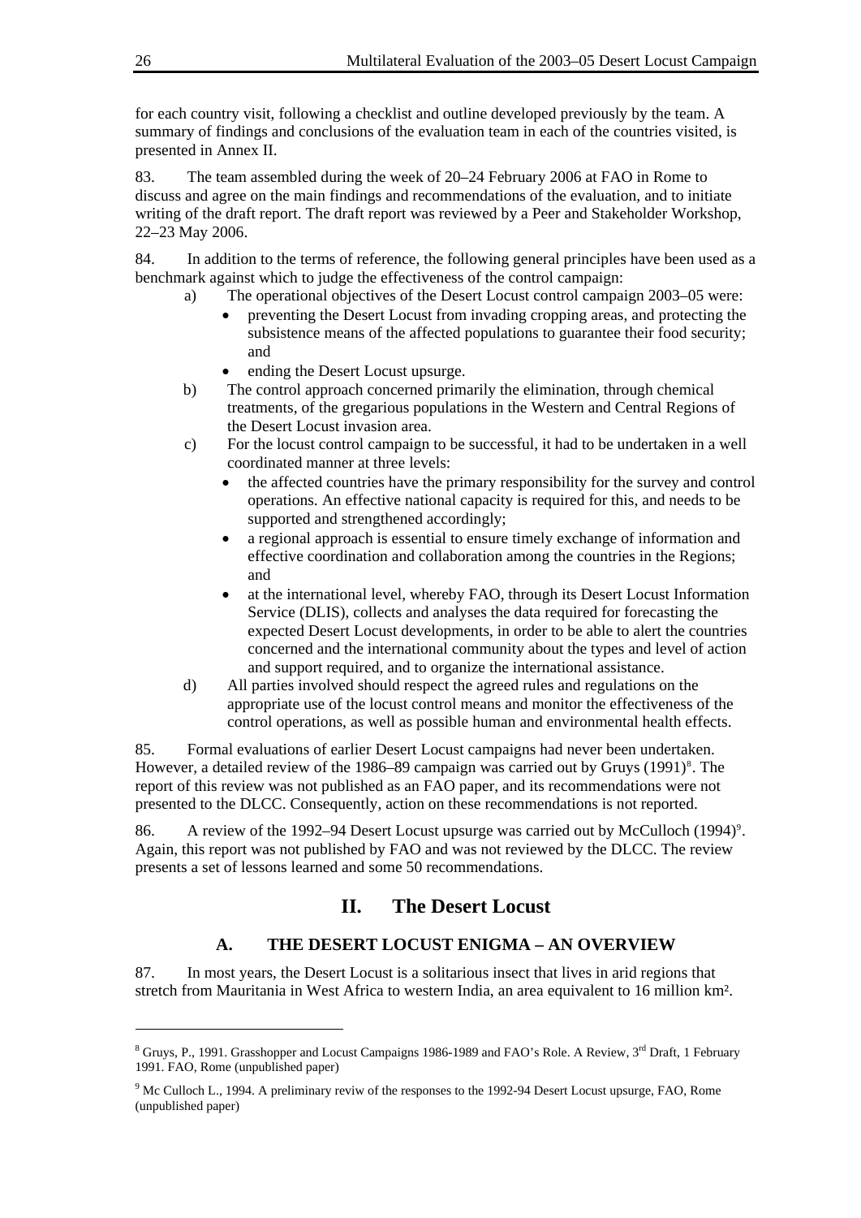for each country visit, following a checklist and outline developed previously by the team. A summary of findings and conclusions of the evaluation team in each of the countries visited, is presented in Annex II.

83. The team assembled during the week of 20–24 February 2006 at FAO in Rome to discuss and agree on the main findings and recommendations of the evaluation, and to initiate writing of the draft report. The draft report was reviewed by a Peer and Stakeholder Workshop, 22–23 May 2006.

84. In addition to the terms of reference, the following general principles have been used as a benchmark against which to judge the effectiveness of the control campaign:

a) The operational objectives of the Desert Locust control campaign 2003–05 were:
   - preventing the Desert Locust from invading cropping areas, and protecting the subsistence means of the affected populations to guarantee their food security; and
   - ending the Desert Locust upsurge.

b) The control approach concerned primarily the elimination, through chemical treatments, of the gregarious populations in the Western and Central Regions of the Desert Locust invasion area.

c) For the locust control campaign to be successful, it had to be undertaken in a well coordinated manner at three levels:
   - the affected countries have the primary responsibility for the survey and control operations. An effective national capacity is required for this, and needs to be supported and strengthened accordingly;
   - a regional approach is essential to ensure timely exchange of information and effective coordination and collaboration among the countries in the Regions; and
   - at the international level, whereby FAO, through its Desert Locust Information Service (DLIS), collects and analyses the data required for forecasting the expected Desert Locust developments, in order to be able to alert the countries concerned and the international community about the types and level of action and support required, and to organize the international assistance.

d) All parties involved should respect the agreed rules and regulations on the appropriate use of the locust control means and monitor the effectiveness of the control operations, as well as possible human and environmental health effects.

85. Formal evaluations of earlier Desert Locust campaigns had never been undertaken. However, a detailed review of the 1986–89 campaign was carried out by Gruys (1991)[8]. The report of this review was not published as an FAO paper, and its recommendations were not presented to the DLCC. Consequently, action on these recommendations is not reported.

86. A review of the 1992–94 Desert Locust upsurge was carried out by McCulloch (1994)[9]. Again, this report was not published by FAO and was not reviewed by the DLCC. The review presents a set of lessons learned and some 50 recommendations.

# II. The Desert Locust

## A. THE DESERT LOCUST ENIGMA – AN OVERVIEW

87. In most years, the Desert Locust is a solitarious insect that lives in arid regions that stretch from Mauritania in West Africa to western India, an area equivalent to 16 million km².

---

[8] Gruys, P., 1991. Grasshopper and Locust Campaigns 1986-1989 and FAO's Role. A Review, 3rd Draft, 1 February 1991. FAO, Rome (unpublished paper)

[9] Mc Culloch L., 1994. A preliminary reviw of the responses to the 1992-94 Desert Locust upsurge, FAO, Rome (unpublished paper)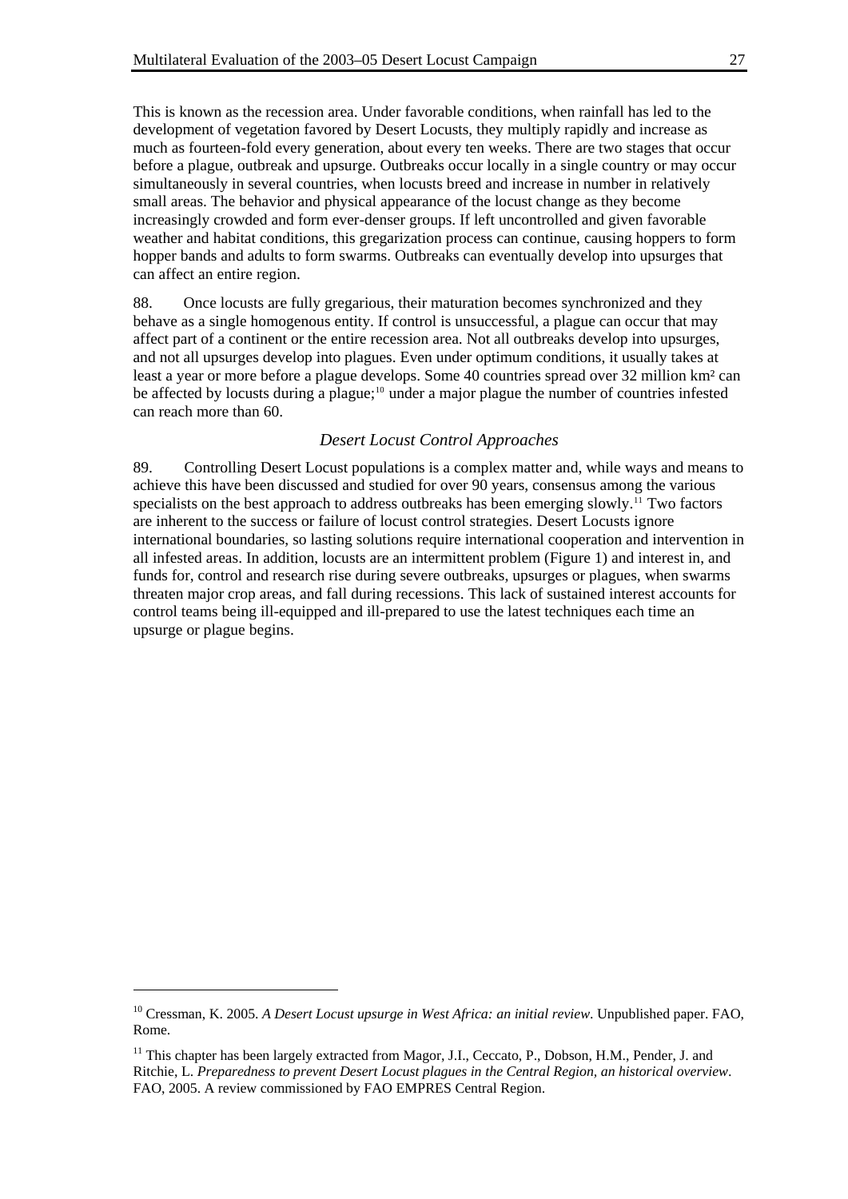This is known as the recession area. Under favorable conditions, when rainfall has led to the development of vegetation favored by Desert Locusts, they multiply rapidly and increase as much as fourteen-fold every generation, about every ten weeks. There are two stages that occur before a plague, outbreak and upsurge. Outbreaks occur locally in a single country or may occur simultaneously in several countries, when locusts breed and increase in number in relatively small areas. The behavior and physical appearance of the locust change as they become increasingly crowded and form ever-denser groups. If left uncontrolled and given favorable weather and habitat conditions, this gregarization process can continue, causing hoppers to form hopper bands and adults to form swarms. Outbreaks can eventually develop into upsurges that can affect an entire region.

88. Once locusts are fully gregarious, their maturation becomes synchronized and they behave as a single homogenous entity. If control is unsuccessful, a plague can occur that may affect part of a continent or the entire recession area. Not all outbreaks develop into upsurges, and not all upsurges develop into plagues. Even under optimum conditions, it usually takes at least a year or more before a plague develops. Some 40 countries spread over 32 million km² can be affected by locusts during a plague;[10] under a major plague the number of countries infested can reach more than 60.

### *Desert Locust Control Approaches*

89. Controlling Desert Locust populations is a complex matter and, while ways and means to achieve this have been discussed and studied for over 90 years, consensus among the various specialists on the best approach to address outbreaks has been emerging slowly.[11] Two factors are inherent to the success or failure of locust control strategies. Desert Locusts ignore international boundaries, so lasting solutions require international cooperation and intervention in all infested areas. In addition, locusts are an intermittent problem (Figure 1) and interest in, and funds for, control and research rise during severe outbreaks, upsurges or plagues, when swarms threaten major crop areas, and fall during recessions. This lack of sustained interest accounts for control teams being ill-equipped and ill-prepared to use the latest techniques each time an upsurge or plague begins.

---

[10] Cressman, K. 2005. *A Desert Locust upsurge in West Africa: an initial review*. Unpublished paper. FAO, Rome.

[11] This chapter has been largely extracted from Magor, J.I., Ceccato, P., Dobson, H.M., Pender, J. and Ritchie, L. *Preparedness to prevent Desert Locust plagues in the Central Region, an historical overview*. FAO, 2005. A review commissioned by FAO EMPRES Central Region.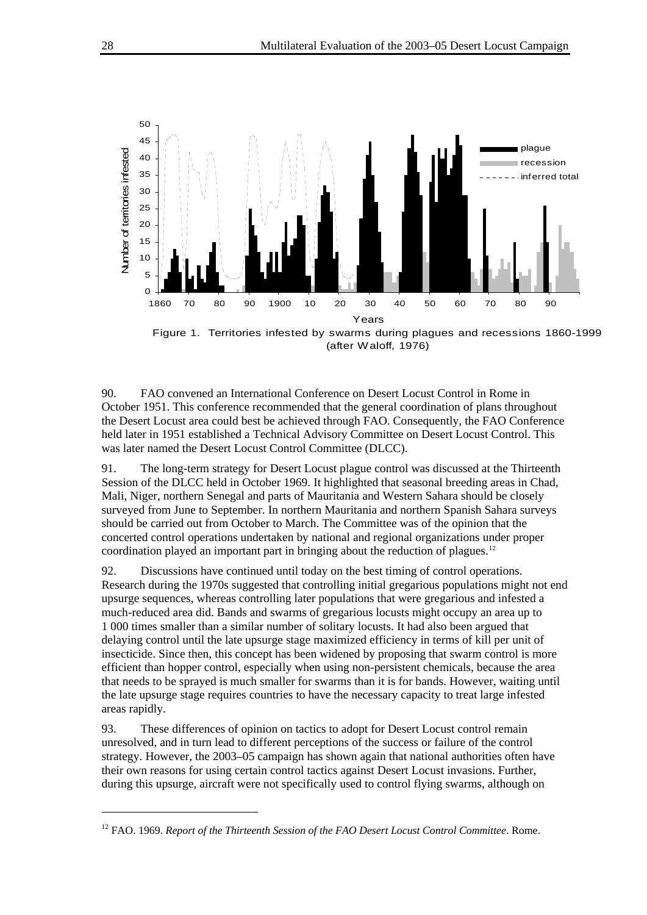Figure 1. Territories infested by swarms during plagues and recessions 1860-1999 (after Waloff, 1976)

90. FAO convened an International Conference on Desert Locust Control in Rome in October 1951. This conference recommended that the general coordination of plans throughout the Desert Locust area could best be achieved through FAO. Consequently, the FAO Conference held later in 1951 established a Technical Advisory Committee on Desert Locust Control. This was later named the Desert Locust Control Committee (DLCC).

91. The long-term strategy for Desert Locust plague control was discussed at the Thirteenth Session of the DLCC held in October 1969. It highlighted that seasonal breeding areas in Chad, Mali, Niger, northern Senegal and parts of Mauritania and Western Sahara should be closely surveyed from June to September. In northern Mauritania and northern Spanish Sahara surveys should be carried out from October to March. The Committee was of the opinion that the concerted control operations undertaken by national and regional organizations under proper coordination played an important part in bringing about the reduction of plagues.[12]

92. Discussions have continued until today on the best timing of control operations. Research during the 1970s suggested that controlling initial gregarious populations might not end upsurge sequences, whereas controlling later populations that were gregarious and infested a much-reduced area did. Bands and swarms of gregarious locusts might occupy an area up to 1 000 times smaller than a similar number of solitary locusts. It had also been argued that delaying control until the late upsurge stage maximized efficiency in terms of kill per unit of insecticide. Since then, this concept has been widened by proposing that swarm control is more efficient than hopper control, especially when using non-persistent chemicals, because the area that needs to be sprayed is much smaller for swarms than it is for bands. However, waiting until the late upsurge stage requires countries to have the necessary capacity to treat large infested areas rapidly.

93. These differences of opinion on tactics to adopt for Desert Locust control remain unresolved, and in turn lead to different perceptions of the success or failure of the control strategy. However, the 2003–05 campaign has shown again that national authorities often have their own reasons for using certain control tactics against Desert Locust invasions. Further, during this upsurge, aircraft were not specifically used to control flying swarms, although on

[12] FAO. 1969. *Report of the Thirteenth Session of the FAO Desert Locust Control Committee*. Rome.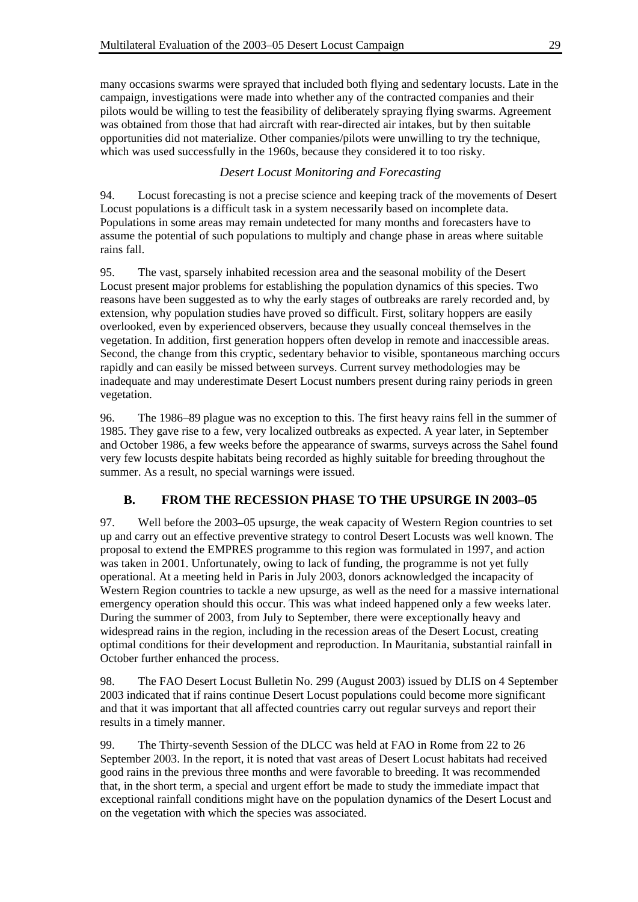many occasions swarms were sprayed that included both flying and sedentary locusts. Late in the campaign, investigations were made into whether any of the contracted companies and their pilots would be willing to test the feasibility of deliberately spraying flying swarms. Agreement was obtained from those that had aircraft with rear-directed air intakes, but by then suitable opportunities did not materialize. Other companies/pilots were unwilling to try the technique, which was used successfully in the 1960s, because they considered it to too risky.

### *Desert Locust Monitoring and Forecasting*

94. Locust forecasting is not a precise science and keeping track of the movements of Desert Locust populations is a difficult task in a system necessarily based on incomplete data. Populations in some areas may remain undetected for many months and forecasters have to assume the potential of such populations to multiply and change phase in areas where suitable rains fall.

95. The vast, sparsely inhabited recession area and the seasonal mobility of the Desert Locust present major problems for establishing the population dynamics of this species. Two reasons have been suggested as to why the early stages of outbreaks are rarely recorded and, by extension, why population studies have proved so difficult. First, solitary hoppers are easily overlooked, even by experienced observers, because they usually conceal themselves in the vegetation. In addition, first generation hoppers often develop in remote and inaccessible areas. Second, the change from this cryptic, sedentary behavior to visible, spontaneous marching occurs rapidly and can easily be missed between surveys. Current survey methodologies may be inadequate and may underestimate Desert Locust numbers present during rainy periods in green vegetation.

96. The 1986–89 plague was no exception to this. The first heavy rains fell in the summer of 1985. They gave rise to a few, very localized outbreaks as expected. A year later, in September and October 1986, a few weeks before the appearance of swarms, surveys across the Sahel found very few locusts despite habitats being recorded as highly suitable for breeding throughout the summer. As a result, no special warnings were issued.

## B. FROM THE RECESSION PHASE TO THE UPSURGE IN 2003–05

97. Well before the 2003–05 upsurge, the weak capacity of Western Region countries to set up and carry out an effective preventive strategy to control Desert Locusts was well known. The proposal to extend the EMPRES programme to this region was formulated in 1997, and action was taken in 2001. Unfortunately, owing to lack of funding, the programme is not yet fully operational. At a meeting held in Paris in July 2003, donors acknowledged the incapacity of Western Region countries to tackle a new upsurge, as well as the need for a massive international emergency operation should this occur. This was what indeed happened only a few weeks later. During the summer of 2003, from July to September, there were exceptionally heavy and widespread rains in the region, including in the recession areas of the Desert Locust, creating optimal conditions for their development and reproduction. In Mauritania, substantial rainfall in October further enhanced the process.

98. The FAO Desert Locust Bulletin No. 299 (August 2003) issued by DLIS on 4 September 2003 indicated that if rains continue Desert Locust populations could become more significant and that it was important that all affected countries carry out regular surveys and report their results in a timely manner.

99. The Thirty-seventh Session of the DLCC was held at FAO in Rome from 22 to 26 September 2003. In the report, it is noted that vast areas of Desert Locust habitats had received good rains in the previous three months and were favorable to breeding. It was recommended that, in the short term, a special and urgent effort be made to study the immediate impact that exceptional rainfall conditions might have on the population dynamics of the Desert Locust and on the vegetation with which the species was associated.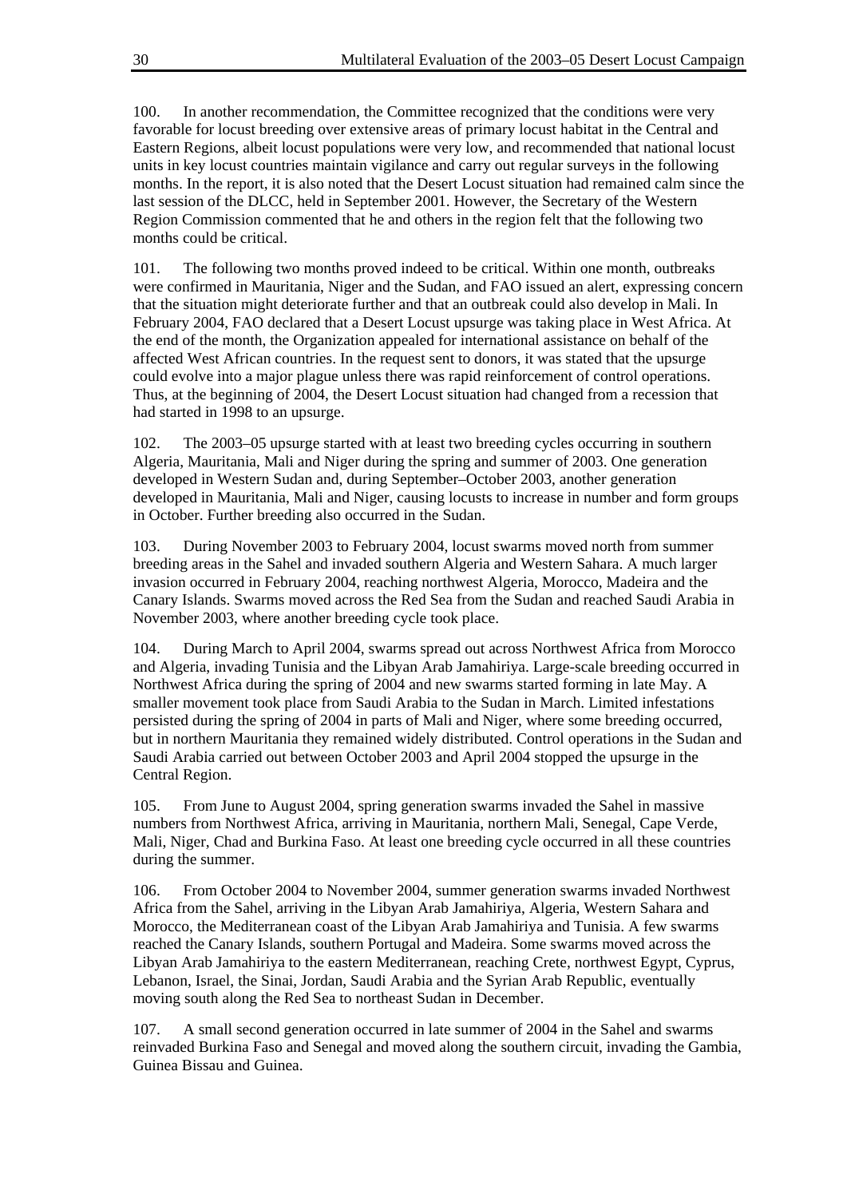100. In another recommendation, the Committee recognized that the conditions were very favorable for locust breeding over extensive areas of primary locust habitat in the Central and Eastern Regions, albeit locust populations were very low, and recommended that national locust units in key locust countries maintain vigilance and carry out regular surveys in the following months. In the report, it is also noted that the Desert Locust situation had remained calm since the last session of the DLCC, held in September 2001. However, the Secretary of the Western Region Commission commented that he and others in the region felt that the following two months could be critical.

101. The following two months proved indeed to be critical. Within one month, outbreaks were confirmed in Mauritania, Niger and the Sudan, and FAO issued an alert, expressing concern that the situation might deteriorate further and that an outbreak could also develop in Mali. In February 2004, FAO declared that a Desert Locust upsurge was taking place in West Africa. At the end of the month, the Organization appealed for international assistance on behalf of the affected West African countries. In the request sent to donors, it was stated that the upsurge could evolve into a major plague unless there was rapid reinforcement of control operations. Thus, at the beginning of 2004, the Desert Locust situation had changed from a recession that had started in 1998 to an upsurge.

102. The 2003–05 upsurge started with at least two breeding cycles occurring in southern Algeria, Mauritania, Mali and Niger during the spring and summer of 2003. One generation developed in Western Sudan and, during September–October 2003, another generation developed in Mauritania, Mali and Niger, causing locusts to increase in number and form groups in October. Further breeding also occurred in the Sudan.

103. During November 2003 to February 2004, locust swarms moved north from summer breeding areas in the Sahel and invaded southern Algeria and Western Sahara. A much larger invasion occurred in February 2004, reaching northwest Algeria, Morocco, Madeira and the Canary Islands. Swarms moved across the Red Sea from the Sudan and reached Saudi Arabia in November 2003, where another breeding cycle took place.

104. During March to April 2004, swarms spread out across Northwest Africa from Morocco and Algeria, invading Tunisia and the Libyan Arab Jamahiriya. Large-scale breeding occurred in Northwest Africa during the spring of 2004 and new swarms started forming in late May. A smaller movement took place from Saudi Arabia to the Sudan in March. Limited infestations persisted during the spring of 2004 in parts of Mali and Niger, where some breeding occurred, but in northern Mauritania they remained widely distributed. Control operations in the Sudan and Saudi Arabia carried out between October 2003 and April 2004 stopped the upsurge in the Central Region.

105. From June to August 2004, spring generation swarms invaded the Sahel in massive numbers from Northwest Africa, arriving in Mauritania, northern Mali, Senegal, Cape Verde, Mali, Niger, Chad and Burkina Faso. At least one breeding cycle occurred in all these countries during the summer.

106. From October 2004 to November 2004, summer generation swarms invaded Northwest Africa from the Sahel, arriving in the Libyan Arab Jamahiriya, Algeria, Western Sahara and Morocco, the Mediterranean coast of the Libyan Arab Jamahiriya and Tunisia. A few swarms reached the Canary Islands, southern Portugal and Madeira. Some swarms moved across the Libyan Arab Jamahiriya to the eastern Mediterranean, reaching Crete, northwest Egypt, Cyprus, Lebanon, Israel, the Sinai, Jordan, Saudi Arabia and the Syrian Arab Republic, eventually moving south along the Red Sea to northeast Sudan in December.

107. A small second generation occurred in late summer of 2004 in the Sahel and swarms reinvaded Burkina Faso and Senegal and moved along the southern circuit, invading the Gambia, Guinea Bissau and Guinea.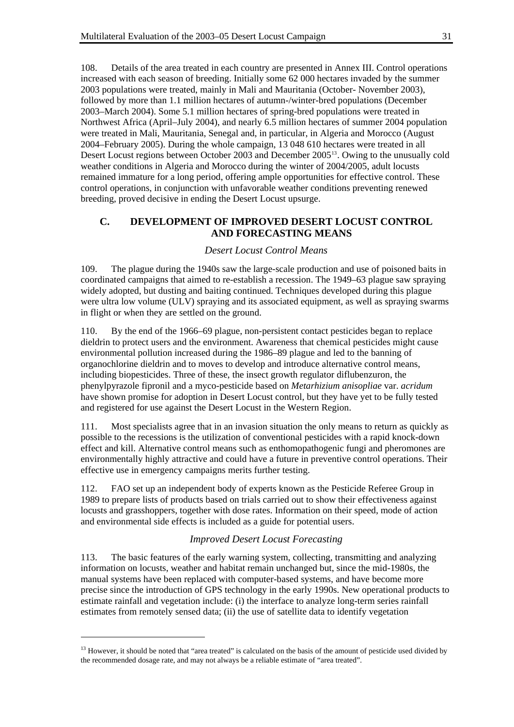108. Details of the area treated in each country are presented in Annex III. Control operations increased with each season of breeding. Initially some 62 000 hectares invaded by the summer 2003 populations were treated, mainly in Mali and Mauritania (October- November 2003), followed by more than 1.1 million hectares of autumn-/winter-bred populations (December 2003–March 2004). Some 5.1 million hectares of spring-bred populations were treated in Northwest Africa (April–July 2004), and nearly 6.5 million hectares of summer 2004 population were treated in Mali, Mauritania, Senegal and, in particular, in Algeria and Morocco (August 2004–February 2005). During the whole campaign, 13 048 610 hectares were treated in all Desert Locust regions between October 2003 and December 2005[13]. Owing to the unusually cold weather conditions in Algeria and Morocco during the winter of 2004/2005, adult locusts remained immature for a long period, offering ample opportunities for effective control. These control operations, in conjunction with unfavorable weather conditions preventing renewed breeding, proved decisive in ending the Desert Locust upsurge.

## C. DEVELOPMENT OF IMPROVED DESERT LOCUST CONTROL AND FORECASTING MEANS

*Desert Locust Control Means*

109. The plague during the 1940s saw the large-scale production and use of poisoned baits in coordinated campaigns that aimed to re-establish a recession. The 1949–63 plague saw spraying widely adopted, but dusting and baiting continued. Techniques developed during this plague were ultra low volume (ULV) spraying and its associated equipment, as well as spraying swarms in flight or when they are settled on the ground.

110. By the end of the 1966–69 plague, non-persistent contact pesticides began to replace dieldrin to protect users and the environment. Awareness that chemical pesticides might cause environmental pollution increased during the 1986–89 plague and led to the banning of organochlorine dieldrin and to moves to develop and introduce alternative control means, including biopesticides. Three of these, the insect growth regulator diflubenzuron, the phenylpyrazole fipronil and a myco-pesticide based on *Metarhizium anisopliae* var. *acridum* have shown promise for adoption in Desert Locust control, but they have yet to be fully tested and registered for use against the Desert Locust in the Western Region.

111. Most specialists agree that in an invasion situation the only means to return as quickly as possible to the recessions is the utilization of conventional pesticides with a rapid knock-down effect and kill. Alternative control means such as enthomopathogenic fungi and pheromones are environmentally highly attractive and could have a future in preventive control operations. Their effective use in emergency campaigns merits further testing.

112. FAO set up an independent body of experts known as the Pesticide Referee Group in 1989 to prepare lists of products based on trials carried out to show their effectiveness against locusts and grasshoppers, together with dose rates. Information on their speed, mode of action and environmental side effects is included as a guide for potential users.

*Improved Desert Locust Forecasting*

113. The basic features of the early warning system, collecting, transmitting and analyzing information on locusts, weather and habitat remain unchanged but, since the mid-1980s, the manual systems have been replaced with computer-based systems, and have become more precise since the introduction of GPS technology in the early 1990s. New operational products to estimate rainfall and vegetation include: (i) the interface to analyze long-term series rainfall estimates from remotely sensed data; (ii) the use of satellite data to identify vegetation

[13] However, it should be noted that "area treated" is calculated on the basis of the amount of pesticide used divided by the recommended dosage rate, and may not always be a reliable estimate of "area treated".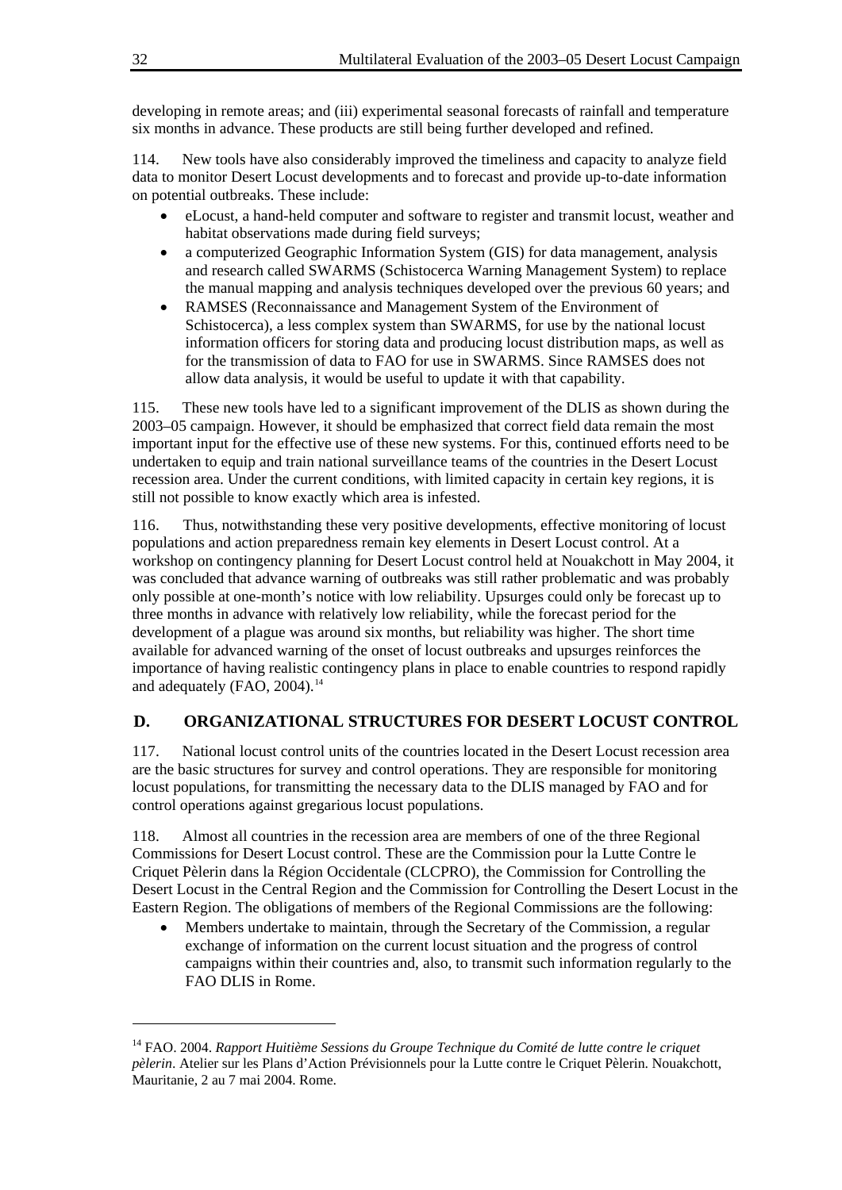developing in remote areas; and (iii) experimental seasonal forecasts of rainfall and temperature six months in advance. These products are still being further developed and refined.

114. New tools have also considerably improved the timeliness and capacity to analyze field data to monitor Desert Locust developments and to forecast and provide up-to-date information on potential outbreaks. These include:

- eLocust, a hand-held computer and software to register and transmit locust, weather and habitat observations made during field surveys;
- a computerized Geographic Information System (GIS) for data management, analysis and research called SWARMS (Schistocerca Warning Management System) to replace the manual mapping and analysis techniques developed over the previous 60 years; and
- RAMSES (Reconnaissance and Management System of the Environment of Schistocerca), a less complex system than SWARMS, for use by the national locust information officers for storing data and producing locust distribution maps, as well as for the transmission of data to FAO for use in SWARMS. Since RAMSES does not allow data analysis, it would be useful to update it with that capability.

115. These new tools have led to a significant improvement of the DLIS as shown during the 2003–05 campaign. However, it should be emphasized that correct field data remain the most important input for the effective use of these new systems. For this, continued efforts need to be undertaken to equip and train national surveillance teams of the countries in the Desert Locust recession area. Under the current conditions, with limited capacity in certain key regions, it is still not possible to know exactly which area is infested.

116. Thus, notwithstanding these very positive developments, effective monitoring of locust populations and action preparedness remain key elements in Desert Locust control. At a workshop on contingency planning for Desert Locust control held at Nouakchott in May 2004, it was concluded that advance warning of outbreaks was still rather problematic and was probably only possible at one-month's notice with low reliability. Upsurges could only be forecast up to three months in advance with relatively low reliability, while the forecast period for the development of a plague was around six months, but reliability was higher. The short time available for advanced warning of the onset of locust outbreaks and upsurges reinforces the importance of having realistic contingency plans in place to enable countries to respond rapidly and adequately (FAO, 2004).[14]

## D. ORGANIZATIONAL STRUCTURES FOR DESERT LOCUST CONTROL

117. National locust control units of the countries located in the Desert Locust recession area are the basic structures for survey and control operations. They are responsible for monitoring locust populations, for transmitting the necessary data to the DLIS managed by FAO and for control operations against gregarious locust populations.

118. Almost all countries in the recession area are members of one of the three Regional Commissions for Desert Locust control. These are the Commission pour la Lutte Contre le Criquet Pèlerin dans la Région Occidentale (CLCPRO), the Commission for Controlling the Desert Locust in the Central Region and the Commission for Controlling the Desert Locust in the Eastern Region. The obligations of members of the Regional Commissions are the following:

- Members undertake to maintain, through the Secretary of the Commission, a regular exchange of information on the current locust situation and the progress of control campaigns within their countries and, also, to transmit such information regularly to the FAO DLIS in Rome.

---

[14] FAO. 2004. *Rapport Huitième Sessions du Groupe Technique du Comité de lutte contre le criquet pèlerin*. Atelier sur les Plans d'Action Prévisionnels pour la Lutte contre le Criquet Pèlerin. Nouakchott, Mauritanie, 2 au 7 mai 2004. Rome.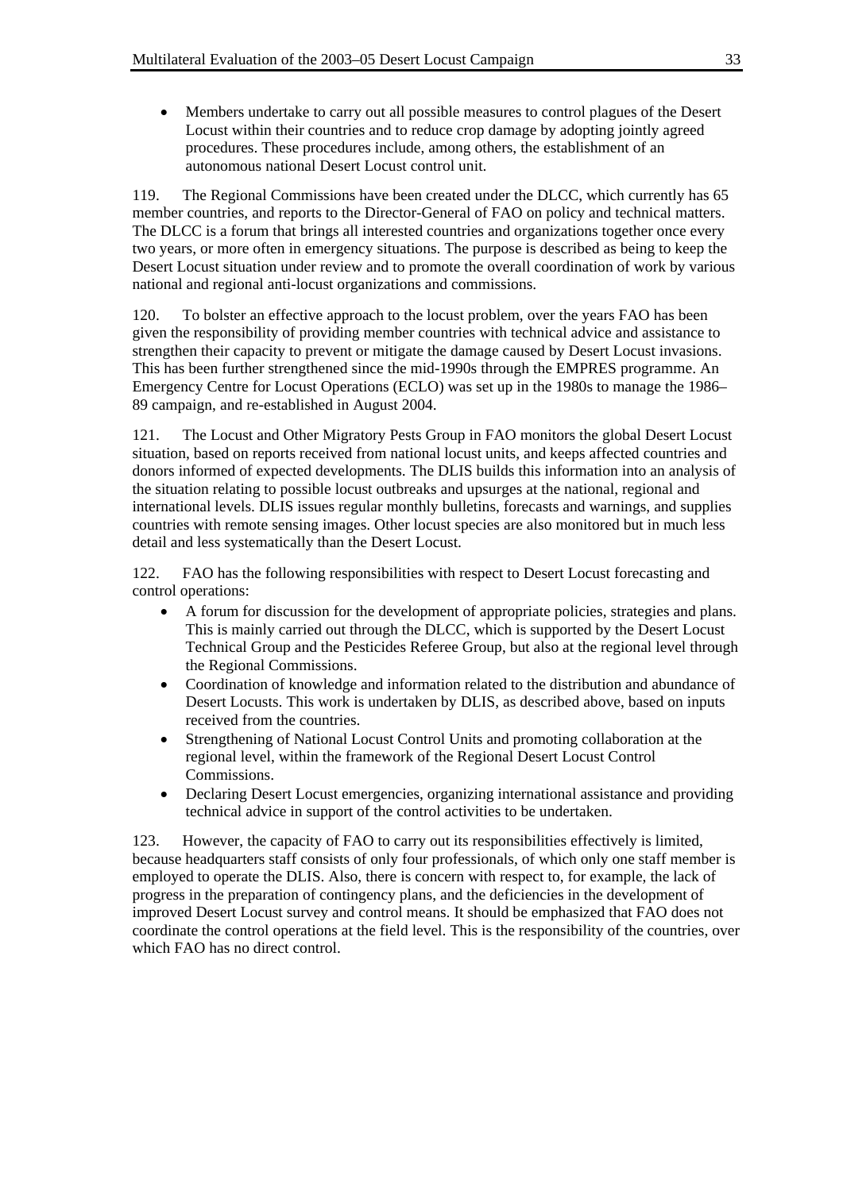- Members undertake to carry out all possible measures to control plagues of the Desert Locust within their countries and to reduce crop damage by adopting jointly agreed procedures. These procedures include, among others, the establishment of an autonomous national Desert Locust control unit.

119. The Regional Commissions have been created under the DLCC, which currently has 65 member countries, and reports to the Director-General of FAO on policy and technical matters. The DLCC is a forum that brings all interested countries and organizations together once every two years, or more often in emergency situations. The purpose is described as being to keep the Desert Locust situation under review and to promote the overall coordination of work by various national and regional anti-locust organizations and commissions.

120. To bolster an effective approach to the locust problem, over the years FAO has been given the responsibility of providing member countries with technical advice and assistance to strengthen their capacity to prevent or mitigate the damage caused by Desert Locust invasions. This has been further strengthened since the mid-1990s through the EMPRES programme. An Emergency Centre for Locust Operations (ECLO) was set up in the 1980s to manage the 1986–89 campaign, and re-established in August 2004.

121. The Locust and Other Migratory Pests Group in FAO monitors the global Desert Locust situation, based on reports received from national locust units, and keeps affected countries and donors informed of expected developments. The DLIS builds this information into an analysis of the situation relating to possible locust outbreaks and upsurges at the national, regional and international levels. DLIS issues regular monthly bulletins, forecasts and warnings, and supplies countries with remote sensing images. Other locust species are also monitored but in much less detail and less systematically than the Desert Locust.

122. FAO has the following responsibilities with respect to Desert Locust forecasting and control operations:

- A forum for discussion for the development of appropriate policies, strategies and plans. This is mainly carried out through the DLCC, which is supported by the Desert Locust Technical Group and the Pesticides Referee Group, but also at the regional level through the Regional Commissions.
- Coordination of knowledge and information related to the distribution and abundance of Desert Locusts. This work is undertaken by DLIS, as described above, based on inputs received from the countries.
- Strengthening of National Locust Control Units and promoting collaboration at the regional level, within the framework of the Regional Desert Locust Control Commissions.
- Declaring Desert Locust emergencies, organizing international assistance and providing technical advice in support of the control activities to be undertaken.

123. However, the capacity of FAO to carry out its responsibilities effectively is limited, because headquarters staff consists of only four professionals, of which only one staff member is employed to operate the DLIS. Also, there is concern with respect to, for example, the lack of progress in the preparation of contingency plans, and the deficiencies in the development of improved Desert Locust survey and control means. It should be emphasized that FAO does not coordinate the control operations at the field level. This is the responsibility of the countries, over which FAO has no direct control.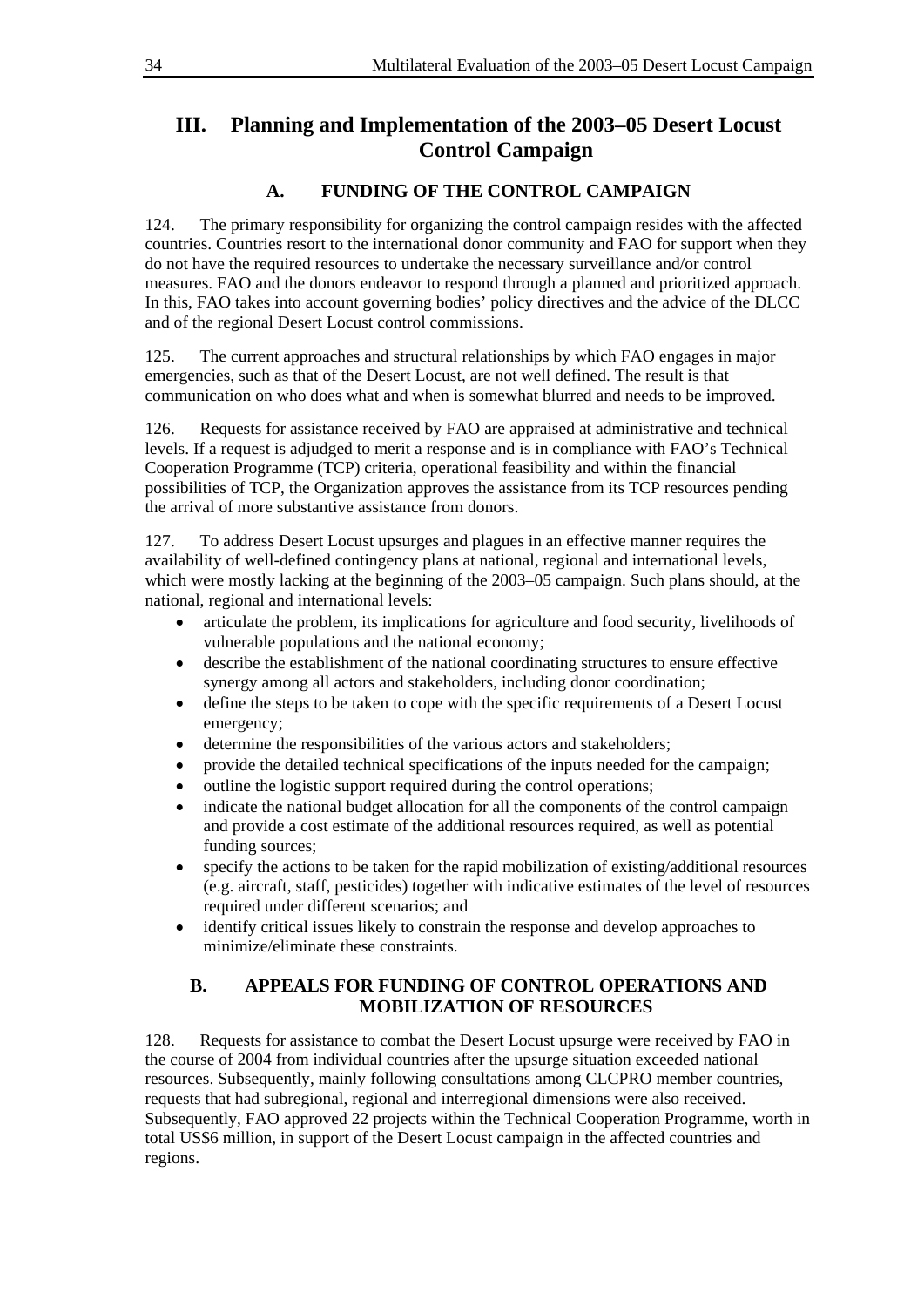# III. Planning and Implementation of the 2003–05 Desert Locust Control Campaign

## A. FUNDING OF THE CONTROL CAMPAIGN

124. The primary responsibility for organizing the control campaign resides with the affected countries. Countries resort to the international donor community and FAO for support when they do not have the required resources to undertake the necessary surveillance and/or control measures. FAO and the donors endeavor to respond through a planned and prioritized approach. In this, FAO takes into account governing bodies' policy directives and the advice of the DLCC and of the regional Desert Locust control commissions.

125. The current approaches and structural relationships by which FAO engages in major emergencies, such as that of the Desert Locust, are not well defined. The result is that communication on who does what and when is somewhat blurred and needs to be improved.

126. Requests for assistance received by FAO are appraised at administrative and technical levels. If a request is adjudged to merit a response and is in compliance with FAO's Technical Cooperation Programme (TCP) criteria, operational feasibility and within the financial possibilities of TCP, the Organization approves the assistance from its TCP resources pending the arrival of more substantive assistance from donors.

127. To address Desert Locust upsurges and plagues in an effective manner requires the availability of well-defined contingency plans at national, regional and international levels, which were mostly lacking at the beginning of the 2003–05 campaign. Such plans should, at the national, regional and international levels:

- articulate the problem, its implications for agriculture and food security, livelihoods of vulnerable populations and the national economy;
- describe the establishment of the national coordinating structures to ensure effective synergy among all actors and stakeholders, including donor coordination;
- define the steps to be taken to cope with the specific requirements of a Desert Locust emergency;
- determine the responsibilities of the various actors and stakeholders;
- provide the detailed technical specifications of the inputs needed for the campaign;
- outline the logistic support required during the control operations;
- indicate the national budget allocation for all the components of the control campaign and provide a cost estimate of the additional resources required, as well as potential funding sources;
- specify the actions to be taken for the rapid mobilization of existing/additional resources (e.g. aircraft, staff, pesticides) together with indicative estimates of the level of resources required under different scenarios; and
- identify critical issues likely to constrain the response and develop approaches to minimize/eliminate these constraints.

## B. APPEALS FOR FUNDING OF CONTROL OPERATIONS AND MOBILIZATION OF RESOURCES

128. Requests for assistance to combat the Desert Locust upsurge were received by FAO in the course of 2004 from individual countries after the upsurge situation exceeded national resources. Subsequently, mainly following consultations among CLCPRO member countries, requests that had subregional, regional and interregional dimensions were also received. Subsequently, FAO approved 22 projects within the Technical Cooperation Programme, worth in total US$6 million, in support of the Desert Locust campaign in the affected countries and regions.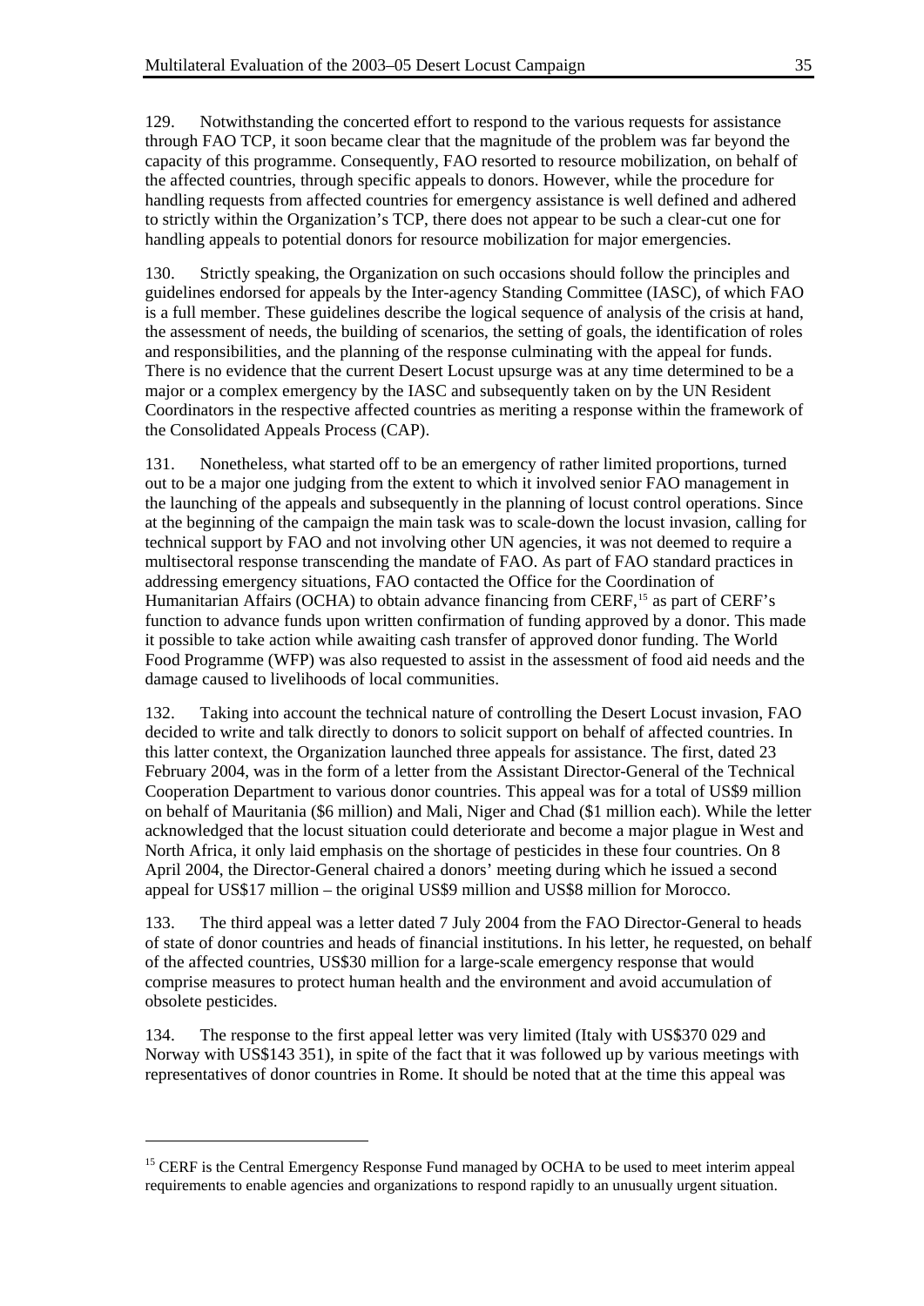129. Notwithstanding the concerted effort to respond to the various requests for assistance through FAO TCP, it soon became clear that the magnitude of the problem was far beyond the capacity of this programme. Consequently, FAO resorted to resource mobilization, on behalf of the affected countries, through specific appeals to donors. However, while the procedure for handling requests from affected countries for emergency assistance is well defined and adhered to strictly within the Organization's TCP, there does not appear to be such a clear-cut one for handling appeals to potential donors for resource mobilization for major emergencies.

130. Strictly speaking, the Organization on such occasions should follow the principles and guidelines endorsed for appeals by the Inter-agency Standing Committee (IASC), of which FAO is a full member. These guidelines describe the logical sequence of analysis of the crisis at hand, the assessment of needs, the building of scenarios, the setting of goals, the identification of roles and responsibilities, and the planning of the response culminating with the appeal for funds. There is no evidence that the current Desert Locust upsurge was at any time determined to be a major or a complex emergency by the IASC and subsequently taken on by the UN Resident Coordinators in the respective affected countries as meriting a response within the framework of the Consolidated Appeals Process (CAP).

131. Nonetheless, what started off to be an emergency of rather limited proportions, turned out to be a major one judging from the extent to which it involved senior FAO management in the launching of the appeals and subsequently in the planning of locust control operations. Since at the beginning of the campaign the main task was to scale-down the locust invasion, calling for technical support by FAO and not involving other UN agencies, it was not deemed to require a multisectoral response transcending the mandate of FAO. As part of FAO standard practices in addressing emergency situations, FAO contacted the Office for the Coordination of Humanitarian Affairs (OCHA) to obtain advance financing from CERF,[15] as part of CERF's function to advance funds upon written confirmation of funding approved by a donor. This made it possible to take action while awaiting cash transfer of approved donor funding. The World Food Programme (WFP) was also requested to assist in the assessment of food aid needs and the damage caused to livelihoods of local communities.

132. Taking into account the technical nature of controlling the Desert Locust invasion, FAO decided to write and talk directly to donors to solicit support on behalf of affected countries. In this latter context, the Organization launched three appeals for assistance. The first, dated 23 February 2004, was in the form of a letter from the Assistant Director-General of the Technical Cooperation Department to various donor countries. This appeal was for a total of US$9 million on behalf of Mauritania ($6 million) and Mali, Niger and Chad ($1 million each). While the letter acknowledged that the locust situation could deteriorate and become a major plague in West and North Africa, it only laid emphasis on the shortage of pesticides in these four countries. On 8 April 2004, the Director-General chaired a donors' meeting during which he issued a second appeal for US$17 million – the original US$9 million and US$8 million for Morocco.

133. The third appeal was a letter dated 7 July 2004 from the FAO Director-General to heads of state of donor countries and heads of financial institutions. In his letter, he requested, on behalf of the affected countries, US$30 million for a large-scale emergency response that would comprise measures to protect human health and the environment and avoid accumulation of obsolete pesticides.

134. The response to the first appeal letter was very limited (Italy with US$370 029 and Norway with US$143 351), in spite of the fact that it was followed up by various meetings with representatives of donor countries in Rome. It should be noted that at the time this appeal was

---

[15] CERF is the Central Emergency Response Fund managed by OCHA to be used to meet interim appeal requirements to enable agencies and organizations to respond rapidly to an unusually urgent situation.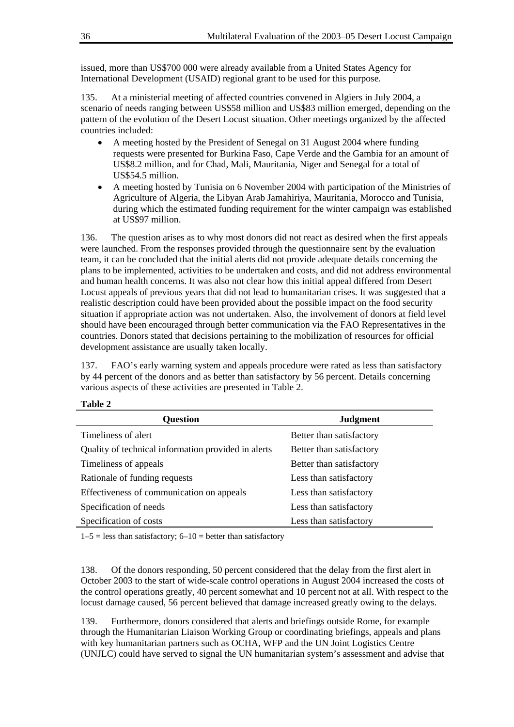issued, more than US$700 000 were already available from a United States Agency for International Development (USAID) regional grant to be used for this purpose.

135. At a ministerial meeting of affected countries convened in Algiers in July 2004, a scenario of needs ranging between US$58 million and US$83 million emerged, depending on the pattern of the evolution of the Desert Locust situation. Other meetings organized by the affected countries included:

- A meeting hosted by the President of Senegal on 31 August 2004 where funding requests were presented for Burkina Faso, Cape Verde and the Gambia for an amount of US$8.2 million, and for Chad, Mali, Mauritania, Niger and Senegal for a total of US$54.5 million.
- A meeting hosted by Tunisia on 6 November 2004 with participation of the Ministries of Agriculture of Algeria, the Libyan Arab Jamahiriya, Mauritania, Morocco and Tunisia, during which the estimated funding requirement for the winter campaign was established at US$97 million.

136. The question arises as to why most donors did not react as desired when the first appeals were launched. From the responses provided through the questionnaire sent by the evaluation team, it can be concluded that the initial alerts did not provide adequate details concerning the plans to be implemented, activities to be undertaken and costs, and did not address environmental and human health concerns. It was also not clear how this initial appeal differed from Desert Locust appeals of previous years that did not lead to humanitarian crises. It was suggested that a realistic description could have been provided about the possible impact on the food security situation if appropriate action was not undertaken. Also, the involvement of donors at field level should have been encouraged through better communication via the FAO Representatives in the countries. Donors stated that decisions pertaining to the mobilization of resources for official development assistance are usually taken locally.

137. FAO's early warning system and appeals procedure were rated as less than satisfactory by 44 percent of the donors and as better than satisfactory by 56 percent. Details concerning various aspects of these activities are presented in Table 2.

**Table 2**

| Question | Judgment |
|---|---|
| Timeliness of alert | Better than satisfactory |
| Quality of technical information provided in alerts | Better than satisfactory |
| Timeliness of appeals | Better than satisfactory |
| Rationale of funding requests | Less than satisfactory |
| Effectiveness of communication on appeals | Less than satisfactory |
| Specification of needs | Less than satisfactory |
| Specification of costs | Less than satisfactory |

1–5 = less than satisfactory; 6–10 = better than satisfactory

138. Of the donors responding, 50 percent considered that the delay from the first alert in October 2003 to the start of wide-scale control operations in August 2004 increased the costs of the control operations greatly, 40 percent somewhat and 10 percent not at all. With respect to the locust damage caused, 56 percent believed that damage increased greatly owing to the delays.

139. Furthermore, donors considered that alerts and briefings outside Rome, for example through the Humanitarian Liaison Working Group or coordinating briefings, appeals and plans with key humanitarian partners such as OCHA, WFP and the UN Joint Logistics Centre (UNJLC) could have served to signal the UN humanitarian system's assessment and advise that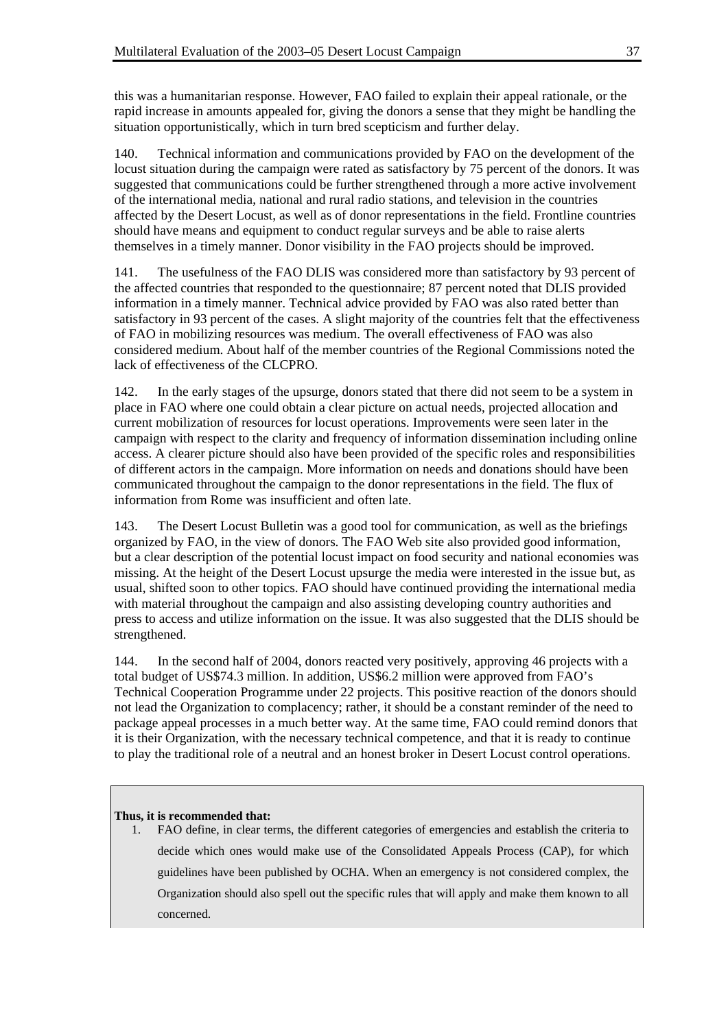this was a humanitarian response. However, FAO failed to explain their appeal rationale, or the rapid increase in amounts appealed for, giving the donors a sense that they might be handling the situation opportunistically, which in turn bred scepticism and further delay.

140. Technical information and communications provided by FAO on the development of the locust situation during the campaign were rated as satisfactory by 75 percent of the donors. It was suggested that communications could be further strengthened through a more active involvement of the international media, national and rural radio stations, and television in the countries affected by the Desert Locust, as well as of donor representations in the field. Frontline countries should have means and equipment to conduct regular surveys and be able to raise alerts themselves in a timely manner. Donor visibility in the FAO projects should be improved.

141. The usefulness of the FAO DLIS was considered more than satisfactory by 93 percent of the affected countries that responded to the questionnaire; 87 percent noted that DLIS provided information in a timely manner. Technical advice provided by FAO was also rated better than satisfactory in 93 percent of the cases. A slight majority of the countries felt that the effectiveness of FAO in mobilizing resources was medium. The overall effectiveness of FAO was also considered medium. About half of the member countries of the Regional Commissions noted the lack of effectiveness of the CLCPRO.

142. In the early stages of the upsurge, donors stated that there did not seem to be a system in place in FAO where one could obtain a clear picture on actual needs, projected allocation and current mobilization of resources for locust operations. Improvements were seen later in the campaign with respect to the clarity and frequency of information dissemination including online access. A clearer picture should also have been provided of the specific roles and responsibilities of different actors in the campaign. More information on needs and donations should have been communicated throughout the campaign to the donor representations in the field. The flux of information from Rome was insufficient and often late.

143. The Desert Locust Bulletin was a good tool for communication, as well as the briefings organized by FAO, in the view of donors. The FAO Web site also provided good information, but a clear description of the potential locust impact on food security and national economies was missing. At the height of the Desert Locust upsurge the media were interested in the issue but, as usual, shifted soon to other topics. FAO should have continued providing the international media with material throughout the campaign and also assisting developing country authorities and press to access and utilize information on the issue. It was also suggested that the DLIS should be strengthened.

144. In the second half of 2004, donors reacted very positively, approving 46 projects with a total budget of US$74.3 million. In addition, US$6.2 million were approved from FAO's Technical Cooperation Programme under 22 projects. This positive reaction of the donors should not lead the Organization to complacency; rather, it should be a constant reminder of the need to package appeal processes in a much better way. At the same time, FAO could remind donors that it is their Organization, with the necessary technical competence, and that it is ready to continue to play the traditional role of a neutral and an honest broker in Desert Locust control operations.

**Thus, it is recommended that:**

1. FAO define, in clear terms, the different categories of emergencies and establish the criteria to decide which ones would make use of the Consolidated Appeals Process (CAP), for which guidelines have been published by OCHA. When an emergency is not considered complex, the Organization should also spell out the specific rules that will apply and make them known to all concerned.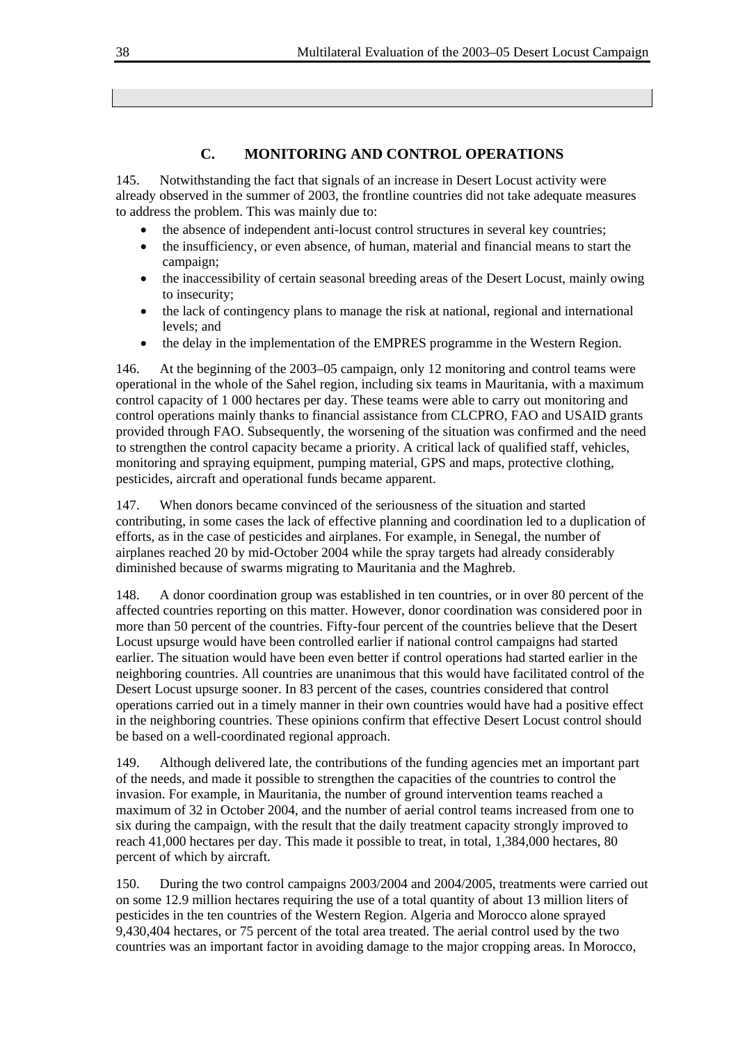## C. MONITORING AND CONTROL OPERATIONS

145. Notwithstanding the fact that signals of an increase in Desert Locust activity were already observed in the summer of 2003, the frontline countries did not take adequate measures to address the problem. This was mainly due to:

- the absence of independent anti-locust control structures in several key countries;
- the insufficiency, or even absence, of human, material and financial means to start the campaign;
- the inaccessibility of certain seasonal breeding areas of the Desert Locust, mainly owing to insecurity;
- the lack of contingency plans to manage the risk at national, regional and international levels; and
- the delay in the implementation of the EMPRES programme in the Western Region.

146. At the beginning of the 2003–05 campaign, only 12 monitoring and control teams were operational in the whole of the Sahel region, including six teams in Mauritania, with a maximum control capacity of 1 000 hectares per day. These teams were able to carry out monitoring and control operations mainly thanks to financial assistance from CLCPRO, FAO and USAID grants provided through FAO. Subsequently, the worsening of the situation was confirmed and the need to strengthen the control capacity became a priority. A critical lack of qualified staff, vehicles, monitoring and spraying equipment, pumping material, GPS and maps, protective clothing, pesticides, aircraft and operational funds became apparent.

147. When donors became convinced of the seriousness of the situation and started contributing, in some cases the lack of effective planning and coordination led to a duplication of efforts, as in the case of pesticides and airplanes. For example, in Senegal, the number of airplanes reached 20 by mid-October 2004 while the spray targets had already considerably diminished because of swarms migrating to Mauritania and the Maghreb.

148. A donor coordination group was established in ten countries, or in over 80 percent of the affected countries reporting on this matter. However, donor coordination was considered poor in more than 50 percent of the countries. Fifty-four percent of the countries believe that the Desert Locust upsurge would have been controlled earlier if national control campaigns had started earlier. The situation would have been even better if control operations had started earlier in the neighboring countries. All countries are unanimous that this would have facilitated control of the Desert Locust upsurge sooner. In 83 percent of the cases, countries considered that control operations carried out in a timely manner in their own countries would have had a positive effect in the neighboring countries. These opinions confirm that effective Desert Locust control should be based on a well-coordinated regional approach.

149. Although delivered late, the contributions of the funding agencies met an important part of the needs, and made it possible to strengthen the capacities of the countries to control the invasion. For example, in Mauritania, the number of ground intervention teams reached a maximum of 32 in October 2004, and the number of aerial control teams increased from one to six during the campaign, with the result that the daily treatment capacity strongly improved to reach 41,000 hectares per day. This made it possible to treat, in total, 1,384,000 hectares, 80 percent of which by aircraft.

150. During the two control campaigns 2003/2004 and 2004/2005, treatments were carried out on some 12.9 million hectares requiring the use of a total quantity of about 13 million liters of pesticides in the ten countries of the Western Region. Algeria and Morocco alone sprayed 9,430,404 hectares, or 75 percent of the total area treated. The aerial control used by the two countries was an important factor in avoiding damage to the major cropping areas. In Morocco,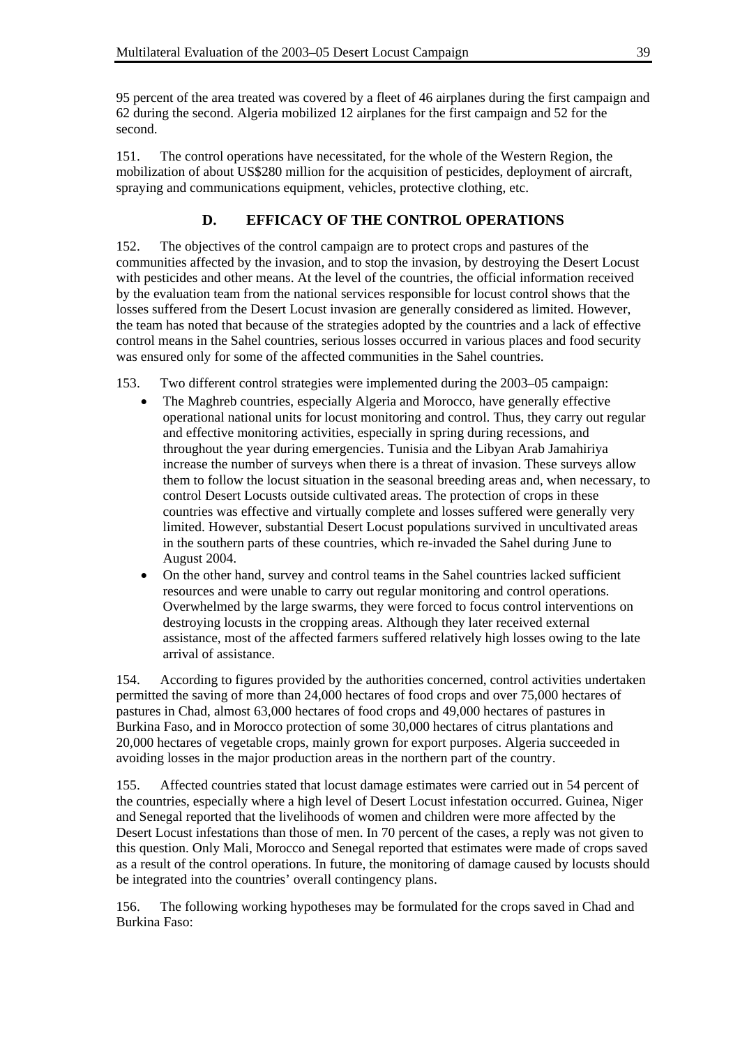95 percent of the area treated was covered by a fleet of 46 airplanes during the first campaign and 62 during the second. Algeria mobilized 12 airplanes for the first campaign and 52 for the second.

151. The control operations have necessitated, for the whole of the Western Region, the mobilization of about US$280 million for the acquisition of pesticides, deployment of aircraft, spraying and communications equipment, vehicles, protective clothing, etc.

## D. EFFICACY OF THE CONTROL OPERATIONS

152. The objectives of the control campaign are to protect crops and pastures of the communities affected by the invasion, and to stop the invasion, by destroying the Desert Locust with pesticides and other means. At the level of the countries, the official information received by the evaluation team from the national services responsible for locust control shows that the losses suffered from the Desert Locust invasion are generally considered as limited. However, the team has noted that because of the strategies adopted by the countries and a lack of effective control means in the Sahel countries, serious losses occurred in various places and food security was ensured only for some of the affected communities in the Sahel countries.

153. Two different control strategies were implemented during the 2003–05 campaign:

- The Maghreb countries, especially Algeria and Morocco, have generally effective operational national units for locust monitoring and control. Thus, they carry out regular and effective monitoring activities, especially in spring during recessions, and throughout the year during emergencies. Tunisia and the Libyan Arab Jamahiriya increase the number of surveys when there is a threat of invasion. These surveys allow them to follow the locust situation in the seasonal breeding areas and, when necessary, to control Desert Locusts outside cultivated areas. The protection of crops in these countries was effective and virtually complete and losses suffered were generally very limited. However, substantial Desert Locust populations survived in uncultivated areas in the southern parts of these countries, which re-invaded the Sahel during June to August 2004.
- On the other hand, survey and control teams in the Sahel countries lacked sufficient resources and were unable to carry out regular monitoring and control operations. Overwhelmed by the large swarms, they were forced to focus control interventions on destroying locusts in the cropping areas. Although they later received external assistance, most of the affected farmers suffered relatively high losses owing to the late arrival of assistance.

154. According to figures provided by the authorities concerned, control activities undertaken permitted the saving of more than 24,000 hectares of food crops and over 75,000 hectares of pastures in Chad, almost 63,000 hectares of food crops and 49,000 hectares of pastures in Burkina Faso, and in Morocco protection of some 30,000 hectares of citrus plantations and 20,000 hectares of vegetable crops, mainly grown for export purposes. Algeria succeeded in avoiding losses in the major production areas in the northern part of the country.

155. Affected countries stated that locust damage estimates were carried out in 54 percent of the countries, especially where a high level of Desert Locust infestation occurred. Guinea, Niger and Senegal reported that the livelihoods of women and children were more affected by the Desert Locust infestations than those of men. In 70 percent of the cases, a reply was not given to this question. Only Mali, Morocco and Senegal reported that estimates were made of crops saved as a result of the control operations. In future, the monitoring of damage caused by locusts should be integrated into the countries' overall contingency plans.

156. The following working hypotheses may be formulated for the crops saved in Chad and Burkina Faso: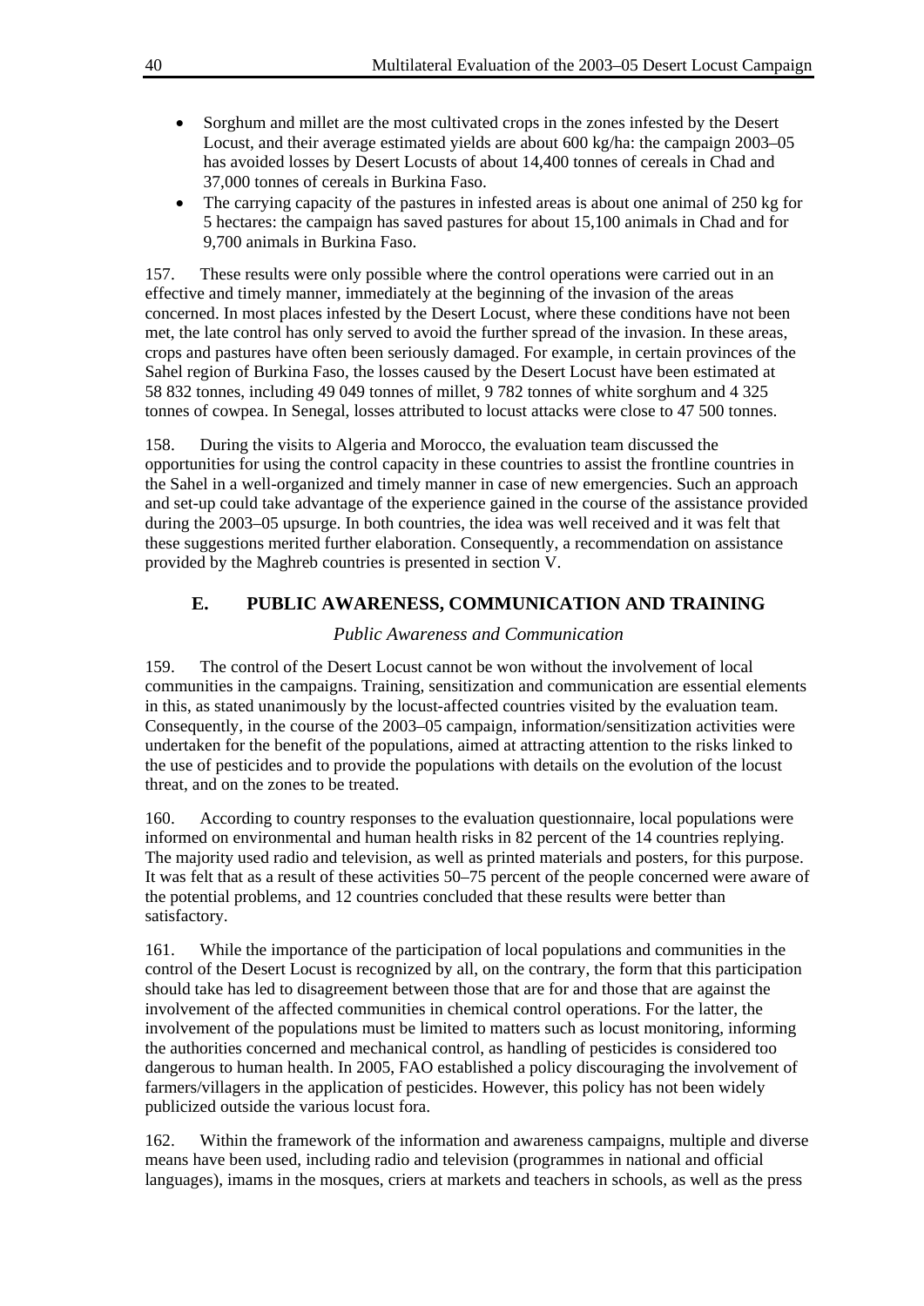- Sorghum and millet are the most cultivated crops in the zones infested by the Desert Locust, and their average estimated yields are about 600 kg/ha: the campaign 2003–05 has avoided losses by Desert Locusts of about 14,400 tonnes of cereals in Chad and 37,000 tonnes of cereals in Burkina Faso.
- The carrying capacity of the pastures in infested areas is about one animal of 250 kg for 5 hectares: the campaign has saved pastures for about 15,100 animals in Chad and for 9,700 animals in Burkina Faso.

157. These results were only possible where the control operations were carried out in an effective and timely manner, immediately at the beginning of the invasion of the areas concerned. In most places infested by the Desert Locust, where these conditions have not been met, the late control has only served to avoid the further spread of the invasion. In these areas, crops and pastures have often been seriously damaged. For example, in certain provinces of the Sahel region of Burkina Faso, the losses caused by the Desert Locust have been estimated at 58 832 tonnes, including 49 049 tonnes of millet, 9 782 tonnes of white sorghum and 4 325 tonnes of cowpea. In Senegal, losses attributed to locust attacks were close to 47 500 tonnes.

158. During the visits to Algeria and Morocco, the evaluation team discussed the opportunities for using the control capacity in these countries to assist the frontline countries in the Sahel in a well-organized and timely manner in case of new emergencies. Such an approach and set-up could take advantage of the experience gained in the course of the assistance provided during the 2003–05 upsurge. In both countries, the idea was well received and it was felt that these suggestions merited further elaboration. Consequently, a recommendation on assistance provided by the Maghreb countries is presented in section V.

## E. PUBLIC AWARENESS, COMMUNICATION AND TRAINING

### *Public Awareness and Communication*

159. The control of the Desert Locust cannot be won without the involvement of local communities in the campaigns. Training, sensitization and communication are essential elements in this, as stated unanimously by the locust-affected countries visited by the evaluation team. Consequently, in the course of the 2003–05 campaign, information/sensitization activities were undertaken for the benefit of the populations, aimed at attracting attention to the risks linked to the use of pesticides and to provide the populations with details on the evolution of the locust threat, and on the zones to be treated.

160. According to country responses to the evaluation questionnaire, local populations were informed on environmental and human health risks in 82 percent of the 14 countries replying. The majority used radio and television, as well as printed materials and posters, for this purpose. It was felt that as a result of these activities 50–75 percent of the people concerned were aware of the potential problems, and 12 countries concluded that these results were better than satisfactory.

161. While the importance of the participation of local populations and communities in the control of the Desert Locust is recognized by all, on the contrary, the form that this participation should take has led to disagreement between those that are for and those that are against the involvement of the affected communities in chemical control operations. For the latter, the involvement of the populations must be limited to matters such as locust monitoring, informing the authorities concerned and mechanical control, as handling of pesticides is considered too dangerous to human health. In 2005, FAO established a policy discouraging the involvement of farmers/villagers in the application of pesticides. However, this policy has not been widely publicized outside the various locust fora.

162. Within the framework of the information and awareness campaigns, multiple and diverse means have been used, including radio and television (programmes in national and official languages), imams in the mosques, criers at markets and teachers in schools, as well as the press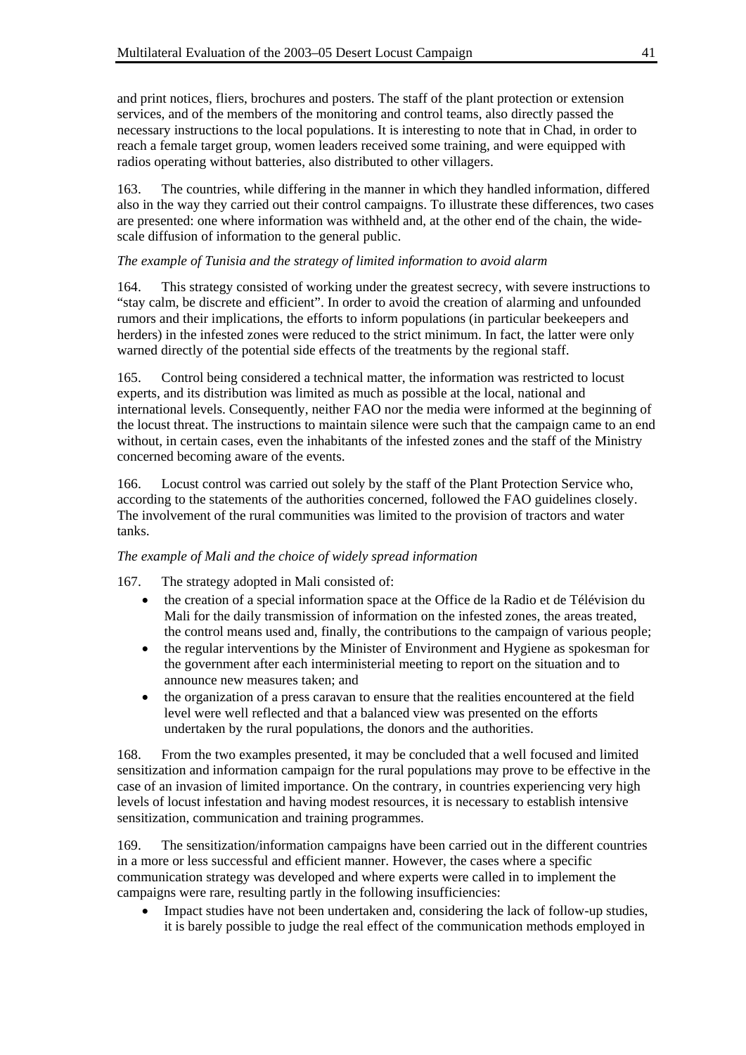and print notices, fliers, brochures and posters. The staff of the plant protection or extension services, and of the members of the monitoring and control teams, also directly passed the necessary instructions to the local populations. It is interesting to note that in Chad, in order to reach a female target group, women leaders received some training, and were equipped with radios operating without batteries, also distributed to other villagers.

163. The countries, while differing in the manner in which they handled information, differed also in the way they carried out their control campaigns. To illustrate these differences, two cases are presented: one where information was withheld and, at the other end of the chain, the wide-scale diffusion of information to the general public.

*The example of Tunisia and the strategy of limited information to avoid alarm*

164. This strategy consisted of working under the greatest secrecy, with severe instructions to "stay calm, be discrete and efficient". In order to avoid the creation of alarming and unfounded rumors and their implications, the efforts to inform populations (in particular beekeepers and herders) in the infested zones were reduced to the strict minimum. In fact, the latter were only warned directly of the potential side effects of the treatments by the regional staff.

165. Control being considered a technical matter, the information was restricted to locust experts, and its distribution was limited as much as possible at the local, national and international levels. Consequently, neither FAO nor the media were informed at the beginning of the locust threat. The instructions to maintain silence were such that the campaign came to an end without, in certain cases, even the inhabitants of the infested zones and the staff of the Ministry concerned becoming aware of the events.

166. Locust control was carried out solely by the staff of the Plant Protection Service who, according to the statements of the authorities concerned, followed the FAO guidelines closely. The involvement of the rural communities was limited to the provision of tractors and water tanks.

*The example of Mali and the choice of widely spread information*

167. The strategy adopted in Mali consisted of:

- the creation of a special information space at the Office de la Radio et de Télévision du Mali for the daily transmission of information on the infested zones, the areas treated, the control means used and, finally, the contributions to the campaign of various people;
- the regular interventions by the Minister of Environment and Hygiene as spokesman for the government after each interministerial meeting to report on the situation and to announce new measures taken; and
- the organization of a press caravan to ensure that the realities encountered at the field level were well reflected and that a balanced view was presented on the efforts undertaken by the rural populations, the donors and the authorities.

168. From the two examples presented, it may be concluded that a well focused and limited sensitization and information campaign for the rural populations may prove to be effective in the case of an invasion of limited importance. On the contrary, in countries experiencing very high levels of locust infestation and having modest resources, it is necessary to establish intensive sensitization, communication and training programmes.

169. The sensitization/information campaigns have been carried out in the different countries in a more or less successful and efficient manner. However, the cases where a specific communication strategy was developed and where experts were called in to implement the campaigns were rare, resulting partly in the following insufficiencies:

- Impact studies have not been undertaken and, considering the lack of follow-up studies, it is barely possible to judge the real effect of the communication methods employed in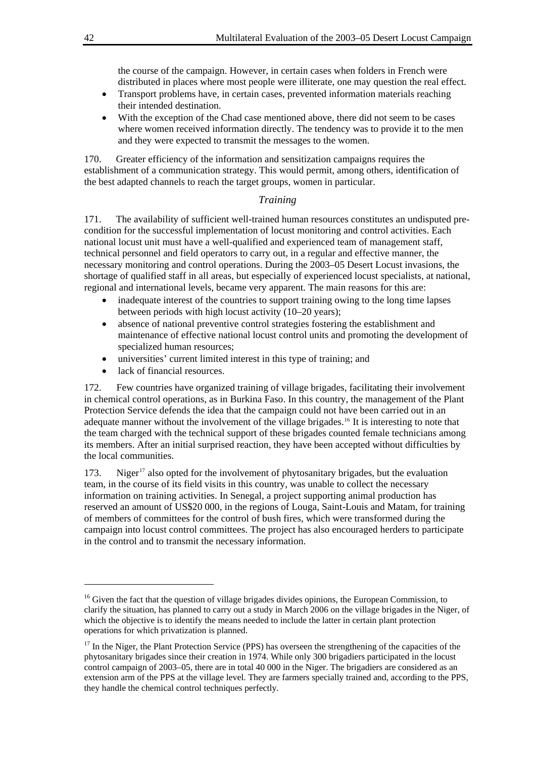the course of the campaign. However, in certain cases when folders in French were distributed in places where most people were illiterate, one may question the real effect.

- Transport problems have, in certain cases, prevented information materials reaching their intended destination.
- With the exception of the Chad case mentioned above, there did not seem to be cases where women received information directly. The tendency was to provide it to the men and they were expected to transmit the messages to the women.

170. Greater efficiency of the information and sensitization campaigns requires the establishment of a communication strategy. This would permit, among others, identification of the best adapted channels to reach the target groups, women in particular.

### *Training*

171. The availability of sufficient well-trained human resources constitutes an undisputed pre-condition for the successful implementation of locust monitoring and control activities. Each national locust unit must have a well-qualified and experienced team of management staff, technical personnel and field operators to carry out, in a regular and effective manner, the necessary monitoring and control operations. During the 2003–05 Desert Locust invasions, the shortage of qualified staff in all areas, but especially of experienced locust specialists, at national, regional and international levels, became very apparent. The main reasons for this are:

- inadequate interest of the countries to support training owing to the long time lapses between periods with high locust activity (10–20 years);
- absence of national preventive control strategies fostering the establishment and maintenance of effective national locust control units and promoting the development of specialized human resources;
- universities' current limited interest in this type of training; and
- lack of financial resources.

172. Few countries have organized training of village brigades, facilitating their involvement in chemical control operations, as in Burkina Faso. In this country, the management of the Plant Protection Service defends the idea that the campaign could not have been carried out in an adequate manner without the involvement of the village brigades.[16] It is interesting to note that the team charged with the technical support of these brigades counted female technicians among its members. After an initial surprised reaction, they have been accepted without difficulties by the local communities.

173. Niger[17] also opted for the involvement of phytosanitary brigades, but the evaluation team, in the course of its field visits in this country, was unable to collect the necessary information on training activities. In Senegal, a project supporting animal production has reserved an amount of US$20 000, in the regions of Louga, Saint-Louis and Matam, for training of members of committees for the control of bush fires, which were transformed during the campaign into locust control committees. The project has also encouraged herders to participate in the control and to transmit the necessary information.

---

[16] Given the fact that the question of village brigades divides opinions, the European Commission, to clarify the situation, has planned to carry out a study in March 2006 on the village brigades in the Niger, of which the objective is to identify the means needed to include the latter in certain plant protection operations for which privatization is planned.

[17] In the Niger, the Plant Protection Service (PPS) has overseen the strengthening of the capacities of the phytosanitary brigades since their creation in 1974. While only 300 brigadiers participated in the locust control campaign of 2003–05, there are in total 40 000 in the Niger. The brigadiers are considered as an extension arm of the PPS at the village level. They are farmers specially trained and, according to the PPS, they handle the chemical control techniques perfectly.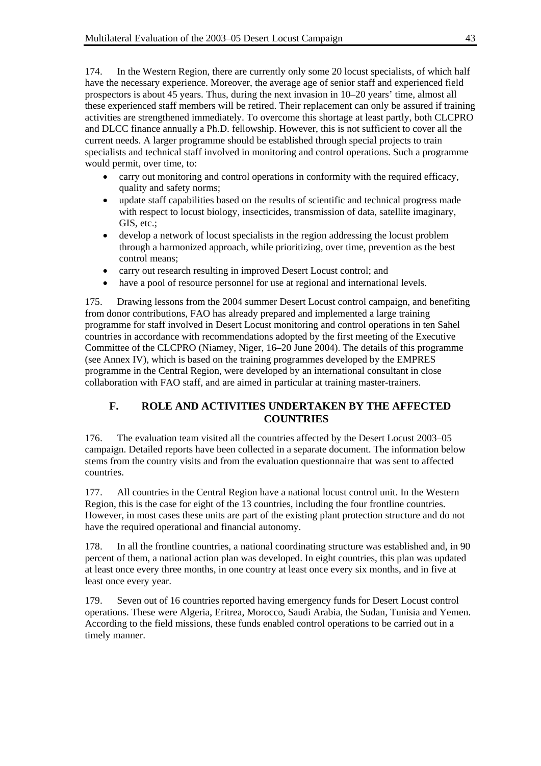174. In the Western Region, there are currently only some 20 locust specialists, of which half have the necessary experience. Moreover, the average age of senior staff and experienced field prospectors is about 45 years. Thus, during the next invasion in 10–20 years' time, almost all these experienced staff members will be retired. Their replacement can only be assured if training activities are strengthened immediately. To overcome this shortage at least partly, both CLCPRO and DLCC finance annually a Ph.D. fellowship. However, this is not sufficient to cover all the current needs. A larger programme should be established through special projects to train specialists and technical staff involved in monitoring and control operations. Such a programme would permit, over time, to:

- carry out monitoring and control operations in conformity with the required efficacy, quality and safety norms;
- update staff capabilities based on the results of scientific and technical progress made with respect to locust biology, insecticides, transmission of data, satellite imaginary, GIS, etc.;
- develop a network of locust specialists in the region addressing the locust problem through a harmonized approach, while prioritizing, over time, prevention as the best control means;
- carry out research resulting in improved Desert Locust control; and
- have a pool of resource personnel for use at regional and international levels.

175. Drawing lessons from the 2004 summer Desert Locust control campaign, and benefiting from donor contributions, FAO has already prepared and implemented a large training programme for staff involved in Desert Locust monitoring and control operations in ten Sahel countries in accordance with recommendations adopted by the first meeting of the Executive Committee of the CLCPRO (Niamey, Niger, 16–20 June 2004). The details of this programme (see Annex IV), which is based on the training programmes developed by the EMPRES programme in the Central Region, were developed by an international consultant in close collaboration with FAO staff, and are aimed in particular at training master-trainers.

## F. ROLE AND ACTIVITIES UNDERTAKEN BY THE AFFECTED COUNTRIES

176. The evaluation team visited all the countries affected by the Desert Locust 2003–05 campaign. Detailed reports have been collected in a separate document. The information below stems from the country visits and from the evaluation questionnaire that was sent to affected countries.

177. All countries in the Central Region have a national locust control unit. In the Western Region, this is the case for eight of the 13 countries, including the four frontline countries. However, in most cases these units are part of the existing plant protection structure and do not have the required operational and financial autonomy.

178. In all the frontline countries, a national coordinating structure was established and, in 90 percent of them, a national action plan was developed. In eight countries, this plan was updated at least once every three months, in one country at least once every six months, and in five at least once every year.

179. Seven out of 16 countries reported having emergency funds for Desert Locust control operations. These were Algeria, Eritrea, Morocco, Saudi Arabia, the Sudan, Tunisia and Yemen. According to the field missions, these funds enabled control operations to be carried out in a timely manner.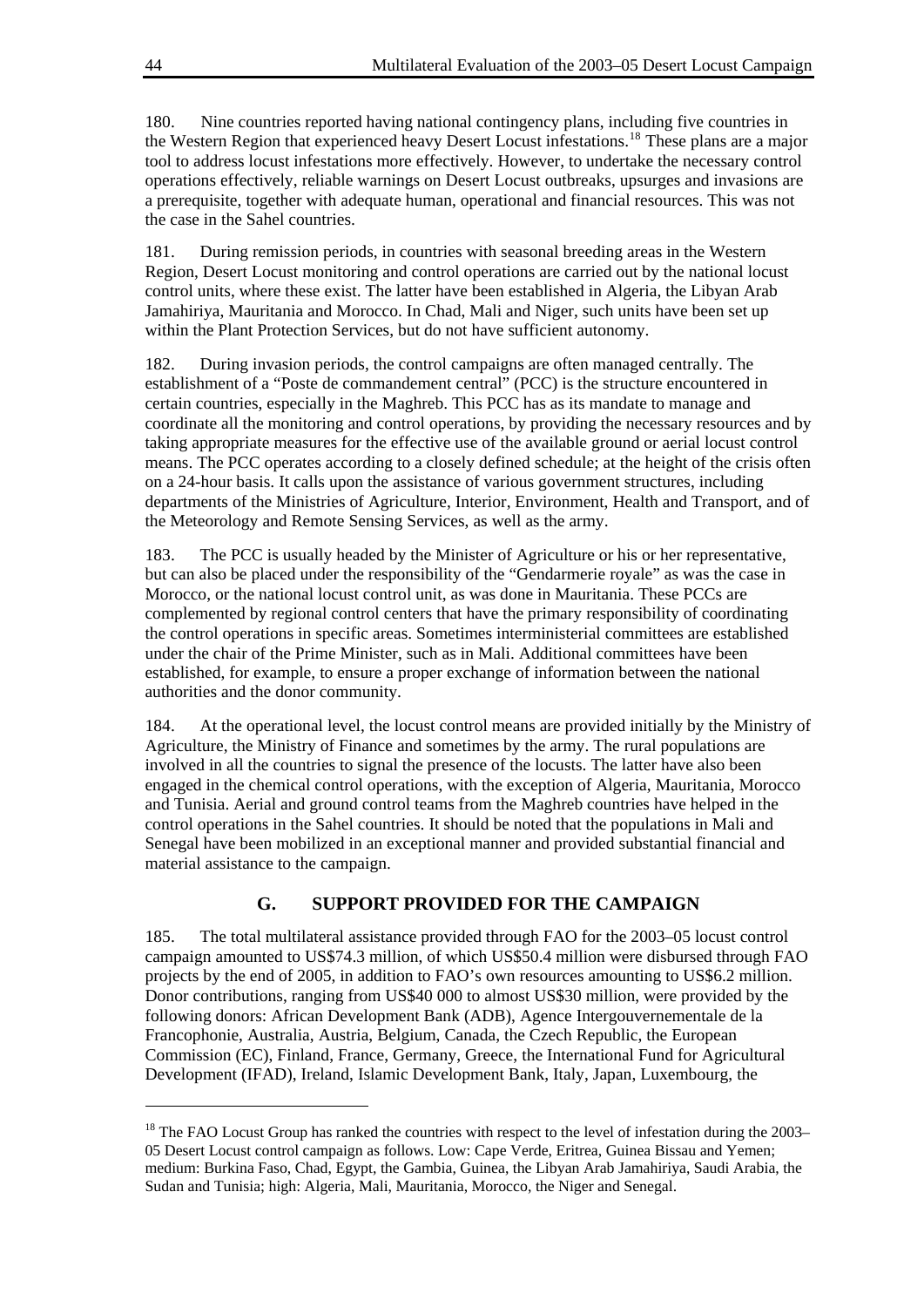180. Nine countries reported having national contingency plans, including five countries in the Western Region that experienced heavy Desert Locust infestations.[18] These plans are a major tool to address locust infestations more effectively. However, to undertake the necessary control operations effectively, reliable warnings on Desert Locust outbreaks, upsurges and invasions are a prerequisite, together with adequate human, operational and financial resources. This was not the case in the Sahel countries.

181. During remission periods, in countries with seasonal breeding areas in the Western Region, Desert Locust monitoring and control operations are carried out by the national locust control units, where these exist. The latter have been established in Algeria, the Libyan Arab Jamahiriya, Mauritania and Morocco. In Chad, Mali and Niger, such units have been set up within the Plant Protection Services, but do not have sufficient autonomy.

182. During invasion periods, the control campaigns are often managed centrally. The establishment of a "Poste de commandement central" (PCC) is the structure encountered in certain countries, especially in the Maghreb. This PCC has as its mandate to manage and coordinate all the monitoring and control operations, by providing the necessary resources and by taking appropriate measures for the effective use of the available ground or aerial locust control means. The PCC operates according to a closely defined schedule; at the height of the crisis often on a 24-hour basis. It calls upon the assistance of various government structures, including departments of the Ministries of Agriculture, Interior, Environment, Health and Transport, and of the Meteorology and Remote Sensing Services, as well as the army.

183. The PCC is usually headed by the Minister of Agriculture or his or her representative, but can also be placed under the responsibility of the "Gendarmerie royale" as was the case in Morocco, or the national locust control unit, as was done in Mauritania. These PCCs are complemented by regional control centers that have the primary responsibility of coordinating the control operations in specific areas. Sometimes interministerial committees are established under the chair of the Prime Minister, such as in Mali. Additional committees have been established, for example, to ensure a proper exchange of information between the national authorities and the donor community.

184. At the operational level, the locust control means are provided initially by the Ministry of Agriculture, the Ministry of Finance and sometimes by the army. The rural populations are involved in all the countries to signal the presence of the locusts. The latter have also been engaged in the chemical control operations, with the exception of Algeria, Mauritania, Morocco and Tunisia. Aerial and ground control teams from the Maghreb countries have helped in the control operations in the Sahel countries. It should be noted that the populations in Mali and Senegal have been mobilized in an exceptional manner and provided substantial financial and material assistance to the campaign.

## G. SUPPORT PROVIDED FOR THE CAMPAIGN

185. The total multilateral assistance provided through FAO for the 2003–05 locust control campaign amounted to US$74.3 million, of which US$50.4 million were disbursed through FAO projects by the end of 2005, in addition to FAO's own resources amounting to US$6.2 million. Donor contributions, ranging from US$40 000 to almost US$30 million, were provided by the following donors: African Development Bank (ADB), Agence Intergouvernementale de la Francophonie, Australia, Austria, Belgium, Canada, the Czech Republic, the European Commission (EC), Finland, France, Germany, Greece, the International Fund for Agricultural Development (IFAD), Ireland, Islamic Development Bank, Italy, Japan, Luxembourg, the

---

[18] The FAO Locust Group has ranked the countries with respect to the level of infestation during the 2003–05 Desert Locust control campaign as follows. Low: Cape Verde, Eritrea, Guinea Bissau and Yemen; medium: Burkina Faso, Chad, Egypt, the Gambia, Guinea, the Libyan Arab Jamahiriya, Saudi Arabia, the Sudan and Tunisia; high: Algeria, Mali, Mauritania, Morocco, the Niger and Senegal.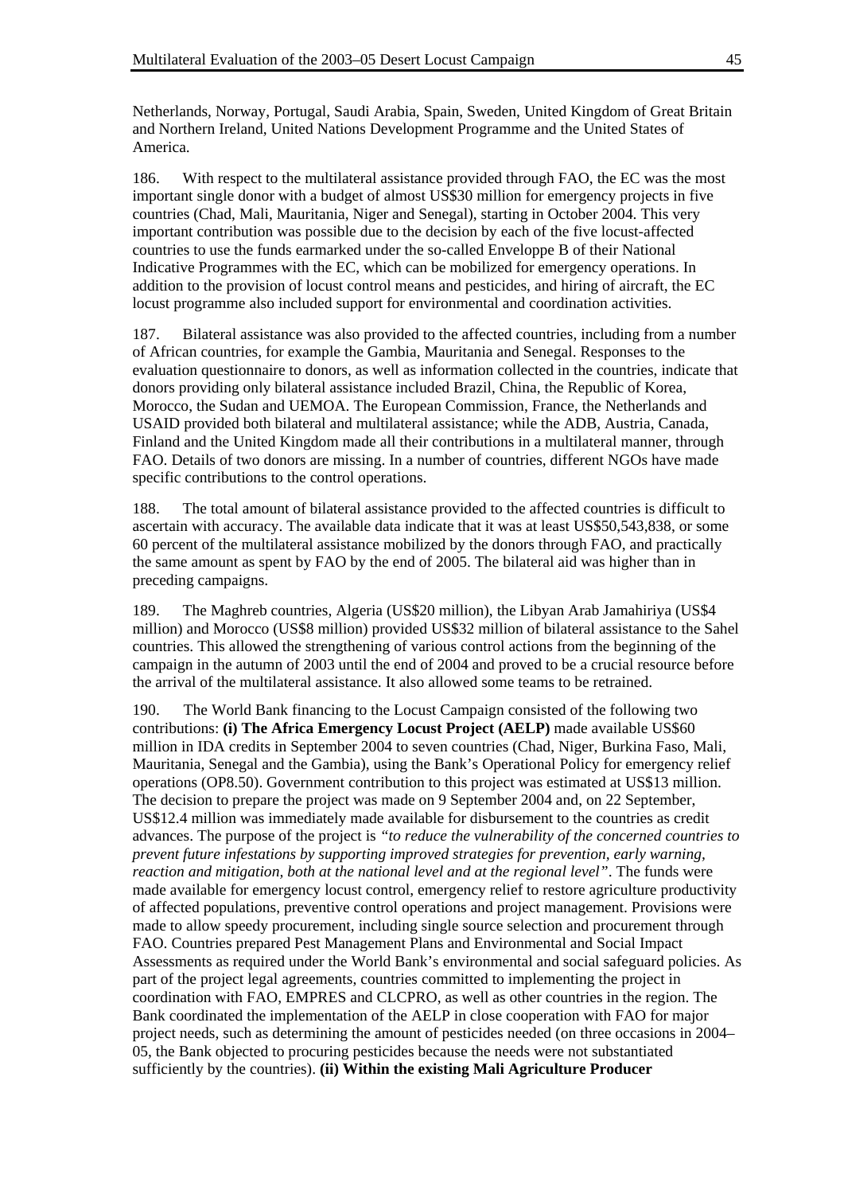Netherlands, Norway, Portugal, Saudi Arabia, Spain, Sweden, United Kingdom of Great Britain and Northern Ireland, United Nations Development Programme and the United States of America.

186. With respect to the multilateral assistance provided through FAO, the EC was the most important single donor with a budget of almost US$30 million for emergency projects in five countries (Chad, Mali, Mauritania, Niger and Senegal), starting in October 2004. This very important contribution was possible due to the decision by each of the five locust-affected countries to use the funds earmarked under the so-called Enveloppe B of their National Indicative Programmes with the EC, which can be mobilized for emergency operations. In addition to the provision of locust control means and pesticides, and hiring of aircraft, the EC locust programme also included support for environmental and coordination activities.

187. Bilateral assistance was also provided to the affected countries, including from a number of African countries, for example the Gambia, Mauritania and Senegal. Responses to the evaluation questionnaire to donors, as well as information collected in the countries, indicate that donors providing only bilateral assistance included Brazil, China, the Republic of Korea, Morocco, the Sudan and UEMOA. The European Commission, France, the Netherlands and USAID provided both bilateral and multilateral assistance; while the ADB, Austria, Canada, Finland and the United Kingdom made all their contributions in a multilateral manner, through FAO. Details of two donors are missing. In a number of countries, different NGOs have made specific contributions to the control operations.

188. The total amount of bilateral assistance provided to the affected countries is difficult to ascertain with accuracy. The available data indicate that it was at least US$50,543,838, or some 60 percent of the multilateral assistance mobilized by the donors through FAO, and practically the same amount as spent by FAO by the end of 2005. The bilateral aid was higher than in preceding campaigns.

189. The Maghreb countries, Algeria (US$20 million), the Libyan Arab Jamahiriya (US$4 million) and Morocco (US$8 million) provided US$32 million of bilateral assistance to the Sahel countries. This allowed the strengthening of various control actions from the beginning of the campaign in the autumn of 2003 until the end of 2004 and proved to be a crucial resource before the arrival of the multilateral assistance. It also allowed some teams to be retrained.

190. The World Bank financing to the Locust Campaign consisted of the following two contributions: **(i) The Africa Emergency Locust Project (AELP)** made available US$60 million in IDA credits in September 2004 to seven countries (Chad, Niger, Burkina Faso, Mali, Mauritania, Senegal and the Gambia), using the Bank's Operational Policy for emergency relief operations (OP8.50). Government contribution to this project was estimated at US$13 million. The decision to prepare the project was made on 9 September 2004 and, on 22 September, US$12.4 million was immediately made available for disbursement to the countries as credit advances. The purpose of the project is *"to reduce the vulnerability of the concerned countries to prevent future infestations by supporting improved strategies for prevention, early warning, reaction and mitigation, both at the national level and at the regional level"*. The funds were made available for emergency locust control, emergency relief to restore agriculture productivity of affected populations, preventive control operations and project management. Provisions were made to allow speedy procurement, including single source selection and procurement through FAO. Countries prepared Pest Management Plans and Environmental and Social Impact Assessments as required under the World Bank's environmental and social safeguard policies. As part of the project legal agreements, countries committed to implementing the project in coordination with FAO, EMPRES and CLCPRO, as well as other countries in the region. The Bank coordinated the implementation of the AELP in close cooperation with FAO for major project needs, such as determining the amount of pesticides needed (on three occasions in 2004–05, the Bank objected to procuring pesticides because the needs were not substantiated sufficiently by the countries). **(ii) Within the existing Mali Agriculture Producer**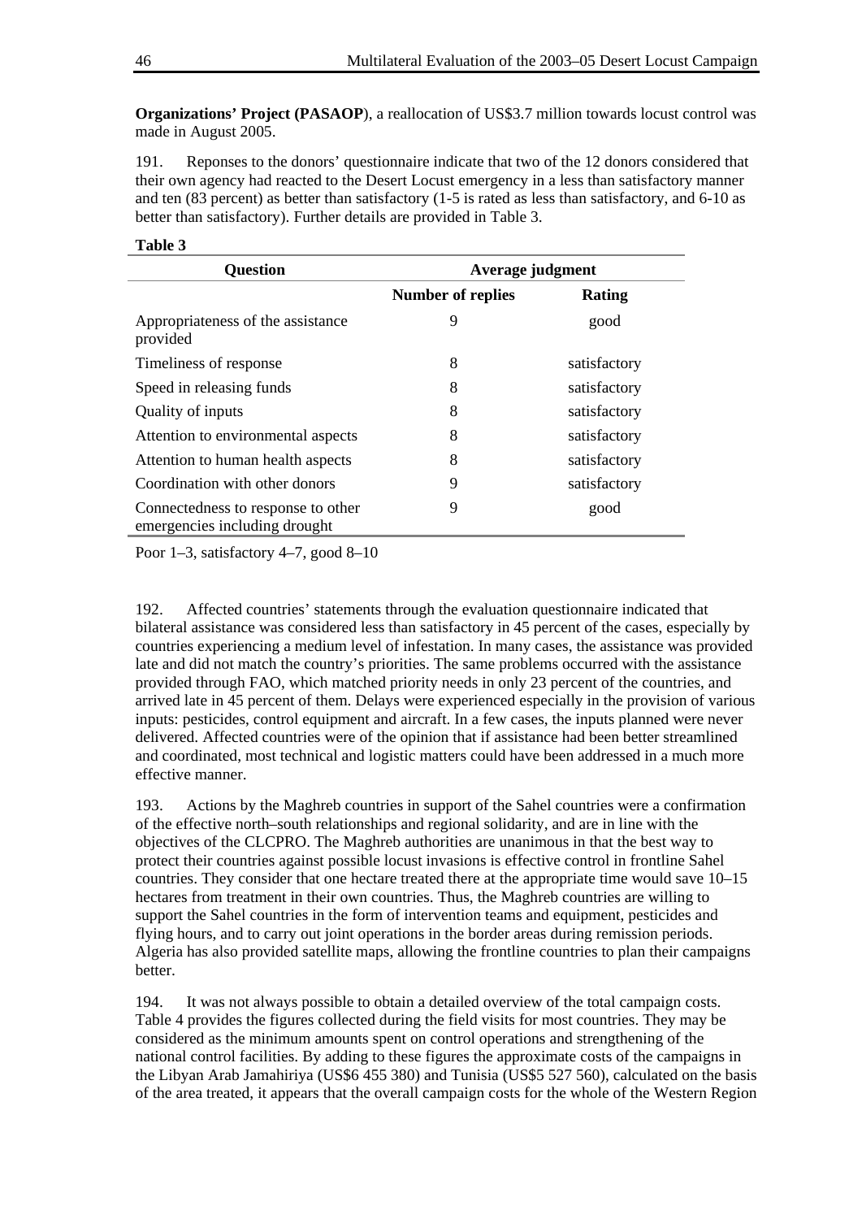**Organizations' Project (PASAOP**), a reallocation of US$3.7 million towards locust control was made in August 2005.

191. Reponses to the donors' questionnaire indicate that two of the 12 donors considered that their own agency had reacted to the Desert Locust emergency in a less than satisfactory manner and ten (83 percent) as better than satisfactory (1-5 is rated as less than satisfactory, and 6-10 as better than satisfactory). Further details are provided in Table 3.

**Table 3**

| Question | Average judgment | |
|---|---|---|
| | **Number of replies** | **Rating** |
| Appropriateness of the assistance provided | 9 | good |
| Timeliness of response | 8 | satisfactory |
| Speed in releasing funds | 8 | satisfactory |
| Quality of inputs | 8 | satisfactory |
| Attention to environmental aspects | 8 | satisfactory |
| Attention to human health aspects | 8 | satisfactory |
| Coordination with other donors | 9 | satisfactory |
| Connectedness to response to other emergencies including drought | 9 | good |

Poor 1–3, satisfactory 4–7, good 8–10

192. Affected countries' statements through the evaluation questionnaire indicated that bilateral assistance was considered less than satisfactory in 45 percent of the cases, especially by countries experiencing a medium level of infestation. In many cases, the assistance was provided late and did not match the country's priorities. The same problems occurred with the assistance provided through FAO, which matched priority needs in only 23 percent of the countries, and arrived late in 45 percent of them. Delays were experienced especially in the provision of various inputs: pesticides, control equipment and aircraft. In a few cases, the inputs planned were never delivered. Affected countries were of the opinion that if assistance had been better streamlined and coordinated, most technical and logistic matters could have been addressed in a much more effective manner.

193. Actions by the Maghreb countries in support of the Sahel countries were a confirmation of the effective north–south relationships and regional solidarity, and are in line with the objectives of the CLCPRO. The Maghreb authorities are unanimous in that the best way to protect their countries against possible locust invasions is effective control in frontline Sahel countries. They consider that one hectare treated there at the appropriate time would save 10–15 hectares from treatment in their own countries. Thus, the Maghreb countries are willing to support the Sahel countries in the form of intervention teams and equipment, pesticides and flying hours, and to carry out joint operations in the border areas during remission periods. Algeria has also provided satellite maps, allowing the frontline countries to plan their campaigns better.

194. It was not always possible to obtain a detailed overview of the total campaign costs. Table 4 provides the figures collected during the field visits for most countries. They may be considered as the minimum amounts spent on control operations and strengthening of the national control facilities. By adding to these figures the approximate costs of the campaigns in the Libyan Arab Jamahiriya (US$6 455 380) and Tunisia (US$5 527 560), calculated on the basis of the area treated, it appears that the overall campaign costs for the whole of the Western Region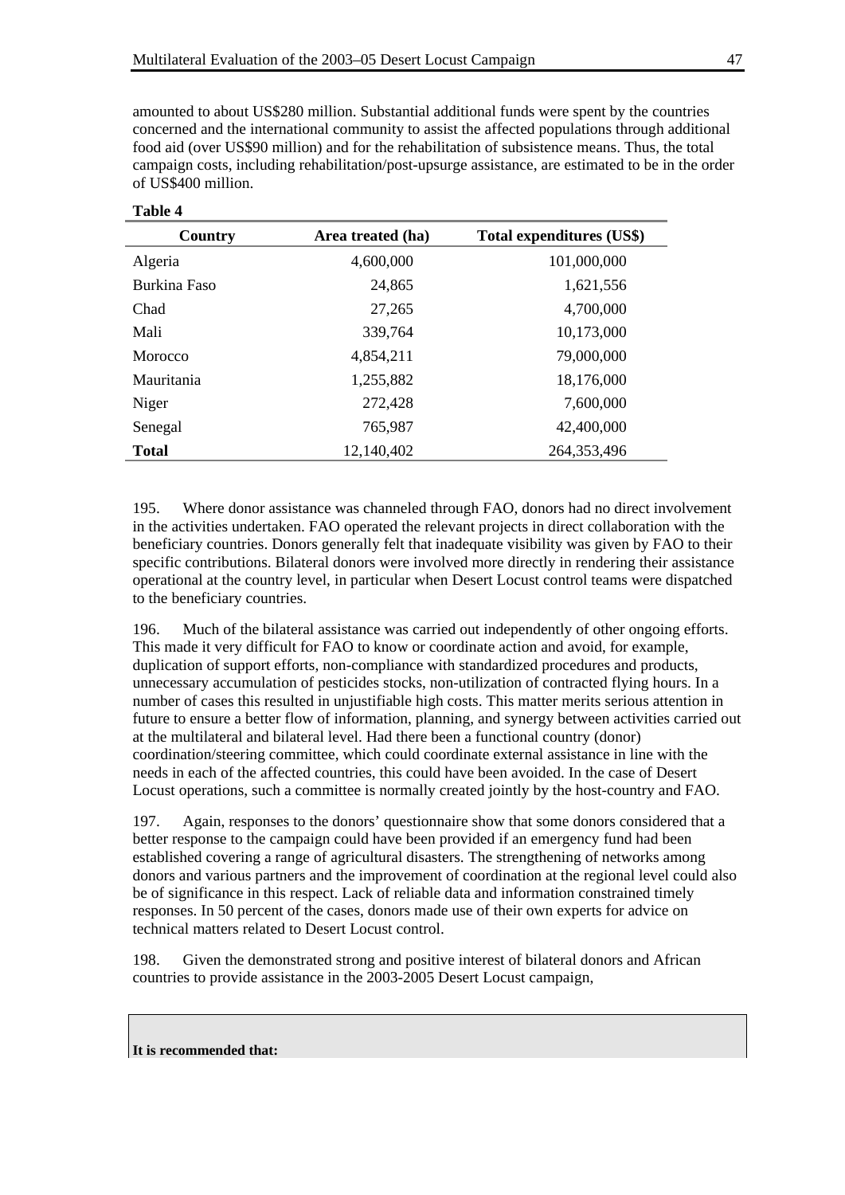amounted to about US$280 million. Substantial additional funds were spent by the countries concerned and the international community to assist the affected populations through additional food aid (over US$90 million) and for the rehabilitation of subsistence means. Thus, the total campaign costs, including rehabilitation/post-upsurge assistance, are estimated to be in the order of US$400 million.

**Table 4**

| Country | Area treated (ha) | Total expenditures (US$) |
|---|---|---|
| Algeria | 4,600,000 | 101,000,000 |
| Burkina Faso | 24,865 | 1,621,556 |
| Chad | 27,265 | 4,700,000 |
| Mali | 339,764 | 10,173,000 |
| Morocco | 4,854,211 | 79,000,000 |
| Mauritania | 1,255,882 | 18,176,000 |
| Niger | 272,428 | 7,600,000 |
| Senegal | 765,987 | 42,400,000 |
| **Total** | 12,140,402 | 264,353,496 |

195. Where donor assistance was channeled through FAO, donors had no direct involvement in the activities undertaken. FAO operated the relevant projects in direct collaboration with the beneficiary countries. Donors generally felt that inadequate visibility was given by FAO to their specific contributions. Bilateral donors were involved more directly in rendering their assistance operational at the country level, in particular when Desert Locust control teams were dispatched to the beneficiary countries.

196. Much of the bilateral assistance was carried out independently of other ongoing efforts. This made it very difficult for FAO to know or coordinate action and avoid, for example, duplication of support efforts, non-compliance with standardized procedures and products, unnecessary accumulation of pesticides stocks, non-utilization of contracted flying hours. In a number of cases this resulted in unjustifiable high costs. This matter merits serious attention in future to ensure a better flow of information, planning, and synergy between activities carried out at the multilateral and bilateral level. Had there been a functional country (donor) coordination/steering committee, which could coordinate external assistance in line with the needs in each of the affected countries, this could have been avoided. In the case of Desert Locust operations, such a committee is normally created jointly by the host-country and FAO.

197. Again, responses to the donors' questionnaire show that some donors considered that a better response to the campaign could have been provided if an emergency fund had been established covering a range of agricultural disasters. The strengthening of networks among donors and various partners and the improvement of coordination at the regional level could also be of significance in this respect. Lack of reliable data and information constrained timely responses. In 50 percent of the cases, donors made use of their own experts for advice on technical matters related to Desert Locust control.

198. Given the demonstrated strong and positive interest of bilateral donors and African countries to provide assistance in the 2003-2005 Desert Locust campaign,

**It is recommended that:**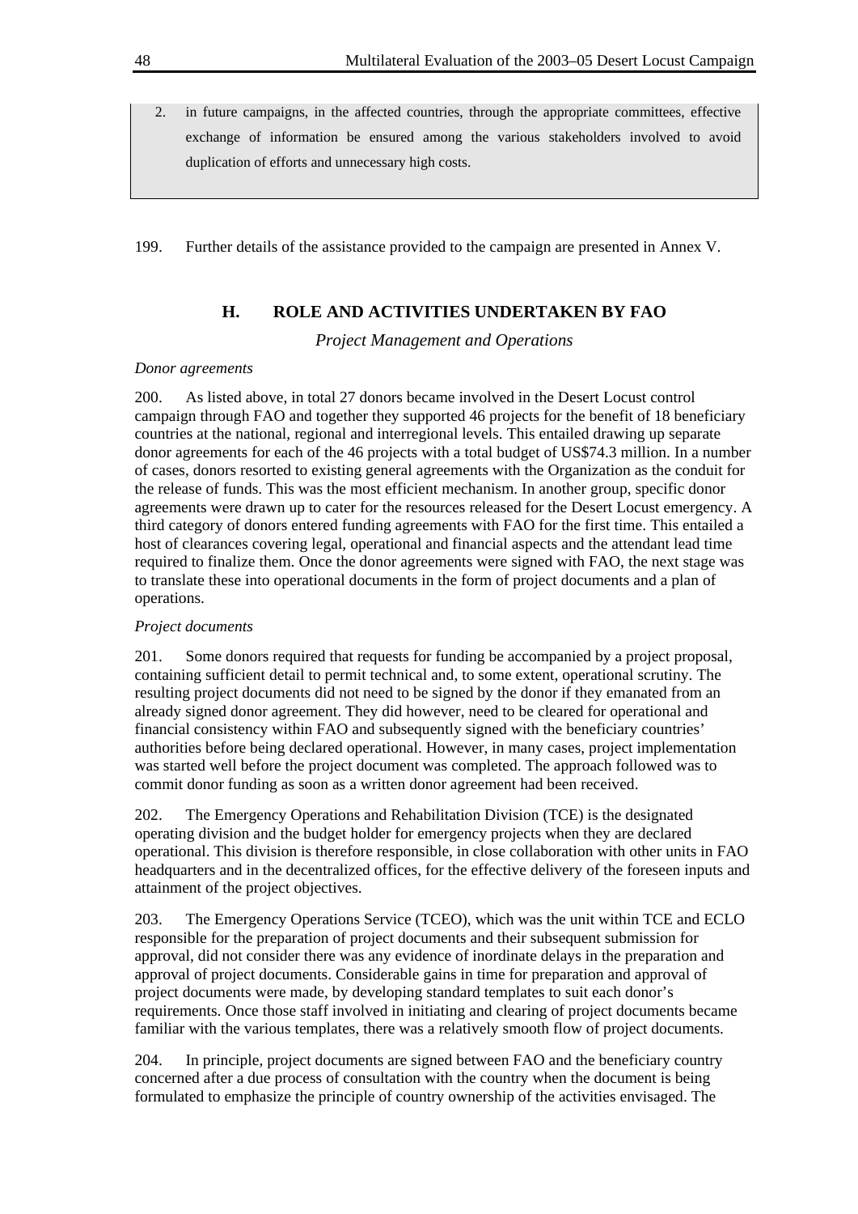2. in future campaigns, in the affected countries, through the appropriate committees, effective exchange of information be ensured among the various stakeholders involved to avoid duplication of efforts and unnecessary high costs.

199. Further details of the assistance provided to the campaign are presented in Annex V.

## H. ROLE AND ACTIVITIES UNDERTAKEN BY FAO

*Project Management and Operations*

*Donor agreements*

200. As listed above, in total 27 donors became involved in the Desert Locust control campaign through FAO and together they supported 46 projects for the benefit of 18 beneficiary countries at the national, regional and interregional levels. This entailed drawing up separate donor agreements for each of the 46 projects with a total budget of US$74.3 million. In a number of cases, donors resorted to existing general agreements with the Organization as the conduit for the release of funds. This was the most efficient mechanism. In another group, specific donor agreements were drawn up to cater for the resources released for the Desert Locust emergency. A third category of donors entered funding agreements with FAO for the first time. This entailed a host of clearances covering legal, operational and financial aspects and the attendant lead time required to finalize them. Once the donor agreements were signed with FAO, the next stage was to translate these into operational documents in the form of project documents and a plan of operations.

*Project documents*

201. Some donors required that requests for funding be accompanied by a project proposal, containing sufficient detail to permit technical and, to some extent, operational scrutiny. The resulting project documents did not need to be signed by the donor if they emanated from an already signed donor agreement. They did however, need to be cleared for operational and financial consistency within FAO and subsequently signed with the beneficiary countries' authorities before being declared operational. However, in many cases, project implementation was started well before the project document was completed. The approach followed was to commit donor funding as soon as a written donor agreement had been received.

202. The Emergency Operations and Rehabilitation Division (TCE) is the designated operating division and the budget holder for emergency projects when they are declared operational. This division is therefore responsible, in close collaboration with other units in FAO headquarters and in the decentralized offices, for the effective delivery of the foreseen inputs and attainment of the project objectives.

203. The Emergency Operations Service (TCEO), which was the unit within TCE and ECLO responsible for the preparation of project documents and their subsequent submission for approval, did not consider there was any evidence of inordinate delays in the preparation and approval of project documents. Considerable gains in time for preparation and approval of project documents were made, by developing standard templates to suit each donor's requirements. Once those staff involved in initiating and clearing of project documents became familiar with the various templates, there was a relatively smooth flow of project documents.

204. In principle, project documents are signed between FAO and the beneficiary country concerned after a due process of consultation with the country when the document is being formulated to emphasize the principle of country ownership of the activities envisaged. The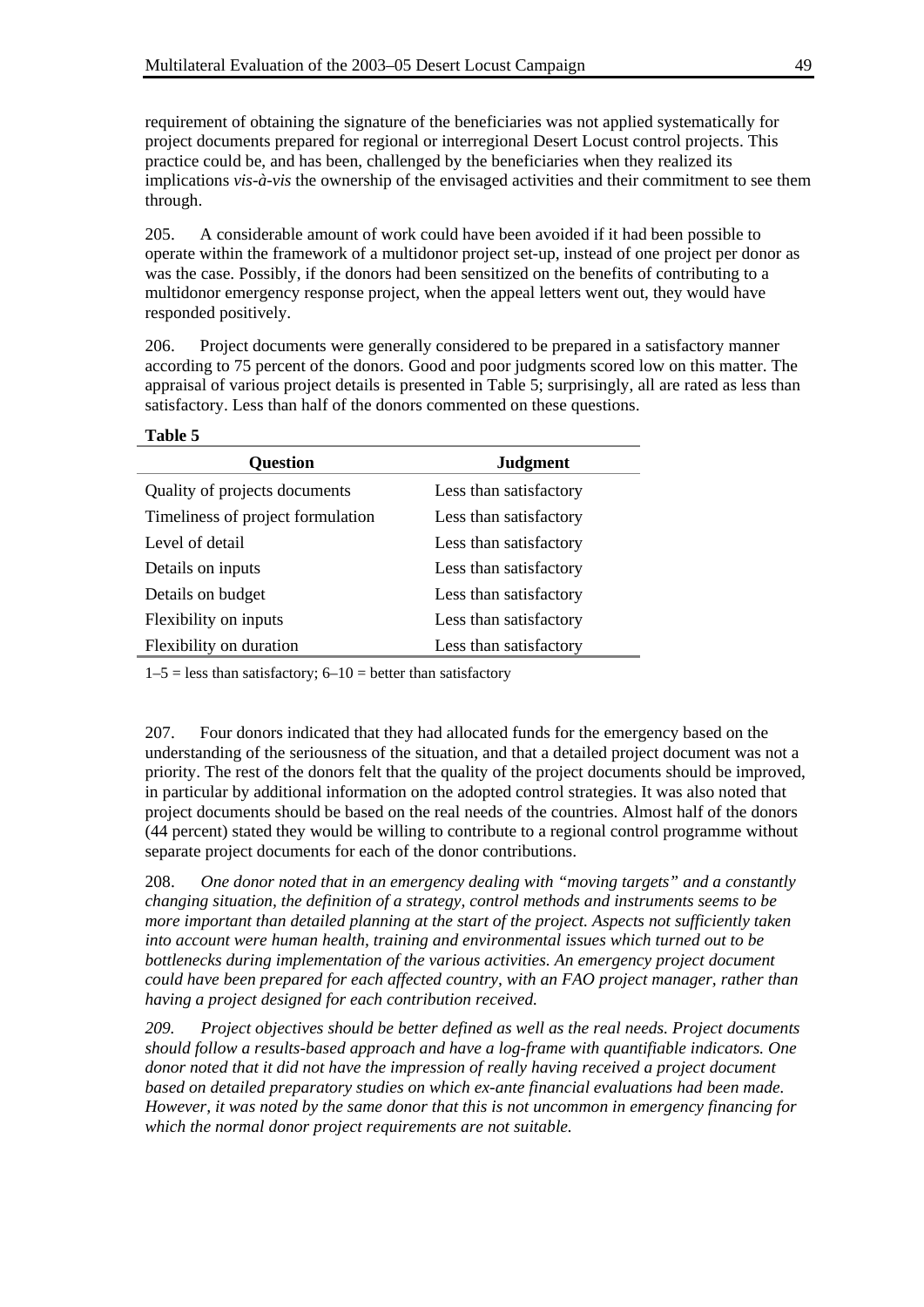requirement of obtaining the signature of the beneficiaries was not applied systematically for project documents prepared for regional or interregional Desert Locust control projects. This practice could be, and has been, challenged by the beneficiaries when they realized its implications *vis-à-vis* the ownership of the envisaged activities and their commitment to see them through.

205. A considerable amount of work could have been avoided if it had been possible to operate within the framework of a multidonor project set-up, instead of one project per donor as was the case. Possibly, if the donors had been sensitized on the benefits of contributing to a multidonor emergency response project, when the appeal letters went out, they would have responded positively.

206. Project documents were generally considered to be prepared in a satisfactory manner according to 75 percent of the donors. Good and poor judgments scored low on this matter. The appraisal of various project details is presented in Table 5; surprisingly, all are rated as less than satisfactory. Less than half of the donors commented on these questions.

**Table 5**

| Question | Judgment |
|---|---|
| Quality of projects documents | Less than satisfactory |
| Timeliness of project formulation | Less than satisfactory |
| Level of detail | Less than satisfactory |
| Details on inputs | Less than satisfactory |
| Details on budget | Less than satisfactory |
| Flexibility on inputs | Less than satisfactory |
| Flexibility on duration | Less than satisfactory |

1–5 = less than satisfactory; 6–10 = better than satisfactory

207. Four donors indicated that they had allocated funds for the emergency based on the understanding of the seriousness of the situation, and that a detailed project document was not a priority. The rest of the donors felt that the quality of the project documents should be improved, in particular by additional information on the adopted control strategies. It was also noted that project documents should be based on the real needs of the countries. Almost half of the donors (44 percent) stated they would be willing to contribute to a regional control programme without separate project documents for each of the donor contributions.

208. *One donor noted that in an emergency dealing with "moving targets" and a constantly changing situation, the definition of a strategy, control methods and instruments seems to be more important than detailed planning at the start of the project. Aspects not sufficiently taken into account were human health, training and environmental issues which turned out to be bottlenecks during implementation of the various activities. An emergency project document could have been prepared for each affected country, with an FAO project manager, rather than having a project designed for each contribution received.*

*209. Project objectives should be better defined as well as the real needs. Project documents should follow a results-based approach and have a log-frame with quantifiable indicators. One donor noted that it did not have the impression of really having received a project document based on detailed preparatory studies on which ex-ante financial evaluations had been made. However, it was noted by the same donor that this is not uncommon in emergency financing for which the normal donor project requirements are not suitable.*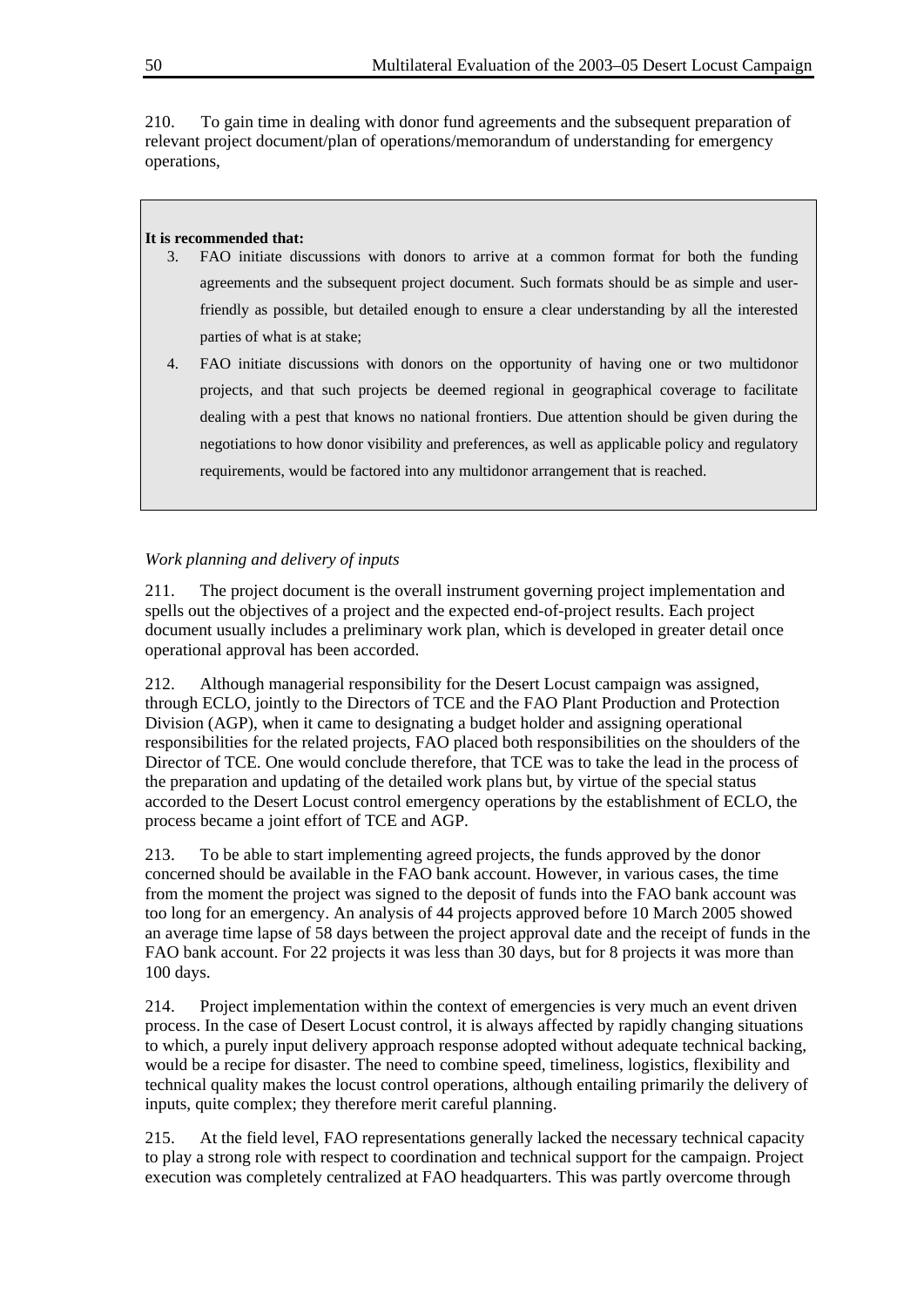210. To gain time in dealing with donor fund agreements and the subsequent preparation of relevant project document/plan of operations/memorandum of understanding for emergency operations,

**It is recommended that:**

3. FAO initiate discussions with donors to arrive at a common format for both the funding agreements and the subsequent project document. Such formats should be as simple and user-friendly as possible, but detailed enough to ensure a clear understanding by all the interested parties of what is at stake;
4. FAO initiate discussions with donors on the opportunity of having one or two multidonor projects, and that such projects be deemed regional in geographical coverage to facilitate dealing with a pest that knows no national frontiers. Due attention should be given during the negotiations to how donor visibility and preferences, as well as applicable policy and regulatory requirements, would be factored into any multidonor arrangement that is reached.

*Work planning and delivery of inputs*

211. The project document is the overall instrument governing project implementation and spells out the objectives of a project and the expected end-of-project results. Each project document usually includes a preliminary work plan, which is developed in greater detail once operational approval has been accorded.

212. Although managerial responsibility for the Desert Locust campaign was assigned, through ECLO, jointly to the Directors of TCE and the FAO Plant Production and Protection Division (AGP), when it came to designating a budget holder and assigning operational responsibilities for the related projects, FAO placed both responsibilities on the shoulders of the Director of TCE. One would conclude therefore, that TCE was to take the lead in the process of the preparation and updating of the detailed work plans but, by virtue of the special status accorded to the Desert Locust control emergency operations by the establishment of ECLO, the process became a joint effort of TCE and AGP.

213. To be able to start implementing agreed projects, the funds approved by the donor concerned should be available in the FAO bank account. However, in various cases, the time from the moment the project was signed to the deposit of funds into the FAO bank account was too long for an emergency. An analysis of 44 projects approved before 10 March 2005 showed an average time lapse of 58 days between the project approval date and the receipt of funds in the FAO bank account. For 22 projects it was less than 30 days, but for 8 projects it was more than 100 days.

214. Project implementation within the context of emergencies is very much an event driven process. In the case of Desert Locust control, it is always affected by rapidly changing situations to which, a purely input delivery approach response adopted without adequate technical backing, would be a recipe for disaster. The need to combine speed, timeliness, logistics, flexibility and technical quality makes the locust control operations, although entailing primarily the delivery of inputs, quite complex; they therefore merit careful planning.

215. At the field level, FAO representations generally lacked the necessary technical capacity to play a strong role with respect to coordination and technical support for the campaign. Project execution was completely centralized at FAO headquarters. This was partly overcome through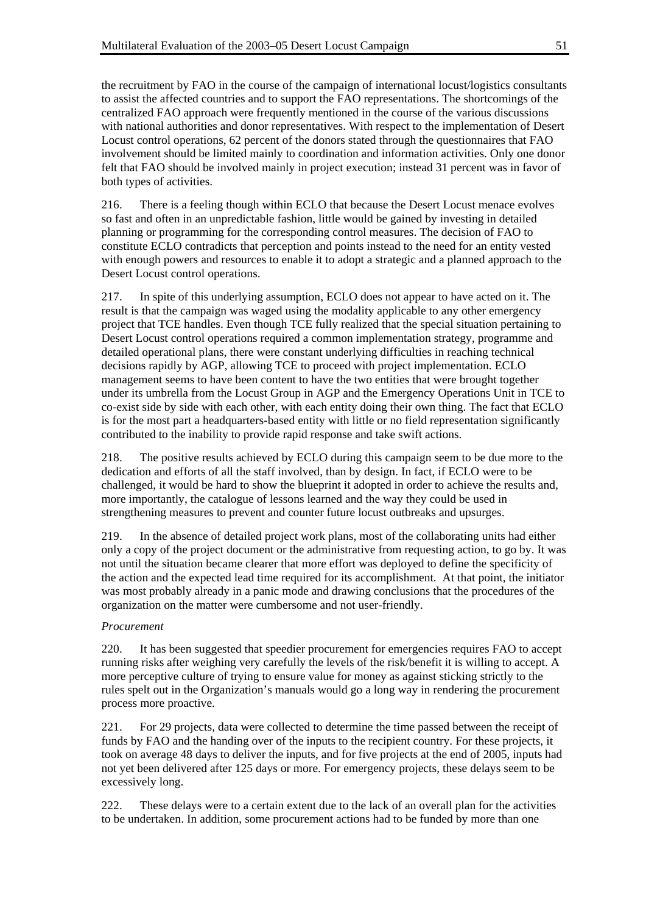the recruitment by FAO in the course of the campaign of international locust/logistics consultants to assist the affected countries and to support the FAO representations. The shortcomings of the centralized FAO approach were frequently mentioned in the course of the various discussions with national authorities and donor representatives. With respect to the implementation of Desert Locust control operations, 62 percent of the donors stated through the questionnaires that FAO involvement should be limited mainly to coordination and information activities. Only one donor felt that FAO should be involved mainly in project execution; instead 31 percent was in favor of both types of activities.

216. There is a feeling though within ECLO that because the Desert Locust menace evolves so fast and often in an unpredictable fashion, little would be gained by investing in detailed planning or programming for the corresponding control measures. The decision of FAO to constitute ECLO contradicts that perception and points instead to the need for an entity vested with enough powers and resources to enable it to adopt a strategic and a planned approach to the Desert Locust control operations.

217. In spite of this underlying assumption, ECLO does not appear to have acted on it. The result is that the campaign was waged using the modality applicable to any other emergency project that TCE handles. Even though TCE fully realized that the special situation pertaining to Desert Locust control operations required a common implementation strategy, programme and detailed operational plans, there were constant underlying difficulties in reaching technical decisions rapidly by AGP, allowing TCE to proceed with project implementation. ECLO management seems to have been content to have the two entities that were brought together under its umbrella from the Locust Group in AGP and the Emergency Operations Unit in TCE to co-exist side by side with each other, with each entity doing their own thing. The fact that ECLO is for the most part a headquarters-based entity with little or no field representation significantly contributed to the inability to provide rapid response and take swift actions.

218. The positive results achieved by ECLO during this campaign seem to be due more to the dedication and efforts of all the staff involved, than by design. In fact, if ECLO were to be challenged, it would be hard to show the blueprint it adopted in order to achieve the results and, more importantly, the catalogue of lessons learned and the way they could be used in strengthening measures to prevent and counter future locust outbreaks and upsurges.

219. In the absence of detailed project work plans, most of the collaborating units had either only a copy of the project document or the administrative from requesting action, to go by. It was not until the situation became clearer that more effort was deployed to define the specificity of the action and the expected lead time required for its accomplishment. At that point, the initiator was most probably already in a panic mode and drawing conclusions that the procedures of the organization on the matter were cumbersome and not user-friendly.

*Procurement*

220. It has been suggested that speedier procurement for emergencies requires FAO to accept running risks after weighing very carefully the levels of the risk/benefit it is willing to accept. A more perceptive culture of trying to ensure value for money as against sticking strictly to the rules spelt out in the Organization's manuals would go a long way in rendering the procurement process more proactive.

221. For 29 projects, data were collected to determine the time passed between the receipt of funds by FAO and the handing over of the inputs to the recipient country. For these projects, it took on average 48 days to deliver the inputs, and for five projects at the end of 2005, inputs had not yet been delivered after 125 days or more. For emergency projects, these delays seem to be excessively long.

222. These delays were to a certain extent due to the lack of an overall plan for the activities to be undertaken. In addition, some procurement actions had to be funded by more than one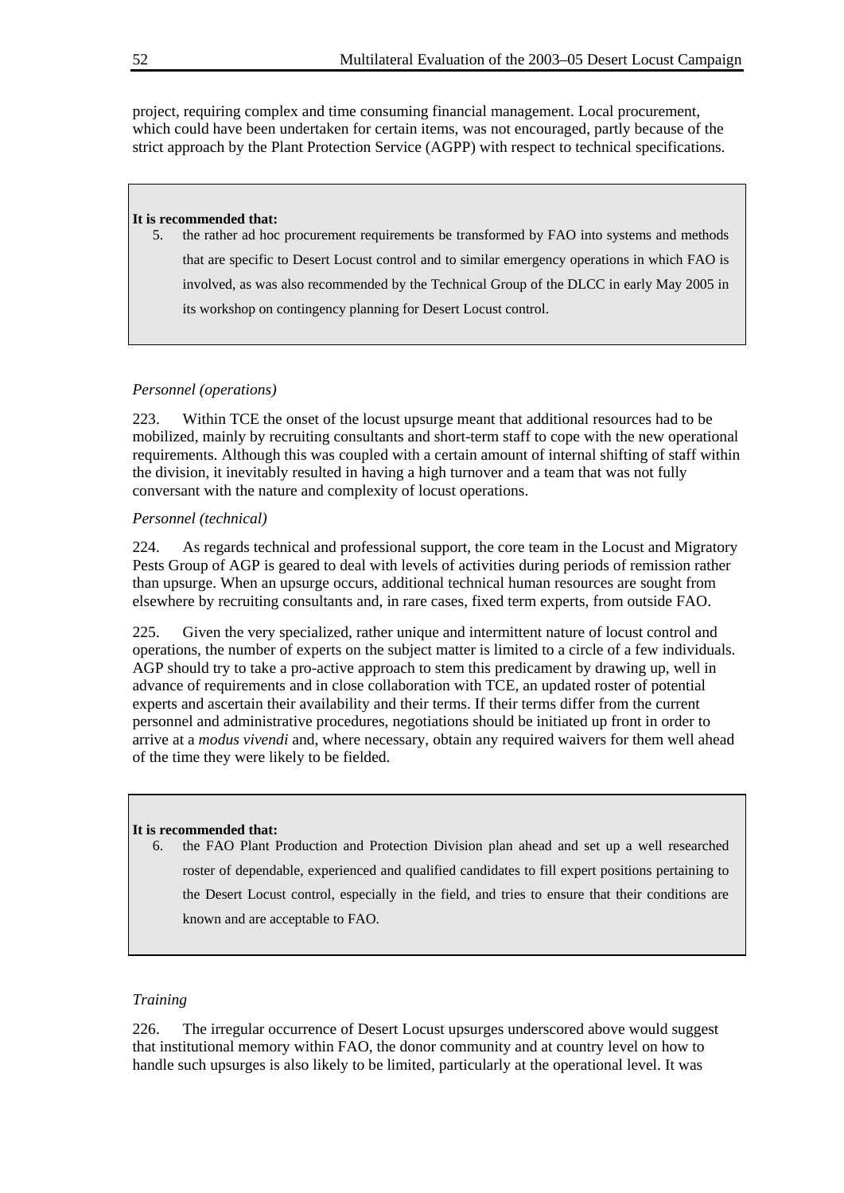project, requiring complex and time consuming financial management. Local procurement, which could have been undertaken for certain items, was not encouraged, partly because of the strict approach by the Plant Protection Service (AGPP) with respect to technical specifications.

> **It is recommended that:**
>
> 5. the rather ad hoc procurement requirements be transformed by FAO into systems and methods that are specific to Desert Locust control and to similar emergency operations in which FAO is involved, as was also recommended by the Technical Group of the DLCC in early May 2005 in its workshop on contingency planning for Desert Locust control.

*Personnel (operations)*

223. Within TCE the onset of the locust upsurge meant that additional resources had to be mobilized, mainly by recruiting consultants and short-term staff to cope with the new operational requirements. Although this was coupled with a certain amount of internal shifting of staff within the division, it inevitably resulted in having a high turnover and a team that was not fully conversant with the nature and complexity of locust operations.

*Personnel (technical)*

224. As regards technical and professional support, the core team in the Locust and Migratory Pests Group of AGP is geared to deal with levels of activities during periods of remission rather than upsurge. When an upsurge occurs, additional technical human resources are sought from elsewhere by recruiting consultants and, in rare cases, fixed term experts, from outside FAO.

225. Given the very specialized, rather unique and intermittent nature of locust control and operations, the number of experts on the subject matter is limited to a circle of a few individuals. AGP should try to take a pro-active approach to stem this predicament by drawing up, well in advance of requirements and in close collaboration with TCE, an updated roster of potential experts and ascertain their availability and their terms. If their terms differ from the current personnel and administrative procedures, negotiations should be initiated up front in order to arrive at a *modus vivendi* and, where necessary, obtain any required waivers for them well ahead of the time they were likely to be fielded.

> **It is recommended that:**
>
> 6. the FAO Plant Production and Protection Division plan ahead and set up a well researched roster of dependable, experienced and qualified candidates to fill expert positions pertaining to the Desert Locust control, especially in the field, and tries to ensure that their conditions are known and are acceptable to FAO.

*Training*

226. The irregular occurrence of Desert Locust upsurges underscored above would suggest that institutional memory within FAO, the donor community and at country level on how to handle such upsurges is also likely to be limited, particularly at the operational level. It was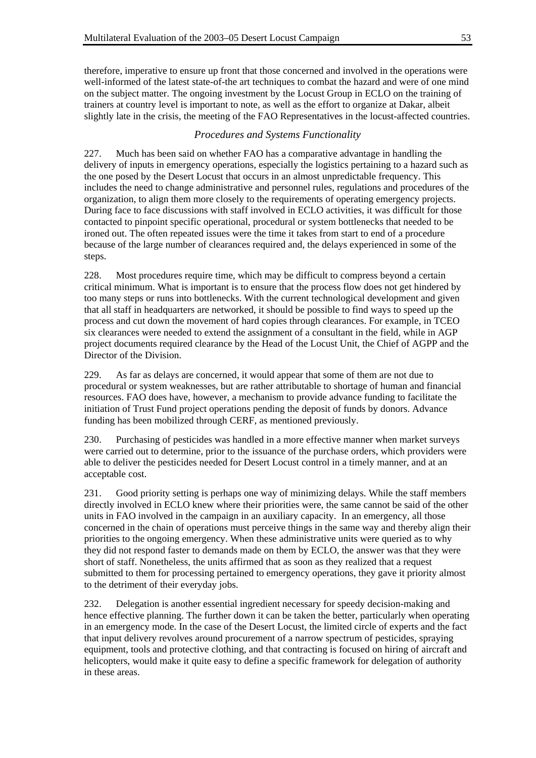therefore, imperative to ensure up front that those concerned and involved in the operations were well-informed of the latest state-of-the art techniques to combat the hazard and were of one mind on the subject matter. The ongoing investment by the Locust Group in ECLO on the training of trainers at country level is important to note, as well as the effort to organize at Dakar, albeit slightly late in the crisis, the meeting of the FAO Representatives in the locust-affected countries.

### *Procedures and Systems Functionality*

227. Much has been said on whether FAO has a comparative advantage in handling the delivery of inputs in emergency operations, especially the logistics pertaining to a hazard such as the one posed by the Desert Locust that occurs in an almost unpredictable frequency. This includes the need to change administrative and personnel rules, regulations and procedures of the organization, to align them more closely to the requirements of operating emergency projects. During face to face discussions with staff involved in ECLO activities, it was difficult for those contacted to pinpoint specific operational, procedural or system bottlenecks that needed to be ironed out. The often repeated issues were the time it takes from start to end of a procedure because of the large number of clearances required and, the delays experienced in some of the steps.

228. Most procedures require time, which may be difficult to compress beyond a certain critical minimum. What is important is to ensure that the process flow does not get hindered by too many steps or runs into bottlenecks. With the current technological development and given that all staff in headquarters are networked, it should be possible to find ways to speed up the process and cut down the movement of hard copies through clearances. For example, in TCEO six clearances were needed to extend the assignment of a consultant in the field, while in AGP project documents required clearance by the Head of the Locust Unit, the Chief of AGPP and the Director of the Division.

229. As far as delays are concerned, it would appear that some of them are not due to procedural or system weaknesses, but are rather attributable to shortage of human and financial resources. FAO does have, however, a mechanism to provide advance funding to facilitate the initiation of Trust Fund project operations pending the deposit of funds by donors. Advance funding has been mobilized through CERF, as mentioned previously.

230. Purchasing of pesticides was handled in a more effective manner when market surveys were carried out to determine, prior to the issuance of the purchase orders, which providers were able to deliver the pesticides needed for Desert Locust control in a timely manner, and at an acceptable cost.

231. Good priority setting is perhaps one way of minimizing delays. While the staff members directly involved in ECLO knew where their priorities were, the same cannot be said of the other units in FAO involved in the campaign in an auxiliary capacity. In an emergency, all those concerned in the chain of operations must perceive things in the same way and thereby align their priorities to the ongoing emergency. When these administrative units were queried as to why they did not respond faster to demands made on them by ECLO, the answer was that they were short of staff. Nonetheless, the units affirmed that as soon as they realized that a request submitted to them for processing pertained to emergency operations, they gave it priority almost to the detriment of their everyday jobs.

232. Delegation is another essential ingredient necessary for speedy decision-making and hence effective planning. The further down it can be taken the better, particularly when operating in an emergency mode. In the case of the Desert Locust, the limited circle of experts and the fact that input delivery revolves around procurement of a narrow spectrum of pesticides, spraying equipment, tools and protective clothing, and that contracting is focused on hiring of aircraft and helicopters, would make it quite easy to define a specific framework for delegation of authority in these areas.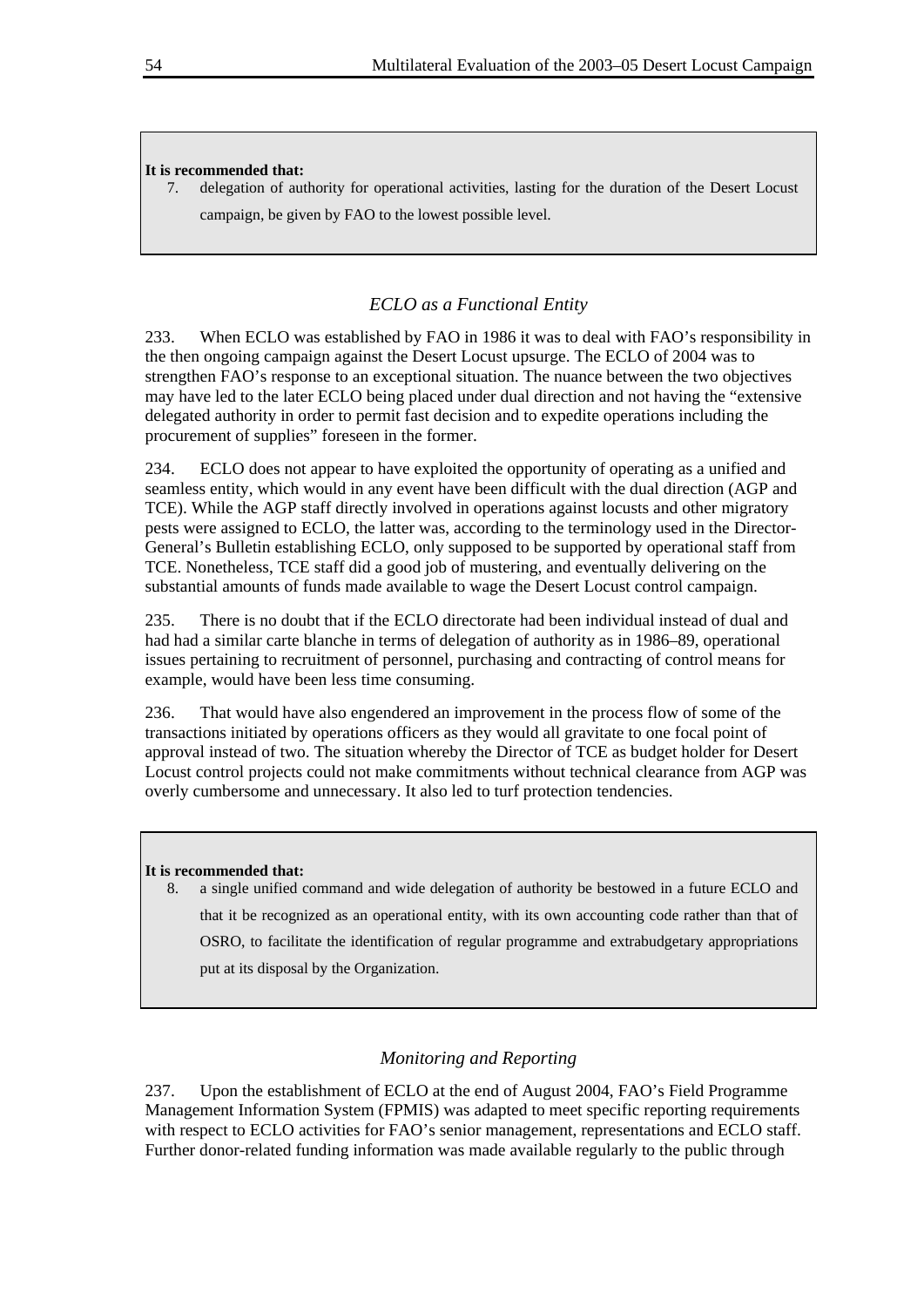**It is recommended that:**

7. delegation of authority for operational activities, lasting for the duration of the Desert Locust campaign, be given by FAO to the lowest possible level.

### *ECLO as a Functional Entity*

233. When ECLO was established by FAO in 1986 it was to deal with FAO's responsibility in the then ongoing campaign against the Desert Locust upsurge. The ECLO of 2004 was to strengthen FAO's response to an exceptional situation. The nuance between the two objectives may have led to the later ECLO being placed under dual direction and not having the "extensive delegated authority in order to permit fast decision and to expedite operations including the procurement of supplies" foreseen in the former.

234. ECLO does not appear to have exploited the opportunity of operating as a unified and seamless entity, which would in any event have been difficult with the dual direction (AGP and TCE). While the AGP staff directly involved in operations against locusts and other migratory pests were assigned to ECLO, the latter was, according to the terminology used in the Director-General's Bulletin establishing ECLO, only supposed to be supported by operational staff from TCE. Nonetheless, TCE staff did a good job of mustering, and eventually delivering on the substantial amounts of funds made available to wage the Desert Locust control campaign.

235. There is no doubt that if the ECLO directorate had been individual instead of dual and had had a similar carte blanche in terms of delegation of authority as in 1986–89, operational issues pertaining to recruitment of personnel, purchasing and contracting of control means for example, would have been less time consuming.

236. That would have also engendered an improvement in the process flow of some of the transactions initiated by operations officers as they would all gravitate to one focal point of approval instead of two. The situation whereby the Director of TCE as budget holder for Desert Locust control projects could not make commitments without technical clearance from AGP was overly cumbersome and unnecessary. It also led to turf protection tendencies.

**It is recommended that:**

8. a single unified command and wide delegation of authority be bestowed in a future ECLO and that it be recognized as an operational entity, with its own accounting code rather than that of OSRO, to facilitate the identification of regular programme and extrabudgetary appropriations put at its disposal by the Organization.

### *Monitoring and Reporting*

237. Upon the establishment of ECLO at the end of August 2004, FAO's Field Programme Management Information System (FPMIS) was adapted to meet specific reporting requirements with respect to ECLO activities for FAO's senior management, representations and ECLO staff. Further donor-related funding information was made available regularly to the public through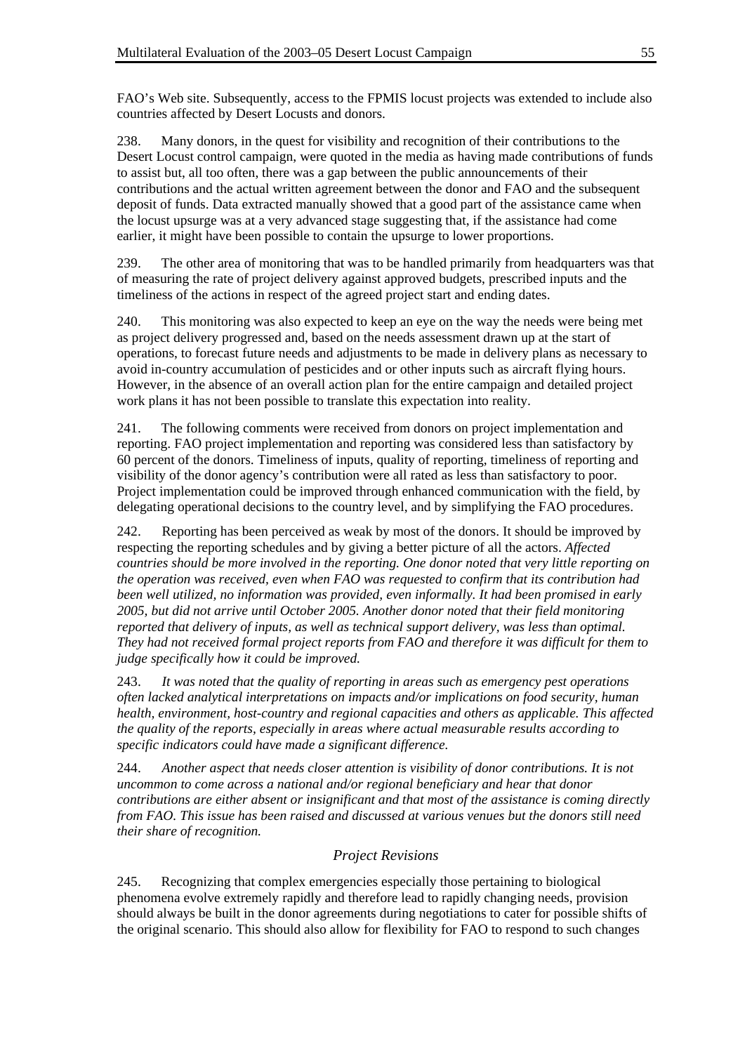FAO's Web site. Subsequently, access to the FPMIS locust projects was extended to include also countries affected by Desert Locusts and donors.

238. Many donors, in the quest for visibility and recognition of their contributions to the Desert Locust control campaign, were quoted in the media as having made contributions of funds to assist but, all too often, there was a gap between the public announcements of their contributions and the actual written agreement between the donor and FAO and the subsequent deposit of funds. Data extracted manually showed that a good part of the assistance came when the locust upsurge was at a very advanced stage suggesting that, if the assistance had come earlier, it might have been possible to contain the upsurge to lower proportions.

239. The other area of monitoring that was to be handled primarily from headquarters was that of measuring the rate of project delivery against approved budgets, prescribed inputs and the timeliness of the actions in respect of the agreed project start and ending dates.

240. This monitoring was also expected to keep an eye on the way the needs were being met as project delivery progressed and, based on the needs assessment drawn up at the start of operations, to forecast future needs and adjustments to be made in delivery plans as necessary to avoid in-country accumulation of pesticides and or other inputs such as aircraft flying hours. However, in the absence of an overall action plan for the entire campaign and detailed project work plans it has not been possible to translate this expectation into reality.

241. The following comments were received from donors on project implementation and reporting. FAO project implementation and reporting was considered less than satisfactory by 60 percent of the donors. Timeliness of inputs, quality of reporting, timeliness of reporting and visibility of the donor agency's contribution were all rated as less than satisfactory to poor. Project implementation could be improved through enhanced communication with the field, by delegating operational decisions to the country level, and by simplifying the FAO procedures.

242. Reporting has been perceived as weak by most of the donors. It should be improved by respecting the reporting schedules and by giving a better picture of all the actors. *Affected countries should be more involved in the reporting. One donor noted that very little reporting on the operation was received, even when FAO was requested to confirm that its contribution had been well utilized, no information was provided, even informally. It had been promised in early 2005, but did not arrive until October 2005. Another donor noted that their field monitoring reported that delivery of inputs, as well as technical support delivery, was less than optimal. They had not received formal project reports from FAO and therefore it was difficult for them to judge specifically how it could be improved.*

243. *It was noted that the quality of reporting in areas such as emergency pest operations often lacked analytical interpretations on impacts and/or implications on food security, human health, environment, host-country and regional capacities and others as applicable. This affected the quality of the reports, especially in areas where actual measurable results according to specific indicators could have made a significant difference.*

244. *Another aspect that needs closer attention is visibility of donor contributions. It is not uncommon to come across a national and/or regional beneficiary and hear that donor contributions are either absent or insignificant and that most of the assistance is coming directly from FAO. This issue has been raised and discussed at various venues but the donors still need their share of recognition.*

### *Project Revisions*

245. Recognizing that complex emergencies especially those pertaining to biological phenomena evolve extremely rapidly and therefore lead to rapidly changing needs, provision should always be built in the donor agreements during negotiations to cater for possible shifts of the original scenario. This should also allow for flexibility for FAO to respond to such changes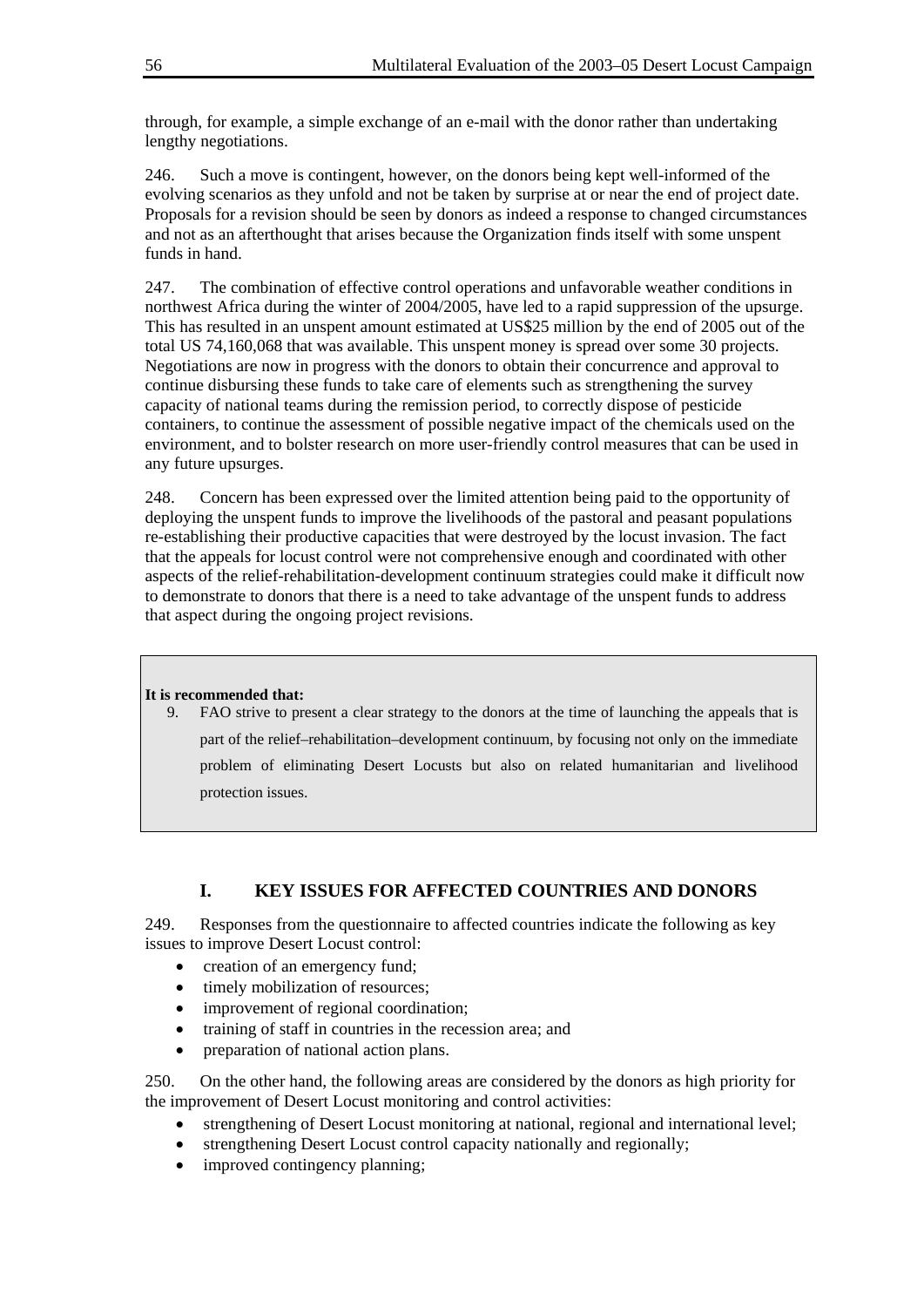through, for example, a simple exchange of an e-mail with the donor rather than undertaking lengthy negotiations.

246. Such a move is contingent, however, on the donors being kept well-informed of the evolving scenarios as they unfold and not be taken by surprise at or near the end of project date. Proposals for a revision should be seen by donors as indeed a response to changed circumstances and not as an afterthought that arises because the Organization finds itself with some unspent funds in hand.

247. The combination of effective control operations and unfavorable weather conditions in northwest Africa during the winter of 2004/2005, have led to a rapid suppression of the upsurge. This has resulted in an unspent amount estimated at US$25 million by the end of 2005 out of the total US 74,160,068 that was available. This unspent money is spread over some 30 projects. Negotiations are now in progress with the donors to obtain their concurrence and approval to continue disbursing these funds to take care of elements such as strengthening the survey capacity of national teams during the remission period, to correctly dispose of pesticide containers, to continue the assessment of possible negative impact of the chemicals used on the environment, and to bolster research on more user-friendly control measures that can be used in any future upsurges.

248. Concern has been expressed over the limited attention being paid to the opportunity of deploying the unspent funds to improve the livelihoods of the pastoral and peasant populations re-establishing their productive capacities that were destroyed by the locust invasion. The fact that the appeals for locust control were not comprehensive enough and coordinated with other aspects of the relief-rehabilitation-development continuum strategies could make it difficult now to demonstrate to donors that there is a need to take advantage of the unspent funds to address that aspect during the ongoing project revisions.

**It is recommended that:**

9. FAO strive to present a clear strategy to the donors at the time of launching the appeals that is part of the relief–rehabilitation–development continuum, by focusing not only on the immediate problem of eliminating Desert Locusts but also on related humanitarian and livelihood protection issues.

## I. KEY ISSUES FOR AFFECTED COUNTRIES AND DONORS

249. Responses from the questionnaire to affected countries indicate the following as key issues to improve Desert Locust control:

- creation of an emergency fund;
- timely mobilization of resources;
- improvement of regional coordination;
- training of staff in countries in the recession area; and
- preparation of national action plans.

250. On the other hand, the following areas are considered by the donors as high priority for the improvement of Desert Locust monitoring and control activities:

- strengthening of Desert Locust monitoring at national, regional and international level;
- strengthening Desert Locust control capacity nationally and regionally;
- improved contingency planning;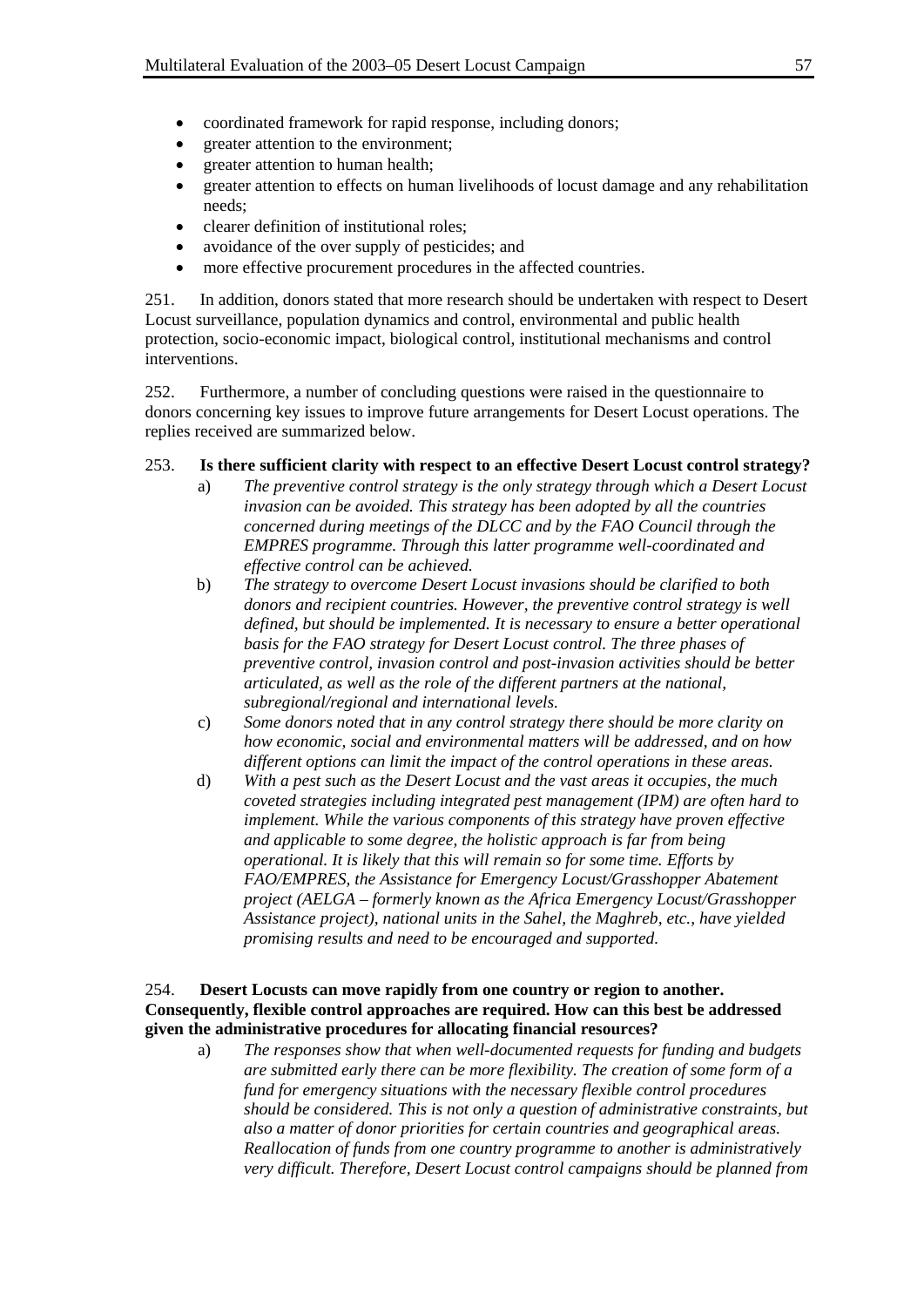- coordinated framework for rapid response, including donors;
- greater attention to the environment;
- greater attention to human health;
- greater attention to effects on human livelihoods of locust damage and any rehabilitation needs;
- clearer definition of institutional roles;
- avoidance of the over supply of pesticides; and
- more effective procurement procedures in the affected countries.

251. In addition, donors stated that more research should be undertaken with respect to Desert Locust surveillance, population dynamics and control, environmental and public health protection, socio-economic impact, biological control, institutional mechanisms and control interventions.

252. Furthermore, a number of concluding questions were raised in the questionnaire to donors concerning key issues to improve future arrangements for Desert Locust operations. The replies received are summarized below.

253. **Is there sufficient clarity with respect to an effective Desert Locust control strategy?**

a) *The preventive control strategy is the only strategy through which a Desert Locust invasion can be avoided. This strategy has been adopted by all the countries concerned during meetings of the DLCC and by the FAO Council through the EMPRES programme. Through this latter programme well-coordinated and effective control can be achieved.*

b) *The strategy to overcome Desert Locust invasions should be clarified to both donors and recipient countries. However, the preventive control strategy is well defined, but should be implemented. It is necessary to ensure a better operational basis for the FAO strategy for Desert Locust control. The three phases of preventive control, invasion control and post-invasion activities should be better articulated, as well as the role of the different partners at the national, subregional/regional and international levels.*

c) *Some donors noted that in any control strategy there should be more clarity on how economic, social and environmental matters will be addressed, and on how different options can limit the impact of the control operations in these areas.*

d) *With a pest such as the Desert Locust and the vast areas it occupies, the much coveted strategies including integrated pest management (IPM) are often hard to implement. While the various components of this strategy have proven effective and applicable to some degree, the holistic approach is far from being operational. It is likely that this will remain so for some time. Efforts by FAO/EMPRES, the Assistance for Emergency Locust/Grasshopper Abatement project (AELGA – formerly known as the Africa Emergency Locust/Grasshopper Assistance project), national units in the Sahel, the Maghreb, etc., have yielded promising results and need to be encouraged and supported.*

254. **Desert Locusts can move rapidly from one country or region to another. Consequently, flexible control approaches are required. How can this best be addressed given the administrative procedures for allocating financial resources?**

a) *The responses show that when well-documented requests for funding and budgets are submitted early there can be more flexibility. The creation of some form of a fund for emergency situations with the necessary flexible control procedures should be considered. This is not only a question of administrative constraints, but also a matter of donor priorities for certain countries and geographical areas. Reallocation of funds from one country programme to another is administratively very difficult. Therefore, Desert Locust control campaigns should be planned from*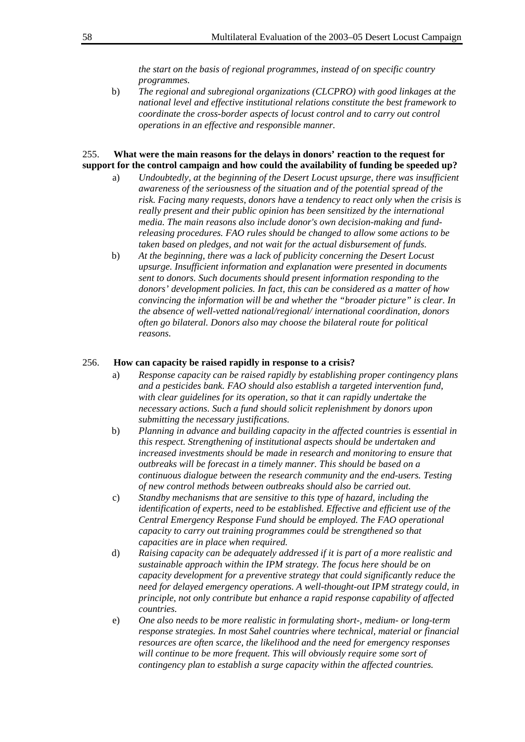*the start on the basis of regional programmes, instead of on specific country programmes.*

b) *The regional and subregional organizations (CLCPRO) with good linkages at the national level and effective institutional relations constitute the best framework to coordinate the cross-border aspects of locust control and to carry out control operations in an effective and responsible manner.*

255. **What were the main reasons for the delays in donors' reaction to the request for support for the control campaign and how could the availability of funding be speeded up?**

a) *Undoubtedly, at the beginning of the Desert Locust upsurge, there was insufficient awareness of the seriousness of the situation and of the potential spread of the risk. Facing many requests, donors have a tendency to react only when the crisis is really present and their public opinion has been sensitized by the international media. The main reasons also include donor's own decision-making and fund-releasing procedures. FAO rules should be changed to allow some actions to be taken based on pledges, and not wait for the actual disbursement of funds.*

b) *At the beginning, there was a lack of publicity concerning the Desert Locust upsurge. Insufficient information and explanation were presented in documents sent to donors. Such documents should present information responding to the donors' development policies. In fact, this can be considered as a matter of how convincing the information will be and whether the "broader picture" is clear. In the absence of well-vetted national/regional/ international coordination, donors often go bilateral. Donors also may choose the bilateral route for political reasons.*

256. **How can capacity be raised rapidly in response to a crisis?**

a) *Response capacity can be raised rapidly by establishing proper contingency plans and a pesticides bank. FAO should also establish a targeted intervention fund, with clear guidelines for its operation, so that it can rapidly undertake the necessary actions. Such a fund should solicit replenishment by donors upon submitting the necessary justifications.*

b) *Planning in advance and building capacity in the affected countries is essential in this respect. Strengthening of institutional aspects should be undertaken and increased investments should be made in research and monitoring to ensure that outbreaks will be forecast in a timely manner. This should be based on a continuous dialogue between the research community and the end-users. Testing of new control methods between outbreaks should also be carried out.*

c) *Standby mechanisms that are sensitive to this type of hazard, including the identification of experts, need to be established. Effective and efficient use of the Central Emergency Response Fund should be employed. The FAO operational capacity to carry out training programmes could be strengthened so that capacities are in place when required.*

d) *Raising capacity can be adequately addressed if it is part of a more realistic and sustainable approach within the IPM strategy. The focus here should be on capacity development for a preventive strategy that could significantly reduce the need for delayed emergency operations. A well-thought-out IPM strategy could, in principle, not only contribute but enhance a rapid response capability of affected countries.*

e) *One also needs to be more realistic in formulating short-, medium- or long-term response strategies. In most Sahel countries where technical, material or financial resources are often scarce, the likelihood and the need for emergency responses will continue to be more frequent. This will obviously require some sort of contingency plan to establish a surge capacity within the affected countries.*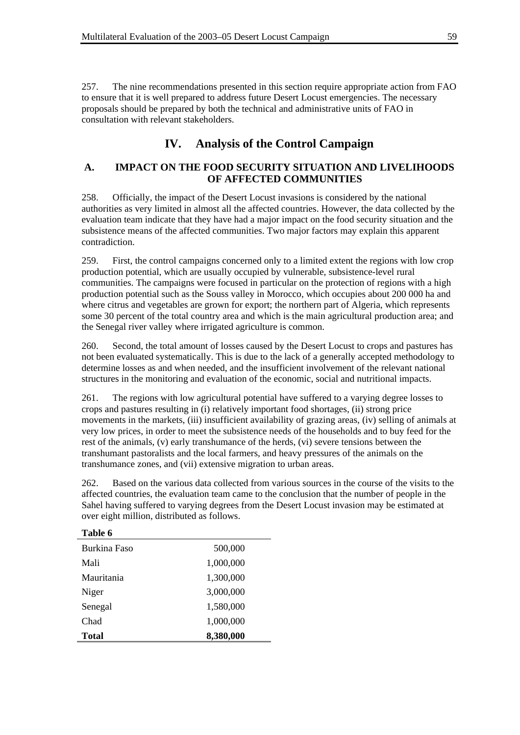257. The nine recommendations presented in this section require appropriate action from FAO to ensure that it is well prepared to address future Desert Locust emergencies. The necessary proposals should be prepared by both the technical and administrative units of FAO in consultation with relevant stakeholders.

# IV. Analysis of the Control Campaign

## A. IMPACT ON THE FOOD SECURITY SITUATION AND LIVELIHOODS OF AFFECTED COMMUNITIES

258. Officially, the impact of the Desert Locust invasions is considered by the national authorities as very limited in almost all the affected countries. However, the data collected by the evaluation team indicate that they have had a major impact on the food security situation and the subsistence means of the affected communities. Two major factors may explain this apparent contradiction.

259. First, the control campaigns concerned only to a limited extent the regions with low crop production potential, which are usually occupied by vulnerable, subsistence-level rural communities. The campaigns were focused in particular on the protection of regions with a high production potential such as the Souss valley in Morocco, which occupies about 200 000 ha and where citrus and vegetables are grown for export; the northern part of Algeria, which represents some 30 percent of the total country area and which is the main agricultural production area; and the Senegal river valley where irrigated agriculture is common.

260. Second, the total amount of losses caused by the Desert Locust to crops and pastures has not been evaluated systematically. This is due to the lack of a generally accepted methodology to determine losses as and when needed, and the insufficient involvement of the relevant national structures in the monitoring and evaluation of the economic, social and nutritional impacts.

261. The regions with low agricultural potential have suffered to a varying degree losses to crops and pastures resulting in (i) relatively important food shortages, (ii) strong price movements in the markets, (iii) insufficient availability of grazing areas, (iv) selling of animals at very low prices, in order to meet the subsistence needs of the households and to buy feed for the rest of the animals, (v) early transhumance of the herds, (vi) severe tensions between the transhumant pastoralists and the local farmers, and heavy pressures of the animals on the transhumance zones, and (vii) extensive migration to urban areas.

262. Based on the various data collected from various sources in the course of the visits to the affected countries, the evaluation team came to the conclusion that the number of people in the Sahel having suffered to varying degrees from the Desert Locust invasion may be estimated at over eight million, distributed as follows.

**Table 6**

| | |
|---|---|
| Burkina Faso | 500,000 |
| Mali | 1,000,000 |
| Mauritania | 1,300,000 |
| Niger | 3,000,000 |
| Senegal | 1,580,000 |
| Chad | 1,000,000 |
| **Total** | **8,380,000** |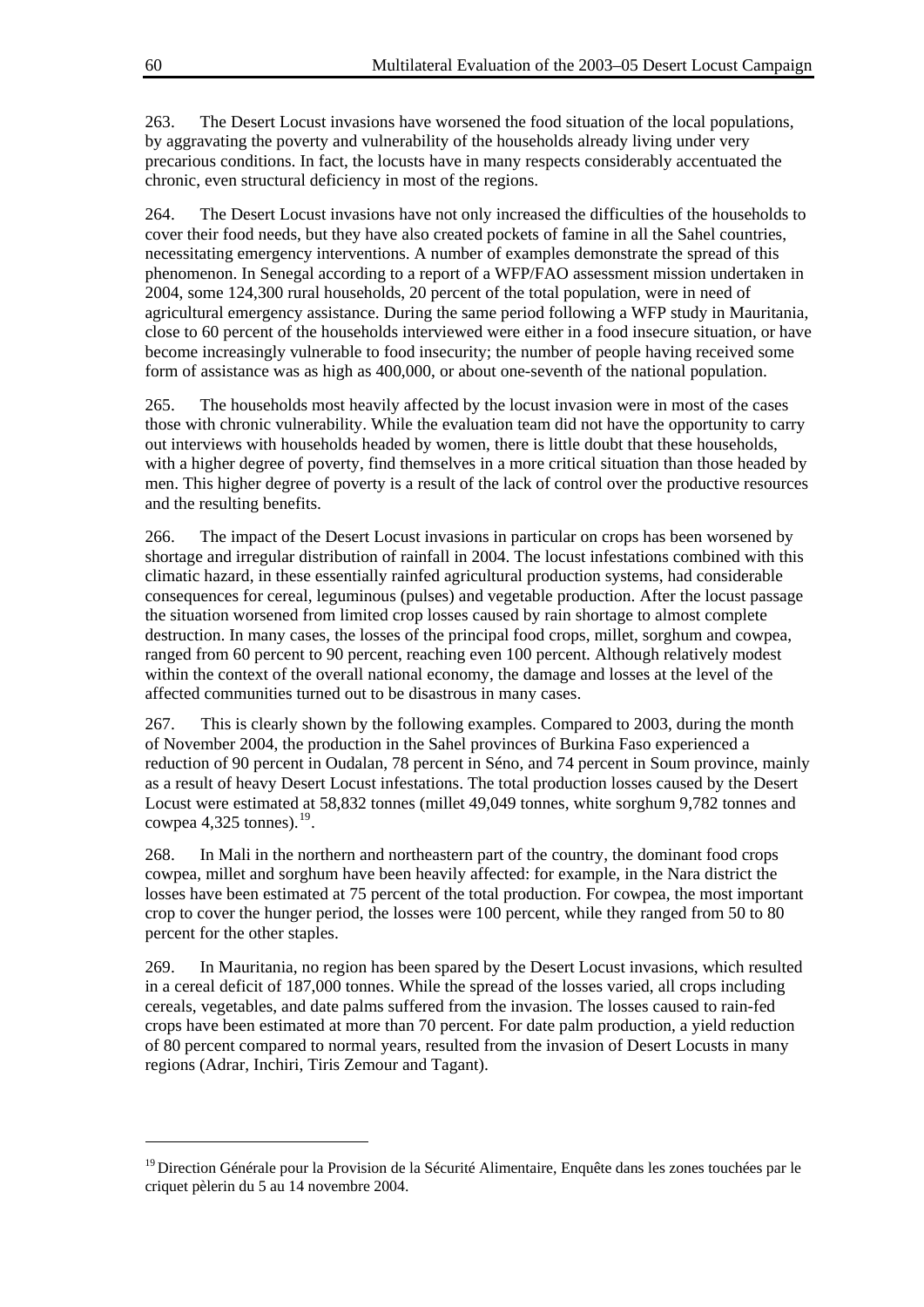263. The Desert Locust invasions have worsened the food situation of the local populations, by aggravating the poverty and vulnerability of the households already living under very precarious conditions. In fact, the locusts have in many respects considerably accentuated the chronic, even structural deficiency in most of the regions.

264. The Desert Locust invasions have not only increased the difficulties of the households to cover their food needs, but they have also created pockets of famine in all the Sahel countries, necessitating emergency interventions. A number of examples demonstrate the spread of this phenomenon. In Senegal according to a report of a WFP/FAO assessment mission undertaken in 2004, some 124,300 rural households, 20 percent of the total population, were in need of agricultural emergency assistance. During the same period following a WFP study in Mauritania, close to 60 percent of the households interviewed were either in a food insecure situation, or have become increasingly vulnerable to food insecurity; the number of people having received some form of assistance was as high as 400,000, or about one-seventh of the national population.

265. The households most heavily affected by the locust invasion were in most of the cases those with chronic vulnerability. While the evaluation team did not have the opportunity to carry out interviews with households headed by women, there is little doubt that these households, with a higher degree of poverty, find themselves in a more critical situation than those headed by men. This higher degree of poverty is a result of the lack of control over the productive resources and the resulting benefits.

266. The impact of the Desert Locust invasions in particular on crops has been worsened by shortage and irregular distribution of rainfall in 2004. The locust infestations combined with this climatic hazard, in these essentially rainfed agricultural production systems, had considerable consequences for cereal, leguminous (pulses) and vegetable production. After the locust passage the situation worsened from limited crop losses caused by rain shortage to almost complete destruction. In many cases, the losses of the principal food crops, millet, sorghum and cowpea, ranged from 60 percent to 90 percent, reaching even 100 percent. Although relatively modest within the context of the overall national economy, the damage and losses at the level of the affected communities turned out to be disastrous in many cases.

267. This is clearly shown by the following examples. Compared to 2003, during the month of November 2004, the production in the Sahel provinces of Burkina Faso experienced a reduction of 90 percent in Oudalan, 78 percent in Séno, and 74 percent in Soum province, mainly as a result of heavy Desert Locust infestations. The total production losses caused by the Desert Locust were estimated at 58,832 tonnes (millet 49,049 tonnes, white sorghum 9,782 tonnes and cowpea 4,325 tonnes).[19].

268. In Mali in the northern and northeastern part of the country, the dominant food crops cowpea, millet and sorghum have been heavily affected: for example, in the Nara district the losses have been estimated at 75 percent of the total production. For cowpea, the most important crop to cover the hunger period, the losses were 100 percent, while they ranged from 50 to 80 percent for the other staples.

269. In Mauritania, no region has been spared by the Desert Locust invasions, which resulted in a cereal deficit of 187,000 tonnes. While the spread of the losses varied, all crops including cereals, vegetables, and date palms suffered from the invasion. The losses caused to rain-fed crops have been estimated at more than 70 percent. For date palm production, a yield reduction of 80 percent compared to normal years, resulted from the invasion of Desert Locusts in many regions (Adrar, Inchiri, Tiris Zemour and Tagant).

---

[19] Direction Générale pour la Provision de la Sécurité Alimentaire, Enquête dans les zones touchées par le criquet pèlerin du 5 au 14 novembre 2004.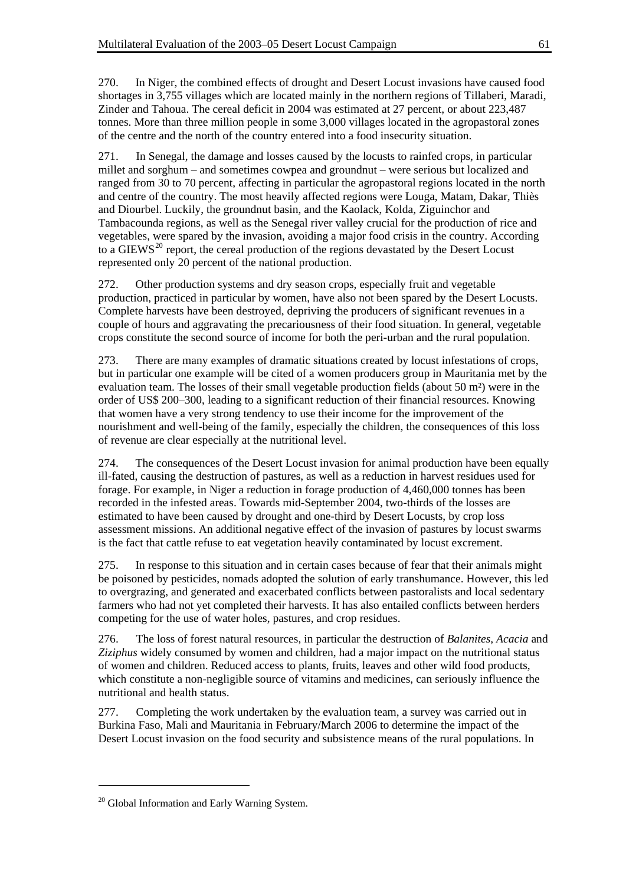270. In Niger, the combined effects of drought and Desert Locust invasions have caused food shortages in 3,755 villages which are located mainly in the northern regions of Tillaberi, Maradi, Zinder and Tahoua. The cereal deficit in 2004 was estimated at 27 percent, or about 223,487 tonnes. More than three million people in some 3,000 villages located in the agropastoral zones of the centre and the north of the country entered into a food insecurity situation.

271. In Senegal, the damage and losses caused by the locusts to rainfed crops, in particular millet and sorghum – and sometimes cowpea and groundnut – were serious but localized and ranged from 30 to 70 percent, affecting in particular the agropastoral regions located in the north and centre of the country. The most heavily affected regions were Louga, Matam, Dakar, Thiès and Diourbel. Luckily, the groundnut basin, and the Kaolack, Kolda, Ziguinchor and Tambacounda regions, as well as the Senegal river valley crucial for the production of rice and vegetables, were spared by the invasion, avoiding a major food crisis in the country. According to a GIEWS[20] report, the cereal production of the regions devastated by the Desert Locust represented only 20 percent of the national production.

272. Other production systems and dry season crops, especially fruit and vegetable production, practiced in particular by women, have also not been spared by the Desert Locusts. Complete harvests have been destroyed, depriving the producers of significant revenues in a couple of hours and aggravating the precariousness of their food situation. In general, vegetable crops constitute the second source of income for both the peri-urban and the rural population.

273. There are many examples of dramatic situations created by locust infestations of crops, but in particular one example will be cited of a women producers group in Mauritania met by the evaluation team. The losses of their small vegetable production fields (about 50 m²) were in the order of US$ 200–300, leading to a significant reduction of their financial resources. Knowing that women have a very strong tendency to use their income for the improvement of the nourishment and well-being of the family, especially the children, the consequences of this loss of revenue are clear especially at the nutritional level.

274. The consequences of the Desert Locust invasion for animal production have been equally ill-fated, causing the destruction of pastures, as well as a reduction in harvest residues used for forage. For example, in Niger a reduction in forage production of 4,460,000 tonnes has been recorded in the infested areas. Towards mid-September 2004, two-thirds of the losses are estimated to have been caused by drought and one-third by Desert Locusts, by crop loss assessment missions. An additional negative effect of the invasion of pastures by locust swarms is the fact that cattle refuse to eat vegetation heavily contaminated by locust excrement.

275. In response to this situation and in certain cases because of fear that their animals might be poisoned by pesticides, nomads adopted the solution of early transhumance. However, this led to overgrazing, and generated and exacerbated conflicts between pastoralists and local sedentary farmers who had not yet completed their harvests. It has also entailed conflicts between herders competing for the use of water holes, pastures, and crop residues.

276. The loss of forest natural resources, in particular the destruction of *Balanites, Acacia* and *Ziziphus* widely consumed by women and children, had a major impact on the nutritional status of women and children. Reduced access to plants, fruits, leaves and other wild food products, which constitute a non-negligible source of vitamins and medicines, can seriously influence the nutritional and health status.

277. Completing the work undertaken by the evaluation team, a survey was carried out in Burkina Faso, Mali and Mauritania in February/March 2006 to determine the impact of the Desert Locust invasion on the food security and subsistence means of the rural populations. In

---

[20] Global Information and Early Warning System.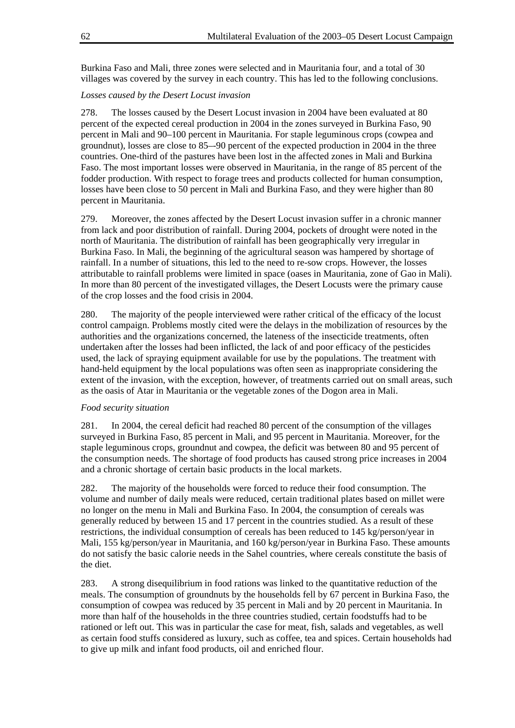Burkina Faso and Mali, three zones were selected and in Mauritania four, and a total of 30 villages was covered by the survey in each country. This has led to the following conclusions.

*Losses caused by the Desert Locust invasion*

278. The losses caused by the Desert Locust invasion in 2004 have been evaluated at 80 percent of the expected cereal production in 2004 in the zones surveyed in Burkina Faso, 90 percent in Mali and 90–100 percent in Mauritania. For staple leguminous crops (cowpea and groundnut), losses are close to 85–-90 percent of the expected production in 2004 in the three countries. One-third of the pastures have been lost in the affected zones in Mali and Burkina Faso. The most important losses were observed in Mauritania, in the range of 85 percent of the fodder production. With respect to forage trees and products collected for human consumption, losses have been close to 50 percent in Mali and Burkina Faso, and they were higher than 80 percent in Mauritania.

279. Moreover, the zones affected by the Desert Locust invasion suffer in a chronic manner from lack and poor distribution of rainfall. During 2004, pockets of drought were noted in the north of Mauritania. The distribution of rainfall has been geographically very irregular in Burkina Faso. In Mali, the beginning of the agricultural season was hampered by shortage of rainfall. In a number of situations, this led to the need to re-sow crops. However, the losses attributable to rainfall problems were limited in space (oases in Mauritania, zone of Gao in Mali). In more than 80 percent of the investigated villages, the Desert Locusts were the primary cause of the crop losses and the food crisis in 2004.

280. The majority of the people interviewed were rather critical of the efficacy of the locust control campaign. Problems mostly cited were the delays in the mobilization of resources by the authorities and the organizations concerned, the lateness of the insecticide treatments, often undertaken after the losses had been inflicted, the lack of and poor efficacy of the pesticides used, the lack of spraying equipment available for use by the populations. The treatment with hand-held equipment by the local populations was often seen as inappropriate considering the extent of the invasion, with the exception, however, of treatments carried out on small areas, such as the oasis of Atar in Mauritania or the vegetable zones of the Dogon area in Mali.

*Food security situation*

281. In 2004, the cereal deficit had reached 80 percent of the consumption of the villages surveyed in Burkina Faso, 85 percent in Mali, and 95 percent in Mauritania. Moreover, for the staple leguminous crops, groundnut and cowpea, the deficit was between 80 and 95 percent of the consumption needs. The shortage of food products has caused strong price increases in 2004 and a chronic shortage of certain basic products in the local markets.

282. The majority of the households were forced to reduce their food consumption. The volume and number of daily meals were reduced, certain traditional plates based on millet were no longer on the menu in Mali and Burkina Faso. In 2004, the consumption of cereals was generally reduced by between 15 and 17 percent in the countries studied. As a result of these restrictions, the individual consumption of cereals has been reduced to 145 kg/person/year in Mali, 155 kg/person/year in Mauritania, and 160 kg/person/year in Burkina Faso. These amounts do not satisfy the basic calorie needs in the Sahel countries, where cereals constitute the basis of the diet.

283. A strong disequilibrium in food rations was linked to the quantitative reduction of the meals. The consumption of groundnuts by the households fell by 67 percent in Burkina Faso, the consumption of cowpea was reduced by 35 percent in Mali and by 20 percent in Mauritania. In more than half of the households in the three countries studied, certain foodstuffs had to be rationed or left out. This was in particular the case for meat, fish, salads and vegetables, as well as certain food stuffs considered as luxury, such as coffee, tea and spices. Certain households had to give up milk and infant food products, oil and enriched flour.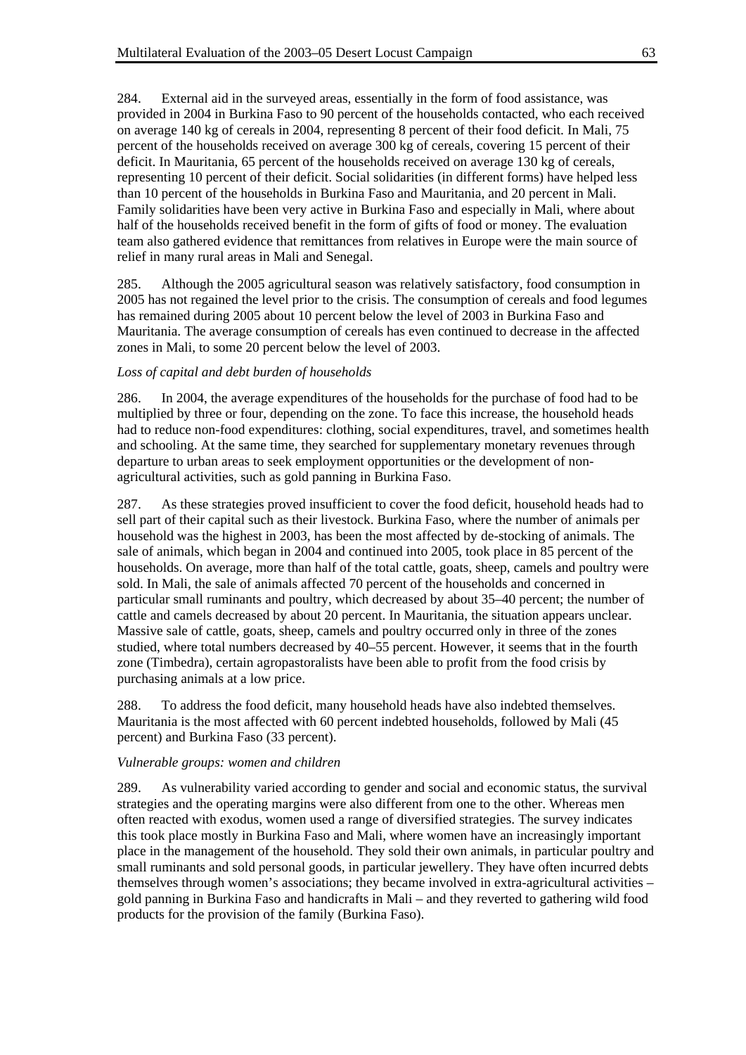284. External aid in the surveyed areas, essentially in the form of food assistance, was provided in 2004 in Burkina Faso to 90 percent of the households contacted, who each received on average 140 kg of cereals in 2004, representing 8 percent of their food deficit. In Mali, 75 percent of the households received on average 300 kg of cereals, covering 15 percent of their deficit. In Mauritania, 65 percent of the households received on average 130 kg of cereals, representing 10 percent of their deficit. Social solidarities (in different forms) have helped less than 10 percent of the households in Burkina Faso and Mauritania, and 20 percent in Mali. Family solidarities have been very active in Burkina Faso and especially in Mali, where about half of the households received benefit in the form of gifts of food or money. The evaluation team also gathered evidence that remittances from relatives in Europe were the main source of relief in many rural areas in Mali and Senegal.

285. Although the 2005 agricultural season was relatively satisfactory, food consumption in 2005 has not regained the level prior to the crisis. The consumption of cereals and food legumes has remained during 2005 about 10 percent below the level of 2003 in Burkina Faso and Mauritania. The average consumption of cereals has even continued to decrease in the affected zones in Mali, to some 20 percent below the level of 2003.

*Loss of capital and debt burden of households*

286. In 2004, the average expenditures of the households for the purchase of food had to be multiplied by three or four, depending on the zone. To face this increase, the household heads had to reduce non-food expenditures: clothing, social expenditures, travel, and sometimes health and schooling. At the same time, they searched for supplementary monetary revenues through departure to urban areas to seek employment opportunities or the development of non-agricultural activities, such as gold panning in Burkina Faso.

287. As these strategies proved insufficient to cover the food deficit, household heads had to sell part of their capital such as their livestock. Burkina Faso, where the number of animals per household was the highest in 2003, has been the most affected by de-stocking of animals. The sale of animals, which began in 2004 and continued into 2005, took place in 85 percent of the households. On average, more than half of the total cattle, goats, sheep, camels and poultry were sold. In Mali, the sale of animals affected 70 percent of the households and concerned in particular small ruminants and poultry, which decreased by about 35–40 percent; the number of cattle and camels decreased by about 20 percent. In Mauritania, the situation appears unclear. Massive sale of cattle, goats, sheep, camels and poultry occurred only in three of the zones studied, where total numbers decreased by 40–55 percent. However, it seems that in the fourth zone (Timbedra), certain agropastoralists have been able to profit from the food crisis by purchasing animals at a low price.

288. To address the food deficit, many household heads have also indebted themselves. Mauritania is the most affected with 60 percent indebted households, followed by Mali (45 percent) and Burkina Faso (33 percent).

*Vulnerable groups: women and children*

289. As vulnerability varied according to gender and social and economic status, the survival strategies and the operating margins were also different from one to the other. Whereas men often reacted with exodus, women used a range of diversified strategies. The survey indicates this took place mostly in Burkina Faso and Mali, where women have an increasingly important place in the management of the household. They sold their own animals, in particular poultry and small ruminants and sold personal goods, in particular jewellery. They have often incurred debts themselves through women's associations; they became involved in extra-agricultural activities – gold panning in Burkina Faso and handicrafts in Mali – and they reverted to gathering wild food products for the provision of the family (Burkina Faso).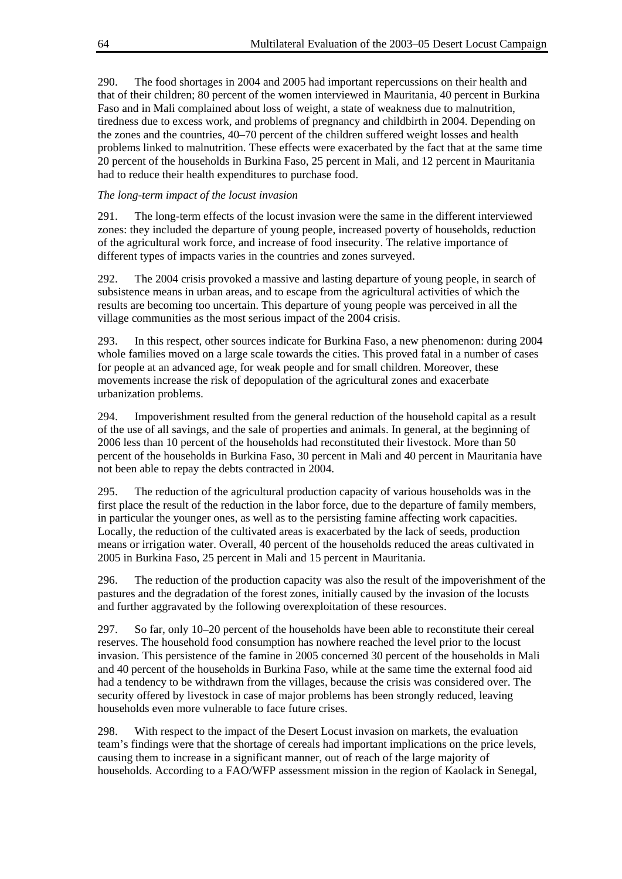290. The food shortages in 2004 and 2005 had important repercussions on their health and that of their children; 80 percent of the women interviewed in Mauritania, 40 percent in Burkina Faso and in Mali complained about loss of weight, a state of weakness due to malnutrition, tiredness due to excess work, and problems of pregnancy and childbirth in 2004. Depending on the zones and the countries, 40–70 percent of the children suffered weight losses and health problems linked to malnutrition. These effects were exacerbated by the fact that at the same time 20 percent of the households in Burkina Faso, 25 percent in Mali, and 12 percent in Mauritania had to reduce their health expenditures to purchase food.

*The long-term impact of the locust invasion*

291. The long-term effects of the locust invasion were the same in the different interviewed zones: they included the departure of young people, increased poverty of households, reduction of the agricultural work force, and increase of food insecurity. The relative importance of different types of impacts varies in the countries and zones surveyed.

292. The 2004 crisis provoked a massive and lasting departure of young people, in search of subsistence means in urban areas, and to escape from the agricultural activities of which the results are becoming too uncertain. This departure of young people was perceived in all the village communities as the most serious impact of the 2004 crisis.

293. In this respect, other sources indicate for Burkina Faso, a new phenomenon: during 2004 whole families moved on a large scale towards the cities. This proved fatal in a number of cases for people at an advanced age, for weak people and for small children. Moreover, these movements increase the risk of depopulation of the agricultural zones and exacerbate urbanization problems.

294. Impoverishment resulted from the general reduction of the household capital as a result of the use of all savings, and the sale of properties and animals. In general, at the beginning of 2006 less than 10 percent of the households had reconstituted their livestock. More than 50 percent of the households in Burkina Faso, 30 percent in Mali and 40 percent in Mauritania have not been able to repay the debts contracted in 2004.

295. The reduction of the agricultural production capacity of various households was in the first place the result of the reduction in the labor force, due to the departure of family members, in particular the younger ones, as well as to the persisting famine affecting work capacities. Locally, the reduction of the cultivated areas is exacerbated by the lack of seeds, production means or irrigation water. Overall, 40 percent of the households reduced the areas cultivated in 2005 in Burkina Faso, 25 percent in Mali and 15 percent in Mauritania.

296. The reduction of the production capacity was also the result of the impoverishment of the pastures and the degradation of the forest zones, initially caused by the invasion of the locusts and further aggravated by the following overexploitation of these resources.

297. So far, only 10–20 percent of the households have been able to reconstitute their cereal reserves. The household food consumption has nowhere reached the level prior to the locust invasion. This persistence of the famine in 2005 concerned 30 percent of the households in Mali and 40 percent of the households in Burkina Faso, while at the same time the external food aid had a tendency to be withdrawn from the villages, because the crisis was considered over. The security offered by livestock in case of major problems has been strongly reduced, leaving households even more vulnerable to face future crises.

298. With respect to the impact of the Desert Locust invasion on markets, the evaluation team's findings were that the shortage of cereals had important implications on the price levels, causing them to increase in a significant manner, out of reach of the large majority of households. According to a FAO/WFP assessment mission in the region of Kaolack in Senegal,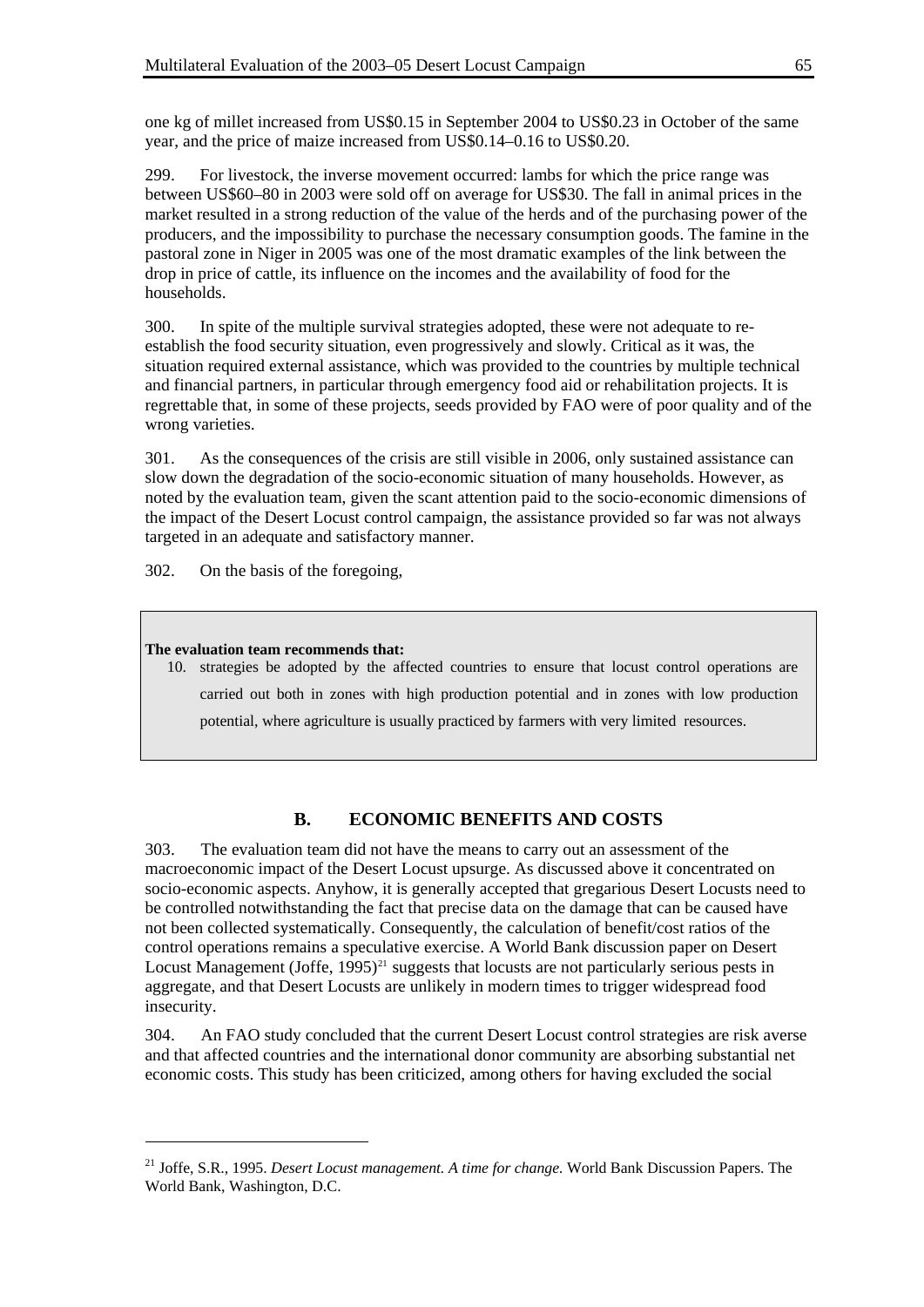one kg of millet increased from US$0.15 in September 2004 to US$0.23 in October of the same year, and the price of maize increased from US$0.14–0.16 to US$0.20.

299. For livestock, the inverse movement occurred: lambs for which the price range was between US$60–80 in 2003 were sold off on average for US$30. The fall in animal prices in the market resulted in a strong reduction of the value of the herds and of the purchasing power of the producers, and the impossibility to purchase the necessary consumption goods. The famine in the pastoral zone in Niger in 2005 was one of the most dramatic examples of the link between the drop in price of cattle, its influence on the incomes and the availability of food for the households.

300. In spite of the multiple survival strategies adopted, these were not adequate to re-establish the food security situation, even progressively and slowly. Critical as it was, the situation required external assistance, which was provided to the countries by multiple technical and financial partners, in particular through emergency food aid or rehabilitation projects. It is regrettable that, in some of these projects, seeds provided by FAO were of poor quality and of the wrong varieties.

301. As the consequences of the crisis are still visible in 2006, only sustained assistance can slow down the degradation of the socio-economic situation of many households. However, as noted by the evaluation team, given the scant attention paid to the socio-economic dimensions of the impact of the Desert Locust control campaign, the assistance provided so far was not always targeted in an adequate and satisfactory manner.

302. On the basis of the foregoing,

> **The evaluation team recommends that:**
>
> 10. strategies be adopted by the affected countries to ensure that locust control operations are carried out both in zones with high production potential and in zones with low production potential, where agriculture is usually practiced by farmers with very limited resources.

## B. ECONOMIC BENEFITS AND COSTS

303. The evaluation team did not have the means to carry out an assessment of the macroeconomic impact of the Desert Locust upsurge. As discussed above it concentrated on socio-economic aspects. Anyhow, it is generally accepted that gregarious Desert Locusts need to be controlled notwithstanding the fact that precise data on the damage that can be caused have not been collected systematically. Consequently, the calculation of benefit/cost ratios of the control operations remains a speculative exercise. A World Bank discussion paper on Desert Locust Management (Joffe, 1995)[21] suggests that locusts are not particularly serious pests in aggregate, and that Desert Locusts are unlikely in modern times to trigger widespread food insecurity.

304. An FAO study concluded that the current Desert Locust control strategies are risk averse and that affected countries and the international donor community are absorbing substantial net economic costs. This study has been criticized, among others for having excluded the social

---

[21] Joffe, S.R., 1995. *Desert Locust management. A time for change.* World Bank Discussion Papers. The World Bank, Washington, D.C.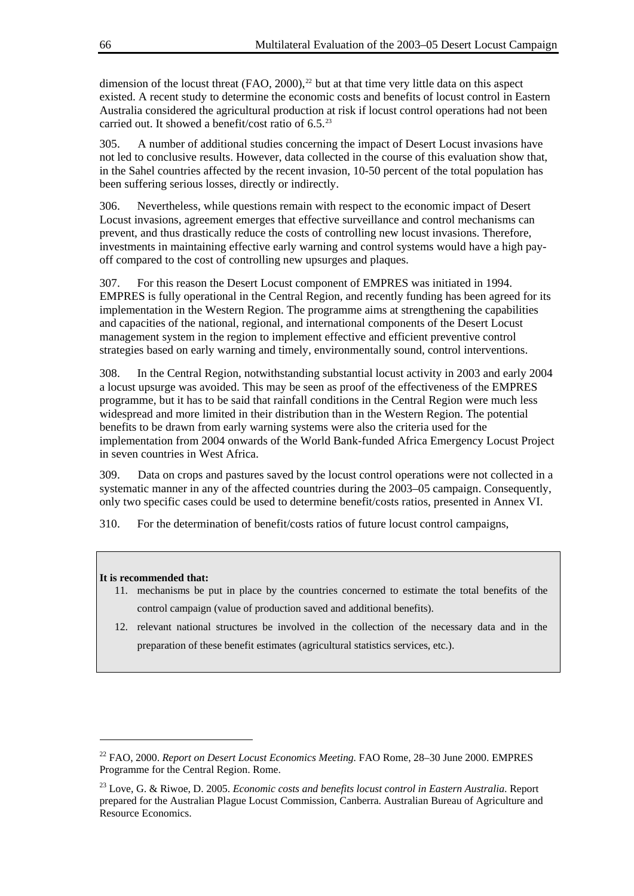dimension of the locust threat (FAO, 2000),[22] but at that time very little data on this aspect existed. A recent study to determine the economic costs and benefits of locust control in Eastern Australia considered the agricultural production at risk if locust control operations had not been carried out. It showed a benefit/cost ratio of 6.5.[23]

305. A number of additional studies concerning the impact of Desert Locust invasions have not led to conclusive results. However, data collected in the course of this evaluation show that, in the Sahel countries affected by the recent invasion, 10-50 percent of the total population has been suffering serious losses, directly or indirectly.

306. Nevertheless, while questions remain with respect to the economic impact of Desert Locust invasions, agreement emerges that effective surveillance and control mechanisms can prevent, and thus drastically reduce the costs of controlling new locust invasions. Therefore, investments in maintaining effective early warning and control systems would have a high pay-off compared to the cost of controlling new upsurges and plaques.

307. For this reason the Desert Locust component of EMPRES was initiated in 1994. EMPRES is fully operational in the Central Region, and recently funding has been agreed for its implementation in the Western Region. The programme aims at strengthening the capabilities and capacities of the national, regional, and international components of the Desert Locust management system in the region to implement effective and efficient preventive control strategies based on early warning and timely, environmentally sound, control interventions.

308. In the Central Region, notwithstanding substantial locust activity in 2003 and early 2004 a locust upsurge was avoided. This may be seen as proof of the effectiveness of the EMPRES programme, but it has to be said that rainfall conditions in the Central Region were much less widespread and more limited in their distribution than in the Western Region. The potential benefits to be drawn from early warning systems were also the criteria used for the implementation from 2004 onwards of the World Bank-funded Africa Emergency Locust Project in seven countries in West Africa.

309. Data on crops and pastures saved by the locust control operations were not collected in a systematic manner in any of the affected countries during the 2003–05 campaign. Consequently, only two specific cases could be used to determine benefit/costs ratios, presented in Annex VI.

310. For the determination of benefit/costs ratios of future locust control campaigns,

**It is recommended that:**

11. mechanisms be put in place by the countries concerned to estimate the total benefits of the control campaign (value of production saved and additional benefits).
12. relevant national structures be involved in the collection of the necessary data and in the preparation of these benefit estimates (agricultural statistics services, etc.).

---

[22] FAO, 2000. *Report on Desert Locust Economics Meeting.* FAO Rome, 28–30 June 2000. EMPRES Programme for the Central Region. Rome.

[23] Love, G. & Riwoe, D. 2005. *Economic costs and benefits locust control in Eastern Australia.* Report prepared for the Australian Plague Locust Commission, Canberra. Australian Bureau of Agriculture and Resource Economics.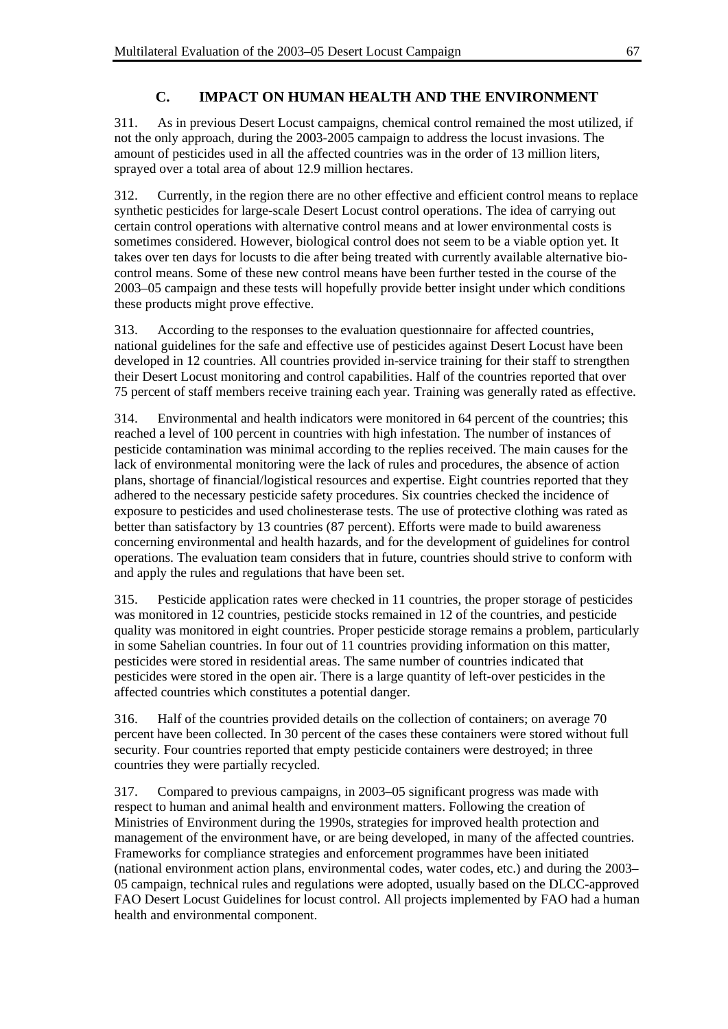## C. IMPACT ON HUMAN HEALTH AND THE ENVIRONMENT

311. As in previous Desert Locust campaigns, chemical control remained the most utilized, if not the only approach, during the 2003-2005 campaign to address the locust invasions. The amount of pesticides used in all the affected countries was in the order of 13 million liters, sprayed over a total area of about 12.9 million hectares.

312. Currently, in the region there are no other effective and efficient control means to replace synthetic pesticides for large-scale Desert Locust control operations. The idea of carrying out certain control operations with alternative control means and at lower environmental costs is sometimes considered. However, biological control does not seem to be a viable option yet. It takes over ten days for locusts to die after being treated with currently available alternative bio-control means. Some of these new control means have been further tested in the course of the 2003–05 campaign and these tests will hopefully provide better insight under which conditions these products might prove effective.

313. According to the responses to the evaluation questionnaire for affected countries, national guidelines for the safe and effective use of pesticides against Desert Locust have been developed in 12 countries. All countries provided in-service training for their staff to strengthen their Desert Locust monitoring and control capabilities. Half of the countries reported that over 75 percent of staff members receive training each year. Training was generally rated as effective.

314. Environmental and health indicators were monitored in 64 percent of the countries; this reached a level of 100 percent in countries with high infestation. The number of instances of pesticide contamination was minimal according to the replies received. The main causes for the lack of environmental monitoring were the lack of rules and procedures, the absence of action plans, shortage of financial/logistical resources and expertise. Eight countries reported that they adhered to the necessary pesticide safety procedures. Six countries checked the incidence of exposure to pesticides and used cholinesterase tests. The use of protective clothing was rated as better than satisfactory by 13 countries (87 percent). Efforts were made to build awareness concerning environmental and health hazards, and for the development of guidelines for control operations. The evaluation team considers that in future, countries should strive to conform with and apply the rules and regulations that have been set.

315. Pesticide application rates were checked in 11 countries, the proper storage of pesticides was monitored in 12 countries, pesticide stocks remained in 12 of the countries, and pesticide quality was monitored in eight countries. Proper pesticide storage remains a problem, particularly in some Sahelian countries. In four out of 11 countries providing information on this matter, pesticides were stored in residential areas. The same number of countries indicated that pesticides were stored in the open air. There is a large quantity of left-over pesticides in the affected countries which constitutes a potential danger.

316. Half of the countries provided details on the collection of containers; on average 70 percent have been collected. In 30 percent of the cases these containers were stored without full security. Four countries reported that empty pesticide containers were destroyed; in three countries they were partially recycled.

317. Compared to previous campaigns, in 2003–05 significant progress was made with respect to human and animal health and environment matters. Following the creation of Ministries of Environment during the 1990s, strategies for improved health protection and management of the environment have, or are being developed, in many of the affected countries. Frameworks for compliance strategies and enforcement programmes have been initiated (national environment action plans, environmental codes, water codes, etc.) and during the 2003–05 campaign, technical rules and regulations were adopted, usually based on the DLCC-approved FAO Desert Locust Guidelines for locust control. All projects implemented by FAO had a human health and environmental component.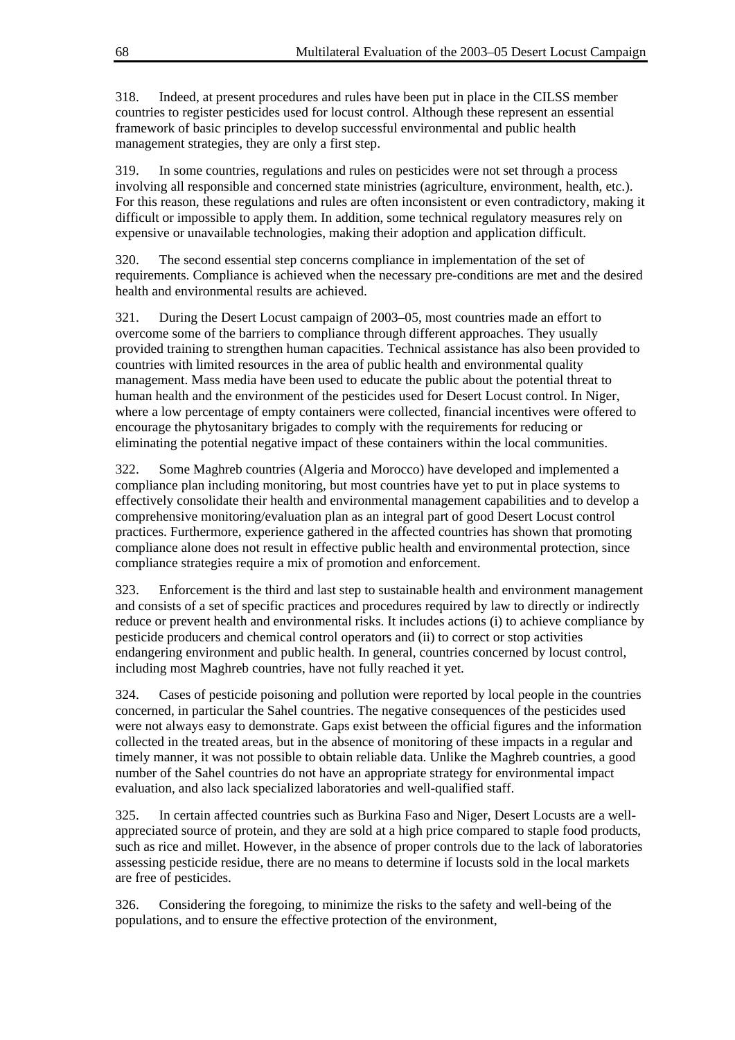318. Indeed, at present procedures and rules have been put in place in the CILSS member countries to register pesticides used for locust control. Although these represent an essential framework of basic principles to develop successful environmental and public health management strategies, they are only a first step.

319. In some countries, regulations and rules on pesticides were not set through a process involving all responsible and concerned state ministries (agriculture, environment, health, etc.). For this reason, these regulations and rules are often inconsistent or even contradictory, making it difficult or impossible to apply them. In addition, some technical regulatory measures rely on expensive or unavailable technologies, making their adoption and application difficult.

320. The second essential step concerns compliance in implementation of the set of requirements. Compliance is achieved when the necessary pre-conditions are met and the desired health and environmental results are achieved.

321. During the Desert Locust campaign of 2003–05, most countries made an effort to overcome some of the barriers to compliance through different approaches. They usually provided training to strengthen human capacities. Technical assistance has also been provided to countries with limited resources in the area of public health and environmental quality management. Mass media have been used to educate the public about the potential threat to human health and the environment of the pesticides used for Desert Locust control. In Niger, where a low percentage of empty containers were collected, financial incentives were offered to encourage the phytosanitary brigades to comply with the requirements for reducing or eliminating the potential negative impact of these containers within the local communities.

322. Some Maghreb countries (Algeria and Morocco) have developed and implemented a compliance plan including monitoring, but most countries have yet to put in place systems to effectively consolidate their health and environmental management capabilities and to develop a comprehensive monitoring/evaluation plan as an integral part of good Desert Locust control practices. Furthermore, experience gathered in the affected countries has shown that promoting compliance alone does not result in effective public health and environmental protection, since compliance strategies require a mix of promotion and enforcement.

323. Enforcement is the third and last step to sustainable health and environment management and consists of a set of specific practices and procedures required by law to directly or indirectly reduce or prevent health and environmental risks. It includes actions (i) to achieve compliance by pesticide producers and chemical control operators and (ii) to correct or stop activities endangering environment and public health. In general, countries concerned by locust control, including most Maghreb countries, have not fully reached it yet.

324. Cases of pesticide poisoning and pollution were reported by local people in the countries concerned, in particular the Sahel countries. The negative consequences of the pesticides used were not always easy to demonstrate. Gaps exist between the official figures and the information collected in the treated areas, but in the absence of monitoring of these impacts in a regular and timely manner, it was not possible to obtain reliable data. Unlike the Maghreb countries, a good number of the Sahel countries do not have an appropriate strategy for environmental impact evaluation, and also lack specialized laboratories and well-qualified staff.

325. In certain affected countries such as Burkina Faso and Niger, Desert Locusts are a well-appreciated source of protein, and they are sold at a high price compared to staple food products, such as rice and millet. However, in the absence of proper controls due to the lack of laboratories assessing pesticide residue, there are no means to determine if locusts sold in the local markets are free of pesticides.

326. Considering the foregoing, to minimize the risks to the safety and well-being of the populations, and to ensure the effective protection of the environment,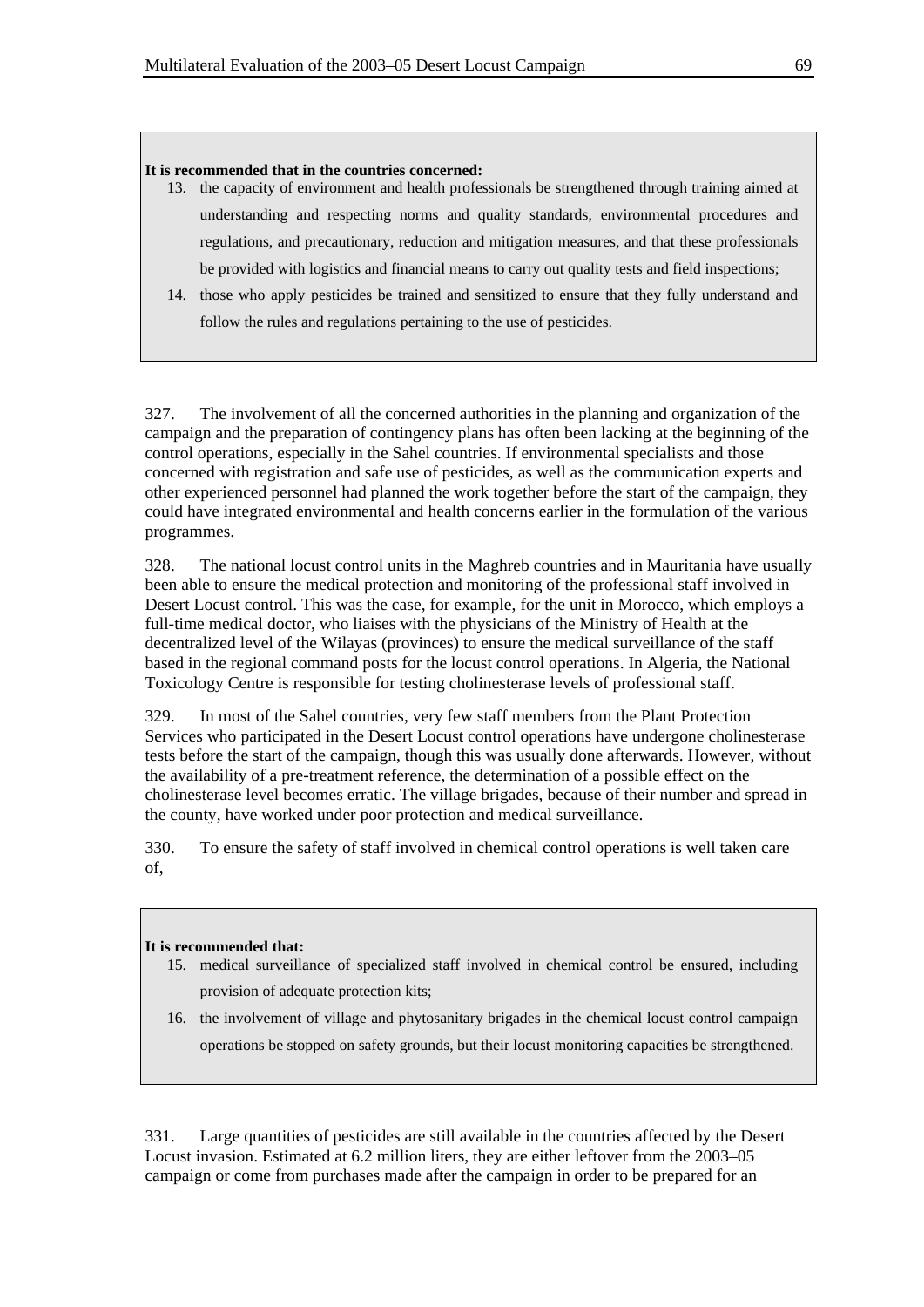**It is recommended that in the countries concerned:**

13. the capacity of environment and health professionals be strengthened through training aimed at understanding and respecting norms and quality standards, environmental procedures and regulations, and precautionary, reduction and mitigation measures, and that these professionals be provided with logistics and financial means to carry out quality tests and field inspections;
14. those who apply pesticides be trained and sensitized to ensure that they fully understand and follow the rules and regulations pertaining to the use of pesticides.

327. The involvement of all the concerned authorities in the planning and organization of the campaign and the preparation of contingency plans has often been lacking at the beginning of the control operations, especially in the Sahel countries. If environmental specialists and those concerned with registration and safe use of pesticides, as well as the communication experts and other experienced personnel had planned the work together before the start of the campaign, they could have integrated environmental and health concerns earlier in the formulation of the various programmes.

328. The national locust control units in the Maghreb countries and in Mauritania have usually been able to ensure the medical protection and monitoring of the professional staff involved in Desert Locust control. This was the case, for example, for the unit in Morocco, which employs a full-time medical doctor, who liaises with the physicians of the Ministry of Health at the decentralized level of the Wilayas (provinces) to ensure the medical surveillance of the staff based in the regional command posts for the locust control operations. In Algeria, the National Toxicology Centre is responsible for testing cholinesterase levels of professional staff.

329. In most of the Sahel countries, very few staff members from the Plant Protection Services who participated in the Desert Locust control operations have undergone cholinesterase tests before the start of the campaign, though this was usually done afterwards. However, without the availability of a pre-treatment reference, the determination of a possible effect on the cholinesterase level becomes erratic. The village brigades, because of their number and spread in the county, have worked under poor protection and medical surveillance.

330. To ensure the safety of staff involved in chemical control operations is well taken care of,

**It is recommended that:**

15. medical surveillance of specialized staff involved in chemical control be ensured, including provision of adequate protection kits;
16. the involvement of village and phytosanitary brigades in the chemical locust control campaign operations be stopped on safety grounds, but their locust monitoring capacities be strengthened.

331. Large quantities of pesticides are still available in the countries affected by the Desert Locust invasion. Estimated at 6.2 million liters, they are either leftover from the 2003–05 campaign or come from purchases made after the campaign in order to be prepared for an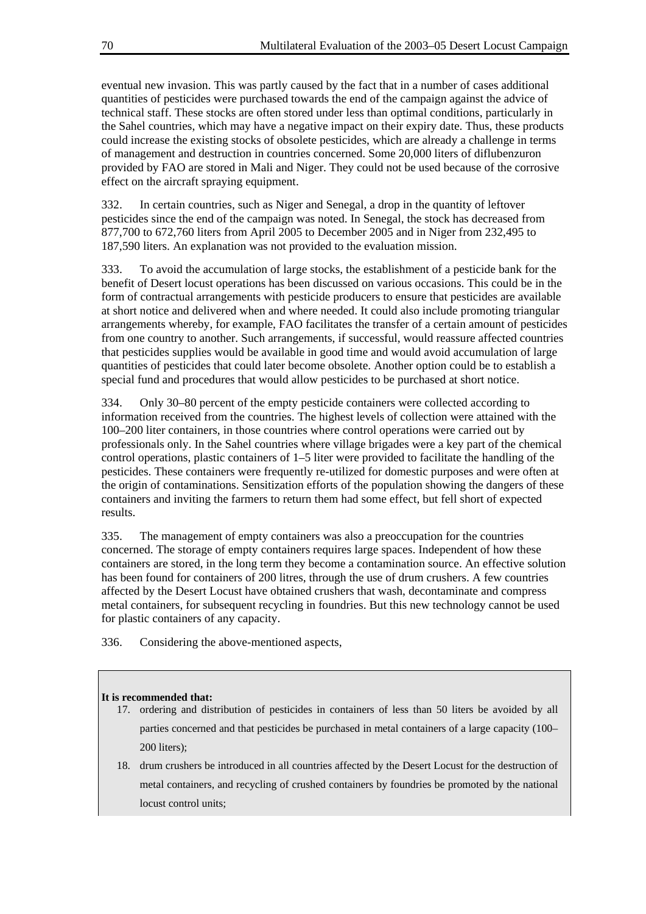eventual new invasion. This was partly caused by the fact that in a number of cases additional quantities of pesticides were purchased towards the end of the campaign against the advice of technical staff. These stocks are often stored under less than optimal conditions, particularly in the Sahel countries, which may have a negative impact on their expiry date. Thus, these products could increase the existing stocks of obsolete pesticides, which are already a challenge in terms of management and destruction in countries concerned. Some 20,000 liters of diflubenzuron provided by FAO are stored in Mali and Niger. They could not be used because of the corrosive effect on the aircraft spraying equipment.

332. In certain countries, such as Niger and Senegal, a drop in the quantity of leftover pesticides since the end of the campaign was noted. In Senegal, the stock has decreased from 877,700 to 672,760 liters from April 2005 to December 2005 and in Niger from 232,495 to 187,590 liters. An explanation was not provided to the evaluation mission.

333. To avoid the accumulation of large stocks, the establishment of a pesticide bank for the benefit of Desert locust operations has been discussed on various occasions. This could be in the form of contractual arrangements with pesticide producers to ensure that pesticides are available at short notice and delivered when and where needed. It could also include promoting triangular arrangements whereby, for example, FAO facilitates the transfer of a certain amount of pesticides from one country to another. Such arrangements, if successful, would reassure affected countries that pesticides supplies would be available in good time and would avoid accumulation of large quantities of pesticides that could later become obsolete. Another option could be to establish a special fund and procedures that would allow pesticides to be purchased at short notice.

334. Only 30–80 percent of the empty pesticide containers were collected according to information received from the countries. The highest levels of collection were attained with the 100–200 liter containers, in those countries where control operations were carried out by professionals only. In the Sahel countries where village brigades were a key part of the chemical control operations, plastic containers of 1–5 liter were provided to facilitate the handling of the pesticides. These containers were frequently re-utilized for domestic purposes and were often at the origin of contaminations. Sensitization efforts of the population showing the dangers of these containers and inviting the farmers to return them had some effect, but fell short of expected results.

335. The management of empty containers was also a preoccupation for the countries concerned. The storage of empty containers requires large spaces. Independent of how these containers are stored, in the long term they become a contamination source. An effective solution has been found for containers of 200 litres, through the use of drum crushers. A few countries affected by the Desert Locust have obtained crushers that wash, decontaminate and compress metal containers, for subsequent recycling in foundries. But this new technology cannot be used for plastic containers of any capacity.

336. Considering the above-mentioned aspects,

**It is recommended that:**

17. ordering and distribution of pesticides in containers of less than 50 liters be avoided by all parties concerned and that pesticides be purchased in metal containers of a large capacity (100–200 liters);
18. drum crushers be introduced in all countries affected by the Desert Locust for the destruction of metal containers, and recycling of crushed containers by foundries be promoted by the national locust control units;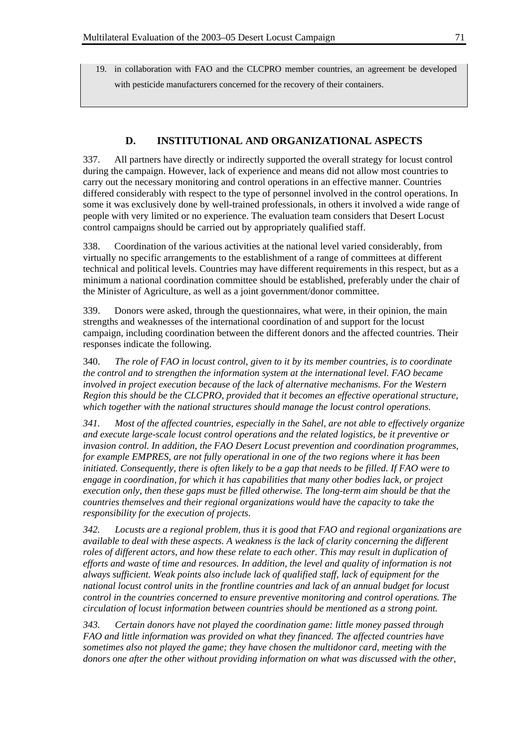19. in collaboration with FAO and the CLCPRO member countries, an agreement be developed with pesticide manufacturers concerned for the recovery of their containers.

## D. INSTITUTIONAL AND ORGANIZATIONAL ASPECTS

337. All partners have directly or indirectly supported the overall strategy for locust control during the campaign. However, lack of experience and means did not allow most countries to carry out the necessary monitoring and control operations in an effective manner. Countries differed considerably with respect to the type of personnel involved in the control operations. In some it was exclusively done by well-trained professionals, in others it involved a wide range of people with very limited or no experience. The evaluation team considers that Desert Locust control campaigns should be carried out by appropriately qualified staff.

338. Coordination of the various activities at the national level varied considerably, from virtually no specific arrangements to the establishment of a range of committees at different technical and political levels. Countries may have different requirements in this respect, but as a minimum a national coordination committee should be established, preferably under the chair of the Minister of Agriculture, as well as a joint government/donor committee.

339. Donors were asked, through the questionnaires, what were, in their opinion, the main strengths and weaknesses of the international coordination of and support for the locust campaign, including coordination between the different donors and the affected countries. Their responses indicate the following.

340. *The role of FAO in locust control, given to it by its member countries, is to coordinate the control and to strengthen the information system at the international level. FAO became involved in project execution because of the lack of alternative mechanisms. For the Western Region this should be the CLCPRO, provided that it becomes an effective operational structure, which together with the national structures should manage the locust control operations.*

*341. Most of the affected countries, especially in the Sahel, are not able to effectively organize and execute large-scale locust control operations and the related logistics, be it preventive or invasion control. In addition, the FAO Desert Locust prevention and coordination programmes, for example EMPRES, are not fully operational in one of the two regions where it has been initiated. Consequently, there is often likely to be a gap that needs to be filled. If FAO were to engage in coordination, for which it has capabilities that many other bodies lack, or project execution only, then these gaps must be filled otherwise. The long-term aim should be that the countries themselves and their regional organizations would have the capacity to take the responsibility for the execution of projects.*

*342. Locusts are a regional problem, thus it is good that FAO and regional organizations are available to deal with these aspects. A weakness is the lack of clarity concerning the different roles of different actors, and how these relate to each other. This may result in duplication of efforts and waste of time and resources. In addition, the level and quality of information is not always sufficient. Weak points also include lack of qualified staff, lack of equipment for the national locust control units in the frontline countries and lack of an annual budget for locust control in the countries concerned to ensure preventive monitoring and control operations. The circulation of locust information between countries should be mentioned as a strong point.*

*343. Certain donors have not played the coordination game: little money passed through FAO and little information was provided on what they financed. The affected countries have sometimes also not played the game; they have chosen the multidonor card, meeting with the donors one after the other without providing information on what was discussed with the other,*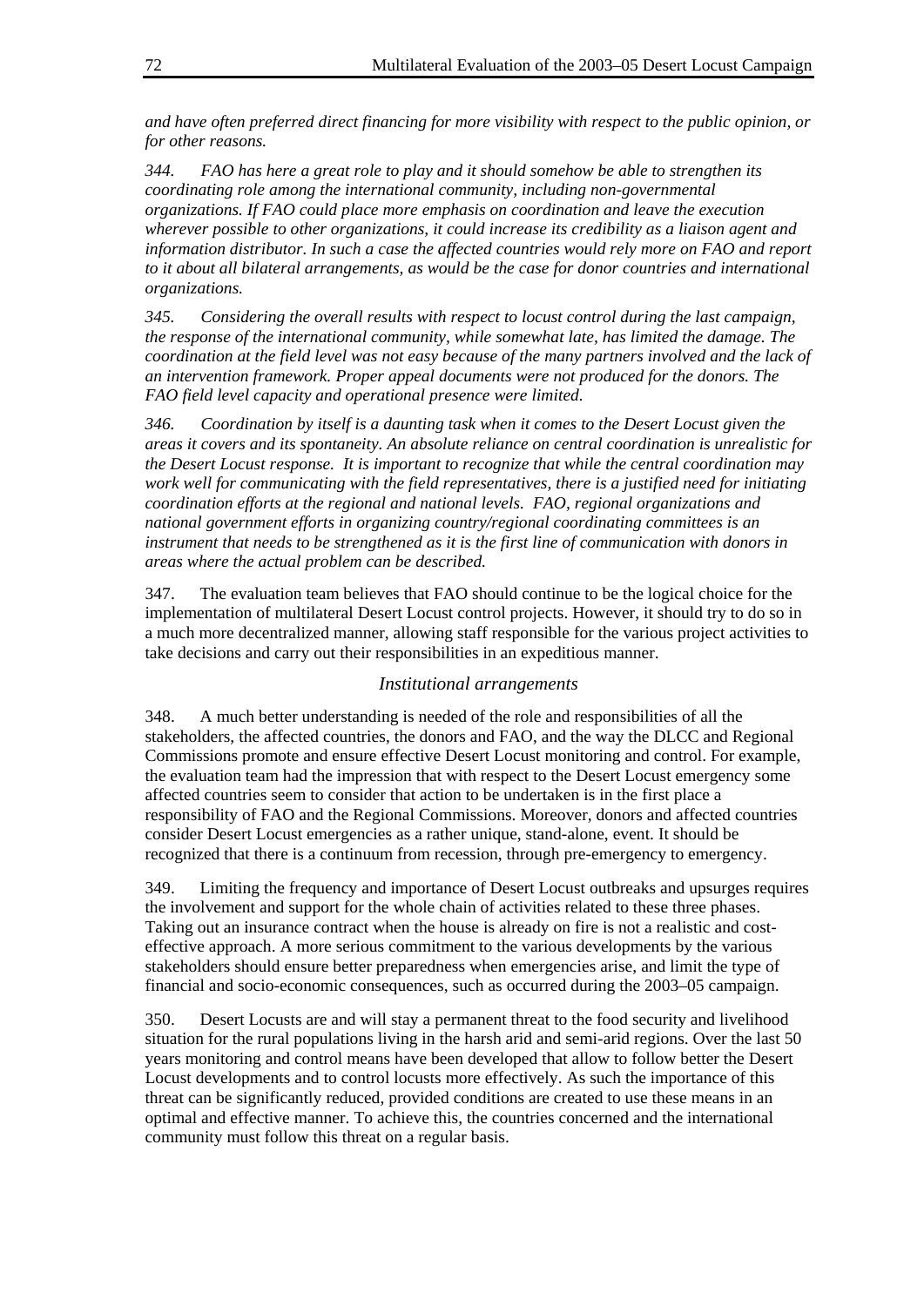*and have often preferred direct financing for more visibility with respect to the public opinion, or for other reasons.*

*344. FAO has here a great role to play and it should somehow be able to strengthen its coordinating role among the international community, including non-governmental organizations. If FAO could place more emphasis on coordination and leave the execution wherever possible to other organizations, it could increase its credibility as a liaison agent and information distributor. In such a case the affected countries would rely more on FAO and report to it about all bilateral arrangements, as would be the case for donor countries and international organizations.*

*345. Considering the overall results with respect to locust control during the last campaign, the response of the international community, while somewhat late, has limited the damage. The coordination at the field level was not easy because of the many partners involved and the lack of an intervention framework. Proper appeal documents were not produced for the donors. The FAO field level capacity and operational presence were limited.*

*346. Coordination by itself is a daunting task when it comes to the Desert Locust given the areas it covers and its spontaneity. An absolute reliance on central coordination is unrealistic for the Desert Locust response. It is important to recognize that while the central coordination may work well for communicating with the field representatives, there is a justified need for initiating coordination efforts at the regional and national levels. FAO, regional organizations and national government efforts in organizing country/regional coordinating committees is an instrument that needs to be strengthened as it is the first line of communication with donors in areas where the actual problem can be described.*

347. The evaluation team believes that FAO should continue to be the logical choice for the implementation of multilateral Desert Locust control projects. However, it should try to do so in a much more decentralized manner, allowing staff responsible for the various project activities to take decisions and carry out their responsibilities in an expeditious manner.

### *Institutional arrangements*

348. A much better understanding is needed of the role and responsibilities of all the stakeholders, the affected countries, the donors and FAO, and the way the DLCC and Regional Commissions promote and ensure effective Desert Locust monitoring and control. For example, the evaluation team had the impression that with respect to the Desert Locust emergency some affected countries seem to consider that action to be undertaken is in the first place a responsibility of FAO and the Regional Commissions. Moreover, donors and affected countries consider Desert Locust emergencies as a rather unique, stand-alone, event. It should be recognized that there is a continuum from recession, through pre-emergency to emergency.

349. Limiting the frequency and importance of Desert Locust outbreaks and upsurges requires the involvement and support for the whole chain of activities related to these three phases. Taking out an insurance contract when the house is already on fire is not a realistic and cost-effective approach. A more serious commitment to the various developments by the various stakeholders should ensure better preparedness when emergencies arise, and limit the type of financial and socio-economic consequences, such as occurred during the 2003–05 campaign.

350. Desert Locusts are and will stay a permanent threat to the food security and livelihood situation for the rural populations living in the harsh arid and semi-arid regions. Over the last 50 years monitoring and control means have been developed that allow to follow better the Desert Locust developments and to control locusts more effectively. As such the importance of this threat can be significantly reduced, provided conditions are created to use these means in an optimal and effective manner. To achieve this, the countries concerned and the international community must follow this threat on a regular basis.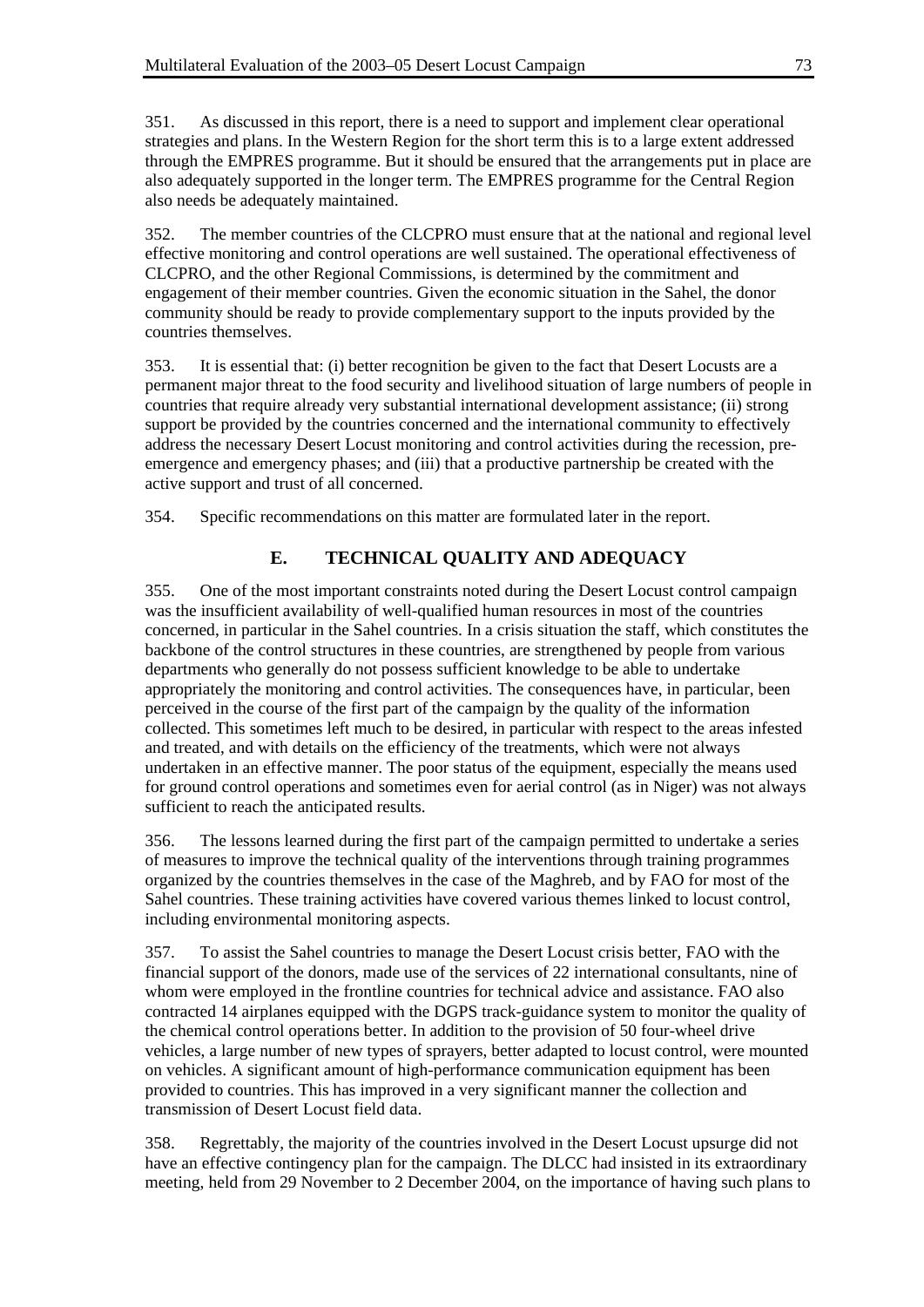351. As discussed in this report, there is a need to support and implement clear operational strategies and plans. In the Western Region for the short term this is to a large extent addressed through the EMPRES programme. But it should be ensured that the arrangements put in place are also adequately supported in the longer term. The EMPRES programme for the Central Region also needs be adequately maintained.

352. The member countries of the CLCPRO must ensure that at the national and regional level effective monitoring and control operations are well sustained. The operational effectiveness of CLCPRO, and the other Regional Commissions, is determined by the commitment and engagement of their member countries. Given the economic situation in the Sahel, the donor community should be ready to provide complementary support to the inputs provided by the countries themselves.

353. It is essential that: (i) better recognition be given to the fact that Desert Locusts are a permanent major threat to the food security and livelihood situation of large numbers of people in countries that require already very substantial international development assistance; (ii) strong support be provided by the countries concerned and the international community to effectively address the necessary Desert Locust monitoring and control activities during the recession, pre-emergence and emergency phases; and (iii) that a productive partnership be created with the active support and trust of all concerned.

354. Specific recommendations on this matter are formulated later in the report.

## E. TECHNICAL QUALITY AND ADEQUACY

355. One of the most important constraints noted during the Desert Locust control campaign was the insufficient availability of well-qualified human resources in most of the countries concerned, in particular in the Sahel countries. In a crisis situation the staff, which constitutes the backbone of the control structures in these countries, are strengthened by people from various departments who generally do not possess sufficient knowledge to be able to undertake appropriately the monitoring and control activities. The consequences have, in particular, been perceived in the course of the first part of the campaign by the quality of the information collected. This sometimes left much to be desired, in particular with respect to the areas infested and treated, and with details on the efficiency of the treatments, which were not always undertaken in an effective manner. The poor status of the equipment, especially the means used for ground control operations and sometimes even for aerial control (as in Niger) was not always sufficient to reach the anticipated results.

356. The lessons learned during the first part of the campaign permitted to undertake a series of measures to improve the technical quality of the interventions through training programmes organized by the countries themselves in the case of the Maghreb, and by FAO for most of the Sahel countries. These training activities have covered various themes linked to locust control, including environmental monitoring aspects.

357. To assist the Sahel countries to manage the Desert Locust crisis better, FAO with the financial support of the donors, made use of the services of 22 international consultants, nine of whom were employed in the frontline countries for technical advice and assistance. FAO also contracted 14 airplanes equipped with the DGPS track-guidance system to monitor the quality of the chemical control operations better. In addition to the provision of 50 four-wheel drive vehicles, a large number of new types of sprayers, better adapted to locust control, were mounted on vehicles. A significant amount of high-performance communication equipment has been provided to countries. This has improved in a very significant manner the collection and transmission of Desert Locust field data.

358. Regrettably, the majority of the countries involved in the Desert Locust upsurge did not have an effective contingency plan for the campaign. The DLCC had insisted in its extraordinary meeting, held from 29 November to 2 December 2004, on the importance of having such plans to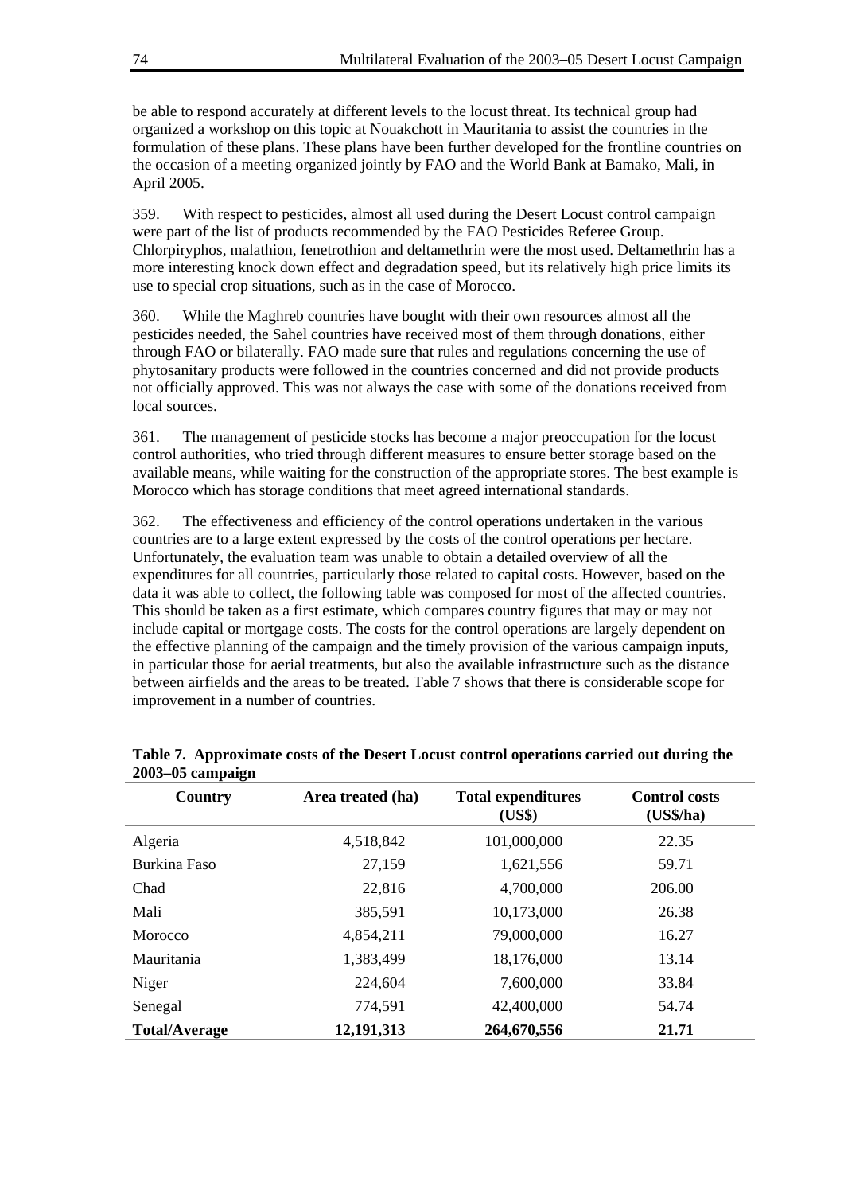be able to respond accurately at different levels to the locust threat. Its technical group had organized a workshop on this topic at Nouakchott in Mauritania to assist the countries in the formulation of these plans. These plans have been further developed for the frontline countries on the occasion of a meeting organized jointly by FAO and the World Bank at Bamako, Mali, in April 2005.

359. With respect to pesticides, almost all used during the Desert Locust control campaign were part of the list of products recommended by the FAO Pesticides Referee Group. Chlorpiryphos, malathion, fenetrothion and deltamethrin were the most used. Deltamethrin has a more interesting knock down effect and degradation speed, but its relatively high price limits its use to special crop situations, such as in the case of Morocco.

360. While the Maghreb countries have bought with their own resources almost all the pesticides needed, the Sahel countries have received most of them through donations, either through FAO or bilaterally. FAO made sure that rules and regulations concerning the use of phytosanitary products were followed in the countries concerned and did not provide products not officially approved. This was not always the case with some of the donations received from local sources.

361. The management of pesticide stocks has become a major preoccupation for the locust control authorities, who tried through different measures to ensure better storage based on the available means, while waiting for the construction of the appropriate stores. The best example is Morocco which has storage conditions that meet agreed international standards.

362. The effectiveness and efficiency of the control operations undertaken in the various countries are to a large extent expressed by the costs of the control operations per hectare. Unfortunately, the evaluation team was unable to obtain a detailed overview of all the expenditures for all countries, particularly those related to capital costs. However, based on the data it was able to collect, the following table was composed for most of the affected countries. This should be taken as a first estimate, which compares country figures that may or may not include capital or mortgage costs. The costs for the control operations are largely dependent on the effective planning of the campaign and the timely provision of the various campaign inputs, in particular those for aerial treatments, but also the available infrastructure such as the distance between airfields and the areas to be treated. Table 7 shows that there is considerable scope for improvement in a number of countries.

**Table 7. Approximate costs of the Desert Locust control operations carried out during the 2003–05 campaign**

| Country | Area treated (ha) | Total expenditures (US$) | Control costs (US$/ha) |
|---|---|---|---|
| Algeria | 4,518,842 | 101,000,000 | 22.35 |
| Burkina Faso | 27,159 | 1,621,556 | 59.71 |
| Chad | 22,816 | 4,700,000 | 206.00 |
| Mali | 385,591 | 10,173,000 | 26.38 |
| Morocco | 4,854,211 | 79,000,000 | 16.27 |
| Mauritania | 1,383,499 | 18,176,000 | 13.14 |
| Niger | 224,604 | 7,600,000 | 33.84 |
| Senegal | 774,591 | 42,400,000 | 54.74 |
| **Total/Average** | **12,191,313** | **264,670,556** | **21.71** |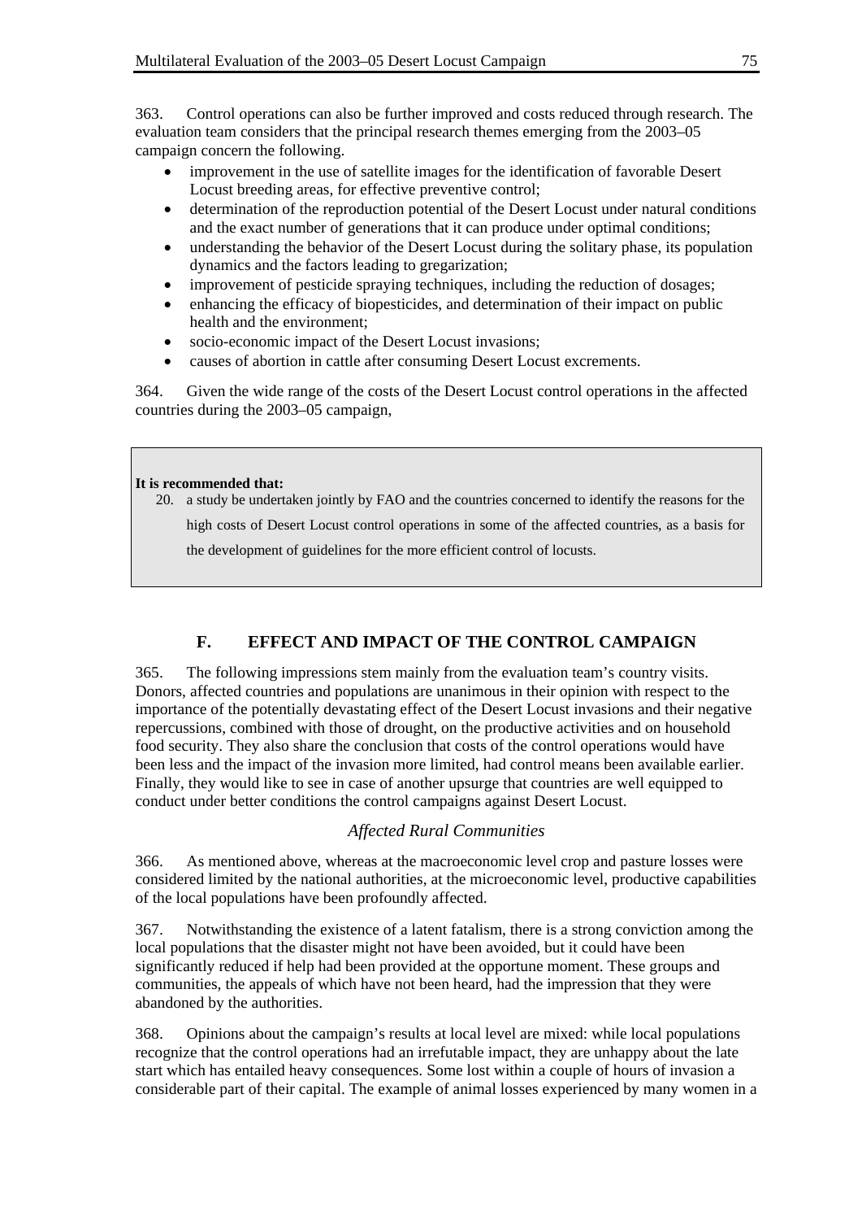363. Control operations can also be further improved and costs reduced through research. The evaluation team considers that the principal research themes emerging from the 2003–05 campaign concern the following.

- improvement in the use of satellite images for the identification of favorable Desert Locust breeding areas, for effective preventive control;
- determination of the reproduction potential of the Desert Locust under natural conditions and the exact number of generations that it can produce under optimal conditions;
- understanding the behavior of the Desert Locust during the solitary phase, its population dynamics and the factors leading to gregarization;
- improvement of pesticide spraying techniques, including the reduction of dosages;
- enhancing the efficacy of biopesticides, and determination of their impact on public health and the environment;
- socio-economic impact of the Desert Locust invasions;
- causes of abortion in cattle after consuming Desert Locust excrements.

364. Given the wide range of the costs of the Desert Locust control operations in the affected countries during the 2003–05 campaign,

**It is recommended that:**

20. a study be undertaken jointly by FAO and the countries concerned to identify the reasons for the high costs of Desert Locust control operations in some of the affected countries, as a basis for the development of guidelines for the more efficient control of locusts.

## F. EFFECT AND IMPACT OF THE CONTROL CAMPAIGN

365. The following impressions stem mainly from the evaluation team's country visits. Donors, affected countries and populations are unanimous in their opinion with respect to the importance of the potentially devastating effect of the Desert Locust invasions and their negative repercussions, combined with those of drought, on the productive activities and on household food security. They also share the conclusion that costs of the control operations would have been less and the impact of the invasion more limited, had control means been available earlier. Finally, they would like to see in case of another upsurge that countries are well equipped to conduct under better conditions the control campaigns against Desert Locust.

### *Affected Rural Communities*

366. As mentioned above, whereas at the macroeconomic level crop and pasture losses were considered limited by the national authorities, at the microeconomic level, productive capabilities of the local populations have been profoundly affected.

367. Notwithstanding the existence of a latent fatalism, there is a strong conviction among the local populations that the disaster might not have been avoided, but it could have been significantly reduced if help had been provided at the opportune moment. These groups and communities, the appeals of which have not been heard, had the impression that they were abandoned by the authorities.

368. Opinions about the campaign's results at local level are mixed: while local populations recognize that the control operations had an irrefutable impact, they are unhappy about the late start which has entailed heavy consequences. Some lost within a couple of hours of invasion a considerable part of their capital. The example of animal losses experienced by many women in a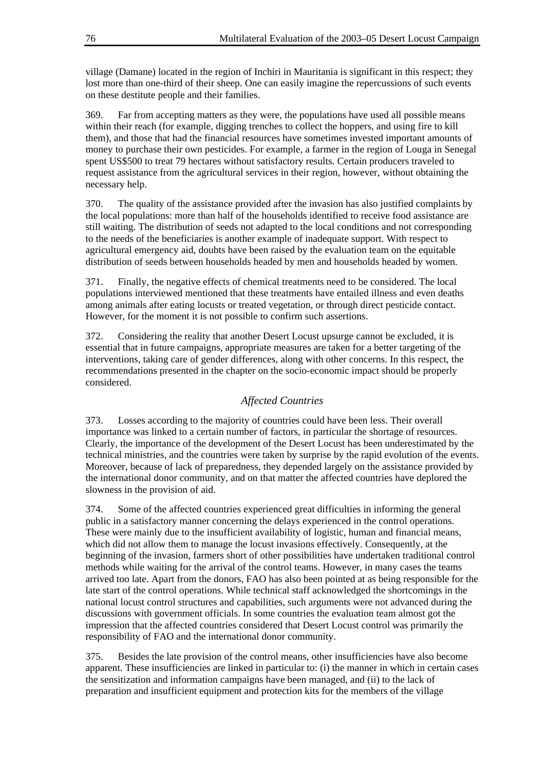village (Damane) located in the region of Inchiri in Mauritania is significant in this respect; they lost more than one-third of their sheep. One can easily imagine the repercussions of such events on these destitute people and their families.

369. Far from accepting matters as they were, the populations have used all possible means within their reach (for example, digging trenches to collect the hoppers, and using fire to kill them), and those that had the financial resources have sometimes invested important amounts of money to purchase their own pesticides. For example, a farmer in the region of Louga in Senegal spent US$500 to treat 79 hectares without satisfactory results. Certain producers traveled to request assistance from the agricultural services in their region, however, without obtaining the necessary help.

370. The quality of the assistance provided after the invasion has also justified complaints by the local populations: more than half of the households identified to receive food assistance are still waiting. The distribution of seeds not adapted to the local conditions and not corresponding to the needs of the beneficiaries is another example of inadequate support. With respect to agricultural emergency aid, doubts have been raised by the evaluation team on the equitable distribution of seeds between households headed by men and households headed by women.

371. Finally, the negative effects of chemical treatments need to be considered. The local populations interviewed mentioned that these treatments have entailed illness and even deaths among animals after eating locusts or treated vegetation, or through direct pesticide contact. However, for the moment it is not possible to confirm such assertions.

372. Considering the reality that another Desert Locust upsurge cannot be excluded, it is essential that in future campaigns, appropriate measures are taken for a better targeting of the interventions, taking care of gender differences, along with other concerns. In this respect, the recommendations presented in the chapter on the socio-economic impact should be properly considered.

### *Affected Countries*

373. Losses according to the majority of countries could have been less. Their overall importance was linked to a certain number of factors, in particular the shortage of resources. Clearly, the importance of the development of the Desert Locust has been underestimated by the technical ministries, and the countries were taken by surprise by the rapid evolution of the events. Moreover, because of lack of preparedness, they depended largely on the assistance provided by the international donor community, and on that matter the affected countries have deplored the slowness in the provision of aid.

374. Some of the affected countries experienced great difficulties in informing the general public in a satisfactory manner concerning the delays experienced in the control operations. These were mainly due to the insufficient availability of logistic, human and financial means, which did not allow them to manage the locust invasions effectively. Consequently, at the beginning of the invasion, farmers short of other possibilities have undertaken traditional control methods while waiting for the arrival of the control teams. However, in many cases the teams arrived too late. Apart from the donors, FAO has also been pointed at as being responsible for the late start of the control operations. While technical staff acknowledged the shortcomings in the national locust control structures and capabilities, such arguments were not advanced during the discussions with government officials. In some countries the evaluation team almost got the impression that the affected countries considered that Desert Locust control was primarily the responsibility of FAO and the international donor community.

375. Besides the late provision of the control means, other insufficiencies have also become apparent. These insufficiencies are linked in particular to: (i) the manner in which in certain cases the sensitization and information campaigns have been managed, and (ii) to the lack of preparation and insufficient equipment and protection kits for the members of the village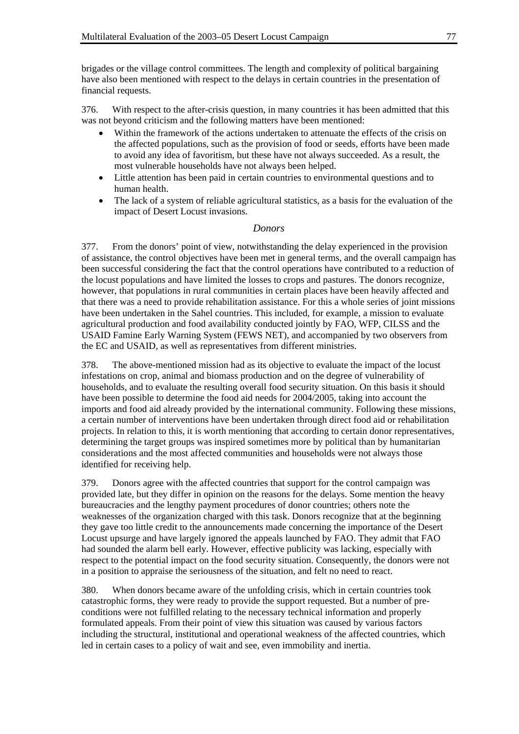brigades or the village control committees. The length and complexity of political bargaining have also been mentioned with respect to the delays in certain countries in the presentation of financial requests.

376. With respect to the after-crisis question, in many countries it has been admitted that this was not beyond criticism and the following matters have been mentioned:

- Within the framework of the actions undertaken to attenuate the effects of the crisis on the affected populations, such as the provision of food or seeds, efforts have been made to avoid any idea of favoritism, but these have not always succeeded. As a result, the most vulnerable households have not always been helped.
- Little attention has been paid in certain countries to environmental questions and to human health.
- The lack of a system of reliable agricultural statistics, as a basis for the evaluation of the impact of Desert Locust invasions.

*Donors*

377. From the donors' point of view, notwithstanding the delay experienced in the provision of assistance, the control objectives have been met in general terms, and the overall campaign has been successful considering the fact that the control operations have contributed to a reduction of the locust populations and have limited the losses to crops and pastures. The donors recognize, however, that populations in rural communities in certain places have been heavily affected and that there was a need to provide rehabilitation assistance. For this a whole series of joint missions have been undertaken in the Sahel countries. This included, for example, a mission to evaluate agricultural production and food availability conducted jointly by FAO, WFP, CILSS and the USAID Famine Early Warning System (FEWS NET), and accompanied by two observers from the EC and USAID, as well as representatives from different ministries.

378. The above-mentioned mission had as its objective to evaluate the impact of the locust infestations on crop, animal and biomass production and on the degree of vulnerability of households, and to evaluate the resulting overall food security situation. On this basis it should have been possible to determine the food aid needs for 2004/2005, taking into account the imports and food aid already provided by the international community. Following these missions, a certain number of interventions have been undertaken through direct food aid or rehabilitation projects. In relation to this, it is worth mentioning that according to certain donor representatives, determining the target groups was inspired sometimes more by political than by humanitarian considerations and the most affected communities and households were not always those identified for receiving help.

379. Donors agree with the affected countries that support for the control campaign was provided late, but they differ in opinion on the reasons for the delays. Some mention the heavy bureaucracies and the lengthy payment procedures of donor countries; others note the weaknesses of the organization charged with this task. Donors recognize that at the beginning they gave too little credit to the announcements made concerning the importance of the Desert Locust upsurge and have largely ignored the appeals launched by FAO. They admit that FAO had sounded the alarm bell early. However, effective publicity was lacking, especially with respect to the potential impact on the food security situation. Consequently, the donors were not in a position to appraise the seriousness of the situation, and felt no need to react.

380. When donors became aware of the unfolding crisis, which in certain countries took catastrophic forms, they were ready to provide the support requested. But a number of preconditions were not fulfilled relating to the necessary technical information and properly formulated appeals. From their point of view this situation was caused by various factors including the structural, institutional and operational weakness of the affected countries, which led in certain cases to a policy of wait and see, even immobility and inertia.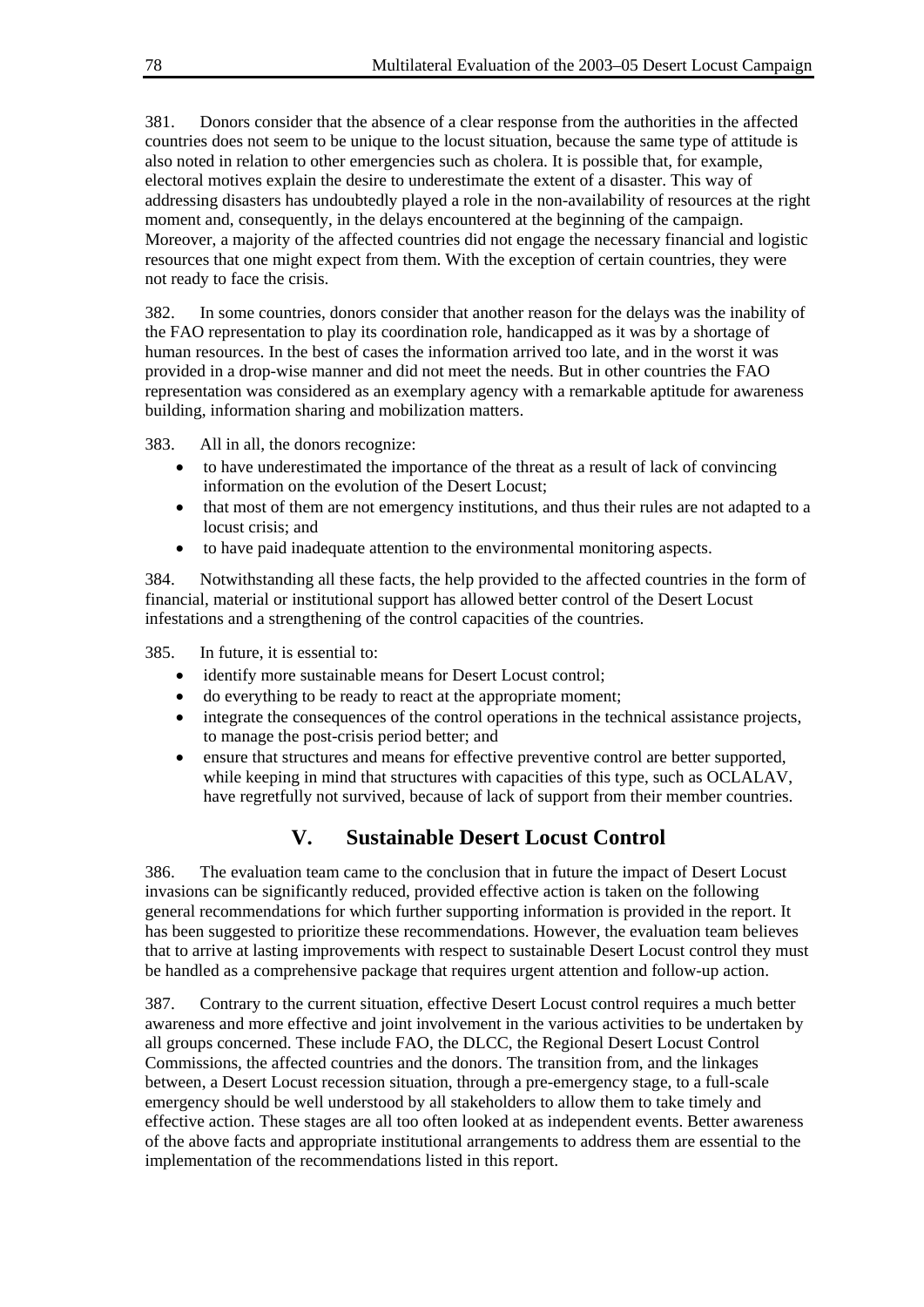381. Donors consider that the absence of a clear response from the authorities in the affected countries does not seem to be unique to the locust situation, because the same type of attitude is also noted in relation to other emergencies such as cholera. It is possible that, for example, electoral motives explain the desire to underestimate the extent of a disaster. This way of addressing disasters has undoubtedly played a role in the non-availability of resources at the right moment and, consequently, in the delays encountered at the beginning of the campaign. Moreover, a majority of the affected countries did not engage the necessary financial and logistic resources that one might expect from them. With the exception of certain countries, they were not ready to face the crisis.

382. In some countries, donors consider that another reason for the delays was the inability of the FAO representation to play its coordination role, handicapped as it was by a shortage of human resources. In the best of cases the information arrived too late, and in the worst it was provided in a drop-wise manner and did not meet the needs. But in other countries the FAO representation was considered as an exemplary agency with a remarkable aptitude for awareness building, information sharing and mobilization matters.

383. All in all, the donors recognize:

- to have underestimated the importance of the threat as a result of lack of convincing information on the evolution of the Desert Locust;
- that most of them are not emergency institutions, and thus their rules are not adapted to a locust crisis; and
- to have paid inadequate attention to the environmental monitoring aspects.

384. Notwithstanding all these facts, the help provided to the affected countries in the form of financial, material or institutional support has allowed better control of the Desert Locust infestations and a strengthening of the control capacities of the countries.

385. In future, it is essential to:

- identify more sustainable means for Desert Locust control;
- do everything to be ready to react at the appropriate moment;
- integrate the consequences of the control operations in the technical assistance projects, to manage the post-crisis period better; and
- ensure that structures and means for effective preventive control are better supported, while keeping in mind that structures with capacities of this type, such as OCLALAV, have regretfully not survived, because of lack of support from their member countries.

# V. Sustainable Desert Locust Control

386. The evaluation team came to the conclusion that in future the impact of Desert Locust invasions can be significantly reduced, provided effective action is taken on the following general recommendations for which further supporting information is provided in the report. It has been suggested to prioritize these recommendations. However, the evaluation team believes that to arrive at lasting improvements with respect to sustainable Desert Locust control they must be handled as a comprehensive package that requires urgent attention and follow-up action.

387. Contrary to the current situation, effective Desert Locust control requires a much better awareness and more effective and joint involvement in the various activities to be undertaken by all groups concerned. These include FAO, the DLCC, the Regional Desert Locust Control Commissions, the affected countries and the donors. The transition from, and the linkages between, a Desert Locust recession situation, through a pre-emergency stage, to a full-scale emergency should be well understood by all stakeholders to allow them to take timely and effective action. These stages are all too often looked at as independent events. Better awareness of the above facts and appropriate institutional arrangements to address them are essential to the implementation of the recommendations listed in this report.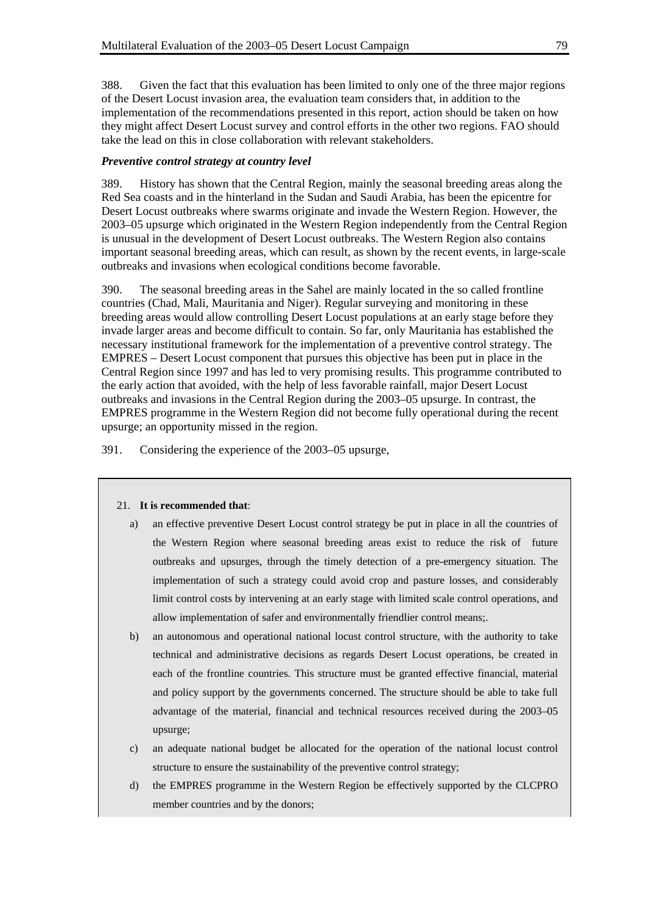388. Given the fact that this evaluation has been limited to only one of the three major regions of the Desert Locust invasion area, the evaluation team considers that, in addition to the implementation of the recommendations presented in this report, action should be taken on how they might affect Desert Locust survey and control efforts in the other two regions. FAO should take the lead on this in close collaboration with relevant stakeholders.

***Preventive control strategy at country level***

389. History has shown that the Central Region, mainly the seasonal breeding areas along the Red Sea coasts and in the hinterland in the Sudan and Saudi Arabia, has been the epicentre for Desert Locust outbreaks where swarms originate and invade the Western Region. However, the 2003–05 upsurge which originated in the Western Region independently from the Central Region is unusual in the development of Desert Locust outbreaks. The Western Region also contains important seasonal breeding areas, which can result, as shown by the recent events, in large-scale outbreaks and invasions when ecological conditions become favorable.

390. The seasonal breeding areas in the Sahel are mainly located in the so called frontline countries (Chad, Mali, Mauritania and Niger). Regular surveying and monitoring in these breeding areas would allow controlling Desert Locust populations at an early stage before they invade larger areas and become difficult to contain. So far, only Mauritania has established the necessary institutional framework for the implementation of a preventive control strategy. The EMPRES – Desert Locust component that pursues this objective has been put in place in the Central Region since 1997 and has led to very promising results. This programme contributed to the early action that avoided, with the help of less favorable rainfall, major Desert Locust outbreaks and invasions in the Central Region during the 2003–05 upsurge. In contrast, the EMPRES programme in the Western Region did not become fully operational during the recent upsurge; an opportunity missed in the region.

391. Considering the experience of the 2003–05 upsurge,

21. **It is recommended that**:

a) an effective preventive Desert Locust control strategy be put in place in all the countries of the Western Region where seasonal breeding areas exist to reduce the risk of future outbreaks and upsurges, through the timely detection of a pre-emergency situation. The implementation of such a strategy could avoid crop and pasture losses, and considerably limit control costs by intervening at an early stage with limited scale control operations, and allow implementation of safer and environmentally friendlier control means;.

b) an autonomous and operational national locust control structure, with the authority to take technical and administrative decisions as regards Desert Locust operations, be created in each of the frontline countries. This structure must be granted effective financial, material and policy support by the governments concerned. The structure should be able to take full advantage of the material, financial and technical resources received during the 2003–05 upsurge;

c) an adequate national budget be allocated for the operation of the national locust control structure to ensure the sustainability of the preventive control strategy;

d) the EMPRES programme in the Western Region be effectively supported by the CLCPRO member countries and by the donors;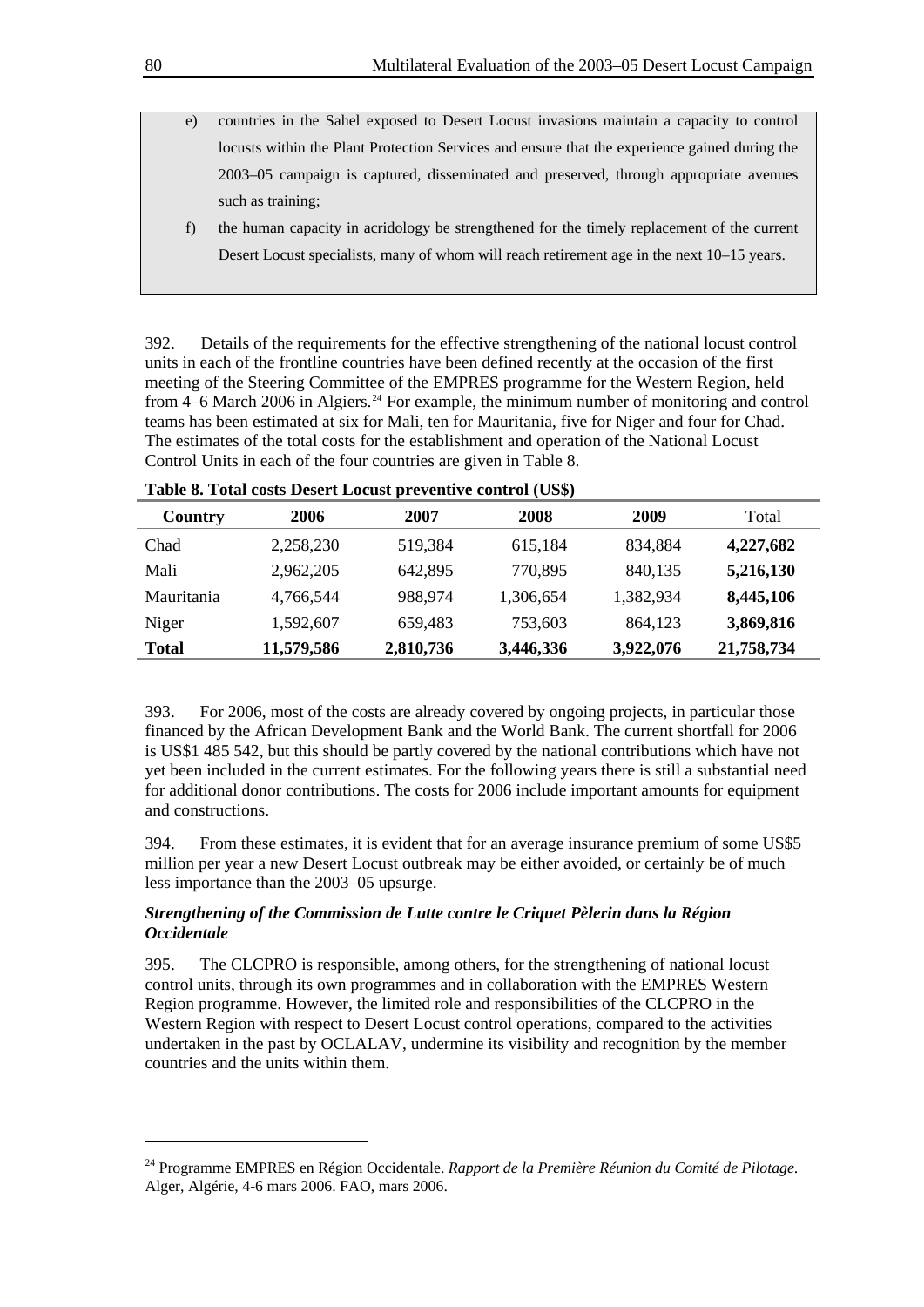e) countries in the Sahel exposed to Desert Locust invasions maintain a capacity to control locusts within the Plant Protection Services and ensure that the experience gained during the 2003–05 campaign is captured, disseminated and preserved, through appropriate avenues such as training;

f) the human capacity in acridology be strengthened for the timely replacement of the current Desert Locust specialists, many of whom will reach retirement age in the next 10–15 years.

392. Details of the requirements for the effective strengthening of the national locust control units in each of the frontline countries have been defined recently at the occasion of the first meeting of the Steering Committee of the EMPRES programme for the Western Region, held from 4–6 March 2006 in Algiers.[24] For example, the minimum number of monitoring and control teams has been estimated at six for Mali, ten for Mauritania, five for Niger and four for Chad. The estimates of the total costs for the establishment and operation of the National Locust Control Units in each of the four countries are given in Table 8.

**Table 8. Total costs Desert Locust preventive control (US$)**

| Country | 2006 | 2007 | 2008 | 2009 | Total |
|---|---|---|---|---|---|
| Chad | 2,258,230 | 519,384 | 615,184 | 834,884 | **4,227,682** |
| Mali | 2,962,205 | 642,895 | 770,895 | 840,135 | **5,216,130** |
| Mauritania | 4,766,544 | 988,974 | 1,306,654 | 1,382,934 | **8,445,106** |
| Niger | 1,592,607 | 659,483 | 753,603 | 864,123 | **3,869,816** |
| **Total** | **11,579,586** | **2,810,736** | **3,446,336** | **3,922,076** | **21,758,734** |

393. For 2006, most of the costs are already covered by ongoing projects, in particular those financed by the African Development Bank and the World Bank. The current shortfall for 2006 is US$1 485 542, but this should be partly covered by the national contributions which have not yet been included in the current estimates. For the following years there is still a substantial need for additional donor contributions. The costs for 2006 include important amounts for equipment and constructions.

394. From these estimates, it is evident that for an average insurance premium of some US$5 million per year a new Desert Locust outbreak may be either avoided, or certainly be of much less importance than the 2003–05 upsurge.

***Strengthening of the Commission de Lutte contre le Criquet Pèlerin dans la Région Occidentale***

395. The CLCPRO is responsible, among others, for the strengthening of national locust control units, through its own programmes and in collaboration with the EMPRES Western Region programme. However, the limited role and responsibilities of the CLCPRO in the Western Region with respect to Desert Locust control operations, compared to the activities undertaken in the past by OCLALAV, undermine its visibility and recognition by the member countries and the units within them.

[24] Programme EMPRES en Région Occidentale. *Rapport de la Première Réunion du Comité de Pilotage*. Alger, Algérie, 4-6 mars 2006. FAO, mars 2006.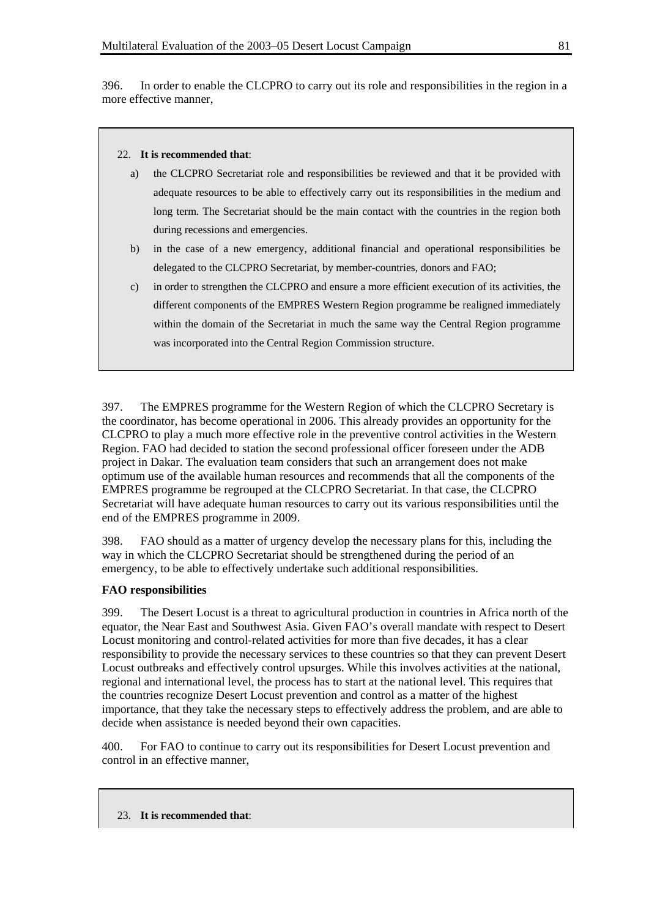396. In order to enable the CLCPRO to carry out its role and responsibilities in the region in a more effective manner,

> 22. **It is recommended that**:
>
> a) the CLCPRO Secretariat role and responsibilities be reviewed and that it be provided with adequate resources to be able to effectively carry out its responsibilities in the medium and long term. The Secretariat should be the main contact with the countries in the region both during recessions and emergencies.
>
> b) in the case of a new emergency, additional financial and operational responsibilities be delegated to the CLCPRO Secretariat, by member-countries, donors and FAO;
>
> c) in order to strengthen the CLCPRO and ensure a more efficient execution of its activities, the different components of the EMPRES Western Region programme be realigned immediately within the domain of the Secretariat in much the same way the Central Region programme was incorporated into the Central Region Commission structure.

397. The EMPRES programme for the Western Region of which the CLCPRO Secretary is the coordinator, has become operational in 2006. This already provides an opportunity for the CLCPRO to play a much more effective role in the preventive control activities in the Western Region. FAO had decided to station the second professional officer foreseen under the ADB project in Dakar. The evaluation team considers that such an arrangement does not make optimum use of the available human resources and recommends that all the components of the EMPRES programme be regrouped at the CLCPRO Secretariat. In that case, the CLCPRO Secretariat will have adequate human resources to carry out its various responsibilities until the end of the EMPRES programme in 2009.

398. FAO should as a matter of urgency develop the necessary plans for this, including the way in which the CLCPRO Secretariat should be strengthened during the period of an emergency, to be able to effectively undertake such additional responsibilities.

**FAO responsibilities**

399. The Desert Locust is a threat to agricultural production in countries in Africa north of the equator, the Near East and Southwest Asia. Given FAO's overall mandate with respect to Desert Locust monitoring and control-related activities for more than five decades, it has a clear responsibility to provide the necessary services to these countries so that they can prevent Desert Locust outbreaks and effectively control upsurges. While this involves activities at the national, regional and international level, the process has to start at the national level. This requires that the countries recognize Desert Locust prevention and control as a matter of the highest importance, that they take the necessary steps to effectively address the problem, and are able to decide when assistance is needed beyond their own capacities.

400. For FAO to continue to carry out its responsibilities for Desert Locust prevention and control in an effective manner,

> 23. **It is recommended that**: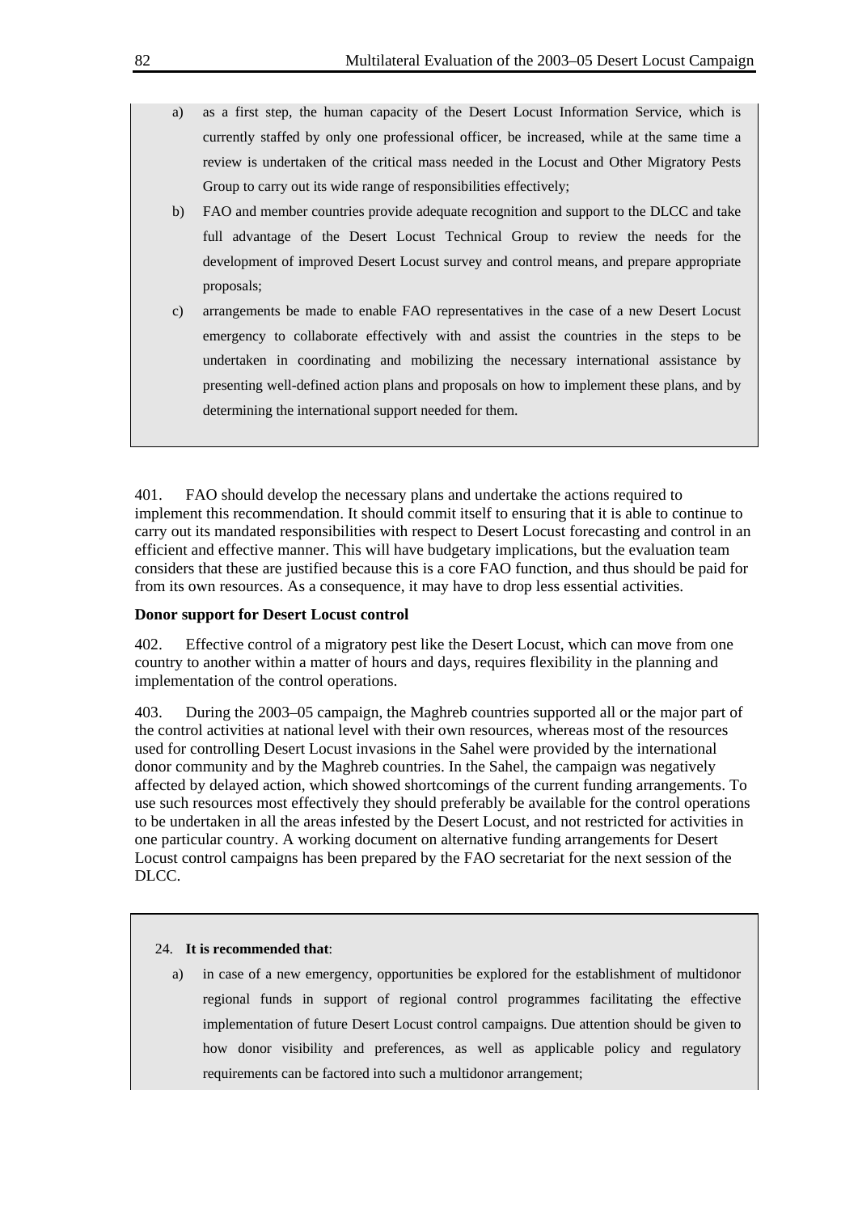a) as a first step, the human capacity of the Desert Locust Information Service, which is currently staffed by only one professional officer, be increased, while at the same time a review is undertaken of the critical mass needed in the Locust and Other Migratory Pests Group to carry out its wide range of responsibilities effectively;

b) FAO and member countries provide adequate recognition and support to the DLCC and take full advantage of the Desert Locust Technical Group to review the needs for the development of improved Desert Locust survey and control means, and prepare appropriate proposals;

c) arrangements be made to enable FAO representatives in the case of a new Desert Locust emergency to collaborate effectively with and assist the countries in the steps to be undertaken in coordinating and mobilizing the necessary international assistance by presenting well-defined action plans and proposals on how to implement these plans, and by determining the international support needed for them.

401. FAO should develop the necessary plans and undertake the actions required to implement this recommendation. It should commit itself to ensuring that it is able to continue to carry out its mandated responsibilities with respect to Desert Locust forecasting and control in an efficient and effective manner. This will have budgetary implications, but the evaluation team considers that these are justified because this is a core FAO function, and thus should be paid for from its own resources. As a consequence, it may have to drop less essential activities.

**Donor support for Desert Locust control**

402. Effective control of a migratory pest like the Desert Locust, which can move from one country to another within a matter of hours and days, requires flexibility in the planning and implementation of the control operations.

403. During the 2003–05 campaign, the Maghreb countries supported all or the major part of the control activities at national level with their own resources, whereas most of the resources used for controlling Desert Locust invasions in the Sahel were provided by the international donor community and by the Maghreb countries. In the Sahel, the campaign was negatively affected by delayed action, which showed shortcomings of the current funding arrangements. To use such resources most effectively they should preferably be available for the control operations to be undertaken in all the areas infested by the Desert Locust, and not restricted for activities in one particular country. A working document on alternative funding arrangements for Desert Locust control campaigns has been prepared by the FAO secretariat for the next session of the DLCC.

24. **It is recommended that**:

a) in case of a new emergency, opportunities be explored for the establishment of multidonor regional funds in support of regional control programmes facilitating the effective implementation of future Desert Locust control campaigns. Due attention should be given to how donor visibility and preferences, as well as applicable policy and regulatory requirements can be factored into such a multidonor arrangement;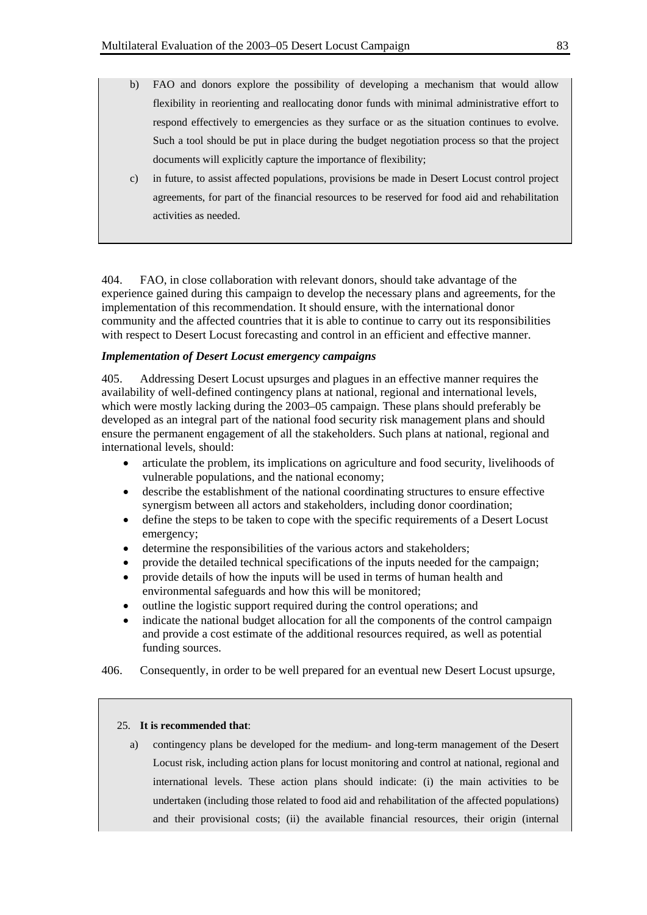b) FAO and donors explore the possibility of developing a mechanism that would allow flexibility in reorienting and reallocating donor funds with minimal administrative effort to respond effectively to emergencies as they surface or as the situation continues to evolve. Such a tool should be put in place during the budget negotiation process so that the project documents will explicitly capture the importance of flexibility;

c) in future, to assist affected populations, provisions be made in Desert Locust control project agreements, for part of the financial resources to be reserved for food aid and rehabilitation activities as needed.

404. FAO, in close collaboration with relevant donors, should take advantage of the experience gained during this campaign to develop the necessary plans and agreements, for the implementation of this recommendation. It should ensure, with the international donor community and the affected countries that it is able to continue to carry out its responsibilities with respect to Desert Locust forecasting and control in an efficient and effective manner.

***Implementation of Desert Locust emergency campaigns***

405. Addressing Desert Locust upsurges and plagues in an effective manner requires the availability of well-defined contingency plans at national, regional and international levels, which were mostly lacking during the 2003–05 campaign. These plans should preferably be developed as an integral part of the national food security risk management plans and should ensure the permanent engagement of all the stakeholders. Such plans at national, regional and international levels, should:

- articulate the problem, its implications on agriculture and food security, livelihoods of vulnerable populations, and the national economy;
- describe the establishment of the national coordinating structures to ensure effective synergism between all actors and stakeholders, including donor coordination;
- define the steps to be taken to cope with the specific requirements of a Desert Locust emergency;
- determine the responsibilities of the various actors and stakeholders;
- provide the detailed technical specifications of the inputs needed for the campaign;
- provide details of how the inputs will be used in terms of human health and environmental safeguards and how this will be monitored;
- outline the logistic support required during the control operations; and
- indicate the national budget allocation for all the components of the control campaign and provide a cost estimate of the additional resources required, as well as potential funding sources.

406. Consequently, in order to be well prepared for an eventual new Desert Locust upsurge,

25. **It is recommended that**:

a) contingency plans be developed for the medium- and long-term management of the Desert Locust risk, including action plans for locust monitoring and control at national, regional and international levels. These action plans should indicate: (i) the main activities to be undertaken (including those related to food aid and rehabilitation of the affected populations) and their provisional costs; (ii) the available financial resources, their origin (internal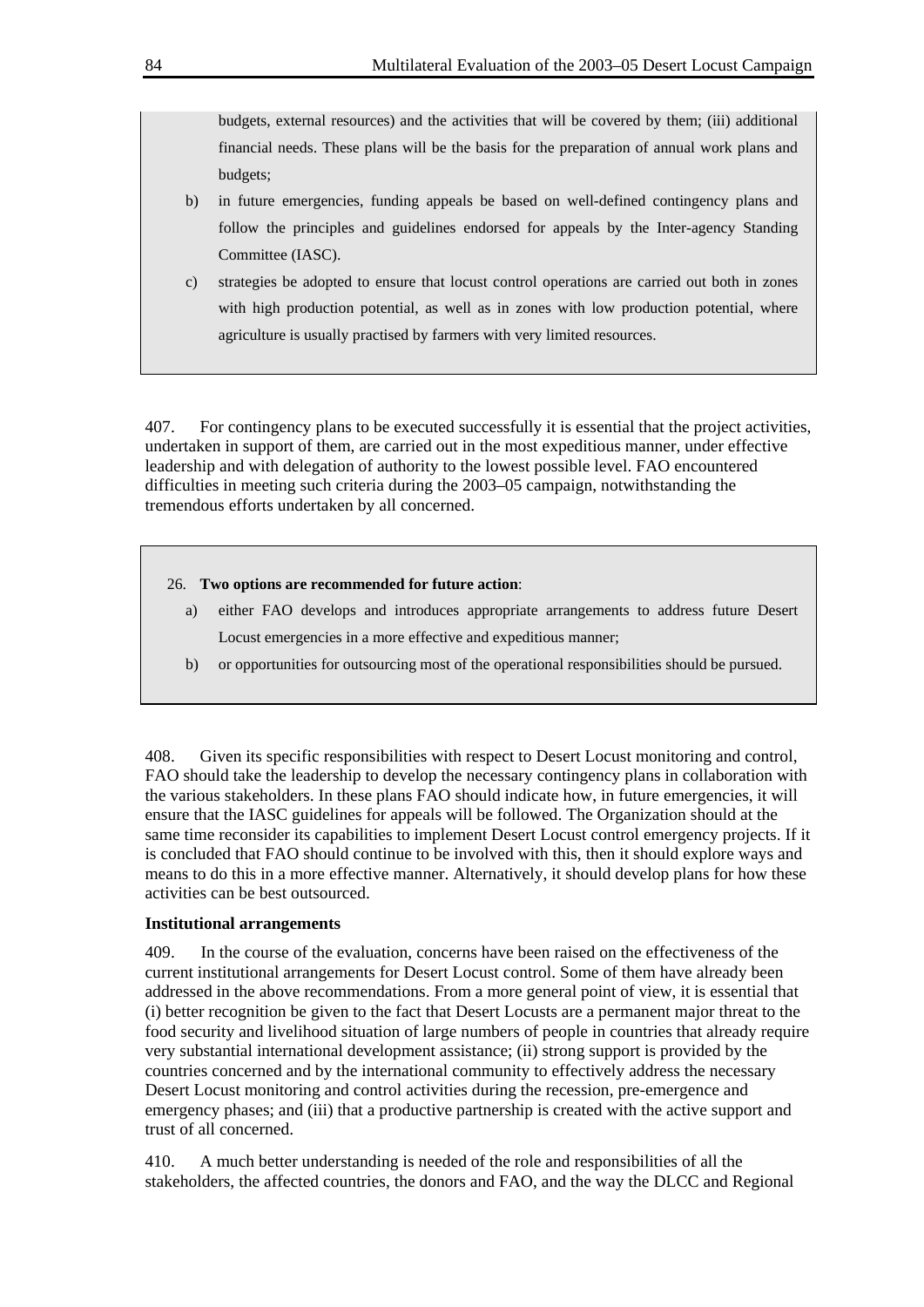budgets, external resources) and the activities that will be covered by them; (iii) additional financial needs. These plans will be the basis for the preparation of annual work plans and budgets;

b) in future emergencies, funding appeals be based on well-defined contingency plans and follow the principles and guidelines endorsed for appeals by the Inter-agency Standing Committee (IASC).

c) strategies be adopted to ensure that locust control operations are carried out both in zones with high production potential, as well as in zones with low production potential, where agriculture is usually practised by farmers with very limited resources.

407. For contingency plans to be executed successfully it is essential that the project activities, undertaken in support of them, are carried out in the most expeditious manner, under effective leadership and with delegation of authority to the lowest possible level. FAO encountered difficulties in meeting such criteria during the 2003–05 campaign, notwithstanding the tremendous efforts undertaken by all concerned.

26. **Two options are recommended for future action**:

a) either FAO develops and introduces appropriate arrangements to address future Desert Locust emergencies in a more effective and expeditious manner;

b) or opportunities for outsourcing most of the operational responsibilities should be pursued.

408. Given its specific responsibilities with respect to Desert Locust monitoring and control, FAO should take the leadership to develop the necessary contingency plans in collaboration with the various stakeholders. In these plans FAO should indicate how, in future emergencies, it will ensure that the IASC guidelines for appeals will be followed. The Organization should at the same time reconsider its capabilities to implement Desert Locust control emergency projects. If it is concluded that FAO should continue to be involved with this, then it should explore ways and means to do this in a more effective manner. Alternatively, it should develop plans for how these activities can be best outsourced.

**Institutional arrangements**

409. In the course of the evaluation, concerns have been raised on the effectiveness of the current institutional arrangements for Desert Locust control. Some of them have already been addressed in the above recommendations. From a more general point of view, it is essential that (i) better recognition be given to the fact that Desert Locusts are a permanent major threat to the food security and livelihood situation of large numbers of people in countries that already require very substantial international development assistance; (ii) strong support is provided by the countries concerned and by the international community to effectively address the necessary Desert Locust monitoring and control activities during the recession, pre-emergence and emergency phases; and (iii) that a productive partnership is created with the active support and trust of all concerned.

410. A much better understanding is needed of the role and responsibilities of all the stakeholders, the affected countries, the donors and FAO, and the way the DLCC and Regional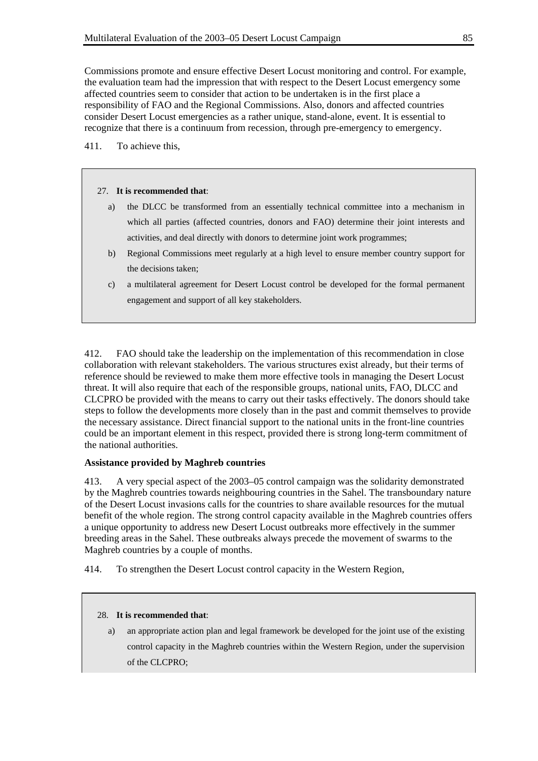Commissions promote and ensure effective Desert Locust monitoring and control. For example, the evaluation team had the impression that with respect to the Desert Locust emergency some affected countries seem to consider that action to be undertaken is in the first place a responsibility of FAO and the Regional Commissions. Also, donors and affected countries consider Desert Locust emergencies as a rather unique, stand-alone, event. It is essential to recognize that there is a continuum from recession, through pre-emergency to emergency.

411. To achieve this,

> 27. **It is recommended that**:
>
> a) the DLCC be transformed from an essentially technical committee into a mechanism in which all parties (affected countries, donors and FAO) determine their joint interests and activities, and deal directly with donors to determine joint work programmes;
>
> b) Regional Commissions meet regularly at a high level to ensure member country support for the decisions taken;
>
> c) a multilateral agreement for Desert Locust control be developed for the formal permanent engagement and support of all key stakeholders.

412. FAO should take the leadership on the implementation of this recommendation in close collaboration with relevant stakeholders. The various structures exist already, but their terms of reference should be reviewed to make them more effective tools in managing the Desert Locust threat. It will also require that each of the responsible groups, national units, FAO, DLCC and CLCPRO be provided with the means to carry out their tasks effectively. The donors should take steps to follow the developments more closely than in the past and commit themselves to provide the necessary assistance. Direct financial support to the national units in the front-line countries could be an important element in this respect, provided there is strong long-term commitment of the national authorities.

**Assistance provided by Maghreb countries**

413. A very special aspect of the 2003–05 control campaign was the solidarity demonstrated by the Maghreb countries towards neighbouring countries in the Sahel. The transboundary nature of the Desert Locust invasions calls for the countries to share available resources for the mutual benefit of the whole region. The strong control capacity available in the Maghreb countries offers a unique opportunity to address new Desert Locust outbreaks more effectively in the summer breeding areas in the Sahel. These outbreaks always precede the movement of swarms to the Maghreb countries by a couple of months.

414. To strengthen the Desert Locust control capacity in the Western Region,

> 28. **It is recommended that**:
>
> a) an appropriate action plan and legal framework be developed for the joint use of the existing control capacity in the Maghreb countries within the Western Region, under the supervision of the CLCPRO;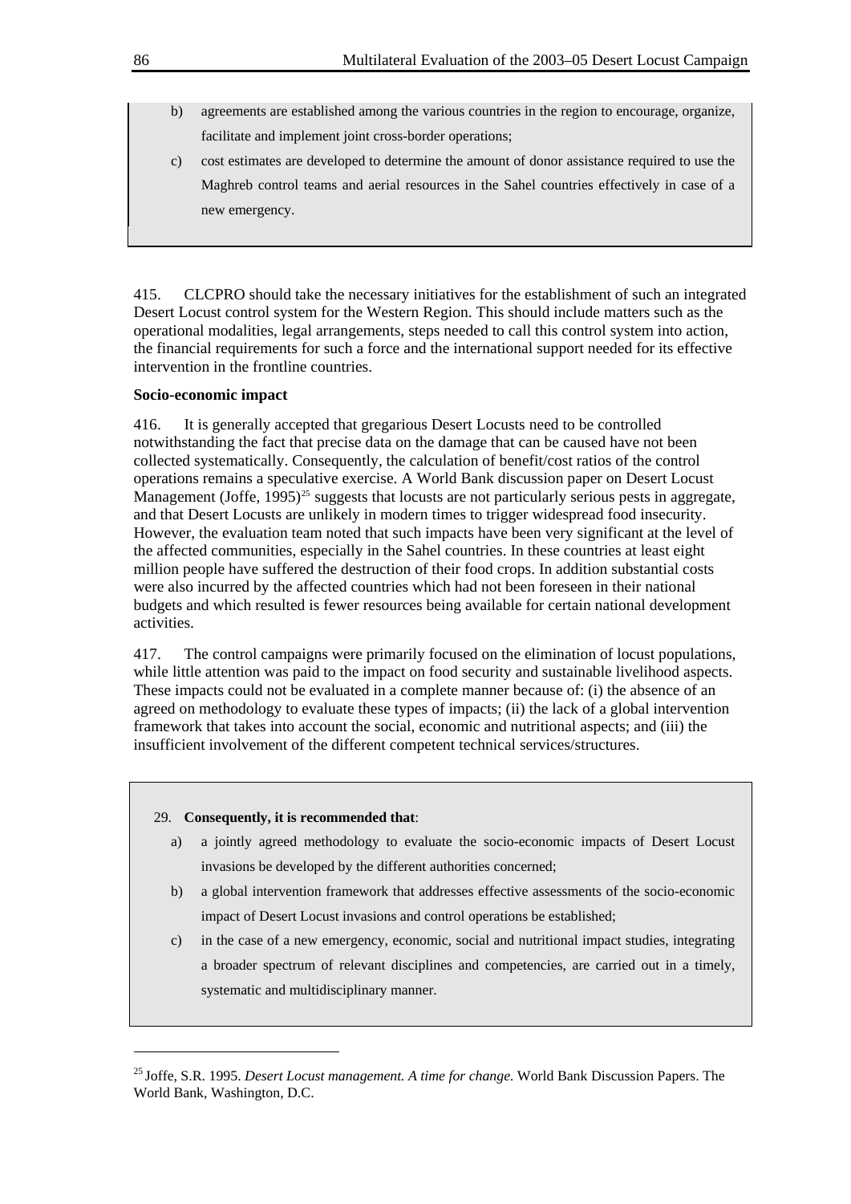b) agreements are established among the various countries in the region to encourage, organize, facilitate and implement joint cross-border operations;

c) cost estimates are developed to determine the amount of donor assistance required to use the Maghreb control teams and aerial resources in the Sahel countries effectively in case of a new emergency.

415. CLCPRO should take the necessary initiatives for the establishment of such an integrated Desert Locust control system for the Western Region. This should include matters such as the operational modalities, legal arrangements, steps needed to call this control system into action, the financial requirements for such a force and the international support needed for its effective intervention in the frontline countries.

**Socio-economic impact**

416. It is generally accepted that gregarious Desert Locusts need to be controlled notwithstanding the fact that precise data on the damage that can be caused have not been collected systematically. Consequently, the calculation of benefit/cost ratios of the control operations remains a speculative exercise. A World Bank discussion paper on Desert Locust Management (Joffe, 1995)[25] suggests that locusts are not particularly serious pests in aggregate, and that Desert Locusts are unlikely in modern times to trigger widespread food insecurity. However, the evaluation team noted that such impacts have been very significant at the level of the affected communities, especially in the Sahel countries. In these countries at least eight million people have suffered the destruction of their food crops. In addition substantial costs were also incurred by the affected countries which had not been foreseen in their national budgets and which resulted is fewer resources being available for certain national development activities.

417. The control campaigns were primarily focused on the elimination of locust populations, while little attention was paid to the impact on food security and sustainable livelihood aspects. These impacts could not be evaluated in a complete manner because of: (i) the absence of an agreed on methodology to evaluate these types of impacts; (ii) the lack of a global intervention framework that takes into account the social, economic and nutritional aspects; and (iii) the insufficient involvement of the different competent technical services/structures.

29. **Consequently, it is recommended that**:

a) a jointly agreed methodology to evaluate the socio-economic impacts of Desert Locust invasions be developed by the different authorities concerned;

b) a global intervention framework that addresses effective assessments of the socio-economic impact of Desert Locust invasions and control operations be established;

c) in the case of a new emergency, economic, social and nutritional impact studies, integrating a broader spectrum of relevant disciplines and competencies, are carried out in a timely, systematic and multidisciplinary manner.

[25] Joffe, S.R. 1995. *Desert Locust management. A time for change.* World Bank Discussion Papers. The World Bank, Washington, D.C.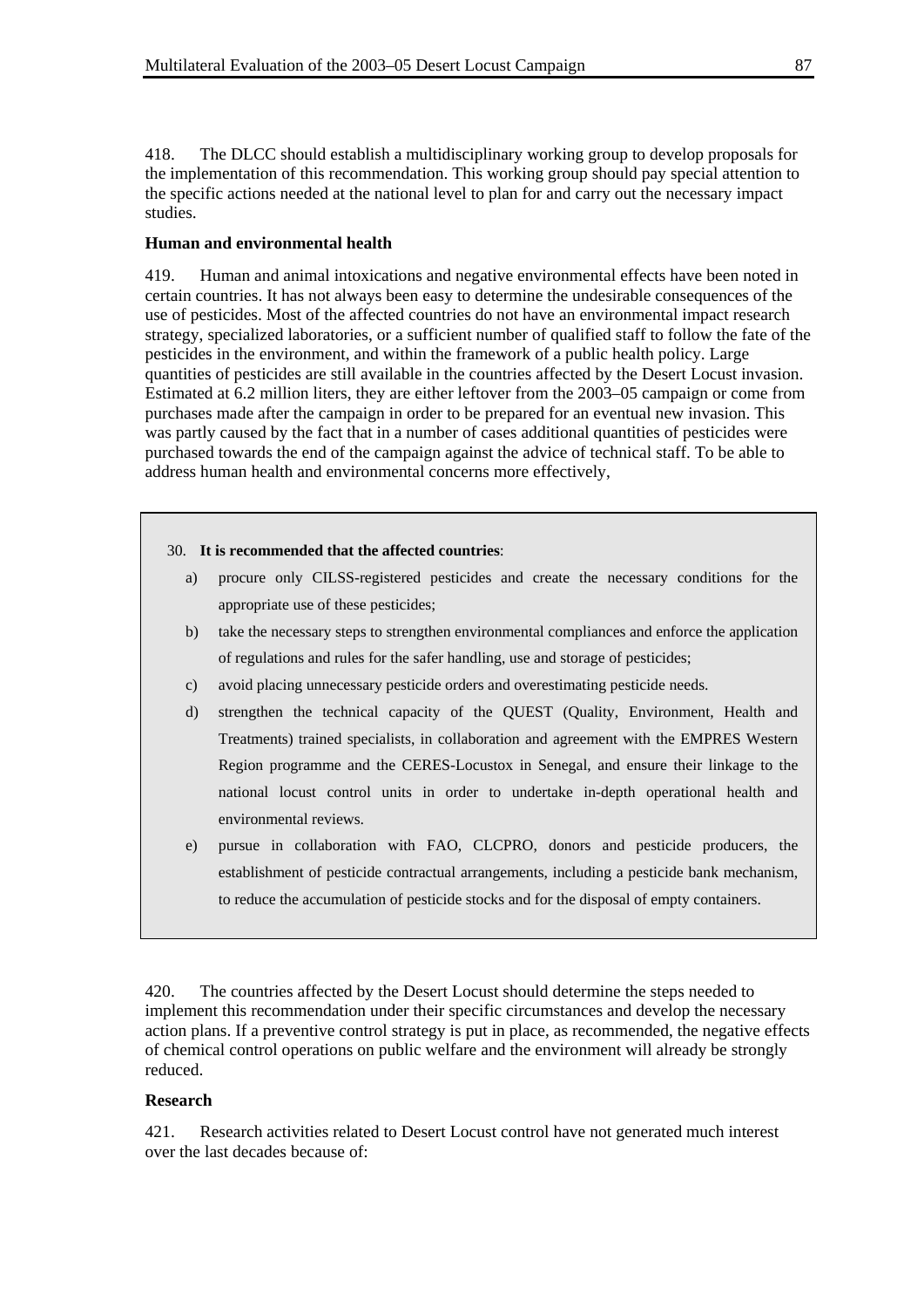418. The DLCC should establish a multidisciplinary working group to develop proposals for the implementation of this recommendation. This working group should pay special attention to the specific actions needed at the national level to plan for and carry out the necessary impact studies.

**Human and environmental health**

419. Human and animal intoxications and negative environmental effects have been noted in certain countries. It has not always been easy to determine the undesirable consequences of the use of pesticides. Most of the affected countries do not have an environmental impact research strategy, specialized laboratories, or a sufficient number of qualified staff to follow the fate of the pesticides in the environment, and within the framework of a public health policy. Large quantities of pesticides are still available in the countries affected by the Desert Locust invasion. Estimated at 6.2 million liters, they are either leftover from the 2003–05 campaign or come from purchases made after the campaign in order to be prepared for an eventual new invasion. This was partly caused by the fact that in a number of cases additional quantities of pesticides were purchased towards the end of the campaign against the advice of technical staff. To be able to address human health and environmental concerns more effectively,

30. **It is recommended that the affected countries**:

a) procure only CILSS-registered pesticides and create the necessary conditions for the appropriate use of these pesticides;

b) take the necessary steps to strengthen environmental compliances and enforce the application of regulations and rules for the safer handling, use and storage of pesticides;

c) avoid placing unnecessary pesticide orders and overestimating pesticide needs.

d) strengthen the technical capacity of the QUEST (Quality, Environment, Health and Treatments) trained specialists, in collaboration and agreement with the EMPRES Western Region programme and the CERES-Locustox in Senegal, and ensure their linkage to the national locust control units in order to undertake in-depth operational health and environmental reviews.

e) pursue in collaboration with FAO, CLCPRO, donors and pesticide producers, the establishment of pesticide contractual arrangements, including a pesticide bank mechanism, to reduce the accumulation of pesticide stocks and for the disposal of empty containers.

420. The countries affected by the Desert Locust should determine the steps needed to implement this recommendation under their specific circumstances and develop the necessary action plans. If a preventive control strategy is put in place, as recommended, the negative effects of chemical control operations on public welfare and the environment will already be strongly reduced.

**Research**

421. Research activities related to Desert Locust control have not generated much interest over the last decades because of: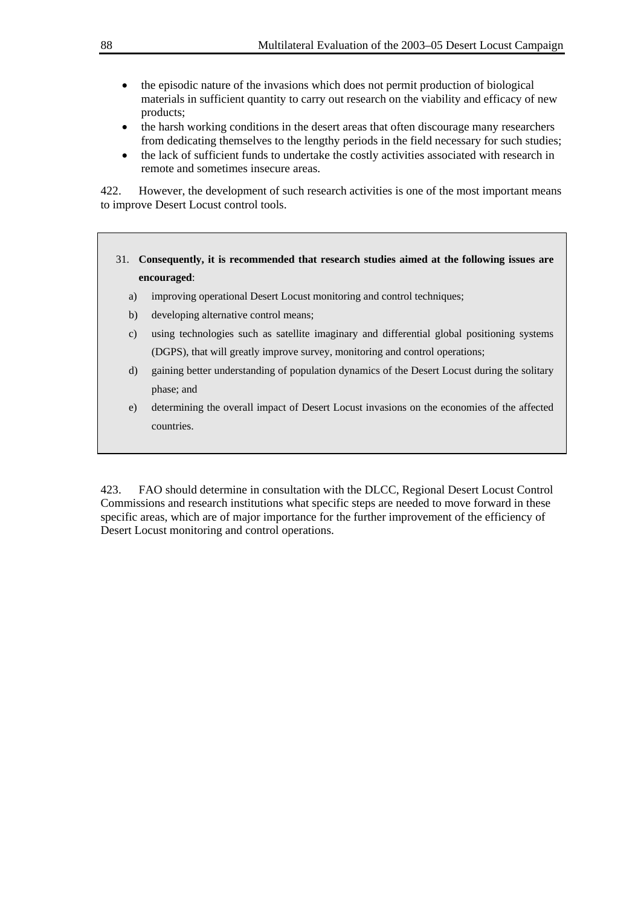- the episodic nature of the invasions which does not permit production of biological materials in sufficient quantity to carry out research on the viability and efficacy of new products;
- the harsh working conditions in the desert areas that often discourage many researchers from dedicating themselves to the lengthy periods in the field necessary for such studies;
- the lack of sufficient funds to undertake the costly activities associated with research in remote and sometimes insecure areas.

422. However, the development of such research activities is one of the most important means to improve Desert Locust control tools.

31. **Consequently, it is recommended that research studies aimed at the following issues are encouraged**:

  a) improving operational Desert Locust monitoring and control techniques;

  b) developing alternative control means;

  c) using technologies such as satellite imaginary and differential global positioning systems (DGPS), that will greatly improve survey, monitoring and control operations;

  d) gaining better understanding of population dynamics of the Desert Locust during the solitary phase; and

  e) determining the overall impact of Desert Locust invasions on the economies of the affected countries.

423. FAO should determine in consultation with the DLCC, Regional Desert Locust Control Commissions and research institutions what specific steps are needed to move forward in these specific areas, which are of major importance for the further improvement of the efficiency of Desert Locust monitoring and control operations.